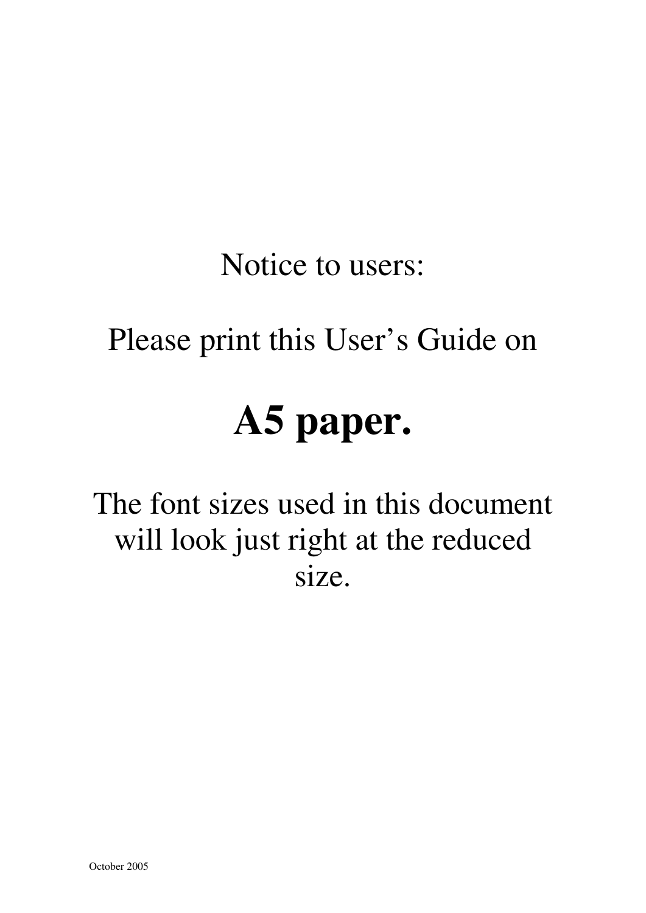Notice to users:

Please print this User's Guide on

**A5 paper.**

The font sizes used in this document will look just right at the reduced size.

October 2005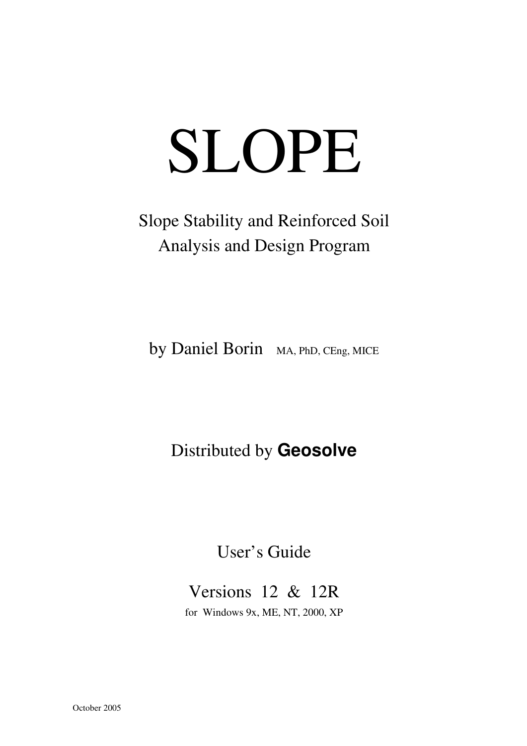# SLOPE

Slope Stability and Reinforced Soil
Analysis and Design Program

by Daniel Borin MA, PhD, CEng, MICE

Distributed by **Geosolve**

User's Guide

Versions 12 & 12R

for Windows 9x, ME, NT, 2000, XP

October 2005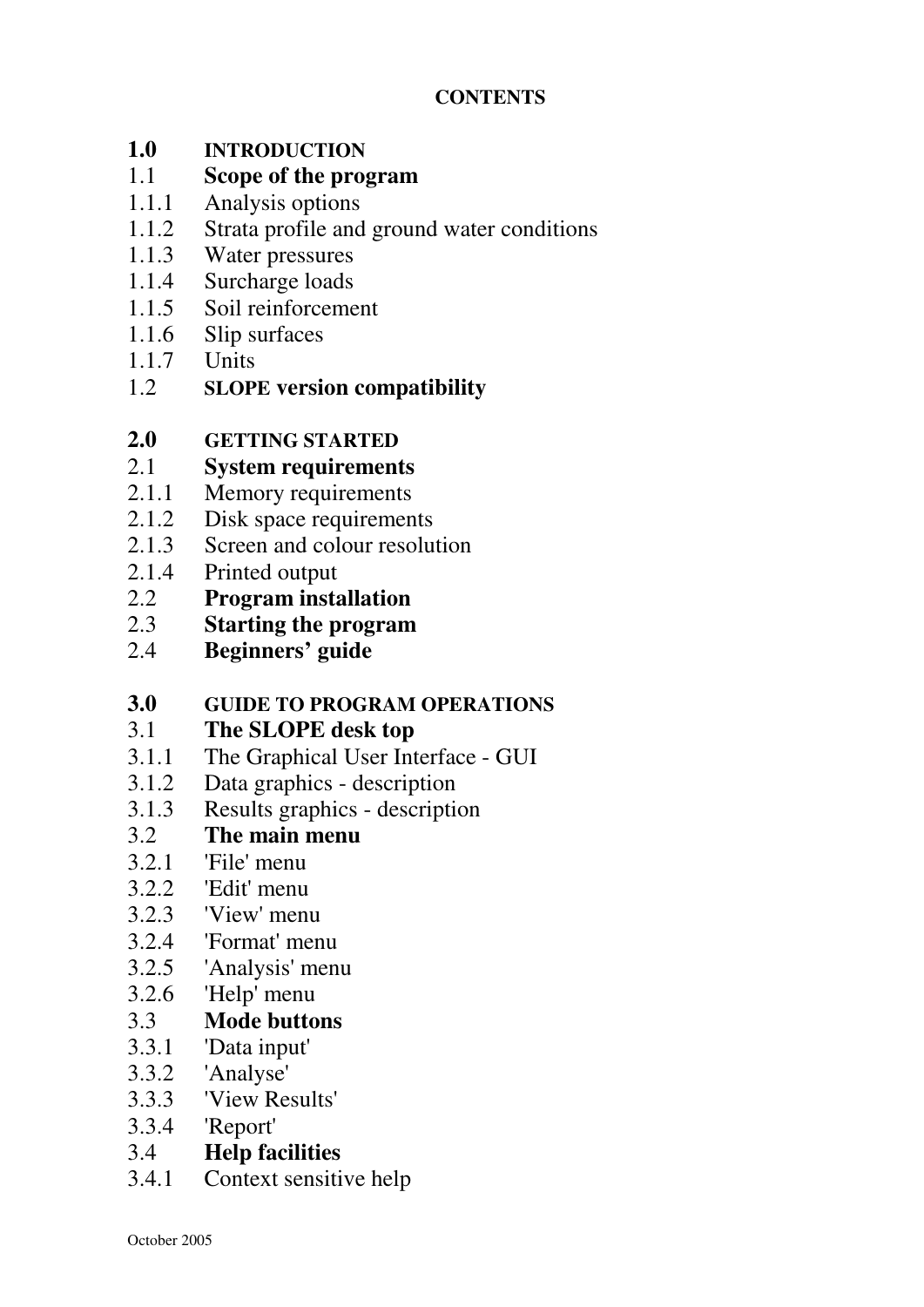**CONTENTS**

**1.0 INTRODUCTION**

1.1 **Scope of the program**

1.1.1 Analysis options

1.1.2 Strata profile and ground water conditions

1.1.3 Water pressures

1.1.4 Surcharge loads

1.1.5 Soil reinforcement

1.1.6 Slip surfaces

1.1.7 Units

1.2 **SLOPE version compatibility**

**2.0 GETTING STARTED**

2.1 **System requirements**

2.1.1 Memory requirements

2.1.2 Disk space requirements

2.1.3 Screen and colour resolution

2.1.4 Printed output

2.2 **Program installation**

2.3 **Starting the program**

2.4 **Beginners' guide**

**3.0 GUIDE TO PROGRAM OPERATIONS**

3.1 **The SLOPE desk top**

3.1.1 The Graphical User Interface - GUI

3.1.2 Data graphics - description

3.1.3 Results graphics - description

3.2 **The main menu**

3.2.1 'File' menu

3.2.2 'Edit' menu

3.2.3 'View' menu

3.2.4 'Format' menu

3.2.5 'Analysis' menu

3.2.6 'Help' menu

3.3 **Mode buttons**

3.3.1 'Data input'

3.3.2 'Analyse'

3.3.3 'View Results'

3.3.4 'Report'

3.4 **Help facilities**

3.4.1 Context sensitive help

October 2005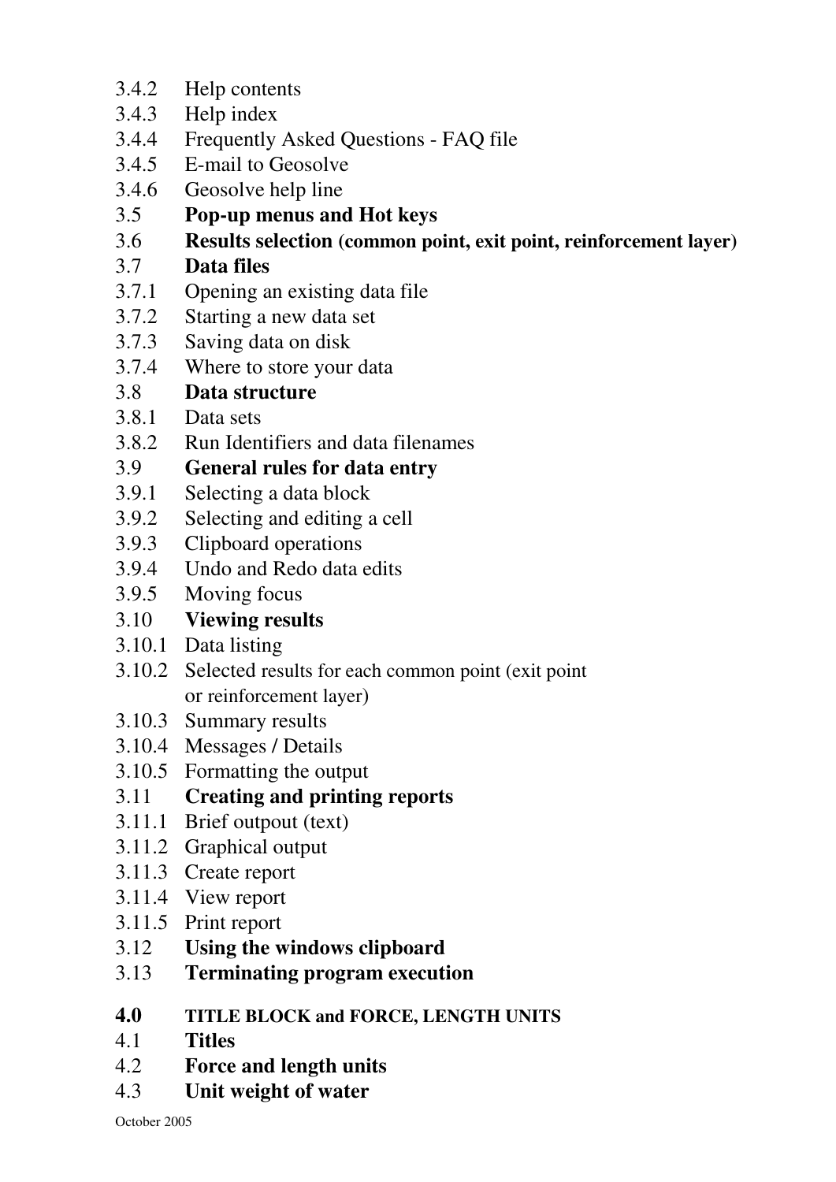3.4.2 Help contents
3.4.3 Help index
3.4.4 Frequently Asked Questions - FAQ file
3.4.5 E-mail to Geosolve
3.4.6 Geosolve help line
**3.5 Pop-up menus and Hot keys**
**3.6 Results selection (common point, exit point, reinforcement layer)**
**3.7 Data files**
3.7.1 Opening an existing data file
3.7.2 Starting a new data set
3.7.3 Saving data on disk
3.7.4 Where to store your data
**3.8 Data structure**
3.8.1 Data sets
3.8.2 Run Identifiers and data filenames
**3.9 General rules for data entry**
3.9.1 Selecting a data block
3.9.2 Selecting and editing a cell
3.9.3 Clipboard operations
3.9.4 Undo and Redo data edits
3.9.5 Moving focus
**3.10 Viewing results**
3.10.1 Data listing
3.10.2 Selected results for each common point (exit point or reinforcement layer)
3.10.3 Summary results
3.10.4 Messages / Details
3.10.5 Formatting the output
**3.11 Creating and printing reports**
3.11.1 Brief outpout (text)
3.11.2 Graphical output
3.11.3 Create report
3.11.4 View report
3.11.5 Print report
**3.12 Using the windows clipboard**
**3.13 Terminating program execution**

**4.0 TITLE BLOCK and FORCE, LENGTH UNITS**
**4.1 Titles**
**4.2 Force and length units**
**4.3 Unit weight of water**

October 2005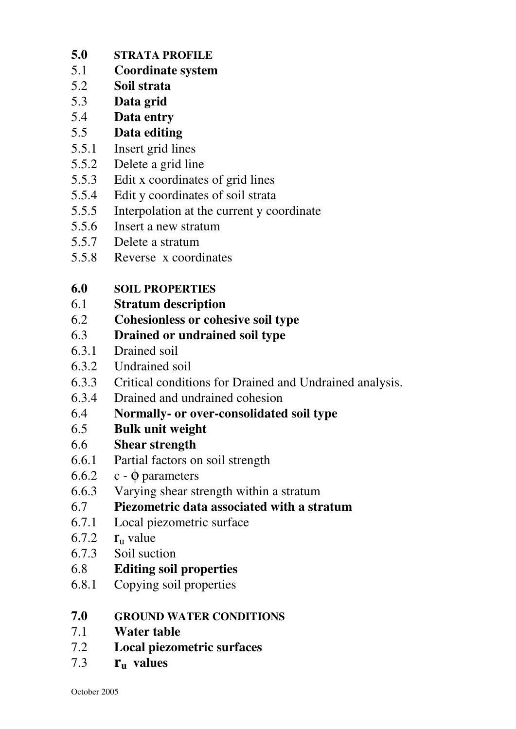**5.0 STRATA PROFILE**

**5.1 Coordinate system**

**5.2 Soil strata**

**5.3 Data grid**

**5.4 Data entry**

**5.5 Data editing**

5.5.1 Insert grid lines

5.5.2 Delete a grid line

5.5.3 Edit x coordinates of grid lines

5.5.4 Edit y coordinates of soil strata

5.5.5 Interpolation at the current y coordinate

5.5.6 Insert a new stratum

5.5.7 Delete a stratum

5.5.8 Reverse x coordinates

**6.0 SOIL PROPERTIES**

**6.1 Stratum description**

**6.2 Cohesionless or cohesive soil type**

**6.3 Drained or undrained soil type**

6.3.1 Drained soil

6.3.2 Undrained soil

6.3.3 Critical conditions for Drained and Undrained analysis.

6.3.4 Drained and undrained cohesion

**6.4 Normally- or over-consolidated soil type**

**6.5 Bulk unit weight**

**6.6 Shear strength**

6.6.1 Partial factors on soil strength

6.6.2 c - $\phi$ parameters

6.6.3 Varying shear strength within a stratum

**6.7 Piezometric data associated with a stratum**

6.7.1 Local piezometric surface

6.7.2 $r_u$ value

6.7.3 Soil suction

**6.8 Editing soil properties**

6.8.1 Copying soil properties

**7.0 GROUND WATER CONDITIONS**

**7.1 Water table**

**7.2 Local piezometric surfaces**

**7.3 $r_u$ values**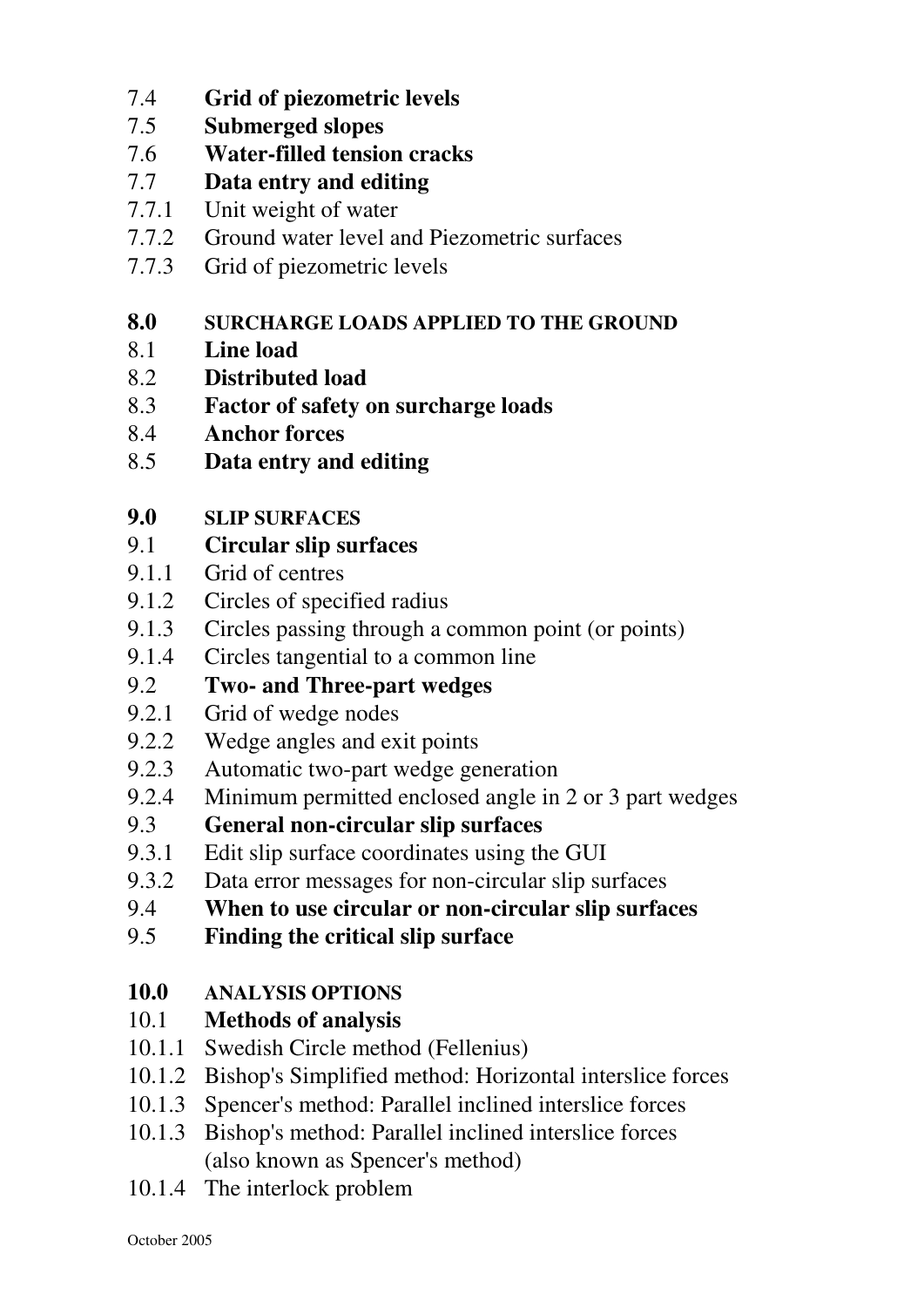7.4 **Grid of piezometric levels**
7.5 **Submerged slopes**
7.6 **Water-filled tension cracks**
7.7 **Data entry and editing**
7.7.1 Unit weight of water
7.7.2 Ground water level and Piezometric surfaces
7.7.3 Grid of piezometric levels

**8.0 SURCHARGE LOADS APPLIED TO THE GROUND**
8.1 **Line load**
8.2 **Distributed load**
8.3 **Factor of safety on surcharge loads**
8.4 **Anchor forces**
8.5 **Data entry and editing**

**9.0 SLIP SURFACES**
9.1 **Circular slip surfaces**
9.1.1 Grid of centres
9.1.2 Circles of specified radius
9.1.3 Circles passing through a common point (or points)
9.1.4 Circles tangential to a common line
9.2 **Two- and Three-part wedges**
9.2.1 Grid of wedge nodes
9.2.2 Wedge angles and exit points
9.2.3 Automatic two-part wedge generation
9.2.4 Minimum permitted enclosed angle in 2 or 3 part wedges
9.3 **General non-circular slip surfaces**
9.3.1 Edit slip surface coordinates using the GUI
9.3.2 Data error messages for non-circular slip surfaces
9.4 **When to use circular or non-circular slip surfaces**
9.5 **Finding the critical slip surface**

**10.0 ANALYSIS OPTIONS**
10.1 **Methods of analysis**
10.1.1 Swedish Circle method (Fellenius)
10.1.2 Bishop's Simplified method: Horizontal interslice forces
10.1.3 Spencer's method: Parallel inclined interslice forces
10.1.3 Bishop's method: Parallel inclined interslice forces (also known as Spencer's method)
10.1.4 The interlock problem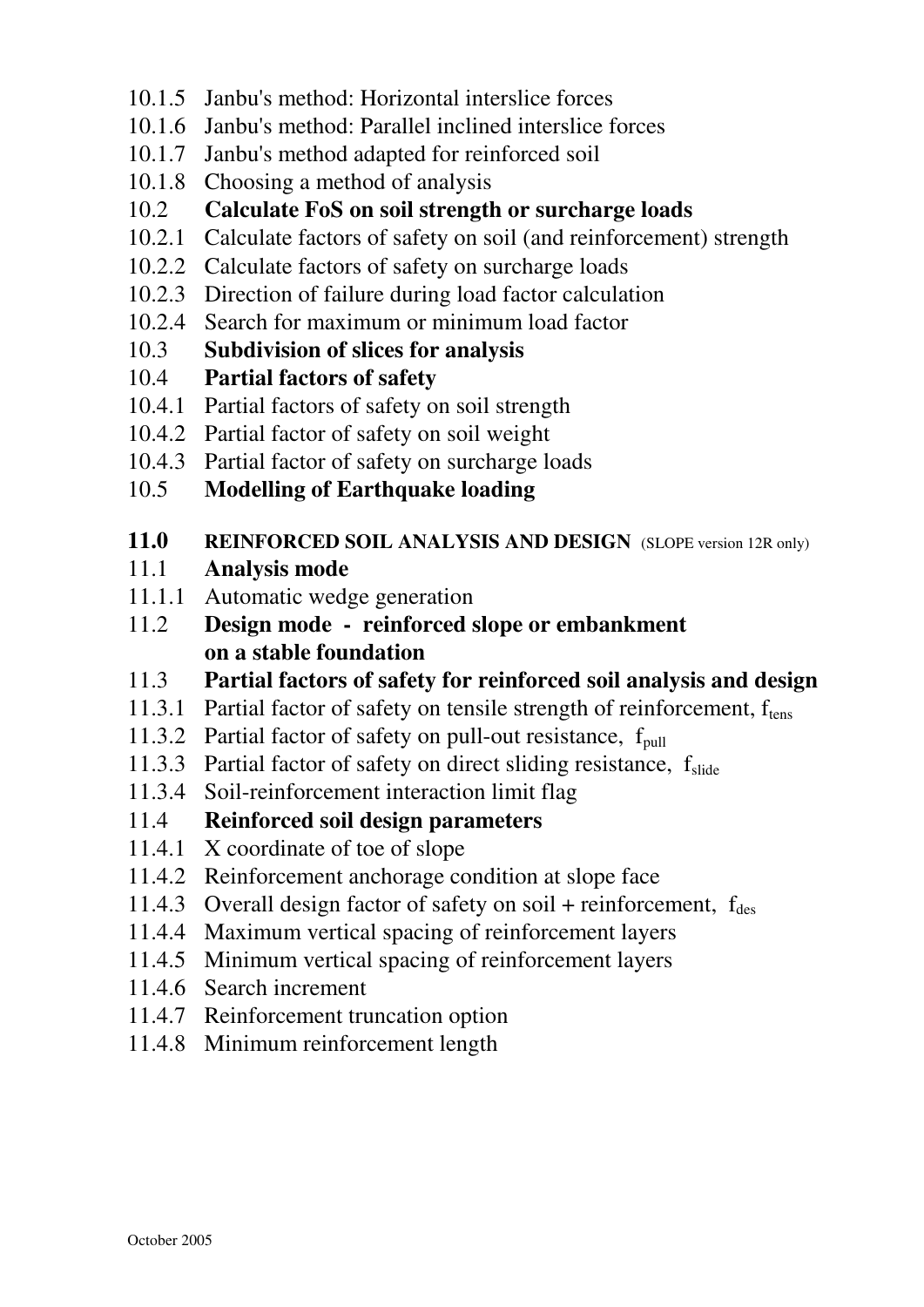10.1.5 Janbu's method: Horizontal interslice forces
10.1.6 Janbu's method: Parallel inclined interslice forces
10.1.7 Janbu's method adapted for reinforced soil
10.1.8 Choosing a method of analysis
**10.2 Calculate FoS on soil strength or surcharge loads**
10.2.1 Calculate factors of safety on soil (and reinforcement) strength
10.2.2 Calculate factors of safety on surcharge loads
10.2.3 Direction of failure during load factor calculation
10.2.4 Search for maximum or minimum load factor
**10.3 Subdivision of slices for analysis**
**10.4 Partial factors of safety**
10.4.1 Partial factors of safety on soil strength
10.4.2 Partial factor of safety on soil weight
10.4.3 Partial factor of safety on surcharge loads
**10.5 Modelling of Earthquake loading**

**11.0 REINFORCED SOIL ANALYSIS AND DESIGN** (SLOPE version 12R only)
**11.1 Analysis mode**
11.1.1 Automatic wedge generation
**11.2 Design mode - reinforced slope or embankment on a stable foundation**
**11.3 Partial factors of safety for reinforced soil analysis and design**
11.3.1 Partial factor of safety on tensile strength of reinforcement, $f_{tens}$
11.3.2 Partial factor of safety on pull-out resistance, $f_{pull}$
11.3.3 Partial factor of safety on direct sliding resistance, $f_{slide}$
11.3.4 Soil-reinforcement interaction limit flag
**11.4 Reinforced soil design parameters**
11.4.1 X coordinate of toe of slope
11.4.2 Reinforcement anchorage condition at slope face
11.4.3 Overall design factor of safety on soil + reinforcement, $f_{des}$
11.4.4 Maximum vertical spacing of reinforcement layers
11.4.5 Minimum vertical spacing of reinforcement layers
11.4.6 Search increment
11.4.7 Reinforcement truncation option
11.4.8 Minimum reinforcement length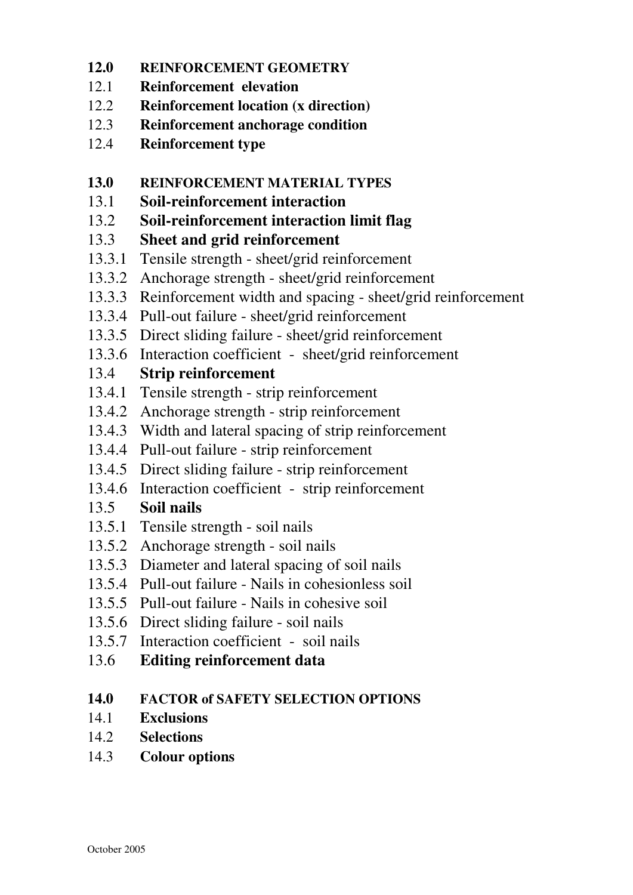**12.0 REINFORCEMENT GEOMETRY**

12.1 **Reinforcement elevation**

12.2 **Reinforcement location (x direction)**

12.3 **Reinforcement anchorage condition**

12.4 **Reinforcement type**

**13.0 REINFORCEMENT MATERIAL TYPES**

13.1 **Soil-reinforcement interaction**

13.2 **Soil-reinforcement interaction limit flag**

13.3 **Sheet and grid reinforcement**

13.3.1 Tensile strength - sheet/grid reinforcement

13.3.2 Anchorage strength - sheet/grid reinforcement

13.3.3 Reinforcement width and spacing - sheet/grid reinforcement

13.3.4 Pull-out failure - sheet/grid reinforcement

13.3.5 Direct sliding failure - sheet/grid reinforcement

13.3.6 Interaction coefficient - sheet/grid reinforcement

13.4 **Strip reinforcement**

13.4.1 Tensile strength - strip reinforcement

13.4.2 Anchorage strength - strip reinforcement

13.4.3 Width and lateral spacing of strip reinforcement

13.4.4 Pull-out failure - strip reinforcement

13.4.5 Direct sliding failure - strip reinforcement

13.4.6 Interaction coefficient - strip reinforcement

13.5 **Soil nails**

13.5.1 Tensile strength - soil nails

13.5.2 Anchorage strength - soil nails

13.5.3 Diameter and lateral spacing of soil nails

13.5.4 Pull-out failure - Nails in cohesionless soil

13.5.5 Pull-out failure - Nails in cohesive soil

13.5.6 Direct sliding failure - soil nails

13.5.7 Interaction coefficient - soil nails

13.6 **Editing reinforcement data**

**14.0 FACTOR of SAFETY SELECTION OPTIONS**

14.1 **Exclusions**

14.2 **Selections**

14.3 **Colour options**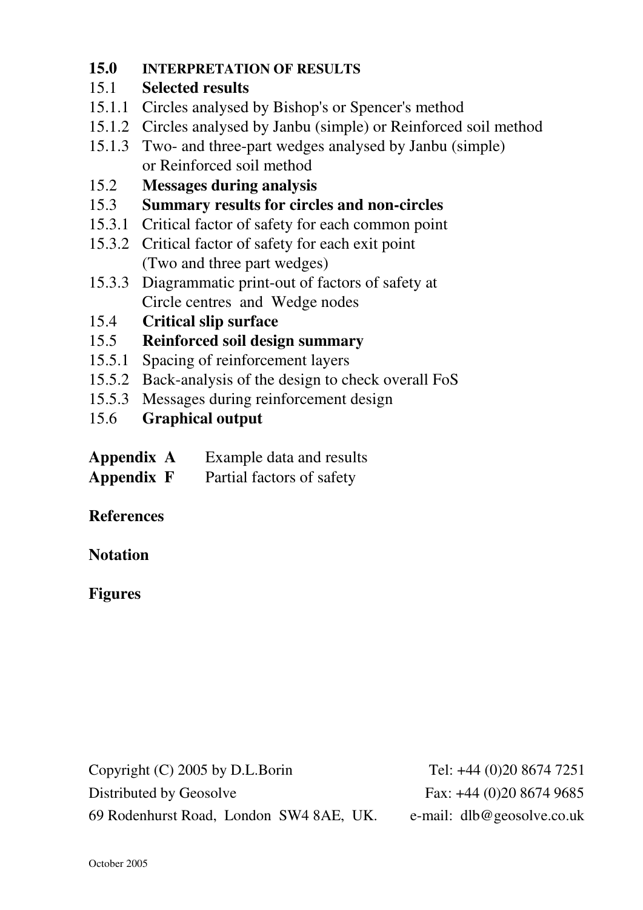**15.0 INTERPRETATION OF RESULTS**

15.1 **Selected results**

15.1.1 Circles analysed by Bishop's or Spencer's method

15.1.2 Circles analysed by Janbu (simple) or Reinforced soil method

15.1.3 Two- and three-part wedges analysed by Janbu (simple) or Reinforced soil method

15.2 **Messages during analysis**

15.3 **Summary results for circles and non-circles**

15.3.1 Critical factor of safety for each common point

15.3.2 Critical factor of safety for each exit point (Two and three part wedges)

15.3.3 Diagrammatic print-out of factors of safety at Circle centres and Wedge nodes

15.4 **Critical slip surface**

15.5 **Reinforced soil design summary**

15.5.1 Spacing of reinforcement layers

15.5.2 Back-analysis of the design to check overall FoS

15.5.3 Messages during reinforcement design

15.6 **Graphical output**

**Appendix A** Example data and results

**Appendix F** Partial factors of safety

**References**

**Notation**

**Figures**

Copyright (C) 2005 by D.L.Borin
Distributed by Geosolve
69 Rodenhurst Road, London SW4 8AE, UK.

Tel: +44 (0)20 8674 7251
Fax: +44 (0)20 8674 9685
e-mail: dlb@geosolve.co.uk

October 2005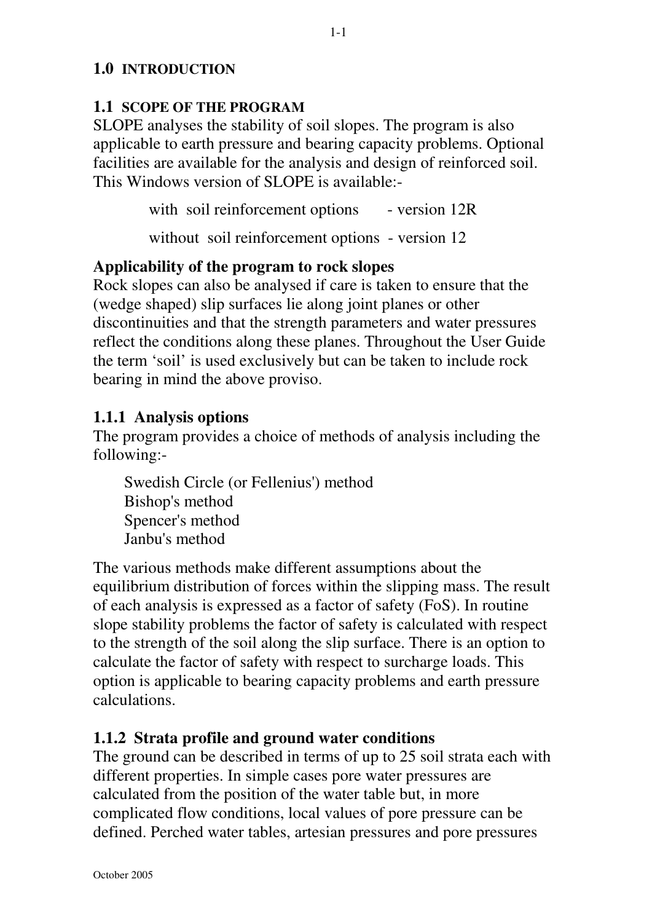# 1.0 INTRODUCTION

## 1.1 SCOPE OF THE PROGRAM

SLOPE analyses the stability of soil slopes. The program is also applicable to earth pressure and bearing capacity problems. Optional facilities are available for the analysis and design of reinforced soil. This Windows version of SLOPE is available:-

with soil reinforcement options - version 12R

without soil reinforcement options - version 12

**Applicability of the program to rock slopes**

Rock slopes can also be analysed if care is taken to ensure that the (wedge shaped) slip surfaces lie along joint planes or other discontinuities and that the strength parameters and water pressures reflect the conditions along these planes. Throughout the User Guide the term 'soil' is used exclusively but can be taken to include rock bearing in mind the above proviso.

### 1.1.1 Analysis options

The program provides a choice of methods of analysis including the following:-

Swedish Circle (or Fellenius') method
Bishop's method
Spencer's method
Janbu's method

The various methods make different assumptions about the equilibrium distribution of forces within the slipping mass. The result of each analysis is expressed as a factor of safety (FoS). In routine slope stability problems the factor of safety is calculated with respect to the strength of the soil along the slip surface. There is an option to calculate the factor of safety with respect to surcharge loads. This option is applicable to bearing capacity problems and earth pressure calculations.

### 1.1.2 Strata profile and ground water conditions

The ground can be described in terms of up to 25 soil strata each with different properties. In simple cases pore water pressures are calculated from the position of the water table but, in more complicated flow conditions, local values of pore pressure can be defined. Perched water tables, artesian pressures and pore pressures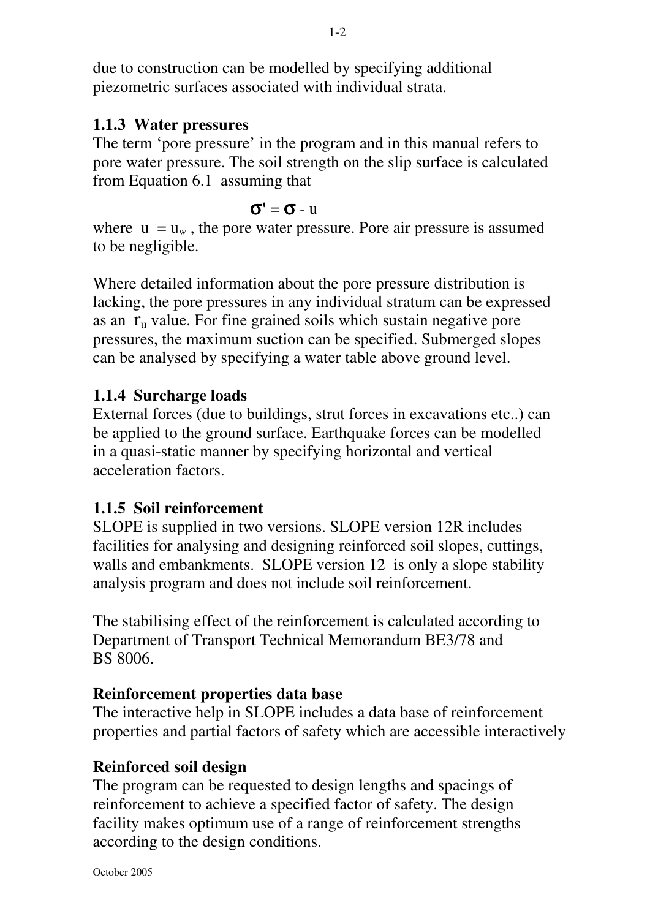due to construction can be modelled by specifying additional piezometric surfaces associated with individual strata.

### 1.1.3 Water pressures

The term 'pore pressure' in the program and in this manual refers to pore water pressure. The soil strength on the slip surface is calculated from Equation 6.1 assuming that

$$\sigma' = \sigma - u$$

where $u = u_w$ , the pore water pressure. Pore air pressure is assumed to be negligible.

Where detailed information about the pore pressure distribution is lacking, the pore pressures in any individual stratum can be expressed as an $r_u$ value. For fine grained soils which sustain negative pore pressures, the maximum suction can be specified. Submerged slopes can be analysed by specifying a water table above ground level.

### 1.1.4 Surcharge loads

External forces (due to buildings, strut forces in excavations etc..) can be applied to the ground surface. Earthquake forces can be modelled in a quasi-static manner by specifying horizontal and vertical acceleration factors.

### 1.1.5 Soil reinforcement

SLOPE is supplied in two versions. SLOPE version 12R includes facilities for analysing and designing reinforced soil slopes, cuttings, walls and embankments. SLOPE version 12 is only a slope stability analysis program and does not include soil reinforcement.

The stabilising effect of the reinforcement is calculated according to Department of Transport Technical Memorandum BE3/78 and BS 8006.

**Reinforcement properties data base**

The interactive help in SLOPE includes a data base of reinforcement properties and partial factors of safety which are accessible interactively

**Reinforced soil design**

The program can be requested to design lengths and spacings of reinforcement to achieve a specified factor of safety. The design facility makes optimum use of a range of reinforcement strengths according to the design conditions.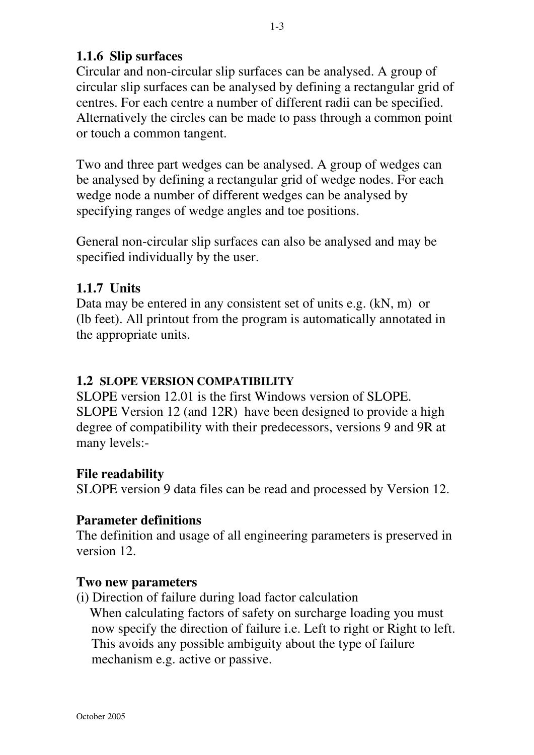### 1.1.6 Slip surfaces

Circular and non-circular slip surfaces can be analysed. A group of circular slip surfaces can be analysed by defining a rectangular grid of centres. For each centre a number of different radii can be specified. Alternatively the circles can be made to pass through a common point or touch a common tangent.

Two and three part wedges can be analysed. A group of wedges can be analysed by defining a rectangular grid of wedge nodes. For each wedge node a number of different wedges can be analysed by specifying ranges of wedge angles and toe positions.

General non-circular slip surfaces can also be analysed and may be specified individually by the user.

### 1.1.7 Units

Data may be entered in any consistent set of units e.g. (kN, m) or (lb feet). All printout from the program is automatically annotated in the appropriate units.

## 1.2 SLOPE VERSION COMPATIBILITY

SLOPE version 12.01 is the first Windows version of SLOPE. SLOPE Version 12 (and 12R) have been designed to provide a high degree of compatibility with their predecessors, versions 9 and 9R at many levels:-

**File readability**

SLOPE version 9 data files can be read and processed by Version 12.

**Parameter definitions**

The definition and usage of all engineering parameters is preserved in version 12.

**Two new parameters**

(i) Direction of failure during load factor calculation

When calculating factors of safety on surcharge loading you must now specify the direction of failure i.e. Left to right or Right to left. This avoids any possible ambiguity about the type of failure mechanism e.g. active or passive.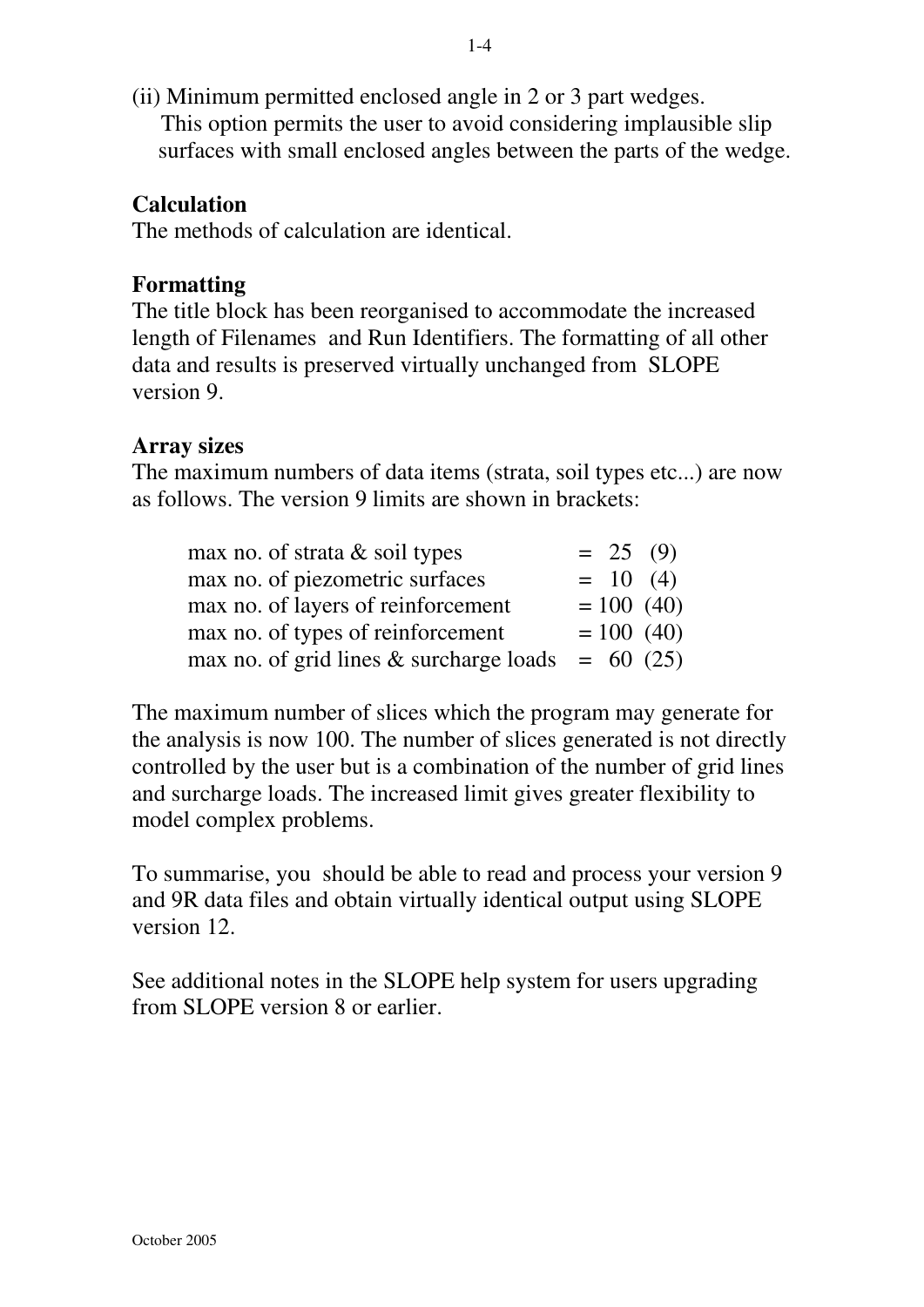(ii) Minimum permitted enclosed angle in 2 or 3 part wedges.
This option permits the user to avoid considering implausible slip surfaces with small enclosed angles between the parts of the wedge.

**Calculation**
The methods of calculation are identical.

**Formatting**
The title block has been reorganised to accommodate the increased length of Filenames and Run Identifiers. The formatting of all other data and results is preserved virtually unchanged from SLOPE version 9.

**Array sizes**
The maximum numbers of data items (strata, soil types etc...) are now as follows. The version 9 limits are shown in brackets:

| | | |
|---|---|---|
| max no. of strata & soil types | = 25 | (9) |
| max no. of piezometric surfaces | = 10 | (4) |
| max no. of layers of reinforcement | = 100 | (40) |
| max no. of types of reinforcement | = 100 | (40) |
| max no. of grid lines & surcharge loads | = 60 | (25) |

The maximum number of slices which the program may generate for the analysis is now 100. The number of slices generated is not directly controlled by the user but is a combination of the number of grid lines and surcharge loads. The increased limit gives greater flexibility to model complex problems.

To summarise, you should be able to read and process your version 9 and 9R data files and obtain virtually identical output using SLOPE version 12.

See additional notes in the SLOPE help system for users upgrading from SLOPE version 8 or earlier.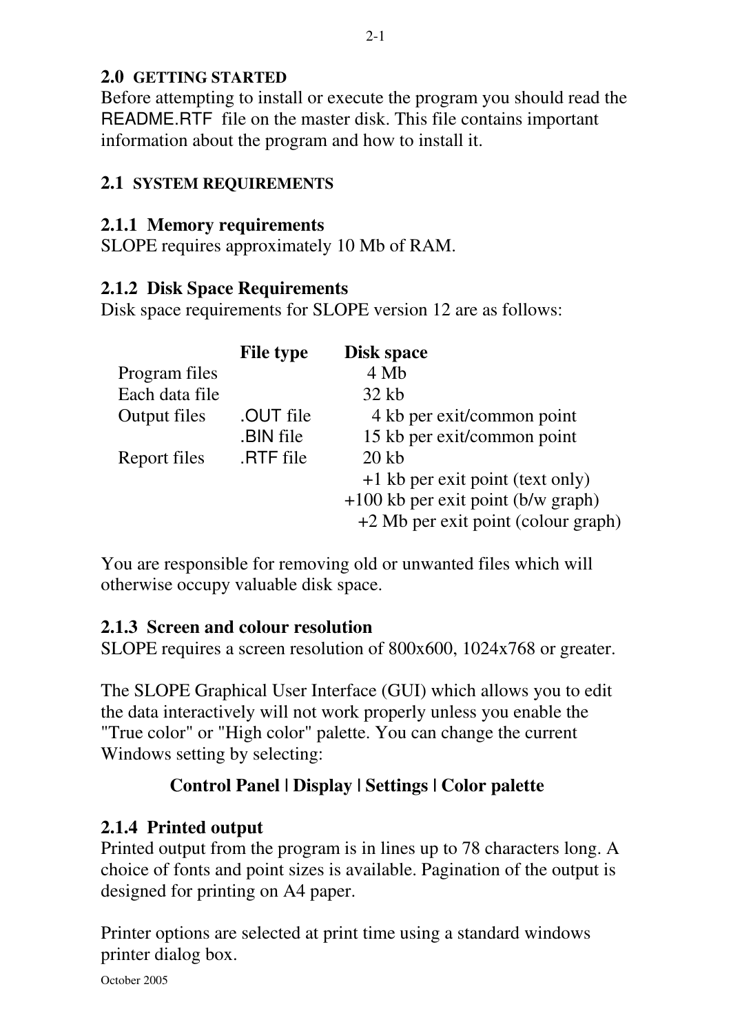## 2.0 GETTING STARTED

Before attempting to install or execute the program you should read the README.RTF file on the master disk. This file contains important information about the program and how to install it.

## 2.1 SYSTEM REQUIREMENTS

### 2.1.1 Memory requirements

SLOPE requires approximately 10 Mb of RAM.

### 2.1.2 Disk Space Requirements

Disk space requirements for SLOPE version 12 are as follows:

| | File type | Disk space |
|---|---|---|
| Program files | | 4 Mb |
| Each data file | | 32 kb |
| Output files | .OUT file | 4 kb per exit/common point |
| | .BIN file | 15 kb per exit/common point |
| Report files | .RTF file | 20 kb |
| | | +1 kb per exit point (text only) |
| | | +100 kb per exit point (b/w graph) |
| | | +2 Mb per exit point (colour graph) |

You are responsible for removing old or unwanted files which will otherwise occupy valuable disk space.

### 2.1.3 Screen and colour resolution

SLOPE requires a screen resolution of 800x600, 1024x768 or greater.

The SLOPE Graphical User Interface (GUI) which allows you to edit the data interactively will not work properly unless you enable the "True color" or "High color" palette. You can change the current Windows setting by selecting:

**Control Panel | Display | Settings | Color palette**

### 2.1.4 Printed output

Printed output from the program is in lines up to 78 characters long. A choice of fonts and point sizes is available. Pagination of the output is designed for printing on A4 paper.

Printer options are selected at print time using a standard windows printer dialog box.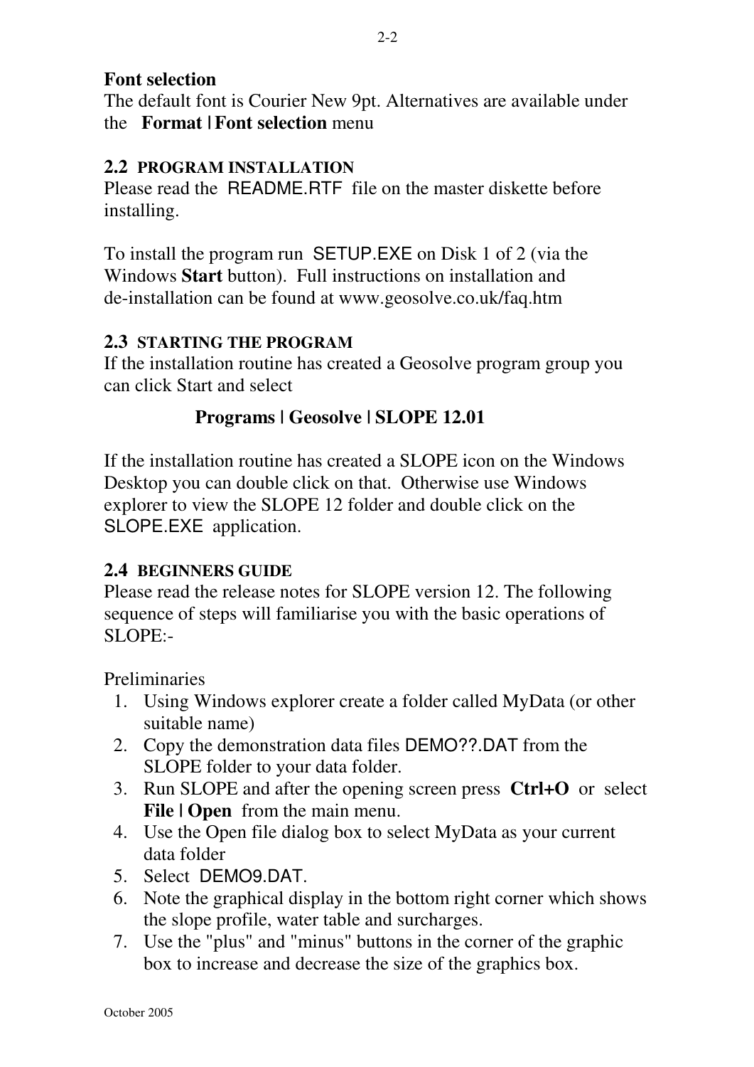**Font selection**
The default font is Courier New 9pt. Alternatives are available under the **Format | Font selection** menu

## 2.2 PROGRAM INSTALLATION

Please read the README.RTF file on the master diskette before installing.

To install the program run SETUP.EXE on Disk 1 of 2 (via the Windows **Start** button). Full instructions on installation and de-installation can be found at www.geosolve.co.uk/faq.htm

## 2.3 STARTING THE PROGRAM

If the installation routine has created a Geosolve program group you can click Start and select

**Programs | Geosolve | SLOPE 12.01**

If the installation routine has created a SLOPE icon on the Windows Desktop you can double click on that. Otherwise use Windows explorer to view the SLOPE 12 folder and double click on the SLOPE.EXE application.

## 2.4 BEGINNERS GUIDE

Please read the release notes for SLOPE version 12. The following sequence of steps will familiarise you with the basic operations of SLOPE:-

Preliminaries

1. Using Windows explorer create a folder called MyData (or other suitable name)
2. Copy the demonstration data files DEMO??.DAT from the SLOPE folder to your data folder.
3. Run SLOPE and after the opening screen press **Ctrl+O** or select **File | Open** from the main menu.
4. Use the Open file dialog box to select MyData as your current data folder
5. Select DEMO9.DAT.
6. Note the graphical display in the bottom right corner which shows the slope profile, water table and surcharges.
7. Use the "plus" and "minus" buttons in the corner of the graphic box to increase and decrease the size of the graphics box.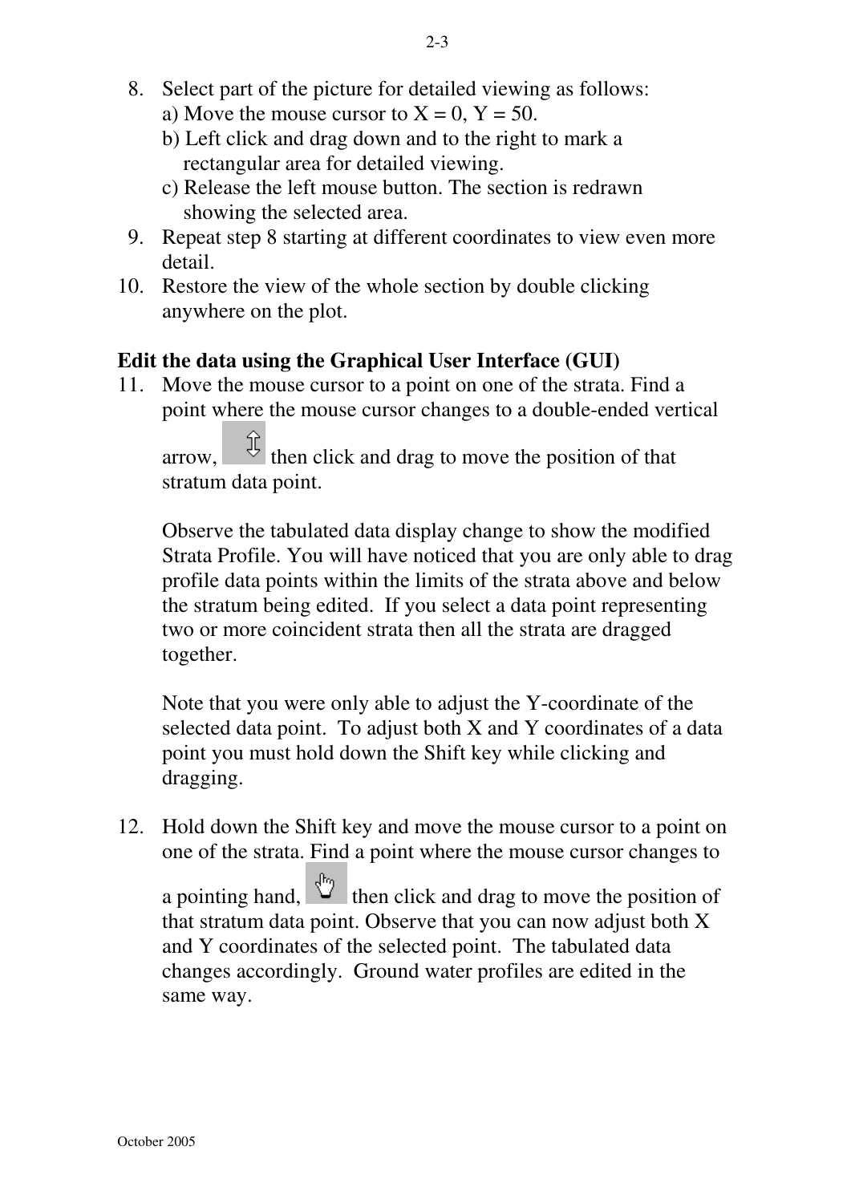8. Select part of the picture for detailed viewing as follows:
   a) Move the mouse cursor to X = 0, Y = 50.
   b) Left click and drag down and to the right to mark a rectangular area for detailed viewing.
   c) Release the left mouse button. The section is redrawn showing the selected area.
9. Repeat step 8 starting at different coordinates to view even more detail.
10. Restore the view of the whole section by double clicking anywhere on the plot.

**Edit the data using the Graphical User Interface (GUI)**

11. Move the mouse cursor to a point on one of the strata. Find a point where the mouse cursor changes to a double-ended vertical arrow, then click and drag to move the position of that stratum data point.

    Observe the tabulated data display change to show the modified Strata Profile. You will have noticed that you are only able to drag profile data points within the limits of the strata above and below the stratum being edited. If you select a data point representing two or more coincident strata then all the strata are dragged together.

    Note that you were only able to adjust the Y-coordinate of the selected data point. To adjust both X and Y coordinates of a data point you must hold down the Shift key while clicking and dragging.

12. Hold down the Shift key and move the mouse cursor to a point on one of the strata. Find a point where the mouse cursor changes to a pointing hand, then click and drag to move the position of that stratum data point. Observe that you can now adjust both X and Y coordinates of the selected point. The tabulated data changes accordingly. Ground water profiles are edited in the same way.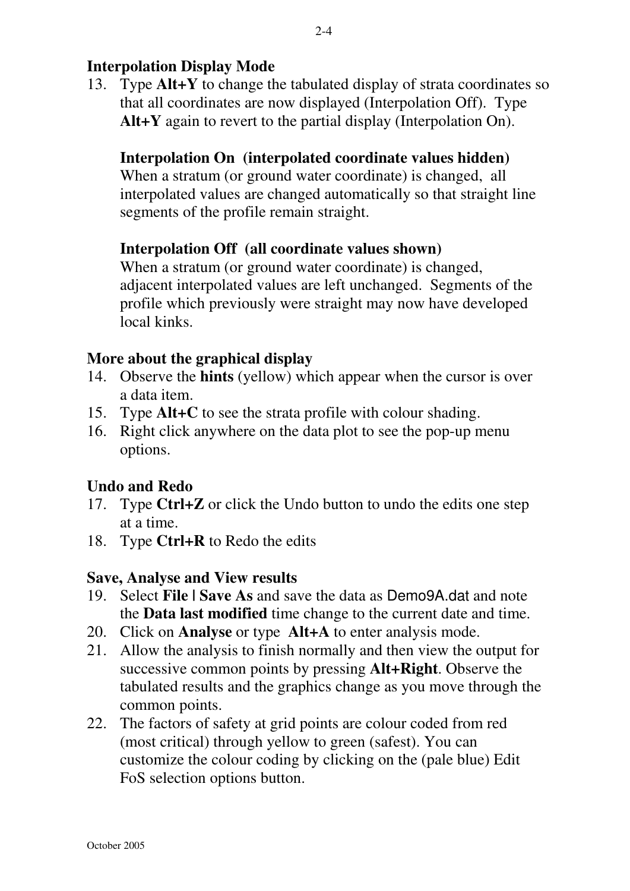**Interpolation Display Mode**

13. Type **Alt+Y** to change the tabulated display of strata coordinates so that all coordinates are now displayed (Interpolation Off). Type **Alt+Y** again to revert to the partial display (Interpolation On).

    **Interpolation On (interpolated coordinate values hidden)**
    When a stratum (or ground water coordinate) is changed, all interpolated values are changed automatically so that straight line segments of the profile remain straight.

    **Interpolation Off (all coordinate values shown)**
    When a stratum (or ground water coordinate) is changed, adjacent interpolated values are left unchanged. Segments of the profile which previously were straight may now have developed local kinks.

**More about the graphical display**

14. Observe the **hints** (yellow) which appear when the cursor is over a data item.
15. Type **Alt+C** to see the strata profile with colour shading.
16. Right click anywhere on the data plot to see the pop-up menu options.

**Undo and Redo**

17. Type **Ctrl+Z** or click the Undo button to undo the edits one step at a time.
18. Type **Ctrl+R** to Redo the edits

**Save, Analyse and View results**

19. Select **File | Save As** and save the data as Demo9A.dat and note the **Data last modified** time change to the current date and time.
20. Click on **Analyse** or type **Alt+A** to enter analysis mode.
21. Allow the analysis to finish normally and then view the output for successive common points by pressing **Alt+Right**. Observe the tabulated results and the graphics change as you move through the common points.
22. The factors of safety at grid points are colour coded from red (most critical) through yellow to green (safest). You can customize the colour coding by clicking on the (pale blue) Edit FoS selection options button.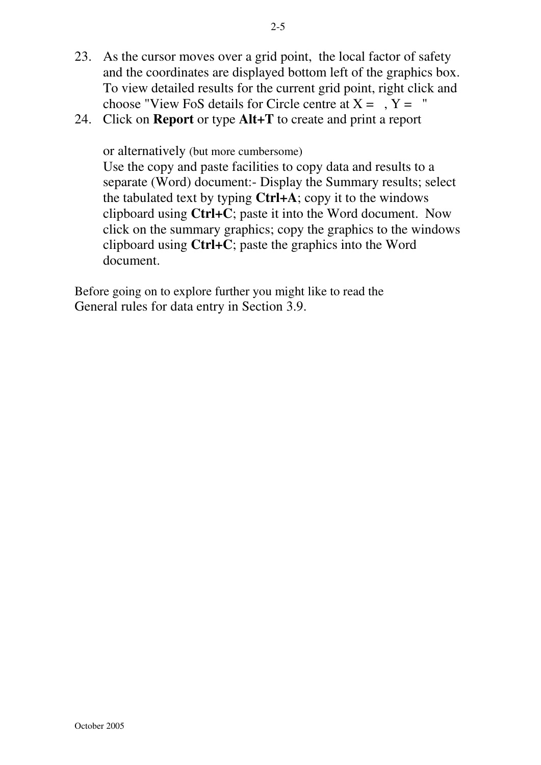23. As the cursor moves over a grid point, the local factor of safety and the coordinates are displayed bottom left of the graphics box. To view detailed results for the current grid point, right click and choose "View FoS details for Circle centre at X = , Y = "
24. Click on **Report** or type **Alt+T** to create and print a report

    or alternatively (but more cumbersome)
    Use the copy and paste facilities to copy data and results to a separate (Word) document:- Display the Summary results; select the tabulated text by typing **Ctrl+A**; copy it to the windows clipboard using **Ctrl+C**; paste it into the Word document. Now click on the summary graphics; copy the graphics to the windows clipboard using **Ctrl+C**; paste the graphics into the Word document.

Before going on to explore further you might like to read the General rules for data entry in Section 3.9.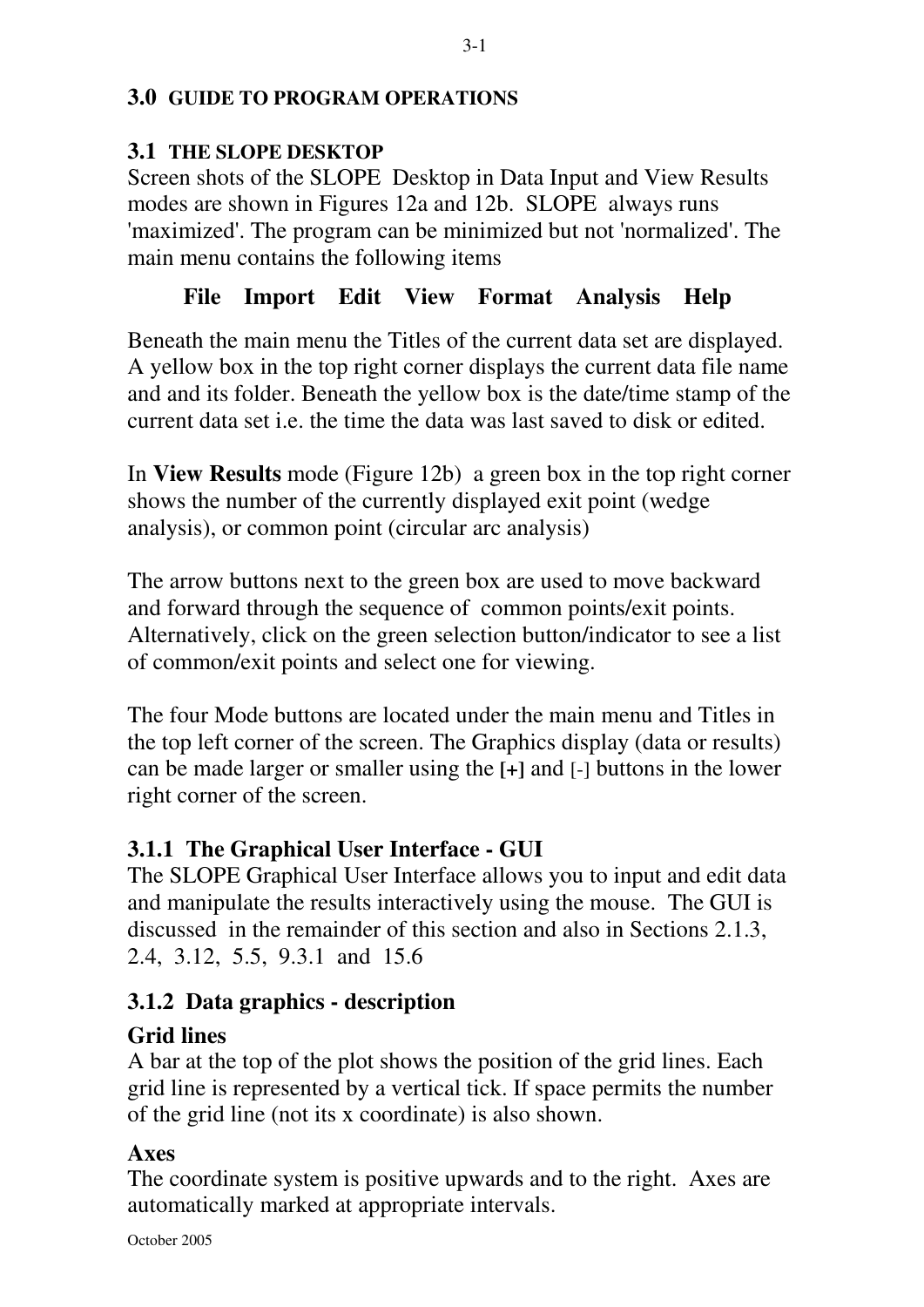## 3.0 GUIDE TO PROGRAM OPERATIONS

### 3.1 THE SLOPE DESKTOP

Screen shots of the SLOPE Desktop in Data Input and View Results modes are shown in Figures 12a and 12b. SLOPE always runs 'maximized'. The program can be minimized but not 'normalized'. The main menu contains the following items

**File Import Edit View Format Analysis Help**

Beneath the main menu the Titles of the current data set are displayed. A yellow box in the top right corner displays the current data file name and and its folder. Beneath the yellow box is the date/time stamp of the current data set i.e. the time the data was last saved to disk or edited.

In **View Results** mode (Figure 12b) a green box in the top right corner shows the number of the currently displayed exit point (wedge analysis), or common point (circular arc analysis)

The arrow buttons next to the green box are used to move backward and forward through the sequence of common points/exit points. Alternatively, click on the green selection button/indicator to see a list of common/exit points and select one for viewing.

The four Mode buttons are located under the main menu and Titles in the top left corner of the screen. The Graphics display (data or results) can be made larger or smaller using the **[+]** and [-] buttons in the lower right corner of the screen.

#### 3.1.1 The Graphical User Interface - GUI

The SLOPE Graphical User Interface allows you to input and edit data and manipulate the results interactively using the mouse. The GUI is discussed in the remainder of this section and also in Sections 2.1.3, 2.4, 3.12, 5.5, 9.3.1 and 15.6

#### 3.1.2 Data graphics - description

**Grid lines**

A bar at the top of the plot shows the position of the grid lines. Each grid line is represented by a vertical tick. If space permits the number of the grid line (not its x coordinate) is also shown.

**Axes**

The coordinate system is positive upwards and to the right. Axes are automatically marked at appropriate intervals.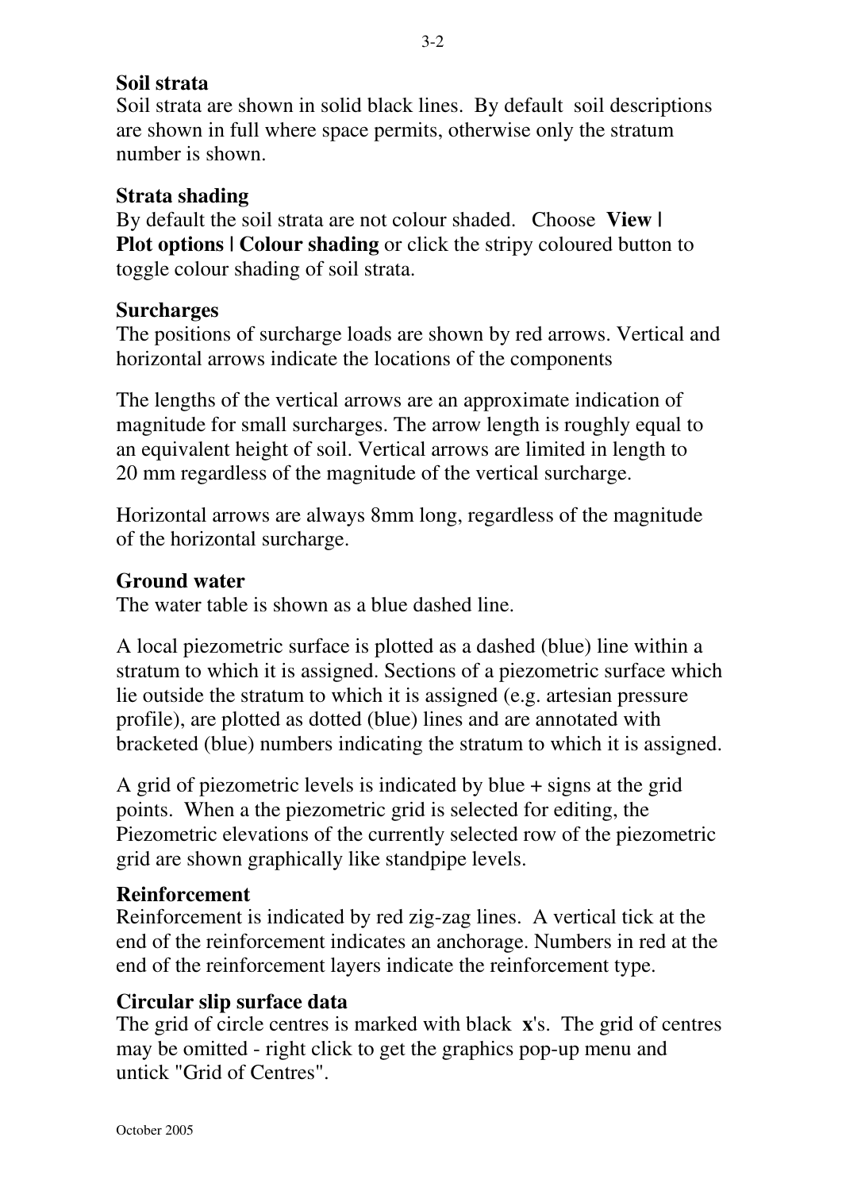**Soil strata**

Soil strata are shown in solid black lines. By default soil descriptions are shown in full where space permits, otherwise only the stratum number is shown.

**Strata shading**

By default the soil strata are not colour shaded. Choose **View | Plot options | Colour shading** or click the stripy coloured button to toggle colour shading of soil strata.

**Surcharges**

The positions of surcharge loads are shown by red arrows. Vertical and horizontal arrows indicate the locations of the components

The lengths of the vertical arrows are an approximate indication of magnitude for small surcharges. The arrow length is roughly equal to an equivalent height of soil. Vertical arrows are limited in length to 20 mm regardless of the magnitude of the vertical surcharge.

Horizontal arrows are always 8mm long, regardless of the magnitude of the horizontal surcharge.

**Ground water**

The water table is shown as a blue dashed line.

A local piezometric surface is plotted as a dashed (blue) line within a stratum to which it is assigned. Sections of a piezometric surface which lie outside the stratum to which it is assigned (e.g. artesian pressure profile), are plotted as dotted (blue) lines and are annotated with bracketed (blue) numbers indicating the stratum to which it is assigned.

A grid of piezometric levels is indicated by blue + signs at the grid points. When a the piezometric grid is selected for editing, the Piezometric elevations of the currently selected row of the piezometric grid are shown graphically like standpipe levels.

**Reinforcement**

Reinforcement is indicated by red zig-zag lines. A vertical tick at the end of the reinforcement indicates an anchorage. Numbers in red at the end of the reinforcement layers indicate the reinforcement type.

**Circular slip surface data**

The grid of circle centres is marked with black **x**'s. The grid of centres may be omitted - right click to get the graphics pop-up menu and untick "Grid of Centres".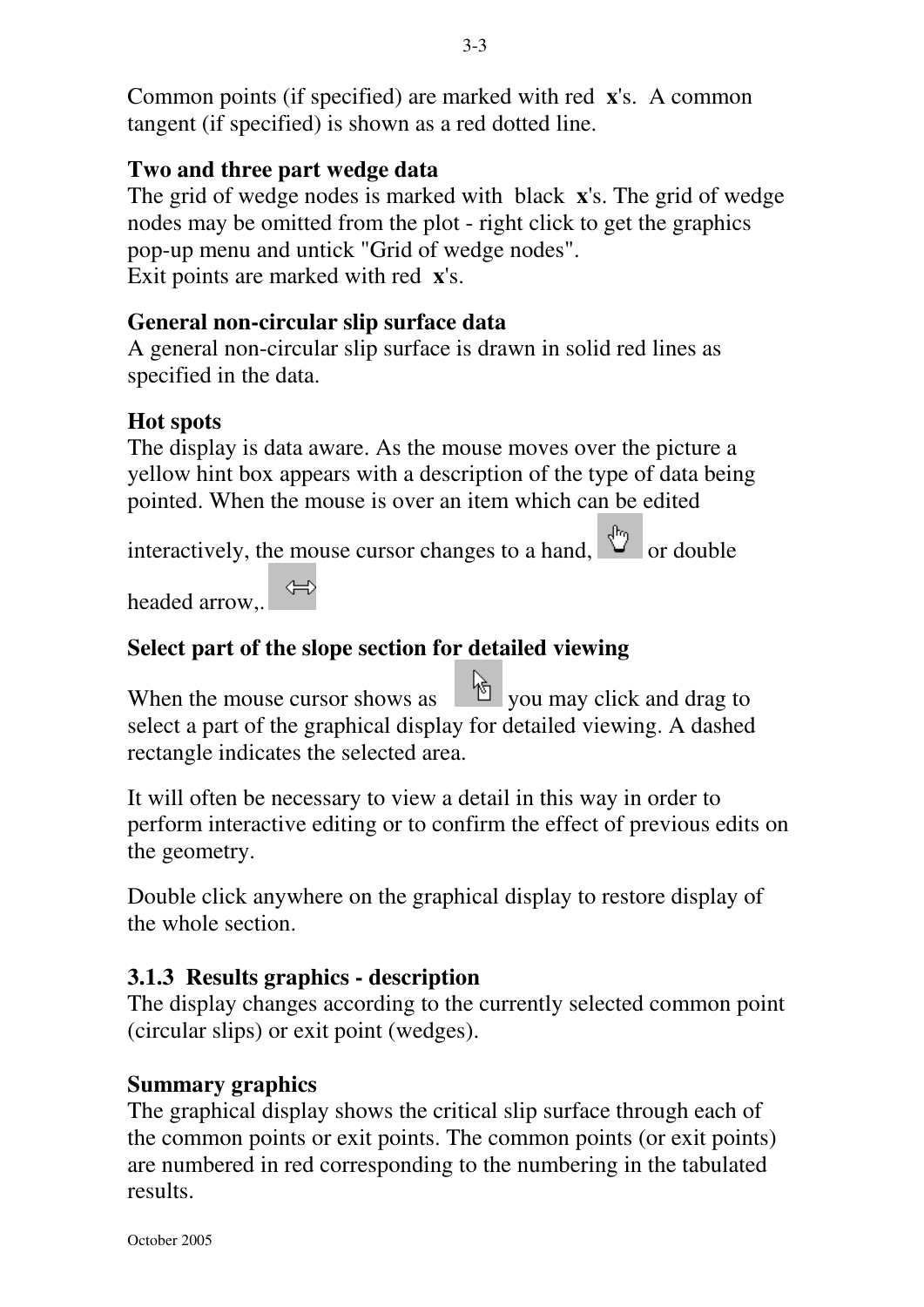Common points (if specified) are marked with red **x**'s. A common tangent (if specified) is shown as a red dotted line.

**Two and three part wedge data**

The grid of wedge nodes is marked with black **x**'s. The grid of wedge nodes may be omitted from the plot - right click to get the graphics pop-up menu and untick "Grid of wedge nodes".
Exit points are marked with red **x**'s.

**General non-circular slip surface data**

A general non-circular slip surface is drawn in solid red lines as specified in the data.

**Hot spots**

The display is data aware. As the mouse moves over the picture a yellow hint box appears with a description of the type of data being pointed. When the mouse is over an item which can be edited interactively, the mouse cursor changes to a hand, or double headed arrow,.

**Select part of the slope section for detailed viewing**

When the mouse cursor shows as you may click and drag to select a part of the graphical display for detailed viewing. A dashed rectangle indicates the selected area.

It will often be necessary to view a detail in this way in order to perform interactive editing or to confirm the effect of previous edits on the geometry.

Double click anywhere on the graphical display to restore display of the whole section.

### 3.1.3 Results graphics - description

The display changes according to the currently selected common point (circular slips) or exit point (wedges).

**Summary graphics**

The graphical display shows the critical slip surface through each of the common points or exit points. The common points (or exit points) are numbered in red corresponding to the numbering in the tabulated results.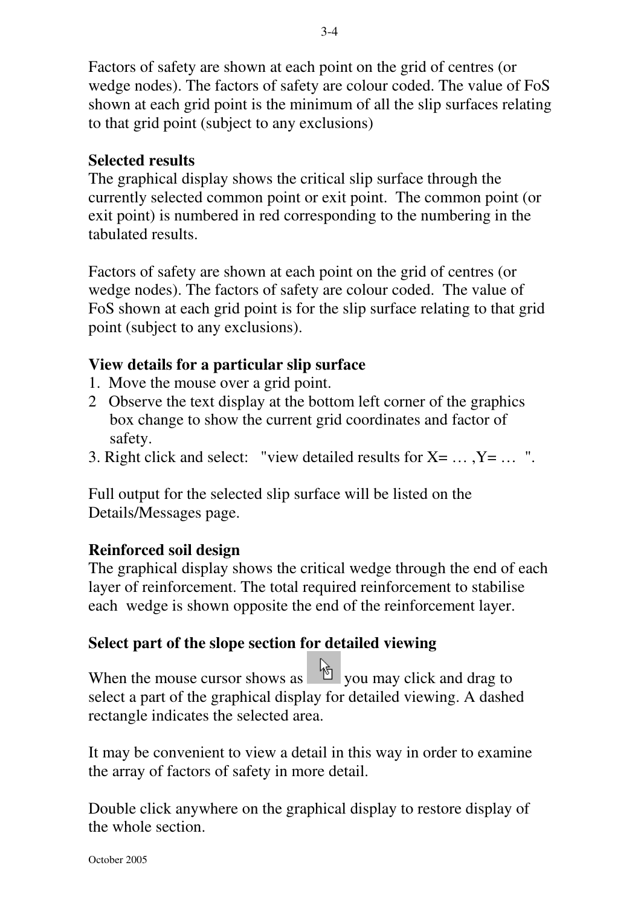Factors of safety are shown at each point on the grid of centres (or wedge nodes). The factors of safety are colour coded. The value of FoS shown at each grid point is the minimum of all the slip surfaces relating to that grid point (subject to any exclusions)

**Selected results**

The graphical display shows the critical slip surface through the currently selected common point or exit point. The common point (or exit point) is numbered in red corresponding to the numbering in the tabulated results.

Factors of safety are shown at each point on the grid of centres (or wedge nodes). The factors of safety are colour coded. The value of FoS shown at each grid point is for the slip surface relating to that grid point (subject to any exclusions).

**View details for a particular slip surface**

1. Move the mouse over a grid point.
2. Observe the text display at the bottom left corner of the graphics box change to show the current grid coordinates and factor of safety.
3. Right click and select: "view detailed results for X= … ,Y= … ".

Full output for the selected slip surface will be listed on the Details/Messages page.

**Reinforced soil design**

The graphical display shows the critical wedge through the end of each layer of reinforcement. The total required reinforcement to stabilise each wedge is shown opposite the end of the reinforcement layer.

**Select part of the slope section for detailed viewing**

When the mouse cursor shows as you may click and drag to select a part of the graphical display for detailed viewing. A dashed rectangle indicates the selected area.

It may be convenient to view a detail in this way in order to examine the array of factors of safety in more detail.

Double click anywhere on the graphical display to restore display of the whole section.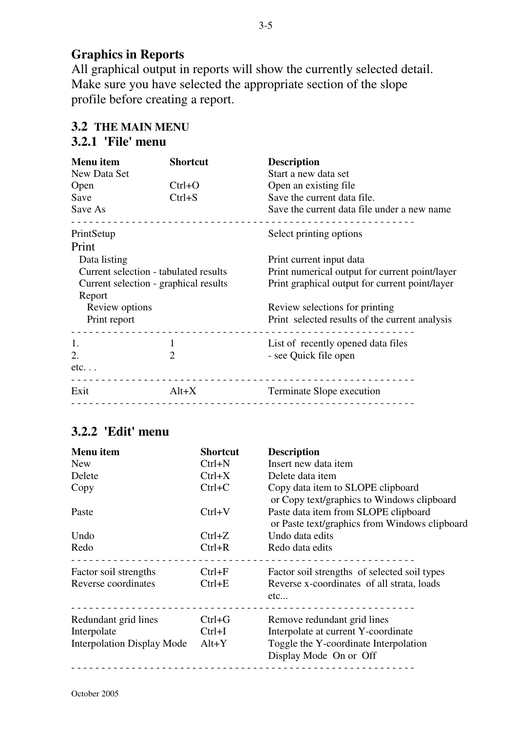## Graphics in Reports

All graphical output in reports will show the currently selected detail. Make sure you have selected the appropriate section of the slope profile before creating a report.

## 3.2 THE MAIN MENU

### 3.2.1 'File' menu

| Menu item | Shortcut | Description |
|---|---|---|
| New Data Set | | Start a new data set |
| Open | Ctrl+O | Open an existing file |
| Save | Ctrl+S | Save the current data file. |
| Save As | | Save the current data file under a new name |
| PrintSetup | | Select printing options |
| Print | | |
| Data listing | | Print current input data |
| Current selection - tabulated results | | Print numerical output for current point/layer |
| Current selection - graphical results | | Print graphical output for current point/layer |
| Report | | |
| Review options | | Review selections for printing |
| Print report | | Print selected results of the current analysis |
| 1. | 1 | List of recently opened data files |
| 2. | 2 | - see Quick file open |
| etc. . . | | |
| Exit | Alt+X | Terminate Slope execution |

### 3.2.2 'Edit' menu

| Menu item | Shortcut | Description |
|---|---|---|
| New | Ctrl+N | Insert new data item |
| Delete | Ctrl+X | Delete data item |
| Copy | Ctrl+C | Copy data item to SLOPE clipboard or Copy text/graphics to Windows clipboard |
| Paste | Ctrl+V | Paste data item from SLOPE clipboard or Paste text/graphics from Windows clipboard |
| Undo | Ctrl+Z | Undo data edits |
| Redo | Ctrl+R | Redo data edits |
| Factor soil strengths | Ctrl+F | Factor soil strengths of selected soil types |
| Reverse coordinates | Ctrl+E | Reverse x-coordinates of all strata, loads etc... |
| Redundant grid lines | Ctrl+G | Remove redundant grid lines |
| Interpolate | Ctrl+I | Interpolate at current Y-coordinate |
| Interpolation Display Mode | Alt+Y | Toggle the Y-coordinate Interpolation Display Mode On or Off |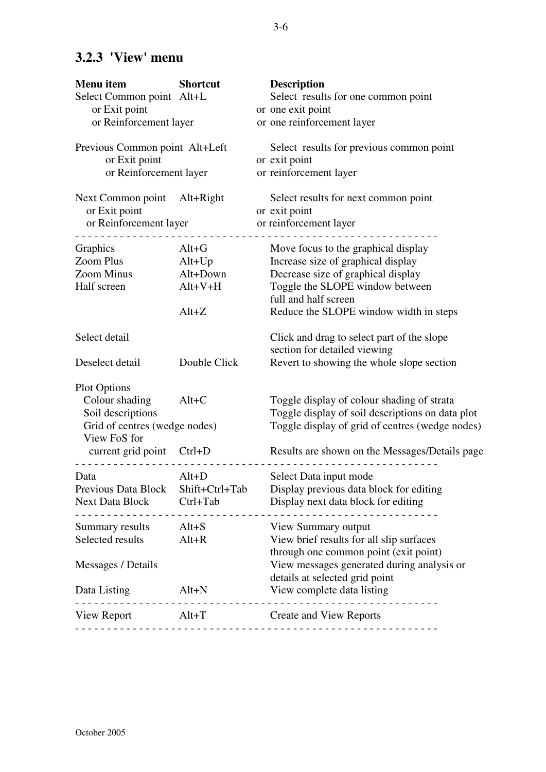### 3.2.3 'View' menu

| Menu item | Shortcut | Description |
|---|---|---|
| Select Common point or Exit point or Reinforcement layer | Alt+L | Select results for one common point or one exit point or one reinforcement layer |
| Previous Common point or Exit point or Reinforcement layer | Alt+Left | Select results for previous common point or exit point or reinforcement layer |
| Next Common point or Exit point or Reinforcement layer | Alt+Right | Select results for next common point or exit point or reinforcement layer |
| Graphics | Alt+G | Move focus to the graphical display |
| Zoom Plus | Alt+Up | Increase size of graphical display |
| Zoom Minus | Alt+Down | Decrease size of graphical display |
| Half screen | Alt+V+H | Toggle the SLOPE window between full and half screen |
| | Alt+Z | Reduce the SLOPE window width in steps |
| Select detail | | Click and drag to select part of the slope section for detailed viewing |
| Deselect detail | Double Click | Revert to showing the whole slope section |
| Plot Options | | |
| Colour shading | Alt+C | Toggle display of colour shading of strata |
| Soil descriptions | | Toggle display of soil descriptions on data plot |
| Grid of centres (wedge nodes) | | Toggle display of grid of centres (wedge nodes) |
| View FoS for current grid point | Ctrl+D | Results are shown on the Messages/Details page |
| Data | Alt+D | Select Data input mode |
| Previous Data Block | Shift+Ctrl+Tab | Display previous data block for editing |
| Next Data Block | Ctrl+Tab | Display next data block for editing |
| Summary results | Alt+S | View Summary output |
| Selected results | Alt+R | View brief results for all slip surfaces through one common point (exit point) |
| Messages / Details | | View messages generated during analysis or details at selected grid point |
| Data Listing | Alt+N | View complete data listing |
| View Report | Alt+T | Create and View Reports |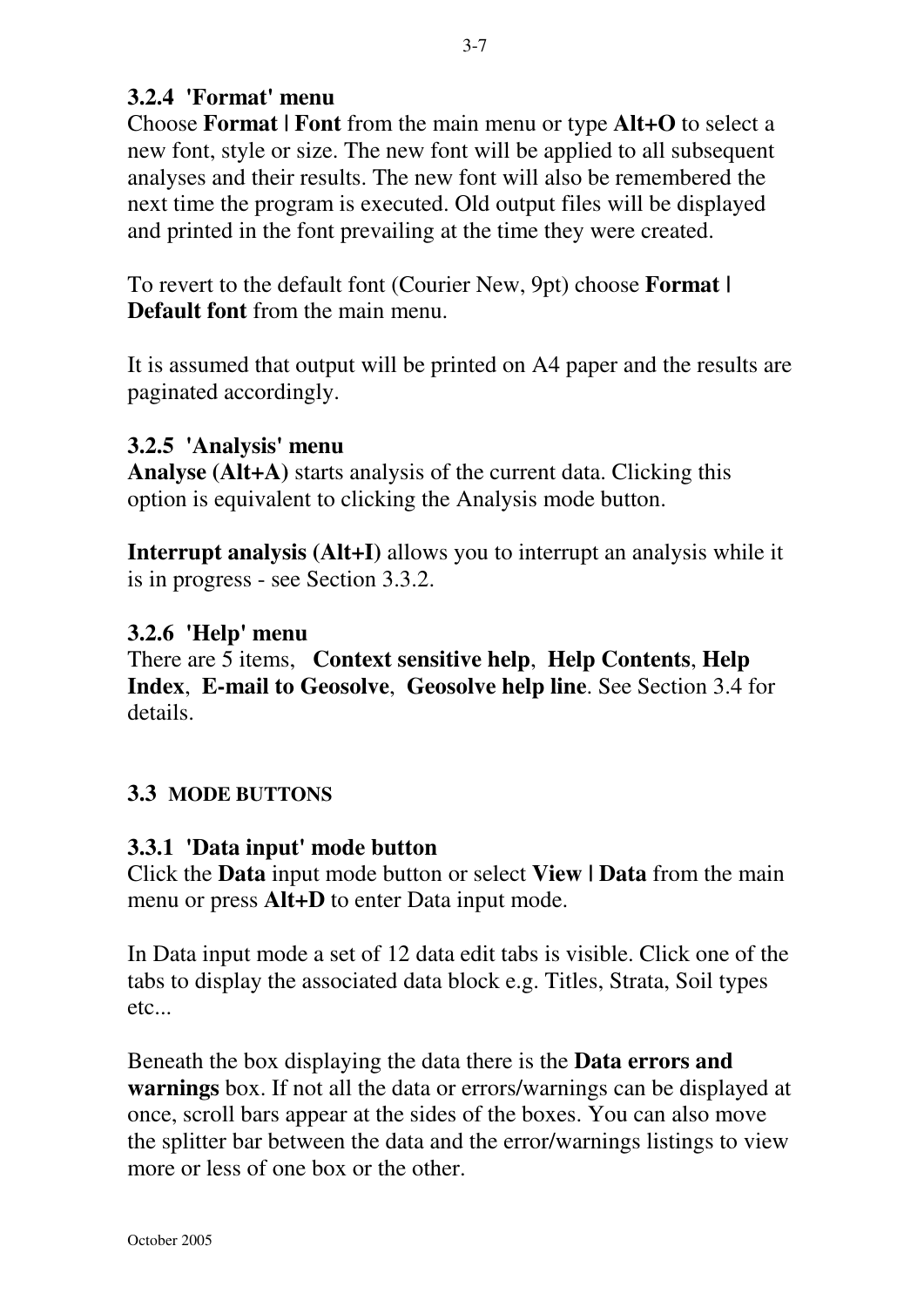### 3.2.4 'Format' menu

Choose **Format | Font** from the main menu or type **Alt+O** to select a new font, style or size. The new font will be applied to all subsequent analyses and their results. The new font will also be remembered the next time the program is executed. Old output files will be displayed and printed in the font prevailing at the time they were created.

To revert to the default font (Courier New, 9pt) choose **Format | Default font** from the main menu.

It is assumed that output will be printed on A4 paper and the results are paginated accordingly.

### 3.2.5 'Analysis' menu

**Analyse (Alt+A)** starts analysis of the current data. Clicking this option is equivalent to clicking the Analysis mode button.

**Interrupt analysis (Alt+I)** allows you to interrupt an analysis while it is in progress - see Section 3.3.2.

### 3.2.6 'Help' menu

There are 5 items, **Context sensitive help**, **Help Contents**, **Help Index**, **E-mail to Geosolve**, **Geosolve help line**. See Section 3.4 for details.

## 3.3 MODE BUTTONS

### 3.3.1 'Data input' mode button

Click the **Data** input mode button or select **View | Data** from the main menu or press **Alt+D** to enter Data input mode.

In Data input mode a set of 12 data edit tabs is visible. Click one of the tabs to display the associated data block e.g. Titles, Strata, Soil types etc...

Beneath the box displaying the data there is the **Data errors and warnings** box. If not all the data or errors/warnings can be displayed at once, scroll bars appear at the sides of the boxes. You can also move the splitter bar between the data and the error/warnings listings to view more or less of one box or the other.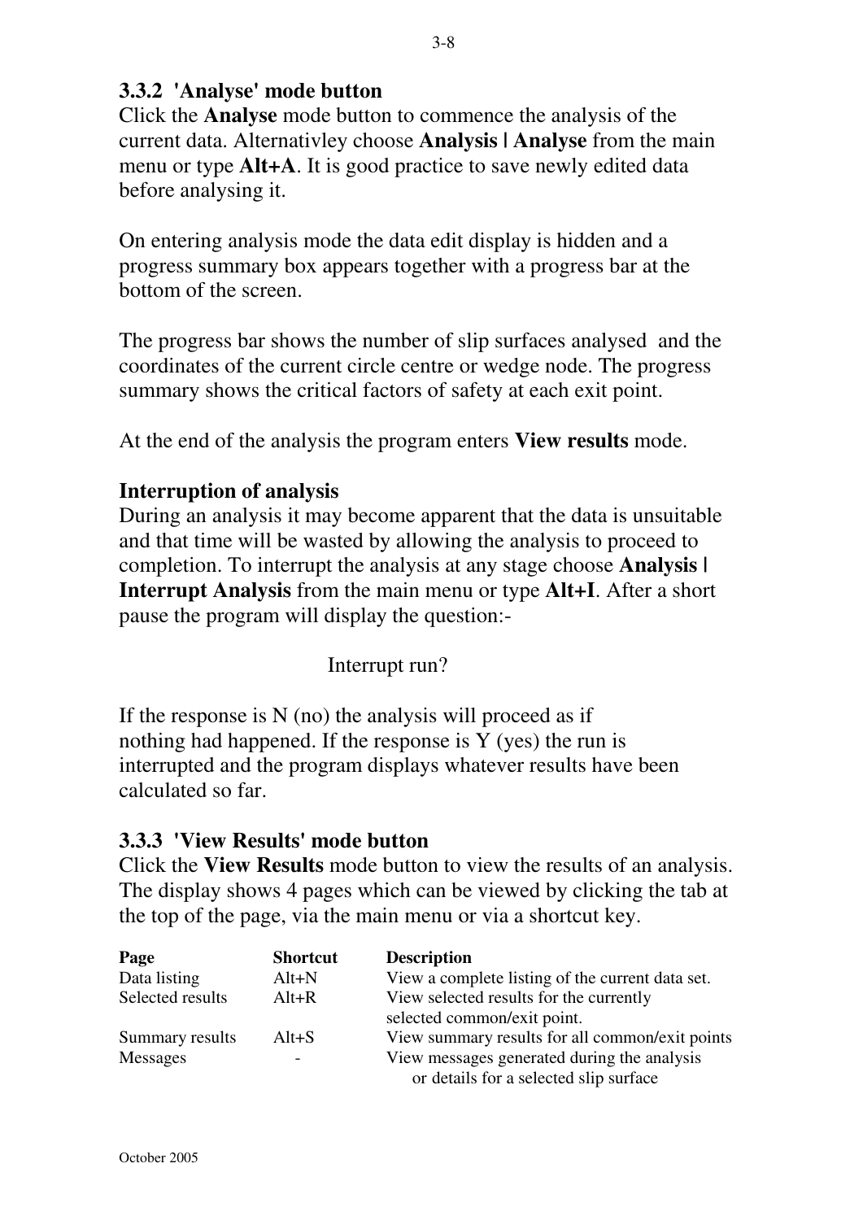### 3.3.2 'Analyse' mode button

Click the **Analyse** mode button to commence the analysis of the current data. Alternativley choose **Analysis | Analyse** from the main menu or type **Alt+A**. It is good practice to save newly edited data before analysing it.

On entering analysis mode the data edit display is hidden and a progress summary box appears together with a progress bar at the bottom of the screen.

The progress bar shows the number of slip surfaces analysed and the coordinates of the current circle centre or wedge node. The progress summary shows the critical factors of safety at each exit point.

At the end of the analysis the program enters **View results** mode.

#### Interruption of analysis

During an analysis it may become apparent that the data is unsuitable and that time will be wasted by allowing the analysis to proceed to completion. To interrupt the analysis at any stage choose **Analysis | Interrupt Analysis** from the main menu or type **Alt+I**. After a short pause the program will display the question:-

Interrupt run?

If the response is N (no) the analysis will proceed as if nothing had happened. If the response is Y (yes) the run is interrupted and the program displays whatever results have been calculated so far.

### 3.3.3 'View Results' mode button

Click the **View Results** mode button to view the results of an analysis. The display shows 4 pages which can be viewed by clicking the tab at the top of the page, via the main menu or via a shortcut key.

| Page | Shortcut | Description |
|---|---|---|
| Data listing | Alt+N | View a complete listing of the current data set. |
| Selected results | Alt+R | View selected results for the currently selected common/exit point. |
| Summary results | Alt+S | View summary results for all common/exit points |
| Messages | - | View messages generated during the analysis or details for a selected slip surface |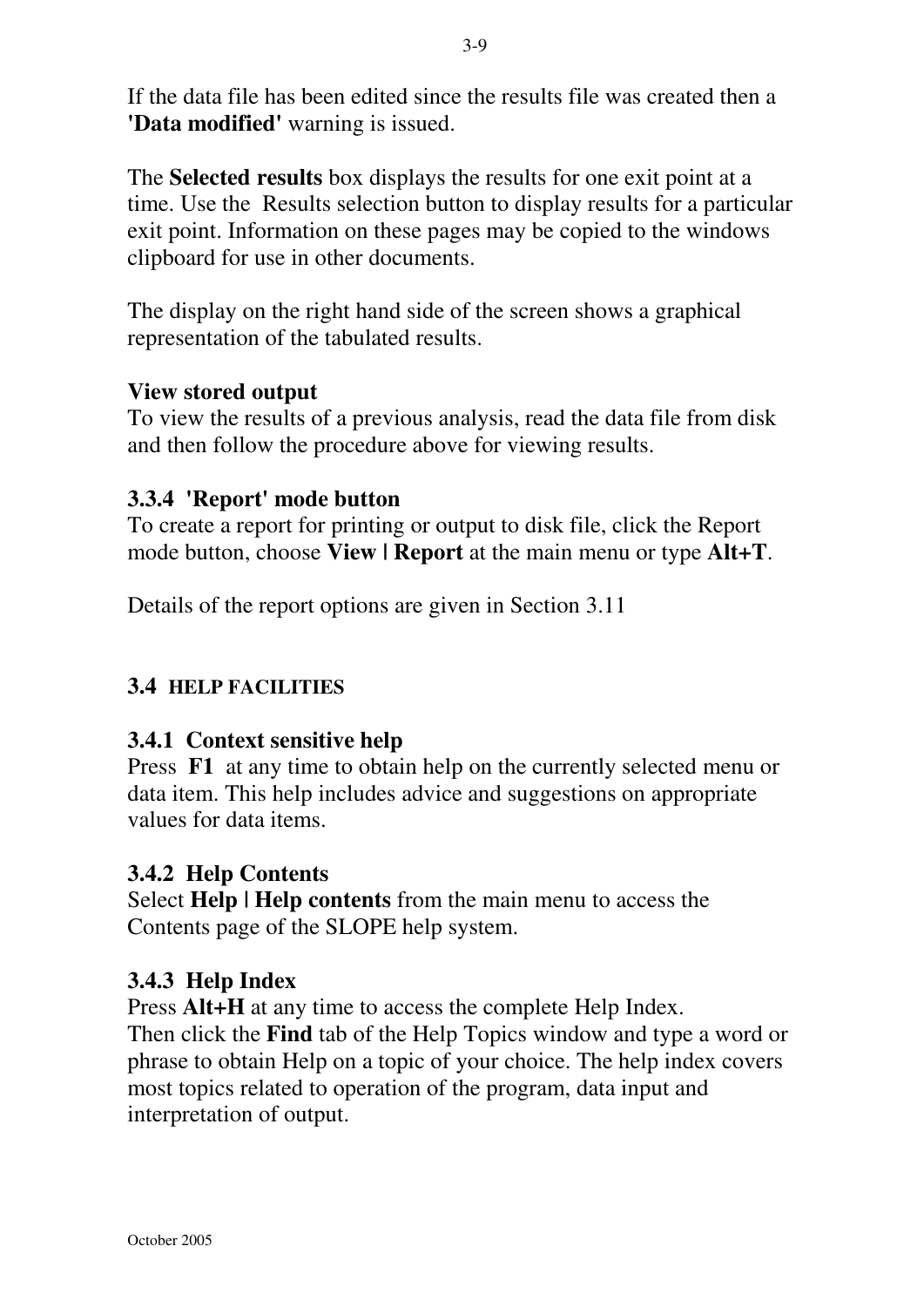If the data file has been edited since the results file was created then a **'Data modified'** warning is issued.

The **Selected results** box displays the results for one exit point at a time. Use the Results selection button to display results for a particular exit point. Information on these pages may be copied to the windows clipboard for use in other documents.

The display on the right hand side of the screen shows a graphical representation of the tabulated results.

**View stored output**
To view the results of a previous analysis, read the data file from disk and then follow the procedure above for viewing results.

### 3.3.4 'Report' mode button

To create a report for printing or output to disk file, click the Report mode button, choose **View | Report** at the main menu or type **Alt+T**.

Details of the report options are given in Section 3.11

## 3.4 HELP FACILITIES

### 3.4.1 Context sensitive help

Press **F1** at any time to obtain help on the currently selected menu or data item. This help includes advice and suggestions on appropriate values for data items.

### 3.4.2 Help Contents

Select **Help | Help contents** from the main menu to access the Contents page of the SLOPE help system.

### 3.4.3 Help Index

Press **Alt+H** at any time to access the complete Help Index.
Then click the **Find** tab of the Help Topics window and type a word or phrase to obtain Help on a topic of your choice. The help index covers most topics related to operation of the program, data input and interpretation of output.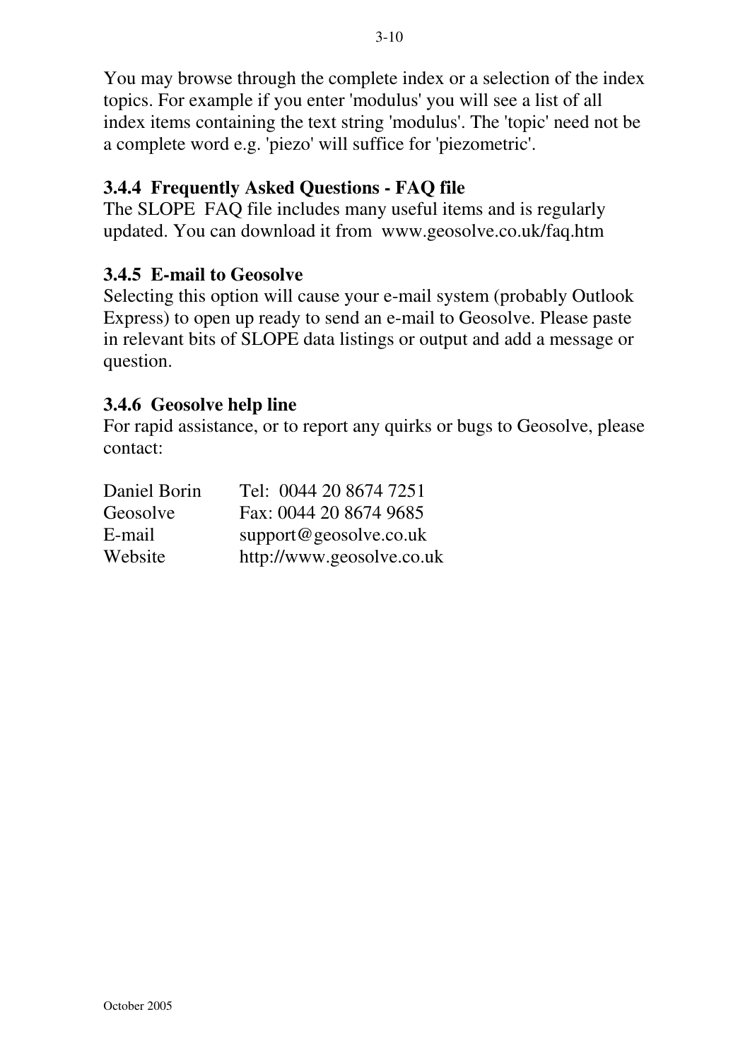You may browse through the complete index or a selection of the index topics. For example if you enter 'modulus' you will see a list of all index items containing the text string 'modulus'. The 'topic' need not be a complete word e.g. 'piezo' will suffice for 'piezometric'.

### 3.4.4 Frequently Asked Questions - FAQ file

The SLOPE FAQ file includes many useful items and is regularly updated. You can download it from www.geosolve.co.uk/faq.htm

### 3.4.5 E-mail to Geosolve

Selecting this option will cause your e-mail system (probably Outlook Express) to open up ready to send an e-mail to Geosolve. Please paste in relevant bits of SLOPE data listings or output and add a message or question.

### 3.4.6 Geosolve help line

For rapid assistance, or to report any quirks or bugs to Geosolve, please contact:

| | |
|---|---|
| Daniel Borin | Tel: 0044 20 8674 7251 |
| Geosolve | Fax: 0044 20 8674 9685 |
| E-mail | support@geosolve.co.uk |
| Website | http://www.geosolve.co.uk |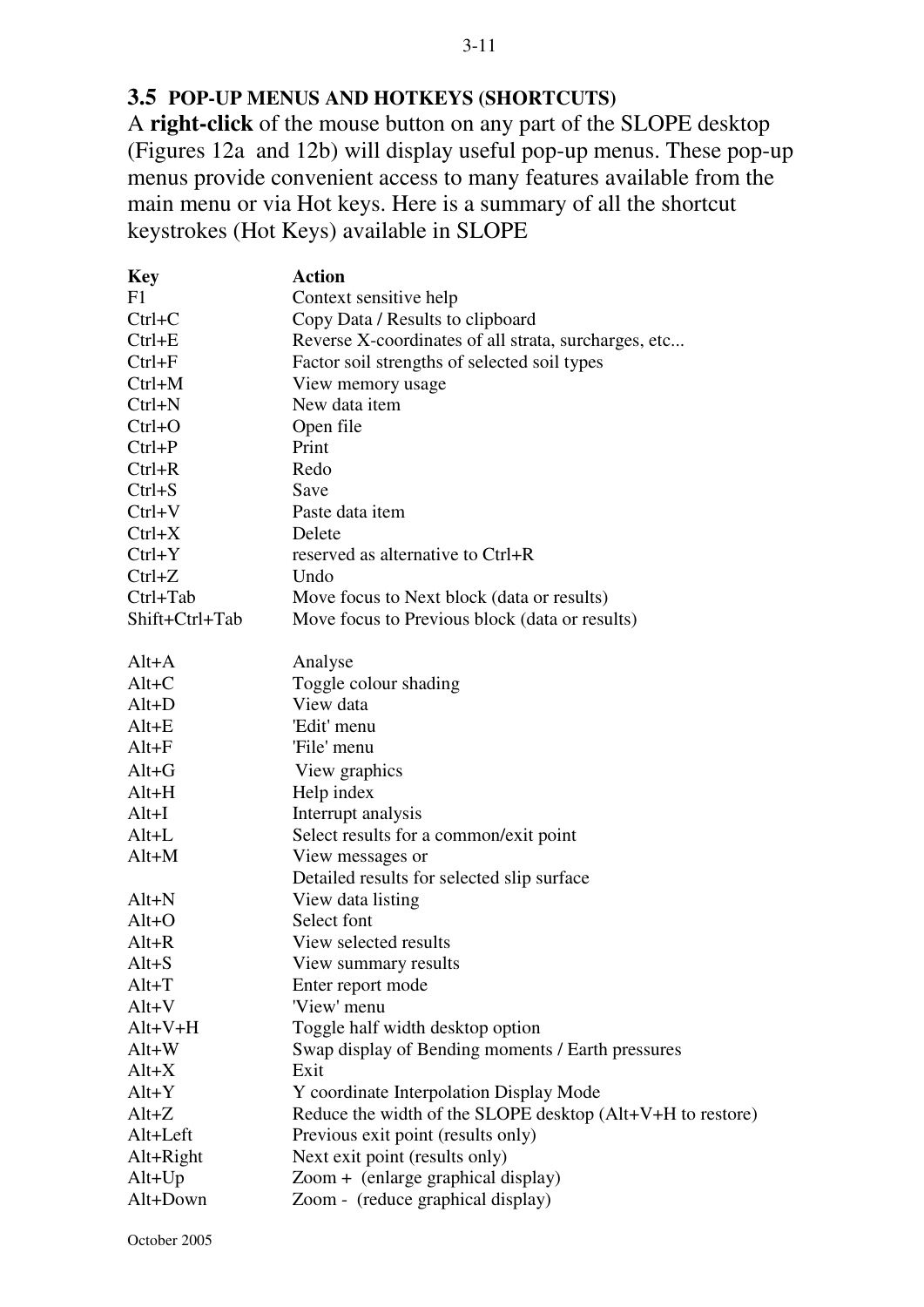## 3.5 POP-UP MENUS AND HOTKEYS (SHORTCUTS)

A **right-click** of the mouse button on any part of the SLOPE desktop (Figures 12a and 12b) will display useful pop-up menus. These pop-up menus provide convenient access to many features available from the main menu or via Hot keys. Here is a summary of all the shortcut keystrokes (Hot Keys) available in SLOPE

| Key | Action |
| --- | --- |
| F1 | Context sensitive help |
| Ctrl+C | Copy Data / Results to clipboard |
| Ctrl+E | Reverse X-coordinates of all strata, surcharges, etc... |
| Ctrl+F | Factor soil strengths of selected soil types |
| Ctrl+M | View memory usage |
| Ctrl+N | New data item |
| Ctrl+O | Open file |
| Ctrl+P | Print |
| Ctrl+R | Redo |
| Ctrl+S | Save |
| Ctrl+V | Paste data item |
| Ctrl+X | Delete |
| Ctrl+Y | reserved as alternative to Ctrl+R |
| Ctrl+Z | Undo |
| Ctrl+Tab | Move focus to Next block (data or results) |
| Shift+Ctrl+Tab | Move focus to Previous block (data or results) |
| | |
| Alt+A | Analyse |
| Alt+C | Toggle colour shading |
| Alt+D | View data |
| Alt+E | 'Edit' menu |
| Alt+F | 'File' menu |
| Alt+G | View graphics |
| Alt+H | Help index |
| Alt+I | Interrupt analysis |
| Alt+L | Select results for a common/exit point |
| Alt+M | View messages or Detailed results for selected slip surface |
| Alt+N | View data listing |
| Alt+O | Select font |
| Alt+R | View selected results |
| Alt+S | View summary results |
| Alt+T | Enter report mode |
| Alt+V | 'View' menu |
| Alt+V+H | Toggle half width desktop option |
| Alt+W | Swap display of Bending moments / Earth pressures |
| Alt+X | Exit |
| Alt+Y | Y coordinate Interpolation Display Mode |
| Alt+Z | Reduce the width of the SLOPE desktop (Alt+V+H to restore) |
| Alt+Left | Previous exit point (results only) |
| Alt+Right | Next exit point (results only) |
| Alt+Up | Zoom + (enlarge graphical display) |
| Alt+Down | Zoom - (reduce graphical display) |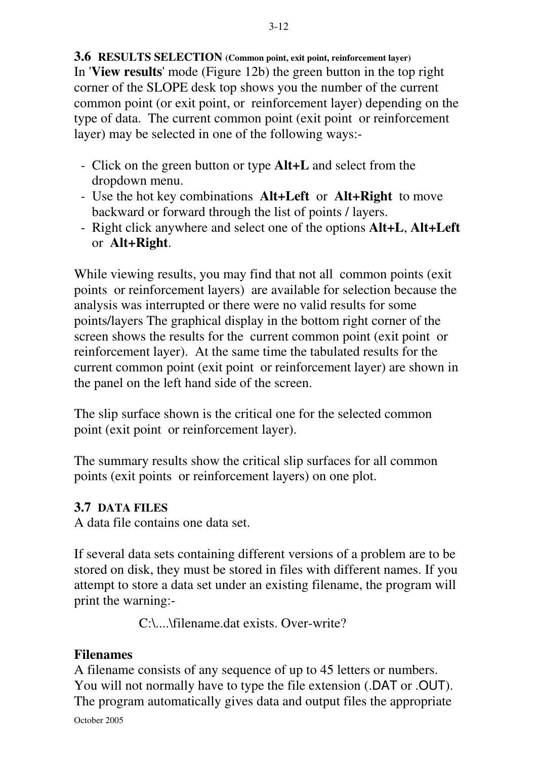## 3.6 RESULTS SELECTION (Common point, exit point, reinforcement layer)

In '**View results**' mode (Figure 12b) the green button in the top right corner of the SLOPE desk top shows you the number of the current common point (or exit point, or reinforcement layer) depending on the type of data. The current common point (exit point or reinforcement layer) may be selected in one of the following ways:-

- Click on the green button or type **Alt+L** and select from the dropdown menu.
- Use the hot key combinations **Alt+Left** or **Alt+Right** to move backward or forward through the list of points / layers.
- Right click anywhere and select one of the options **Alt+L**, **Alt+Left** or **Alt+Right**.

While viewing results, you may find that not all common points (exit points or reinforcement layers) are available for selection because the analysis was interrupted or there were no valid results for some points/layers The graphical display in the bottom right corner of the screen shows the results for the current common point (exit point or reinforcement layer). At the same time the tabulated results for the current common point (exit point or reinforcement layer) are shown in the panel on the left hand side of the screen.

The slip surface shown is the critical one for the selected common point (exit point or reinforcement layer).

The summary results show the critical slip surfaces for all common points (exit points or reinforcement layers) on one plot.

## 3.7 DATA FILES

A data file contains one data set.

If several data sets containing different versions of a problem are to be stored on disk, they must be stored in files with different names. If you attempt to store a data set under an existing filename, the program will print the warning:-

C:\....\filename.dat exists. Over-write?

### Filenames

A filename consists of any sequence of up to 45 letters or numbers. You will not normally have to type the file extension (.DAT or .OUT). The program automatically gives data and output files the appropriate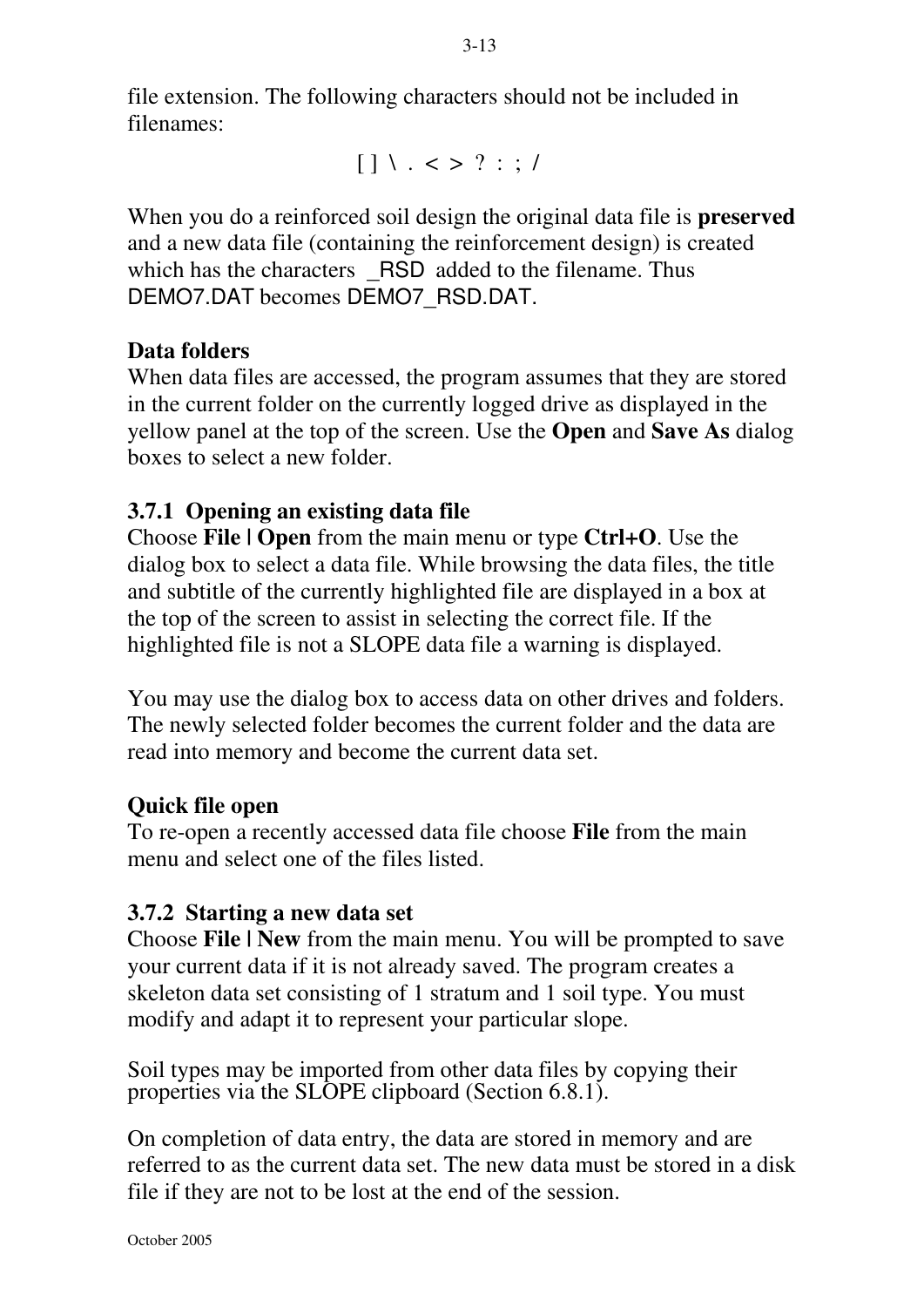file extension. The following characters should not be included in filenames:

[ ] \ . < > ? : ; /

When you do a reinforced soil design the original data file is **preserved** and a new data file (containing the reinforcement design) is created which has the characters _RSD added to the filename. Thus DEMO7.DAT becomes DEMO7_RSD.DAT.

**Data folders**

When data files are accessed, the program assumes that they are stored in the current folder on the currently logged drive as displayed in the yellow panel at the top of the screen. Use the **Open** and **Save As** dialog boxes to select a new folder.

### 3.7.1 Opening an existing data file

Choose **File | Open** from the main menu or type **Ctrl+O**. Use the dialog box to select a data file. While browsing the data files, the title and subtitle of the currently highlighted file are displayed in a box at the top of the screen to assist in selecting the correct file. If the highlighted file is not a SLOPE data file a warning is displayed.

You may use the dialog box to access data on other drives and folders. The newly selected folder becomes the current folder and the data are read into memory and become the current data set.

**Quick file open**

To re-open a recently accessed data file choose **File** from the main menu and select one of the files listed.

### 3.7.2 Starting a new data set

Choose **File | New** from the main menu. You will be prompted to save your current data if it is not already saved. The program creates a skeleton data set consisting of 1 stratum and 1 soil type. You must modify and adapt it to represent your particular slope.

Soil types may be imported from other data files by copying their properties via the SLOPE clipboard (Section 6.8.1).

On completion of data entry, the data are stored in memory and are referred to as the current data set. The new data must be stored in a disk file if they are not to be lost at the end of the session.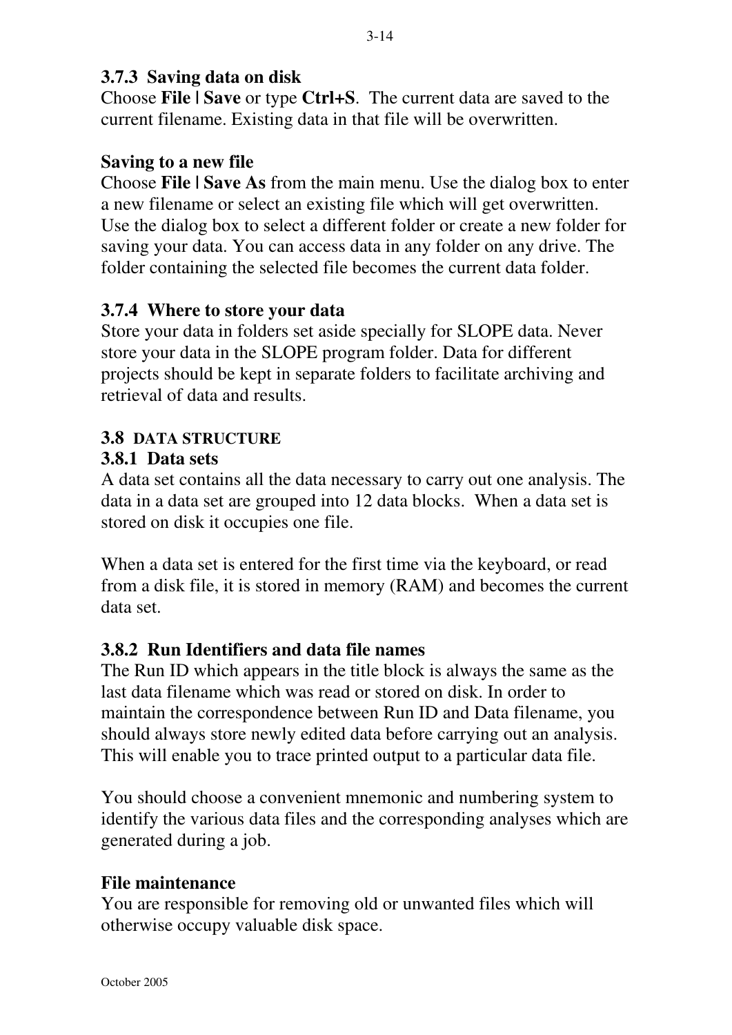### 3.7.3 Saving data on disk

Choose **File | Save** or type **Ctrl+S**. The current data are saved to the current filename. Existing data in that file will be overwritten.

**Saving to a new file**

Choose **File | Save As** from the main menu. Use the dialog box to enter a new filename or select an existing file which will get overwritten. Use the dialog box to select a different folder or create a new folder for saving your data. You can access data in any folder on any drive. The folder containing the selected file becomes the current data folder.

### 3.7.4 Where to store your data

Store your data in folders set aside specially for SLOPE data. Never store your data in the SLOPE program folder. Data for different projects should be kept in separate folders to facilitate archiving and retrieval of data and results.

## 3.8 DATA STRUCTURE

### 3.8.1 Data sets

A data set contains all the data necessary to carry out one analysis. The data in a data set are grouped into 12 data blocks. When a data set is stored on disk it occupies one file.

When a data set is entered for the first time via the keyboard, or read from a disk file, it is stored in memory (RAM) and becomes the current data set.

### 3.8.2 Run Identifiers and data file names

The Run ID which appears in the title block is always the same as the last data filename which was read or stored on disk. In order to maintain the correspondence between Run ID and Data filename, you should always store newly edited data before carrying out an analysis. This will enable you to trace printed output to a particular data file.

You should choose a convenient mnemonic and numbering system to identify the various data files and the corresponding analyses which are generated during a job.

**File maintenance**

You are responsible for removing old or unwanted files which will otherwise occupy valuable disk space.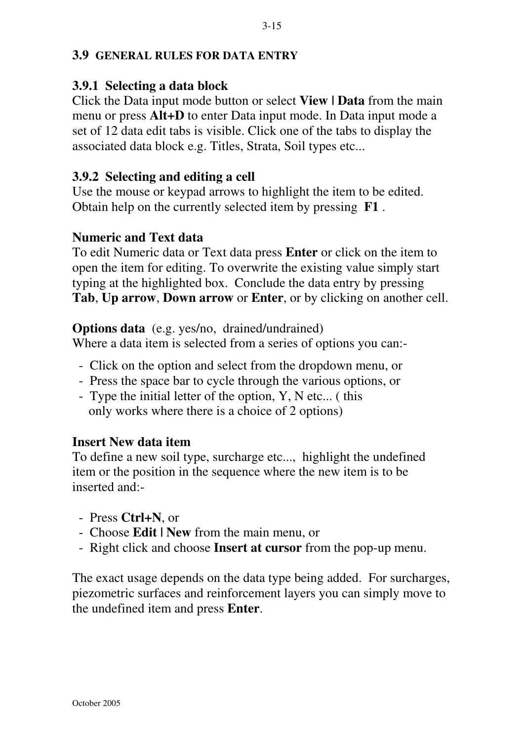## 3.9 GENERAL RULES FOR DATA ENTRY

### 3.9.1 Selecting a data block

Click the Data input mode button or select **View | Data** from the main menu or press **Alt+D** to enter Data input mode. In Data input mode a set of 12 data edit tabs is visible. Click one of the tabs to display the associated data block e.g. Titles, Strata, Soil types etc...

### 3.9.2 Selecting and editing a cell

Use the mouse or keypad arrows to highlight the item to be edited. Obtain help on the currently selected item by pressing **F1** .

**Numeric and Text data**

To edit Numeric data or Text data press **Enter** or click on the item to open the item for editing. To overwrite the existing value simply start typing at the highlighted box. Conclude the data entry by pressing **Tab**, **Up arrow**, **Down arrow** or **Enter**, or by clicking on another cell.

**Options data** (e.g. yes/no, drained/undrained)

Where a data item is selected from a series of options you can:-

- Click on the option and select from the dropdown menu, or
- Press the space bar to cycle through the various options, or
- Type the initial letter of the option, Y, N etc... ( this only works where there is a choice of 2 options)

**Insert New data item**

To define a new soil type, surcharge etc..., highlight the undefined item or the position in the sequence where the new item is to be inserted and:-

- Press **Ctrl+N**, or
- Choose **Edit | New** from the main menu, or
- Right click and choose **Insert at cursor** from the pop-up menu.

The exact usage depends on the data type being added. For surcharges, piezometric surfaces and reinforcement layers you can simply move to the undefined item and press **Enter**.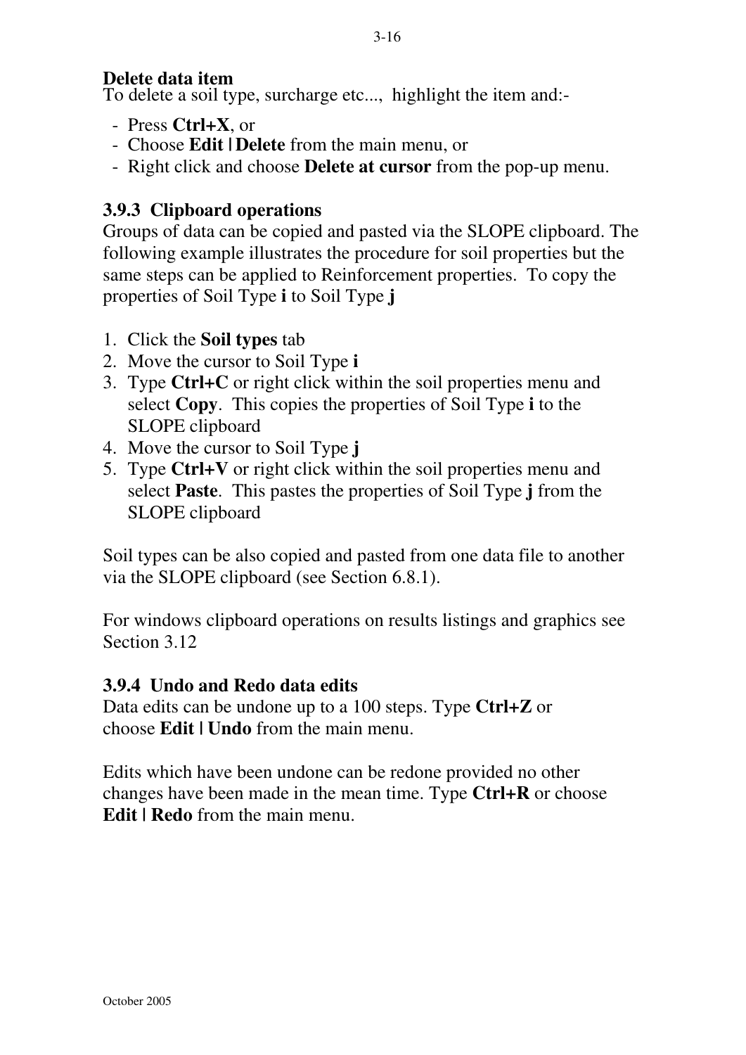**Delete data item**
To delete a soil type, surcharge etc..., highlight the item and:-

- Press **Ctrl+X**, or
- Choose **Edit | Delete** from the main menu, or
- Right click and choose **Delete at cursor** from the pop-up menu.

### 3.9.3 Clipboard operations

Groups of data can be copied and pasted via the SLOPE clipboard. The following example illustrates the procedure for soil properties but the same steps can be applied to Reinforcement properties. To copy the properties of Soil Type **i** to Soil Type **j**

1. Click the **Soil types** tab
2. Move the cursor to Soil Type **i**
3. Type **Ctrl+C** or right click within the soil properties menu and select **Copy**. This copies the properties of Soil Type **i** to the SLOPE clipboard
4. Move the cursor to Soil Type **j**
5. Type **Ctrl+V** or right click within the soil properties menu and select **Paste**. This pastes the properties of Soil Type **j** from the SLOPE clipboard

Soil types can be also copied and pasted from one data file to another via the SLOPE clipboard (see Section 6.8.1).

For windows clipboard operations on results listings and graphics see Section 3.12

### 3.9.4 Undo and Redo data edits

Data edits can be undone up to a 100 steps. Type **Ctrl+Z** or choose **Edit | Undo** from the main menu.

Edits which have been undone can be redone provided no other changes have been made in the mean time. Type **Ctrl+R** or choose **Edit | Redo** from the main menu.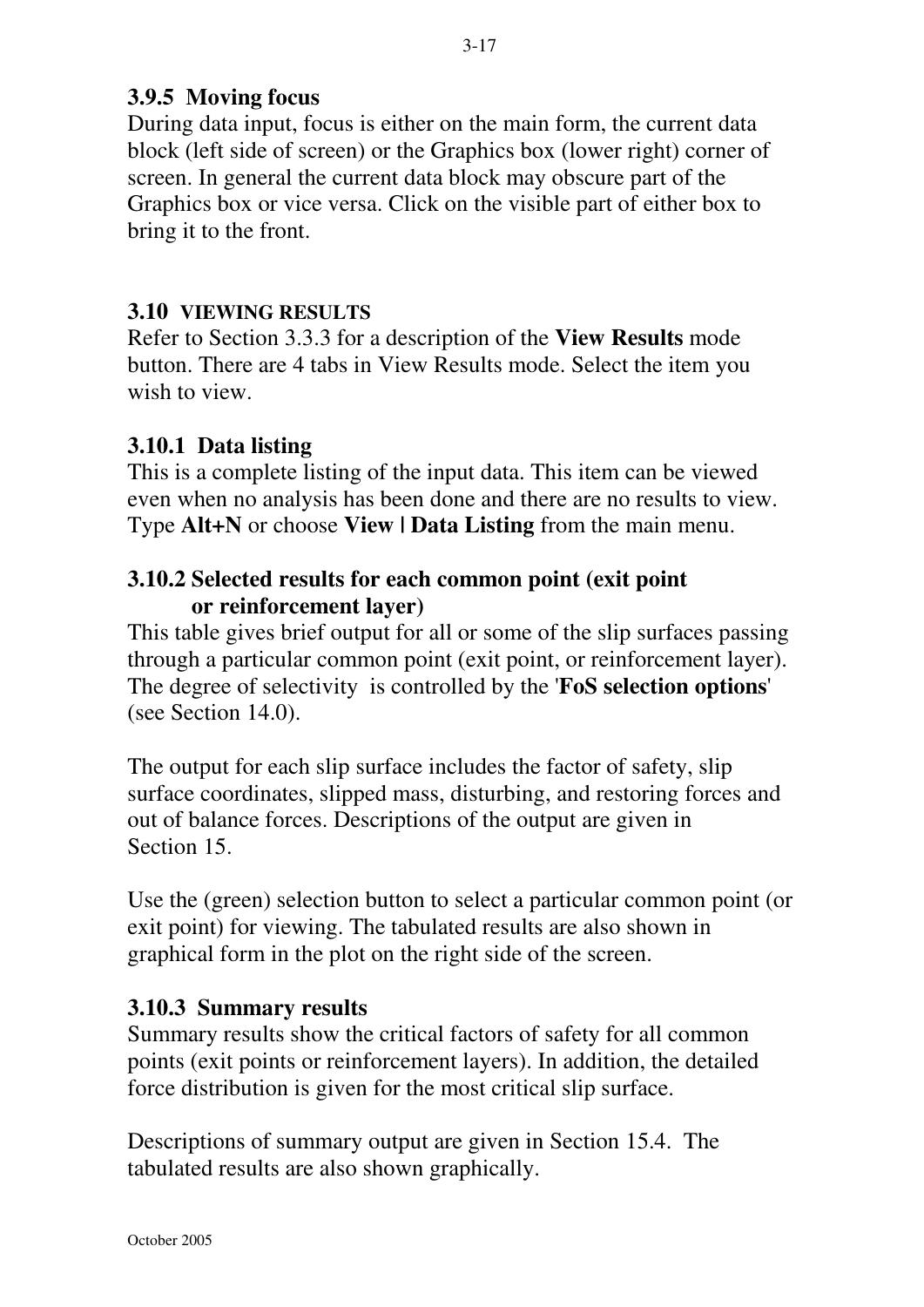### 3.9.5 Moving focus

During data input, focus is either on the main form, the current data block (left side of screen) or the Graphics box (lower right) corner of screen. In general the current data block may obscure part of the Graphics box or vice versa. Click on the visible part of either box to bring it to the front.

## 3.10 VIEWING RESULTS

Refer to Section 3.3.3 for a description of the **View Results** mode button. There are 4 tabs in View Results mode. Select the item you wish to view.

### 3.10.1 Data listing

This is a complete listing of the input data. This item can be viewed even when no analysis has been done and there are no results to view. Type **Alt+N** or choose **View | Data Listing** from the main menu.

### 3.10.2 Selected results for each common point (exit point or reinforcement layer)

This table gives brief output for all or some of the slip surfaces passing through a particular common point (exit point, or reinforcement layer). The degree of selectivity is controlled by the '**FoS selection options**' (see Section 14.0).

The output for each slip surface includes the factor of safety, slip surface coordinates, slipped mass, disturbing, and restoring forces and out of balance forces. Descriptions of the output are given in Section 15.

Use the (green) selection button to select a particular common point (or exit point) for viewing. The tabulated results are also shown in graphical form in the plot on the right side of the screen.

### 3.10.3 Summary results

Summary results show the critical factors of safety for all common points (exit points or reinforcement layers). In addition, the detailed force distribution is given for the most critical slip surface.

Descriptions of summary output are given in Section 15.4. The tabulated results are also shown graphically.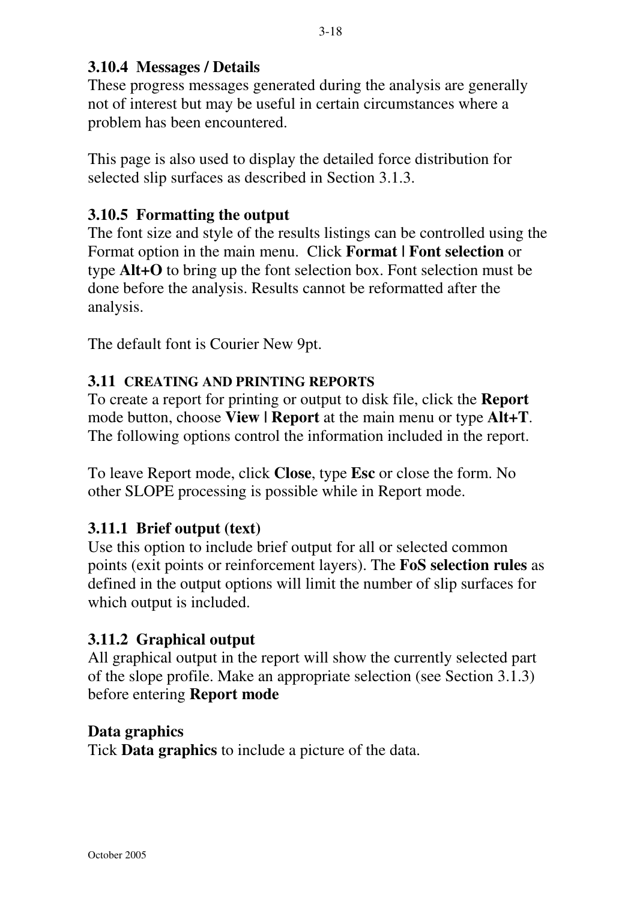### 3.10.4 Messages / Details

These progress messages generated during the analysis are generally not of interest but may be useful in certain circumstances where a problem has been encountered.

This page is also used to display the detailed force distribution for selected slip surfaces as described in Section 3.1.3.

### 3.10.5 Formatting the output

The font size and style of the results listings can be controlled using the Format option in the main menu. Click **Format | Font selection** or type **Alt+O** to bring up the font selection box. Font selection must be done before the analysis. Results cannot be reformatted after the analysis.

The default font is Courier New 9pt.

## 3.11 CREATING AND PRINTING REPORTS

To create a report for printing or output to disk file, click the **Report** mode button, choose **View | Report** at the main menu or type **Alt+T**. The following options control the information included in the report.

To leave Report mode, click **Close**, type **Esc** or close the form. No other SLOPE processing is possible while in Report mode.

### 3.11.1 Brief output (text)

Use this option to include brief output for all or selected common points (exit points or reinforcement layers). The **FoS selection rules** as defined in the output options will limit the number of slip surfaces for which output is included.

### 3.11.2 Graphical output

All graphical output in the report will show the currently selected part of the slope profile. Make an appropriate selection (see Section 3.1.3) before entering **Report mode**

**Data graphics**

Tick **Data graphics** to include a picture of the data.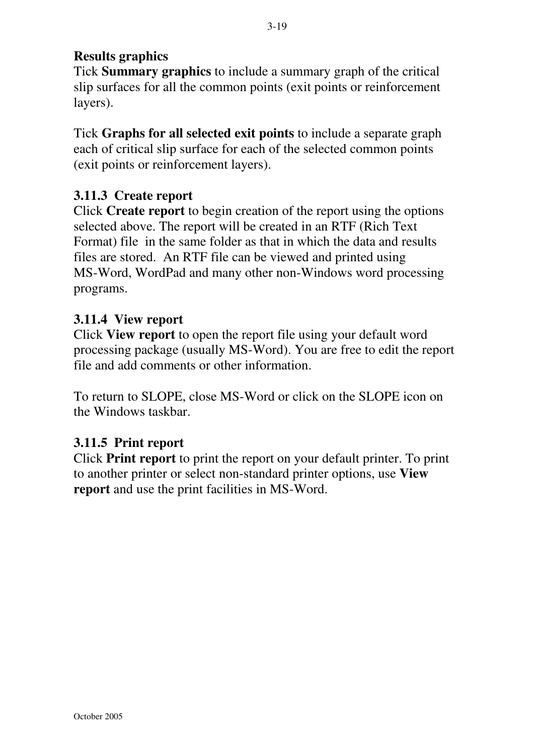**Results graphics**

Tick **Summary graphics** to include a summary graph of the critical slip surfaces for all the common points (exit points or reinforcement layers).

Tick **Graphs for all selected exit points** to include a separate graph each of critical slip surface for each of the selected common points (exit points or reinforcement layers).

### 3.11.3 Create report

Click **Create report** to begin creation of the report using the options selected above. The report will be created in an RTF (Rich Text Format) file in the same folder as that in which the data and results files are stored. An RTF file can be viewed and printed using MS-Word, WordPad and many other non-Windows word processing programs.

### 3.11.4 View report

Click **View report** to open the report file using your default word processing package (usually MS-Word). You are free to edit the report file and add comments or other information.

To return to SLOPE, close MS-Word or click on the SLOPE icon on the Windows taskbar.

### 3.11.5 Print report

Click **Print report** to print the report on your default printer. To print to another printer or select non-standard printer options, use **View report** and use the print facilities in MS-Word.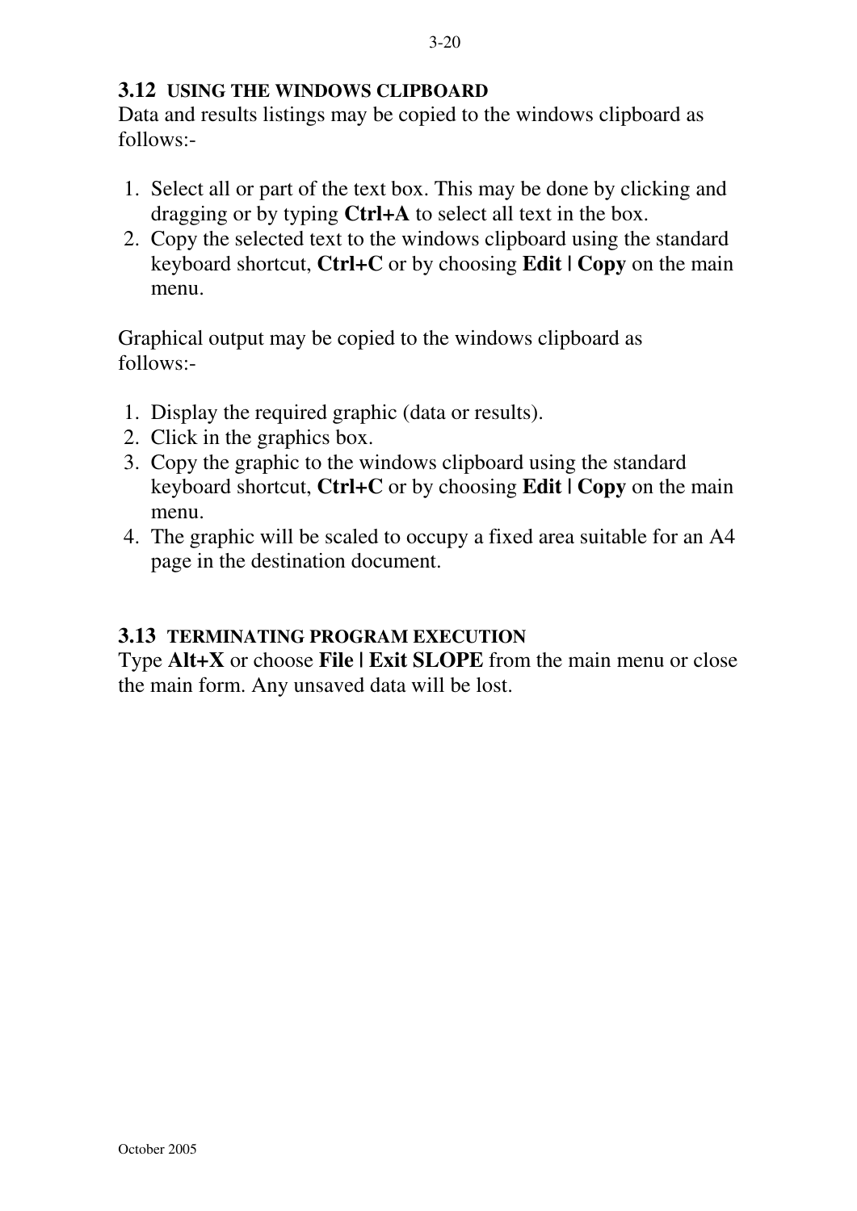## 3.12 USING THE WINDOWS CLIPBOARD

Data and results listings may be copied to the windows clipboard as follows:-

1. Select all or part of the text box. This may be done by clicking and dragging or by typing **Ctrl+A** to select all text in the box.
2. Copy the selected text to the windows clipboard using the standard keyboard shortcut, **Ctrl+C** or by choosing **Edit | Copy** on the main menu.

Graphical output may be copied to the windows clipboard as follows:-

1. Display the required graphic (data or results).
2. Click in the graphics box.
3. Copy the graphic to the windows clipboard using the standard keyboard shortcut, **Ctrl+C** or by choosing **Edit | Copy** on the main menu.
4. The graphic will be scaled to occupy a fixed area suitable for an A4 page in the destination document.

## 3.13 TERMINATING PROGRAM EXECUTION

Type **Alt+X** or choose **File | Exit SLOPE** from the main menu or close the main form. Any unsaved data will be lost.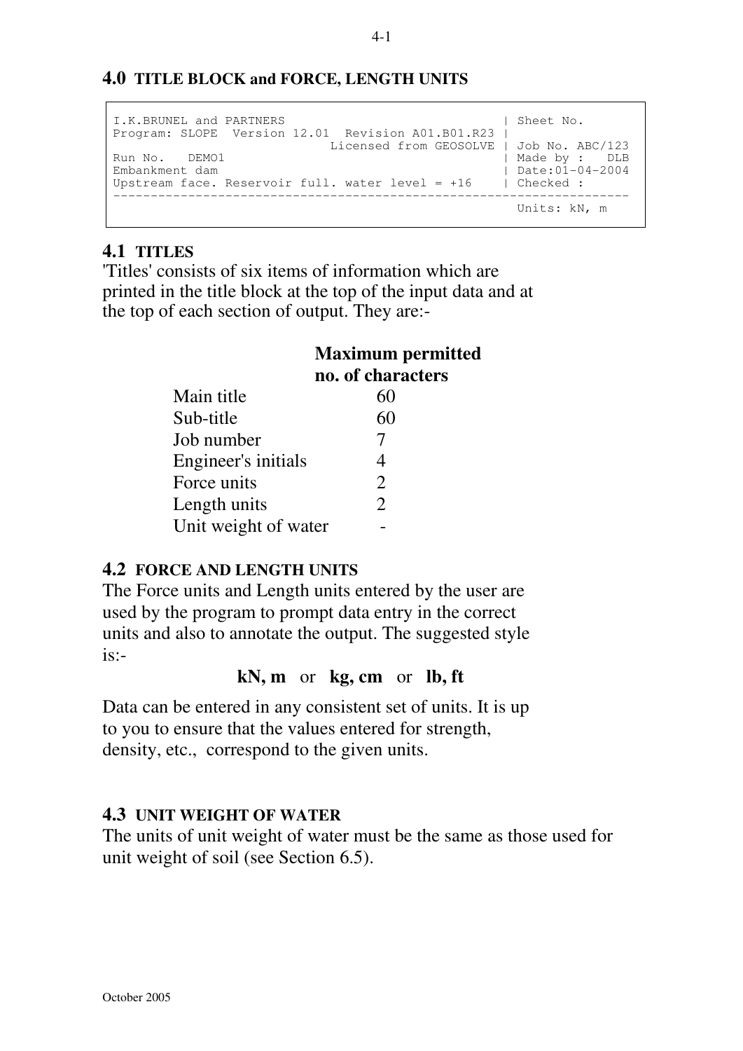## 4.0 TITLE BLOCK and FORCE, LENGTH UNITS

```
I.K.BRUNEL and PARTNERS                                | Sheet No.
Program: SLOPE  Version 12.01  Revision A01.B01.R23 |
                          Licensed from GEOSOLVE | Job No. ABC/123
Run No.   DEMO1                                        | Made by :   DLB
Embankment dam                                         | Date:01-04-2004
Upstream face. Reservoir full. water level = +16      | Checked :
---------------------------------------------------------------------
                                                         Units: kN, m
```

### 4.1 TITLES

'Titles' consists of six items of information which are printed in the title block at the top of the input data and at the top of each section of output. They are:-

| | Maximum permitted no. of characters |
|---|---|
| Main title | 60 |
| Sub-title | 60 |
| Job number | 7 |
| Engineer's initials | 4 |
| Force units | 2 |
| Length units | 2 |
| Unit weight of water | - |

### 4.2 FORCE AND LENGTH UNITS

The Force units and Length units entered by the user are used by the program to prompt data entry in the correct units and also to annotate the output. The suggested style is:-

**kN, m** or **kg, cm** or **lb, ft**

Data can be entered in any consistent set of units. It is up to you to ensure that the values entered for strength, density, etc., correspond to the given units.

### 4.3 UNIT WEIGHT OF WATER

The units of unit weight of water must be the same as those used for unit weight of soil (see Section 6.5).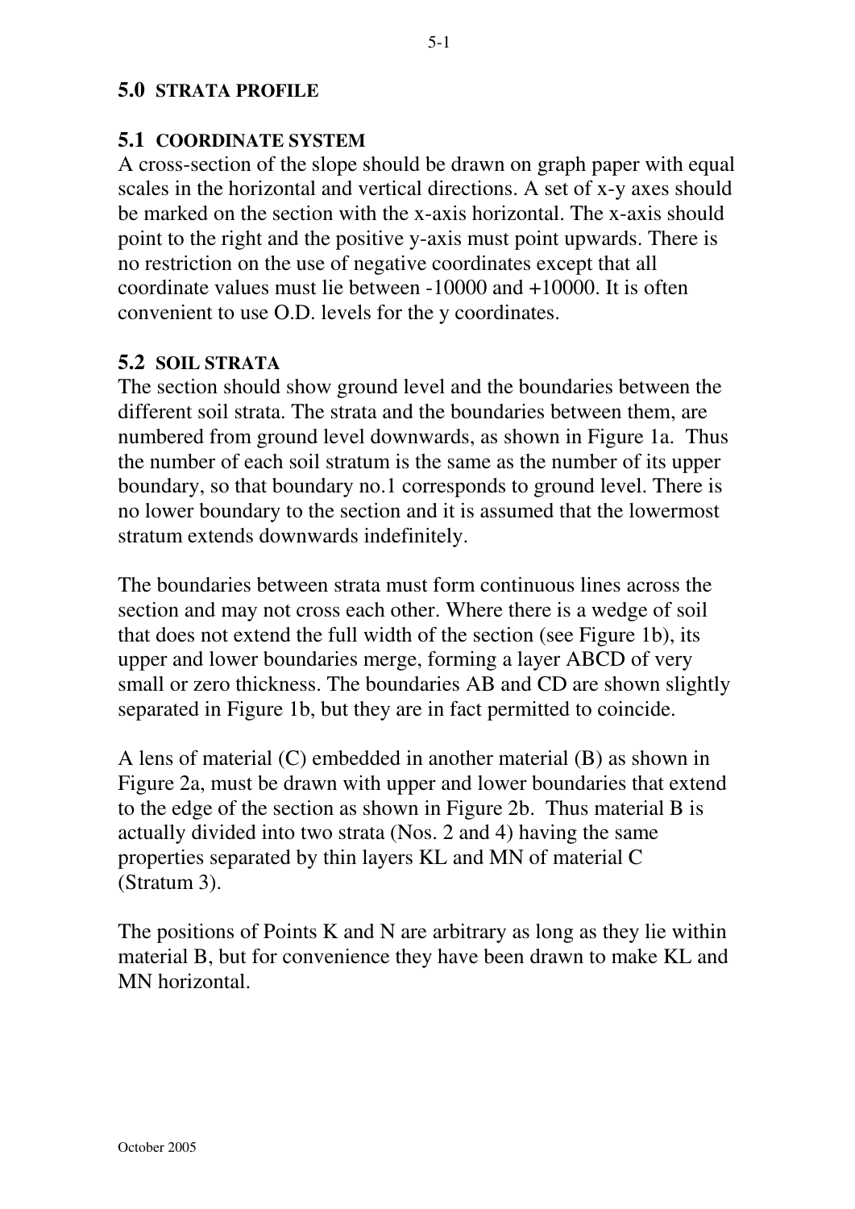## 5.0 STRATA PROFILE

### 5.1 COORDINATE SYSTEM

A cross-section of the slope should be drawn on graph paper with equal scales in the horizontal and vertical directions. A set of x-y axes should be marked on the section with the x-axis horizontal. The x-axis should point to the right and the positive y-axis must point upwards. There is no restriction on the use of negative coordinates except that all coordinate values must lie between -10000 and +10000. It is often convenient to use O.D. levels for the y coordinates.

### 5.2 SOIL STRATA

The section should show ground level and the boundaries between the different soil strata. The strata and the boundaries between them, are numbered from ground level downwards, as shown in Figure 1a. Thus the number of each soil stratum is the same as the number of its upper boundary, so that boundary no.1 corresponds to ground level. There is no lower boundary to the section and it is assumed that the lowermost stratum extends downwards indefinitely.

The boundaries between strata must form continuous lines across the section and may not cross each other. Where there is a wedge of soil that does not extend the full width of the section (see Figure 1b), its upper and lower boundaries merge, forming a layer ABCD of very small or zero thickness. The boundaries AB and CD are shown slightly separated in Figure 1b, but they are in fact permitted to coincide.

A lens of material (C) embedded in another material (B) as shown in Figure 2a, must be drawn with upper and lower boundaries that extend to the edge of the section as shown in Figure 2b. Thus material B is actually divided into two strata (Nos. 2 and 4) having the same properties separated by thin layers KL and MN of material C (Stratum 3).

The positions of Points K and N are arbitrary as long as they lie within material B, but for convenience they have been drawn to make KL and MN horizontal.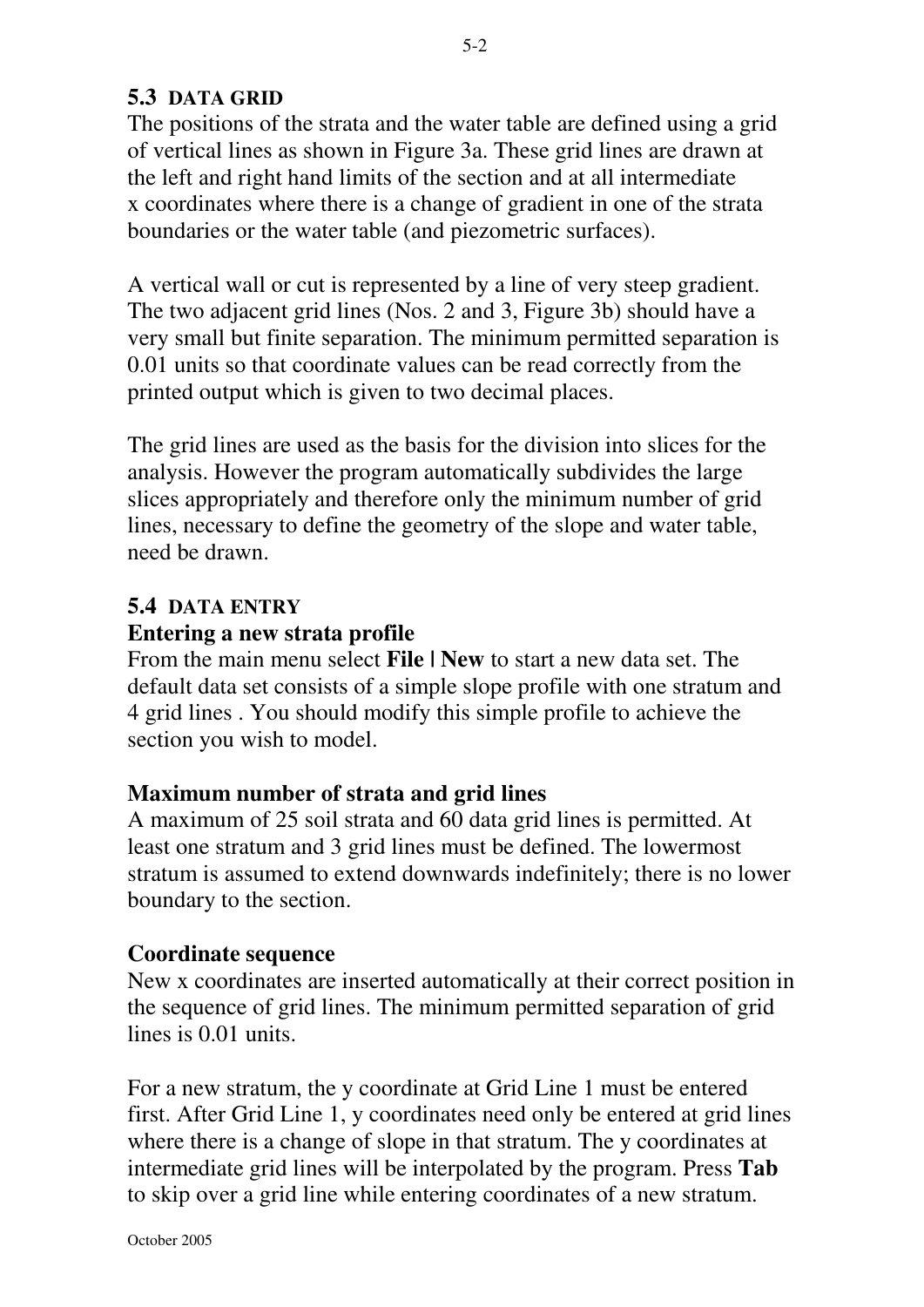## 5.3 DATA GRID

The positions of the strata and the water table are defined using a grid of vertical lines as shown in Figure 3a. These grid lines are drawn at the left and right hand limits of the section and at all intermediate x coordinates where there is a change of gradient in one of the strata boundaries or the water table (and piezometric surfaces).

A vertical wall or cut is represented by a line of very steep gradient. The two adjacent grid lines (Nos. 2 and 3, Figure 3b) should have a very small but finite separation. The minimum permitted separation is 0.01 units so that coordinate values can be read correctly from the printed output which is given to two decimal places.

The grid lines are used as the basis for the division into slices for the analysis. However the program automatically subdivides the large slices appropriately and therefore only the minimum number of grid lines, necessary to define the geometry of the slope and water table, need be drawn.

## 5.4 DATA ENTRY

### Entering a new strata profile

From the main menu select **File | New** to start a new data set. The default data set consists of a simple slope profile with one stratum and 4 grid lines . You should modify this simple profile to achieve the section you wish to model.

### Maximum number of strata and grid lines

A maximum of 25 soil strata and 60 data grid lines is permitted. At least one stratum and 3 grid lines must be defined. The lowermost stratum is assumed to extend downwards indefinitely; there is no lower boundary to the section.

### Coordinate sequence

New x coordinates are inserted automatically at their correct position in the sequence of grid lines. The minimum permitted separation of grid lines is 0.01 units.

For a new stratum, the y coordinate at Grid Line 1 must be entered first. After Grid Line 1, y coordinates need only be entered at grid lines where there is a change of slope in that stratum. The y coordinates at intermediate grid lines will be interpolated by the program. Press **Tab** to skip over a grid line while entering coordinates of a new stratum.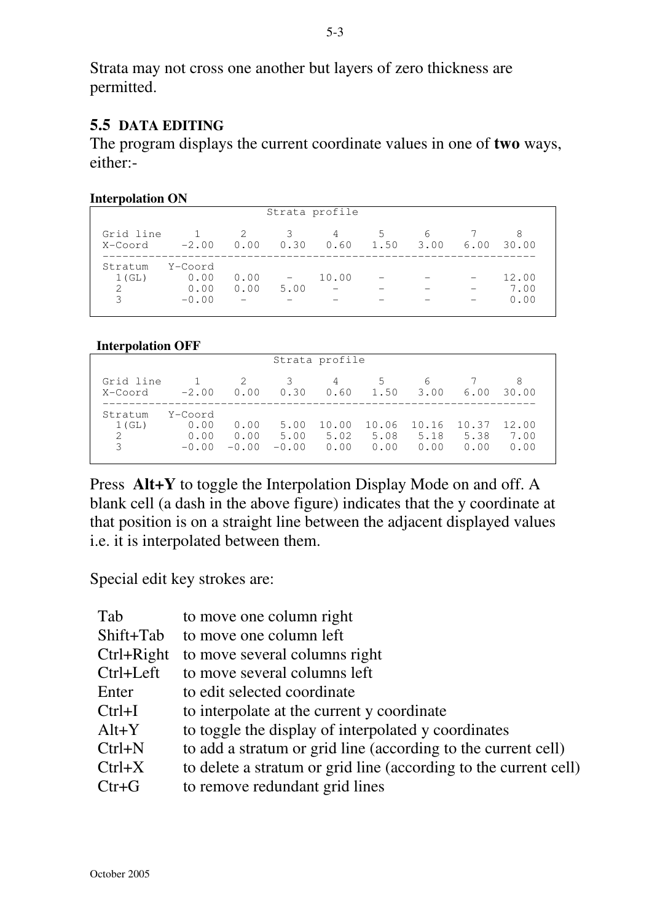Strata may not cross one another but layers of zero thickness are permitted.

## 5.5 DATA EDITING

The program displays the current coordinate values in one of **two** ways, either:-

**Interpolation ON**

```
                        Strata profile

Grid line     1      2      3      4      5      6      7      8
X-Coord     -2.00   0.00   0.30   0.60   1.50   3.00   6.00  30.00
-----------------------------------------------------------------
Stratum   Y-Coord
  1(GL)      0.00   0.00    -    10.00    -      -      -    12.00
  2          0.00   0.00   5.00    -      -      -      -     7.00
  3         -0.00    -      -      -      -      -      -     0.00
```

**Interpolation OFF**

```
                        Strata profile

Grid line     1      2      3      4      5      6      7      8
X-Coord     -2.00   0.00   0.30   0.60   1.50   3.00   6.00  30.00
-----------------------------------------------------------------
Stratum   Y-Coord
  1(GL)      0.00   0.00   5.00  10.00  10.06  10.16  10.37  12.00
  2          0.00   0.00   5.00   5.02   5.08   5.18   5.38   7.00
  3         -0.00  -0.00  -0.00   0.00   0.00   0.00   0.00   0.00
```

Press **Alt+Y** to toggle the Interpolation Display Mode on and off. A blank cell (a dash in the above figure) indicates that the y coordinate at that position is on a straight line between the adjacent displayed values i.e. it is interpolated between them.

Special edit key strokes are:

| | |
|---|---|
| Tab | to move one column right |
| Shift+Tab | to move one column left |
| Ctrl+Right | to move several columns right |
| Ctrl+Left | to move several columns left |
| Enter | to edit selected coordinate |
| Ctrl+I | to interpolate at the current y coordinate |
| Alt+Y | to toggle the display of interpolated y coordinates |
| Ctrl+N | to add a stratum or grid line (according to the current cell) |
| Ctrl+X | to delete a stratum or grid line (according to the current cell) |
| Ctr+G | to remove redundant grid lines |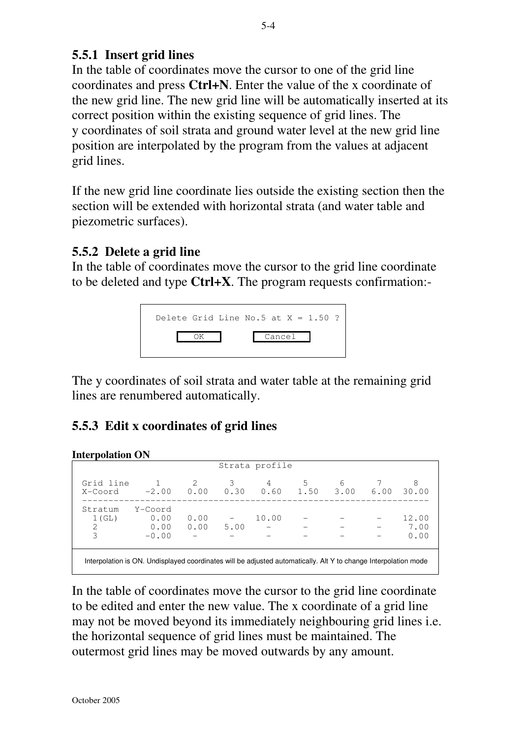### 5.5.1 Insert grid lines

In the table of coordinates move the cursor to one of the grid line coordinates and press **Ctrl+N**. Enter the value of the x coordinate of the new grid line. The new grid line will be automatically inserted at its correct position within the existing sequence of grid lines. The y coordinates of soil strata and ground water level at the new grid line position are interpolated by the program from the values at adjacent grid lines.

If the new grid line coordinate lies outside the existing section then the section will be extended with horizontal strata (and water table and piezometric surfaces).

### 5.5.2 Delete a grid line

In the table of coordinates move the cursor to the grid line coordinate to be deleted and type **Ctrl+X**. The program requests confirmation:-

```
Delete Grid Line No.5 at X = 1.50 ?
      OK            Cancel
```

The y coordinates of soil strata and water table at the remaining grid lines are renumbered automatically.

### 5.5.3 Edit x coordinates of grid lines

**Interpolation ON**

```
                          Strata profile

Grid line      1       2      3      4      5      6      7      8
X-Coord     -2.00    0.00   0.30   0.60   1.50   3.00   6.00  30.00
-------------------------------------------------------------------
Stratum   Y-Coord
  1(GL)      0.00    0.00    -    10.00    -      -      -    12.00
  2          0.00    0.00   5.00    -      -      -      -     7.00
  3         -0.00     -      -      -      -      -      -     0.00
```

Interpolation is ON. Undisplayed coordinates will be adjusted automatically. Alt Y to change Interpolation mode

In the table of coordinates move the cursor to the grid line coordinate to be edited and enter the new value. The x coordinate of a grid line may not be moved beyond its immediately neighbouring grid lines i.e. the horizontal sequence of grid lines must be maintained. The outermost grid lines may be moved outwards by any amount.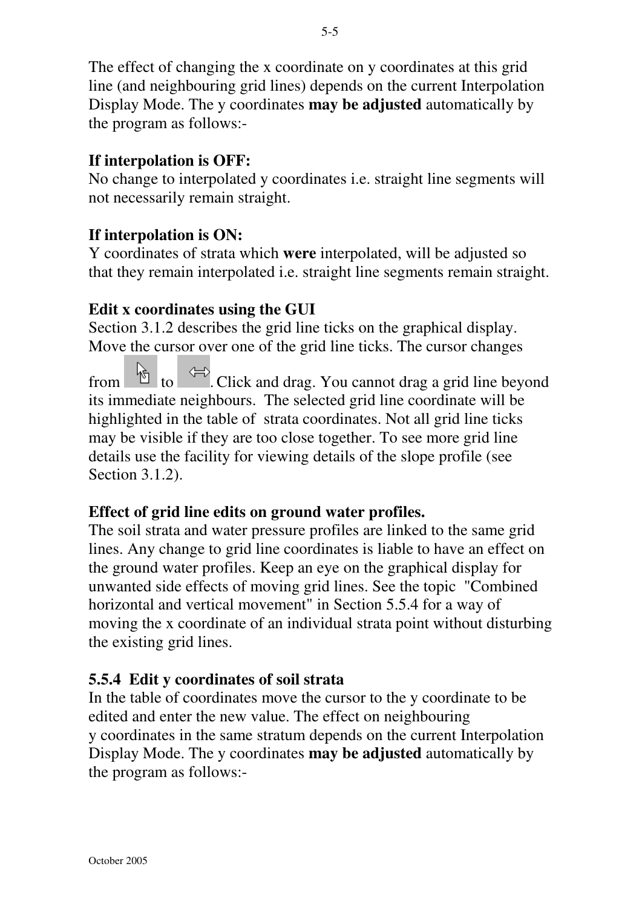The effect of changing the x coordinate on y coordinates at this grid line (and neighbouring grid lines) depends on the current Interpolation Display Mode. The y coordinates **may be adjusted** automatically by the program as follows:-

**If interpolation is OFF:**
No change to interpolated y coordinates i.e. straight line segments will not necessarily remain straight.

**If interpolation is ON:**
Y coordinates of strata which **were** interpolated, will be adjusted so that they remain interpolated i.e. straight line segments remain straight.

**Edit x coordinates using the GUI**
Section 3.1.2 describes the grid line ticks on the graphical display. Move the cursor over one of the grid line ticks. The cursor changes from to . Click and drag. You cannot drag a grid line beyond its immediate neighbours. The selected grid line coordinate will be highlighted in the table of strata coordinates. Not all grid line ticks may be visible if they are too close together. To see more grid line details use the facility for viewing details of the slope profile (see Section 3.1.2).

**Effect of grid line edits on ground water profiles.**
The soil strata and water pressure profiles are linked to the same grid lines. Any change to grid line coordinates is liable to have an effect on the ground water profiles. Keep an eye on the graphical display for unwanted side effects of moving grid lines. See the topic "Combined horizontal and vertical movement" in Section 5.5.4 for a way of moving the x coordinate of an individual strata point without disturbing the existing grid lines.

### 5.5.4 Edit y coordinates of soil strata

In the table of coordinates move the cursor to the y coordinate to be edited and enter the new value. The effect on neighbouring y coordinates in the same stratum depends on the current Interpolation Display Mode. The y coordinates **may be adjusted** automatically by the program as follows:-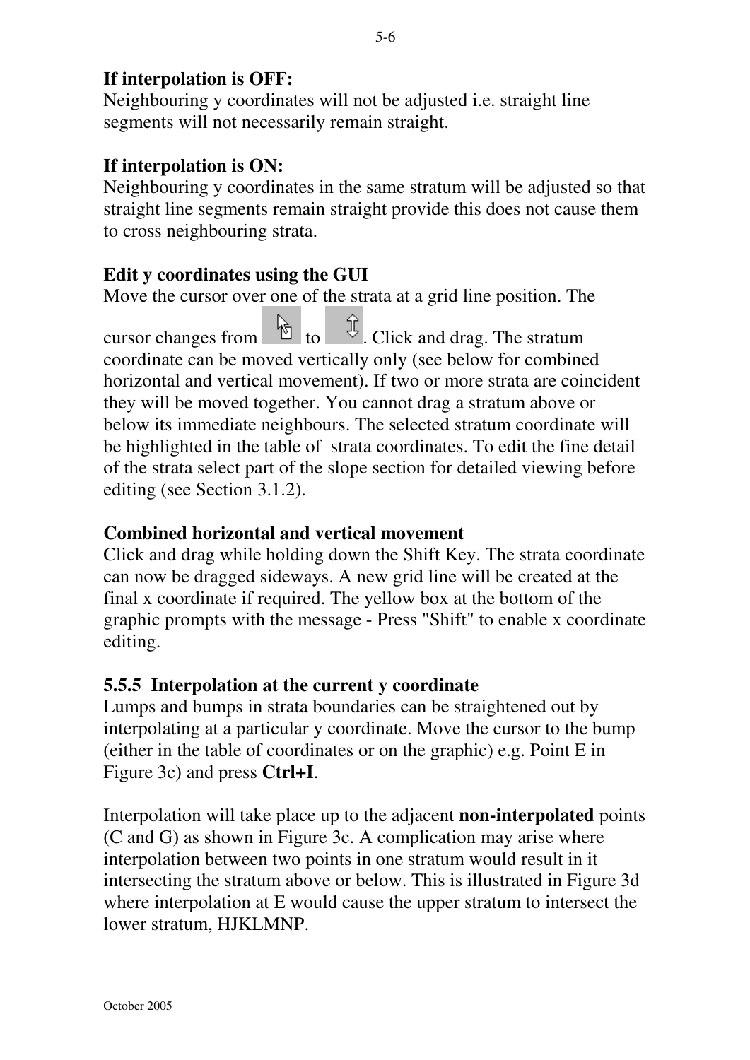**If interpolation is OFF:**
Neighbouring y coordinates will not be adjusted i.e. straight line segments will not necessarily remain straight.

**If interpolation is ON:**
Neighbouring y coordinates in the same stratum will be adjusted so that straight line segments remain straight provide this does not cause them to cross neighbouring strata.

**Edit y coordinates using the GUI**
Move the cursor over one of the strata at a grid line position. The cursor changes from to . Click and drag. The stratum coordinate can be moved vertically only (see below for combined horizontal and vertical movement). If two or more strata are coincident they will be moved together. You cannot drag a stratum above or below its immediate neighbours. The selected stratum coordinate will be highlighted in the table of strata coordinates. To edit the fine detail of the strata select part of the slope section for detailed viewing before editing (see Section 3.1.2).

**Combined horizontal and vertical movement**
Click and drag while holding down the Shift Key. The strata coordinate can now be dragged sideways. A new grid line will be created at the final x coordinate if required. The yellow box at the bottom of the graphic prompts with the message - Press "Shift" to enable x coordinate editing.

### 5.5.5 Interpolation at the current y coordinate

Lumps and bumps in strata boundaries can be straightened out by interpolating at a particular y coordinate. Move the cursor to the bump (either in the table of coordinates or on the graphic) e.g. Point E in Figure 3c) and press **Ctrl+I**.

Interpolation will take place up to the adjacent **non-interpolated** points (C and G) as shown in Figure 3c. A complication may arise where interpolation between two points in one stratum would result in it intersecting the stratum above or below. This is illustrated in Figure 3d where interpolation at E would cause the upper stratum to intersect the lower stratum, HJKLMNP.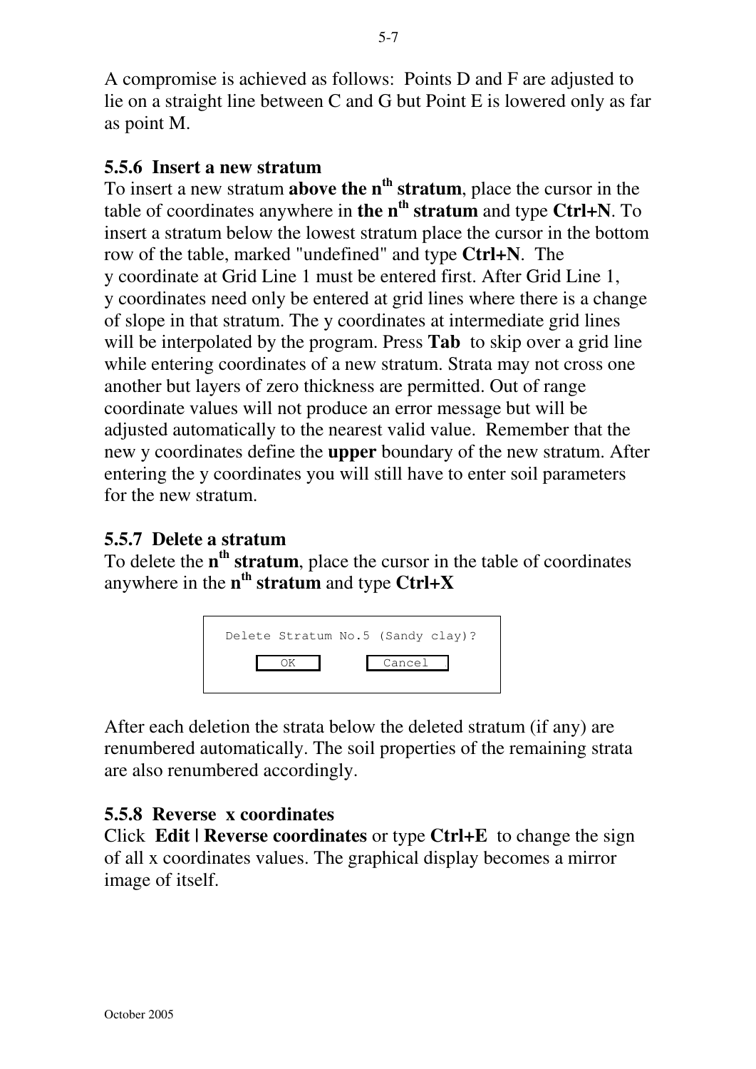A compromise is achieved as follows: Points D and F are adjusted to lie on a straight line between C and G but Point E is lowered only as far as point M.

### 5.5.6 Insert a new stratum

To insert a new stratum **above the $n^{th}$ stratum**, place the cursor in the table of coordinates anywhere in **the $n^{th}$ stratum** and type **Ctrl+N**. To insert a stratum below the lowest stratum place the cursor in the bottom row of the table, marked "undefined" and type **Ctrl+N**. The y coordinate at Grid Line 1 must be entered first. After Grid Line 1, y coordinates need only be entered at grid lines where there is a change of slope in that stratum. The y coordinates at intermediate grid lines will be interpolated by the program. Press **Tab** to skip over a grid line while entering coordinates of a new stratum. Strata may not cross one another but layers of zero thickness are permitted. Out of range coordinate values will not produce an error message but will be adjusted automatically to the nearest valid value. Remember that the new y coordinates define the **upper** boundary of the new stratum. After entering the y coordinates you will still have to enter soil parameters for the new stratum.

### 5.5.7 Delete a stratum

To delete the **$n^{th}$ stratum**, place the cursor in the table of coordinates anywhere in the **$n^{th}$ stratum** and type **Ctrl+X**

```
Delete Stratum No.5 (Sandy clay)?
      [ OK ]        [ Cancel ]
```

After each deletion the strata below the deleted stratum (if any) are renumbered automatically. The soil properties of the remaining strata are also renumbered accordingly.

### 5.5.8 Reverse x coordinates

Click **Edit | Reverse coordinates** or type **Ctrl+E** to change the sign of all x coordinates values. The graphical display becomes a mirror image of itself.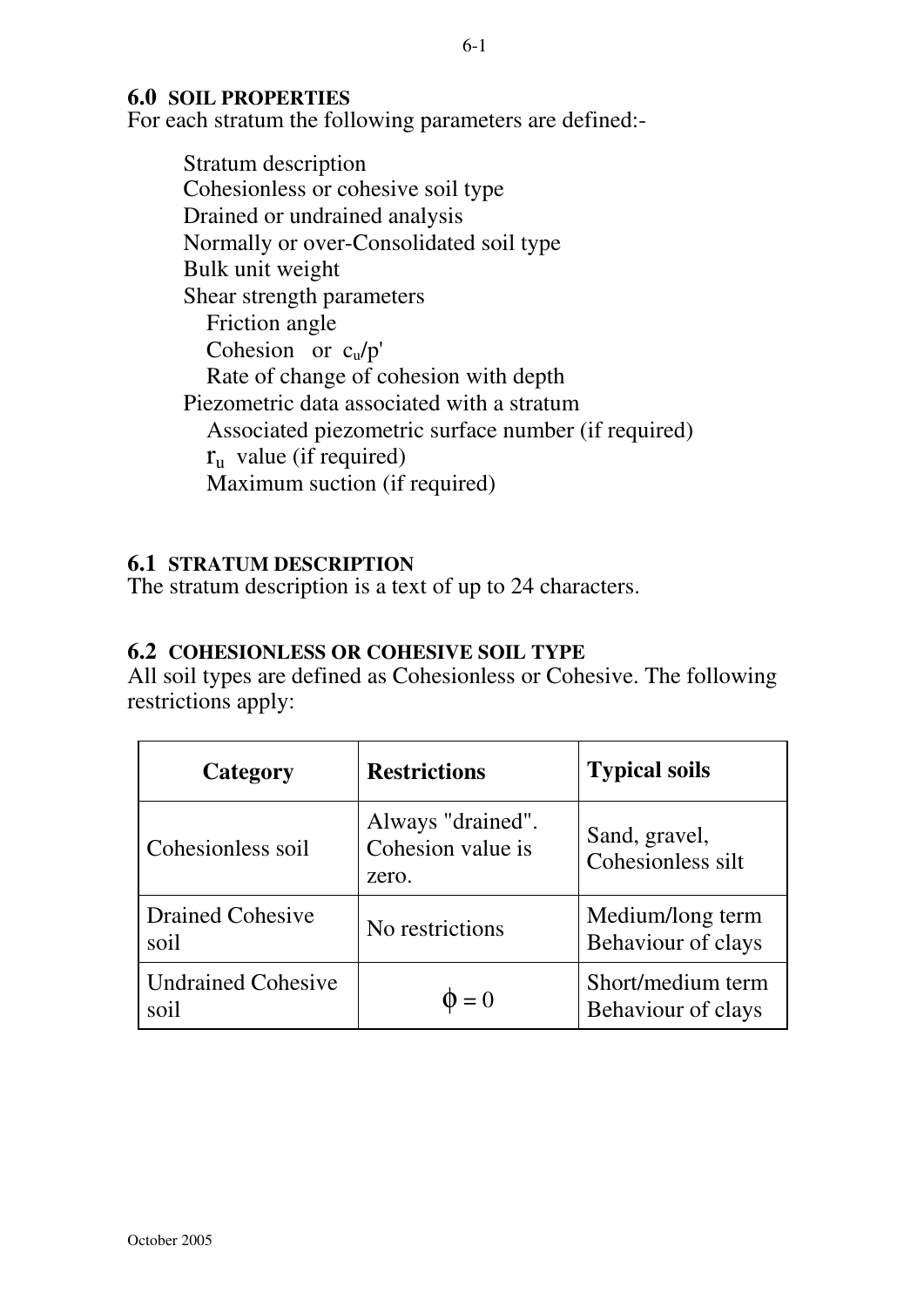## 6.0 SOIL PROPERTIES

For each stratum the following parameters are defined:-

- Stratum description
- Cohesionless or cohesive soil type
- Drained or undrained analysis
- Normally or over-Consolidated soil type
- Bulk unit weight
- Shear strength parameters
  - Friction angle
  - Cohesion or $c_u/p'$
  - Rate of change of cohesion with depth
- Piezometric data associated with a stratum
  - Associated piezometric surface number (if required)
  - $r_u$ value (if required)
  - Maximum suction (if required)

## 6.1 STRATUM DESCRIPTION

The stratum description is a text of up to 24 characters.

## 6.2 COHESIONLESS OR COHESIVE SOIL TYPE

All soil types are defined as Cohesionless or Cohesive. The following restrictions apply:

| Category | Restrictions | Typical soils |
|---|---|---|
| Cohesionless soil | Always "drained". Cohesion value is zero. | Sand, gravel, Cohesionless silt |
| Drained Cohesive soil | No restrictions | Medium/long term Behaviour of clays |
| Undrained Cohesive soil | $\phi = 0$ | Short/medium term Behaviour of clays |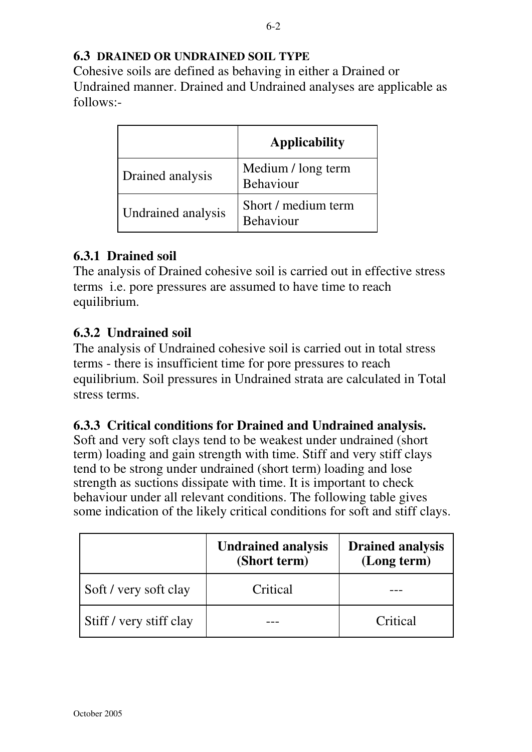## 6.3 DRAINED OR UNDRAINED SOIL TYPE

Cohesive soils are defined as behaving in either a Drained or Undrained manner. Drained and Undrained analyses are applicable as follows:-

| | **Applicability** |
|---|---|
| Drained analysis | Medium / long term Behaviour |
| Undrained analysis | Short / medium term Behaviour |

### 6.3.1 Drained soil

The analysis of Drained cohesive soil is carried out in effective stress terms i.e. pore pressures are assumed to have time to reach equilibrium.

### 6.3.2 Undrained soil

The analysis of Undrained cohesive soil is carried out in total stress terms - there is insufficient time for pore pressures to reach equilibrium. Soil pressures in Undrained strata are calculated in Total stress terms.

### 6.3.3 Critical conditions for Drained and Undrained analysis.

Soft and very soft clays tend to be weakest under undrained (short term) loading and gain strength with time. Stiff and very stiff clays tend to be strong under undrained (short term) loading and lose strength as suctions dissipate with time. It is important to check behaviour under all relevant conditions. The following table gives some indication of the likely critical conditions for soft and stiff clays.

| | **Undrained analysis (Short term)** | **Drained analysis (Long term)** |
|---|---|---|
| Soft / very soft clay | Critical | --- |
| Stiff / very stiff clay | --- | Critical |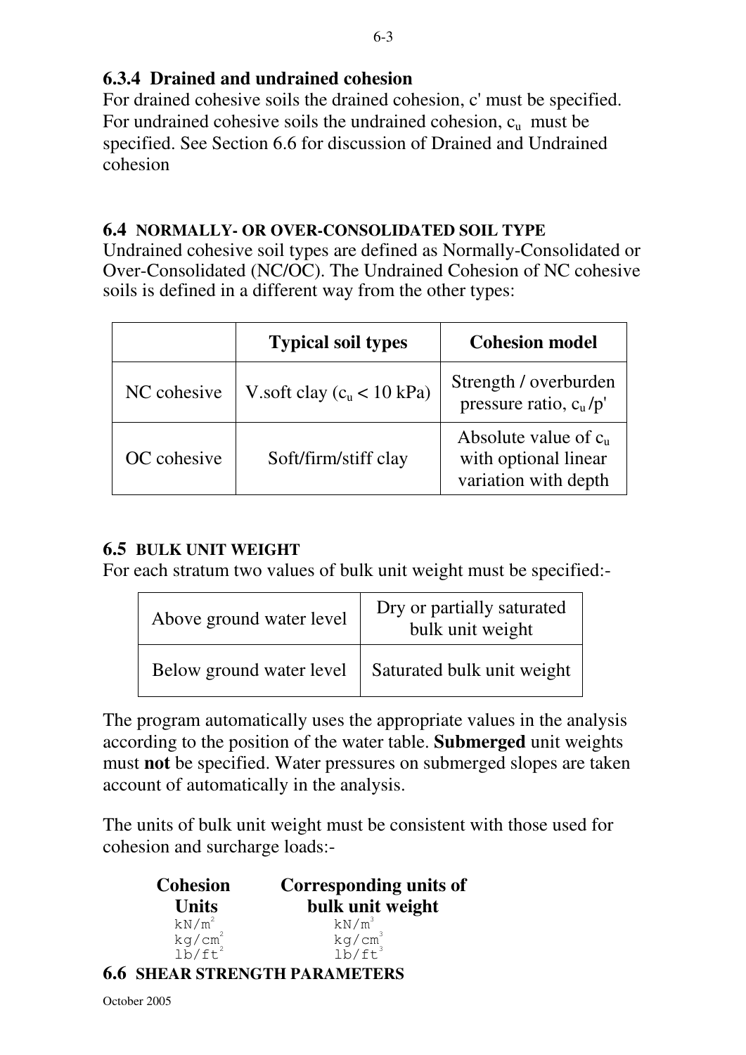### 6.3.4 Drained and undrained cohesion

For drained cohesive soils the drained cohesion, c' must be specified. For undrained cohesive soils the undrained cohesion, $c_u$ must be specified. See Section 6.6 for discussion of Drained and Undrained cohesion

## 6.4 NORMALLY- OR OVER-CONSOLIDATED SOIL TYPE

Undrained cohesive soil types are defined as Normally-Consolidated or Over-Consolidated (NC/OC). The Undrained Cohesion of NC cohesive soils is defined in a different way from the other types:

| | Typical soil types | Cohesion model |
|---|---|---|
| NC cohesive | V.soft clay ($c_u$ < 10 kPa) | Strength / overburden pressure ratio, $c_u/p'$ |
| OC cohesive | Soft/firm/stiff clay | Absolute value of $c_u$ with optional linear variation with depth |

## 6.5 BULK UNIT WEIGHT

For each stratum two values of bulk unit weight must be specified:-

| | |
|---|---|
| Above ground water level | Dry or partially saturated bulk unit weight |
| Below ground water level | Saturated bulk unit weight |

The program automatically uses the appropriate values in the analysis according to the position of the water table. **Submerged** unit weights must **not** be specified. Water pressures on submerged slopes are taken account of automatically in the analysis.

The units of bulk unit weight must be consistent with those used for cohesion and surcharge loads:-

| Cohesion Units | Corresponding units of bulk unit weight |
|---|---|
| $kN/m^2$ | $kN/m^3$ |
| $kg/cm^2$ | $kg/cm^3$ |
| $lb/ft^2$ | $lb/ft^3$ |

## 6.6 SHEAR STRENGTH PARAMETERS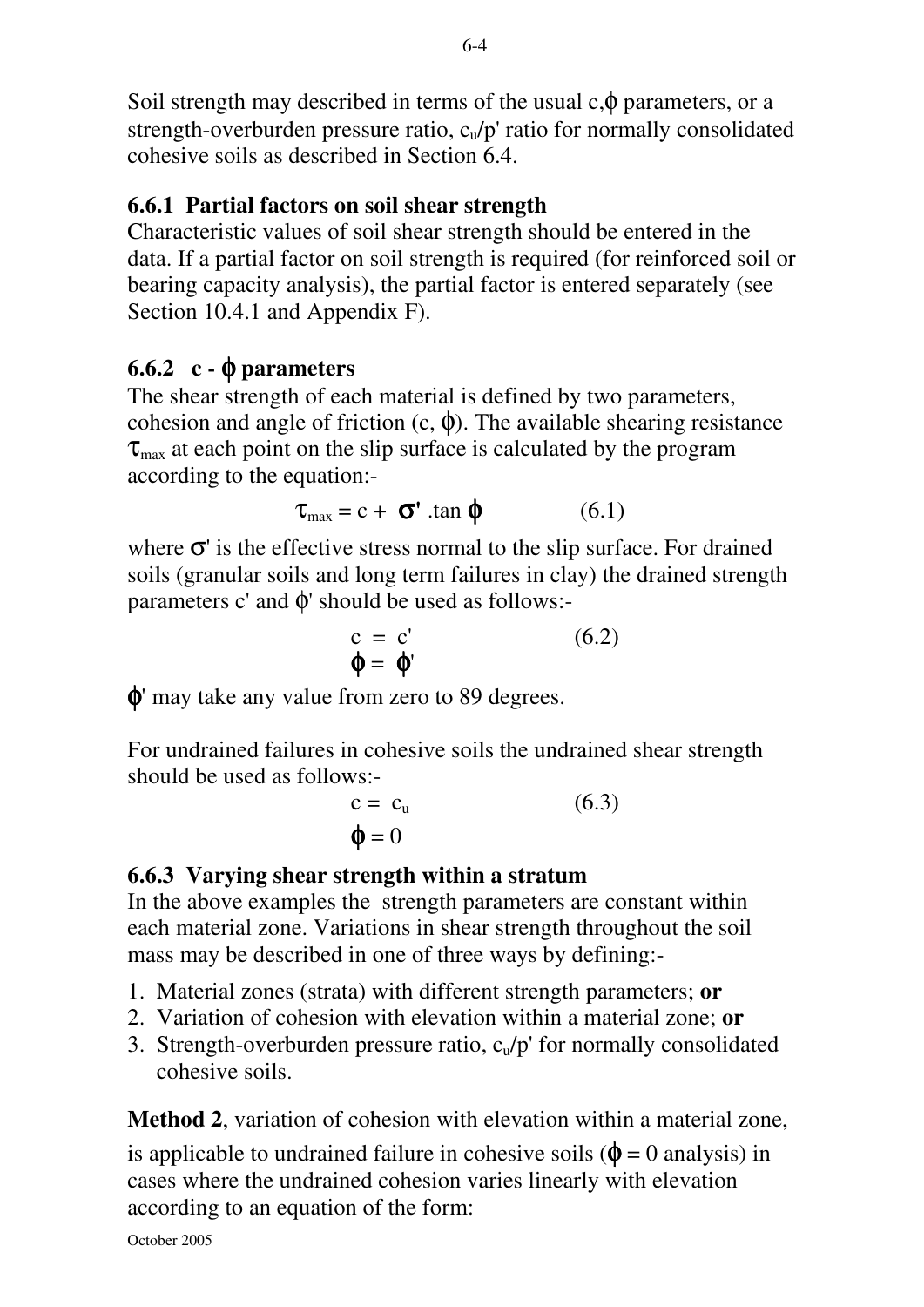Soil strength may described in terms of the usual c,$\phi$ parameters, or a strength-overburden pressure ratio, $c_u/p'$ ratio for normally consolidated cohesive soils as described in Section 6.4.

### 6.6.1 Partial factors on soil shear strength

Characteristic values of soil shear strength should be entered in the data. If a partial factor on soil strength is required (for reinforced soil or bearing capacity analysis), the partial factor is entered separately (see Section 10.4.1 and Appendix F).

### 6.6.2 c - $\phi$ parameters

The shear strength of each material is defined by two parameters, cohesion and angle of friction (c, $\phi$). The available shearing resistance $\tau_{max}$ at each point on the slip surface is calculated by the program according to the equation:-

$$\tau_{max} = c + \sigma' .\tan \phi \qquad (6.1)$$

where $\sigma'$ is the effective stress normal to the slip surface. For drained soils (granular soils and long term failures in clay) the drained strength parameters c' and $\phi'$ should be used as follows:-

$$c = c' \qquad (6.2)$$
$$\phi = \phi'$$

$\phi'$ may take any value from zero to 89 degrees.

For undrained failures in cohesive soils the undrained shear strength should be used as follows:-

$$c = c_u \qquad (6.3)$$
$$\phi = 0$$

### 6.6.3 Varying shear strength within a stratum

In the above examples the strength parameters are constant within each material zone. Variations in shear strength throughout the soil mass may be described in one of three ways by defining:-

1. Material zones (strata) with different strength parameters; **or**
2. Variation of cohesion with elevation within a material zone; **or**
3. Strength-overburden pressure ratio, $c_u/p'$ for normally consolidated cohesive soils.

**Method 2**, variation of cohesion with elevation within a material zone, is applicable to undrained failure in cohesive soils ($\phi = 0$ analysis) in cases where the undrained cohesion varies linearly with elevation according to an equation of the form: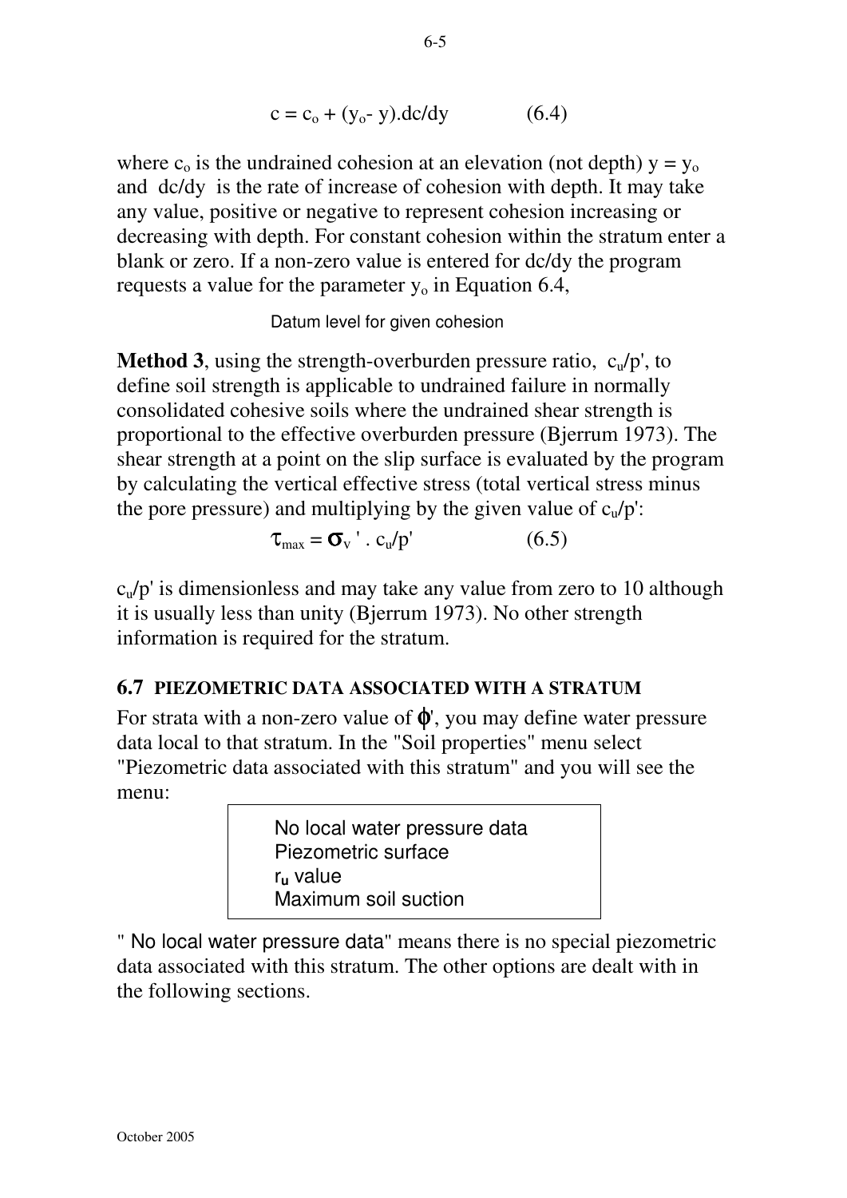$$c = c_o + (y_o - y).dc/dy \qquad (6.4)$$

where $c_o$ is the undrained cohesion at an elevation (not depth) $y = y_o$ and $dc/dy$ is the rate of increase of cohesion with depth. It may take any value, positive or negative to represent cohesion increasing or decreasing with depth. For constant cohesion within the stratum enter a blank or zero. If a non-zero value is entered for dc/dy the program requests a value for the parameter $y_o$ in Equation 6.4,

Datum level for given cohesion

**Method 3**, using the strength-overburden pressure ratio, $c_u/p'$, to define soil strength is applicable to undrained failure in normally consolidated cohesive soils where the undrained shear strength is proportional to the effective overburden pressure (Bjerrum 1973). The shear strength at a point on the slip surface is evaluated by the program by calculating the vertical effective stress (total vertical stress minus the pore pressure) and multiplying by the given value of $c_u/p'$:

$$\tau_{max} = \sigma_v' \,.\, c_u/p' \qquad (6.5)$$

$c_u/p'$ is dimensionless and may take any value from zero to 10 although it is usually less than unity (Bjerrum 1973). No other strength information is required for the stratum.

### 6.7 PIEZOMETRIC DATA ASSOCIATED WITH A STRATUM

For strata with a non-zero value of $\phi'$, you may define water pressure data local to that stratum. In the "Soil properties" menu select "Piezometric data associated with this stratum" and you will see the menu:

No local water pressure data
Piezometric surface
$r_u$ value
Maximum soil suction

" No local water pressure data" means there is no special piezometric data associated with this stratum. The other options are dealt with in the following sections.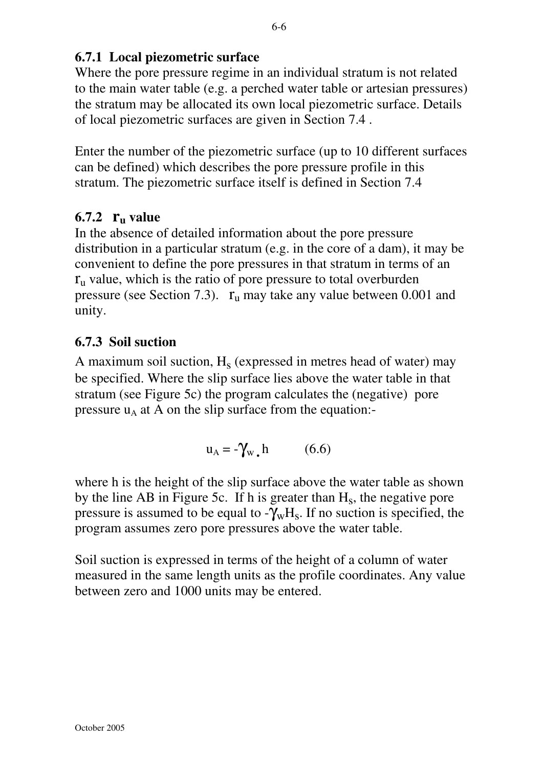### 6.7.1 Local piezometric surface

Where the pore pressure regime in an individual stratum is not related to the main water table (e.g. a perched water table or artesian pressures) the stratum may be allocated its own local piezometric surface. Details of local piezometric surfaces are given in Section 7.4 .

Enter the number of the piezometric surface (up to 10 different surfaces can be defined) which describes the pore pressure profile in this stratum. The piezometric surface itself is defined in Section 7.4

### 6.7.2 $r_u$ value

In the absence of detailed information about the pore pressure distribution in a particular stratum (e.g. in the core of a dam), it may be convenient to define the pore pressures in that stratum in terms of an $r_u$ value, which is the ratio of pore pressure to total overburden pressure (see Section 7.3). $r_u$ may take any value between 0.001 and unity.

### 6.7.3 Soil suction

A maximum soil suction, $H_S$ (expressed in metres head of water) may be specified. Where the slip surface lies above the water table in that stratum (see Figure 5c) the program calculates the (negative) pore pressure $u_A$ at A on the slip surface from the equation:-

$$u_A = -\gamma_w . h \qquad (6.6)$$

where h is the height of the slip surface above the water table as shown by the line AB in Figure 5c. If h is greater than $H_S$, the negative pore pressure is assumed to be equal to $-\gamma_w H_S$. If no suction is specified, the program assumes zero pore pressures above the water table.

Soil suction is expressed in terms of the height of a column of water measured in the same length units as the profile coordinates. Any value between zero and 1000 units may be entered.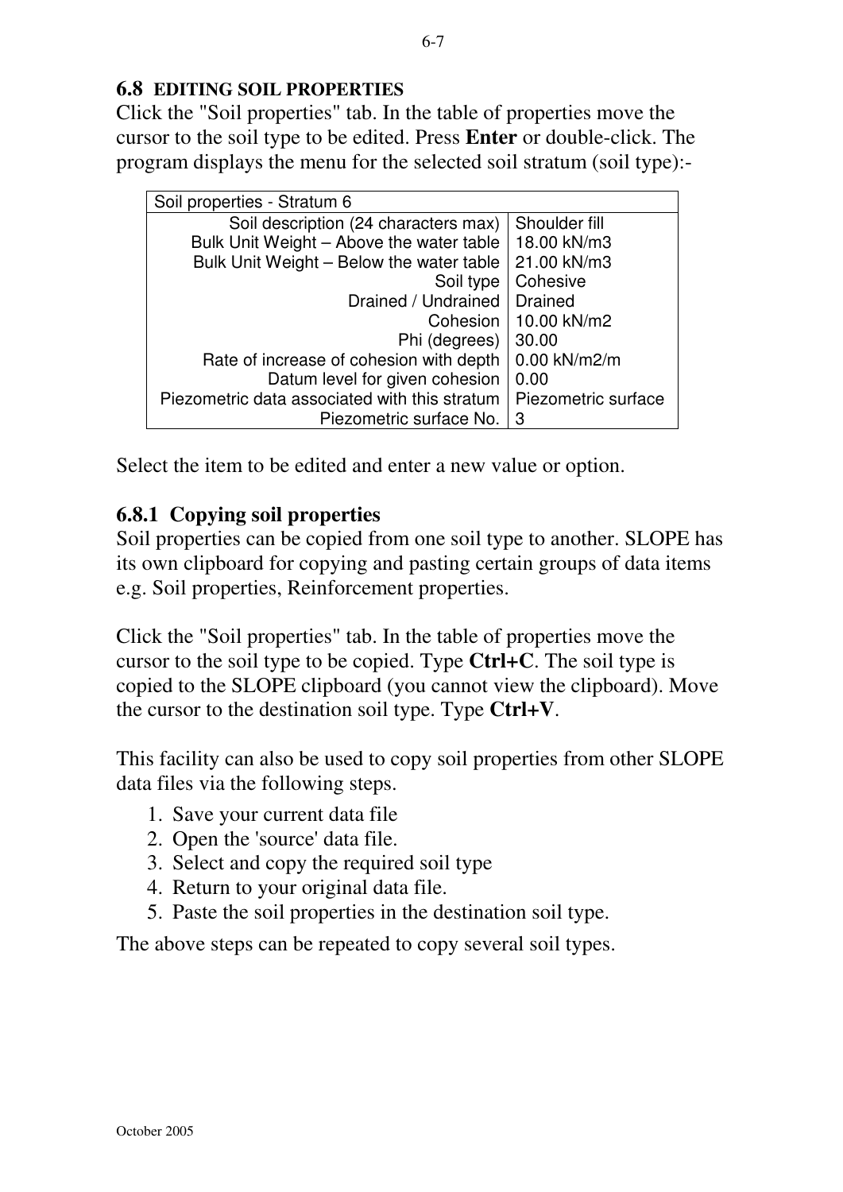## 6.8 EDITING SOIL PROPERTIES

Click the "Soil properties" tab. In the table of properties move the cursor to the soil type to be edited. Press **Enter** or double-click. The program displays the menu for the selected soil stratum (soil type):-

| Soil properties - Stratum 6 | |
|---|---|
| Soil description (24 characters max) | Shoulder fill |
| Bulk Unit Weight – Above the water table | 18.00 kN/m3 |
| Bulk Unit Weight – Below the water table | 21.00 kN/m3 |
| Soil type | Cohesive |
| Drained / Undrained | Drained |
| Cohesion | 10.00 kN/m2 |
| Phi (degrees) | 30.00 |
| Rate of increase of cohesion with depth | 0.00 kN/m2/m |
| Datum level for given cohesion | 0.00 |
| Piezometric data associated with this stratum | Piezometric surface |
| Piezometric surface No. | 3 |

Select the item to be edited and enter a new value or option.

### 6.8.1 Copying soil properties

Soil properties can be copied from one soil type to another. SLOPE has its own clipboard for copying and pasting certain groups of data items e.g. Soil properties, Reinforcement properties.

Click the "Soil properties" tab. In the table of properties move the cursor to the soil type to be copied. Type **Ctrl+C**. The soil type is copied to the SLOPE clipboard (you cannot view the clipboard). Move the cursor to the destination soil type. Type **Ctrl+V**.

This facility can also be used to copy soil properties from other SLOPE data files via the following steps.

1. Save your current data file
2. Open the 'source' data file.
3. Select and copy the required soil type
4. Return to your original data file.
5. Paste the soil properties in the destination soil type.

The above steps can be repeated to copy several soil types.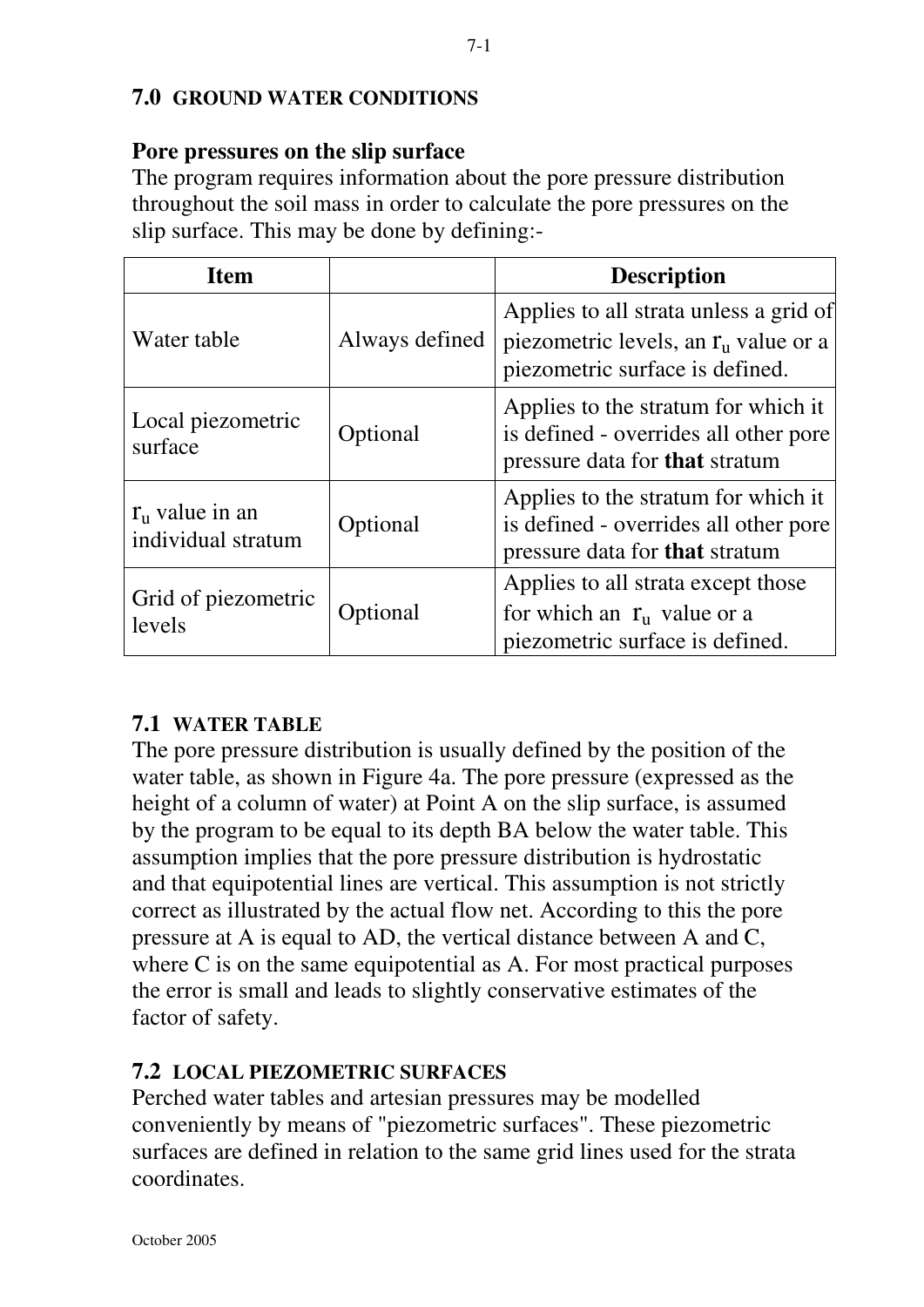## 7.0 GROUND WATER CONDITIONS

### Pore pressures on the slip surface

The program requires information about the pore pressure distribution throughout the soil mass in order to calculate the pore pressures on the slip surface. This may be done by defining:-

| Item | | Description |
|---|---|---|
| Water table | Always defined | Applies to all strata unless a grid of piezometric levels, an $r_u$ value or a piezometric surface is defined. |
| Local piezometric surface | Optional | Applies to the stratum for which it is defined - overrides all other pore pressure data for **that** stratum |
| $r_u$ value in an individual stratum | Optional | Applies to the stratum for which it is defined - overrides all other pore pressure data for **that** stratum |
| Grid of piezometric levels | Optional | Applies to all strata except those for which an $r_u$ value or a piezometric surface is defined. |

## 7.1 WATER TABLE

The pore pressure distribution is usually defined by the position of the water table, as shown in Figure 4a. The pore pressure (expressed as the height of a column of water) at Point A on the slip surface, is assumed by the program to be equal to its depth BA below the water table. This assumption implies that the pore pressure distribution is hydrostatic and that equipotential lines are vertical. This assumption is not strictly correct as illustrated by the actual flow net. According to this the pore pressure at A is equal to AD, the vertical distance between A and C, where C is on the same equipotential as A. For most practical purposes the error is small and leads to slightly conservative estimates of the factor of safety.

## 7.2 LOCAL PIEZOMETRIC SURFACES

Perched water tables and artesian pressures may be modelled conveniently by means of "piezometric surfaces". These piezometric surfaces are defined in relation to the same grid lines used for the strata coordinates.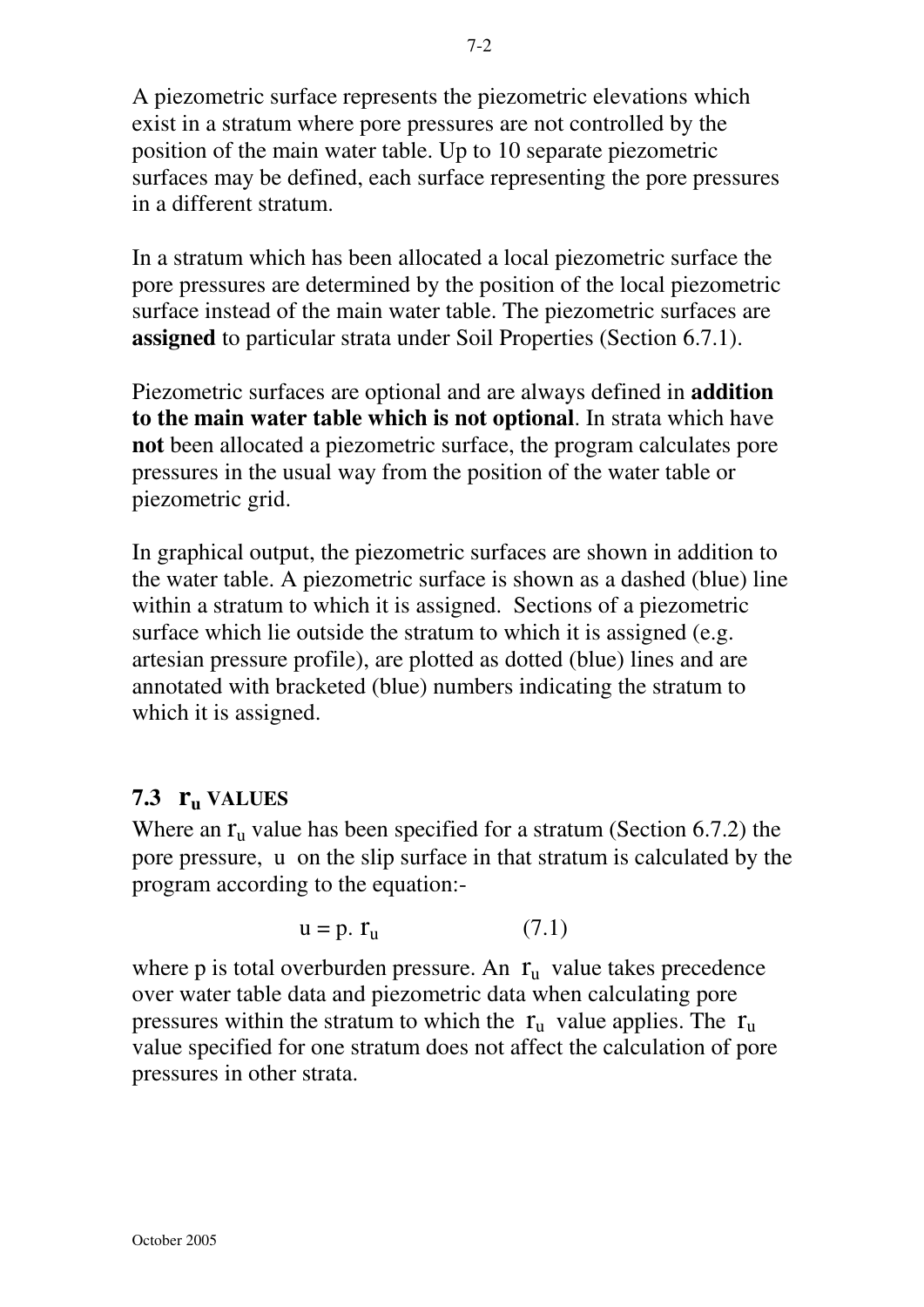A piezometric surface represents the piezometric elevations which exist in a stratum where pore pressures are not controlled by the position of the main water table. Up to 10 separate piezometric surfaces may be defined, each surface representing the pore pressures in a different stratum.

In a stratum which has been allocated a local piezometric surface the pore pressures are determined by the position of the local piezometric surface instead of the main water table. The piezometric surfaces are **assigned** to particular strata under Soil Properties (Section 6.7.1).

Piezometric surfaces are optional and are always defined in **addition to the main water table which is not optional**. In strata which have **not** been allocated a piezometric surface, the program calculates pore pressures in the usual way from the position of the water table or piezometric grid.

In graphical output, the piezometric surfaces are shown in addition to the water table. A piezometric surface is shown as a dashed (blue) line within a stratum to which it is assigned. Sections of a piezometric surface which lie outside the stratum to which it is assigned (e.g. artesian pressure profile), are plotted as dotted (blue) lines and are annotated with bracketed (blue) numbers indicating the stratum to which it is assigned.

## 7.3 $r_u$ VALUES

Where an $r_u$ value has been specified for a stratum (Section 6.7.2) the pore pressure, $u$ on the slip surface in that stratum is calculated by the program according to the equation:-

$$u = p.\, r_u \qquad (7.1)$$

where p is total overburden pressure. An $r_u$ value takes precedence over water table data and piezometric data when calculating pore pressures within the stratum to which the $r_u$ value applies. The $r_u$ value specified for one stratum does not affect the calculation of pore pressures in other strata.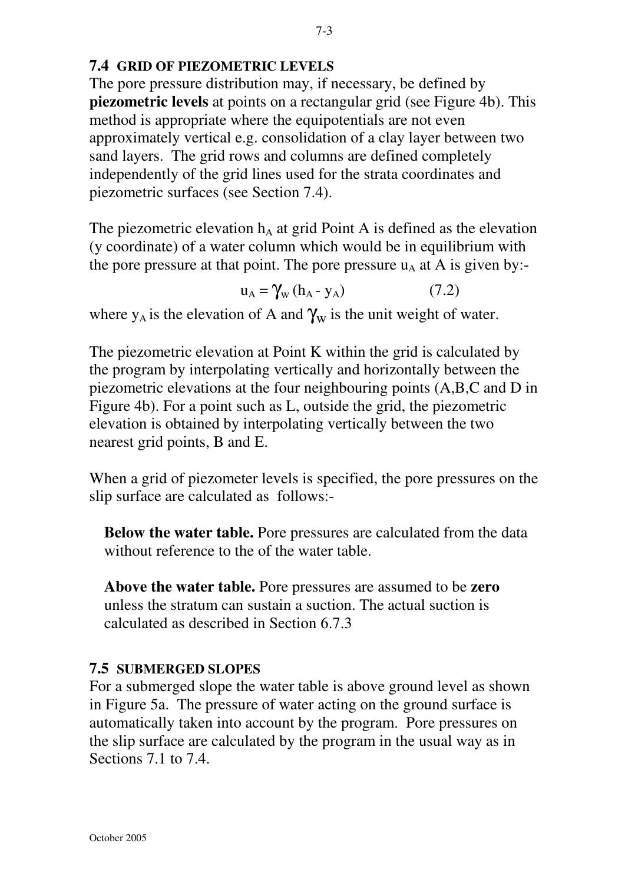## 7.4 GRID OF PIEZOMETRIC LEVELS

The pore pressure distribution may, if necessary, be defined by **piezometric levels** at points on a rectangular grid (see Figure 4b). This method is appropriate where the equipotentials are not even approximately vertical e.g. consolidation of a clay layer between two sand layers. The grid rows and columns are defined completely independently of the grid lines used for the strata coordinates and piezometric surfaces (see Section 7.4).

The piezometric elevation $h_A$ at grid Point A is defined as the elevation (y coordinate) of a water column which would be in equilibrium with the pore pressure at that point. The pore pressure $u_A$ at A is given by:-

$$u_A = \gamma_w (h_A - y_A) \qquad (7.2)$$

where $y_A$ is the elevation of A and $\gamma_w$ is the unit weight of water.

The piezometric elevation at Point K within the grid is calculated by the program by interpolating vertically and horizontally between the piezometric elevations at the four neighbouring points (A,B,C and D in Figure 4b). For a point such as L, outside the grid, the piezometric elevation is obtained by interpolating vertically between the two nearest grid points, B and E.

When a grid of piezometer levels is specified, the pore pressures on the slip surface are calculated as follows:-

**Below the water table.** Pore pressures are calculated from the data without reference to the of the water table.

**Above the water table.** Pore pressures are assumed to be **zero** unless the stratum can sustain a suction. The actual suction is calculated as described in Section 6.7.3

## 7.5 SUBMERGED SLOPES

For a submerged slope the water table is above ground level as shown in Figure 5a. The pressure of water acting on the ground surface is automatically taken into account by the program. Pore pressures on the slip surface are calculated by the program in the usual way as in Sections 7.1 to 7.4.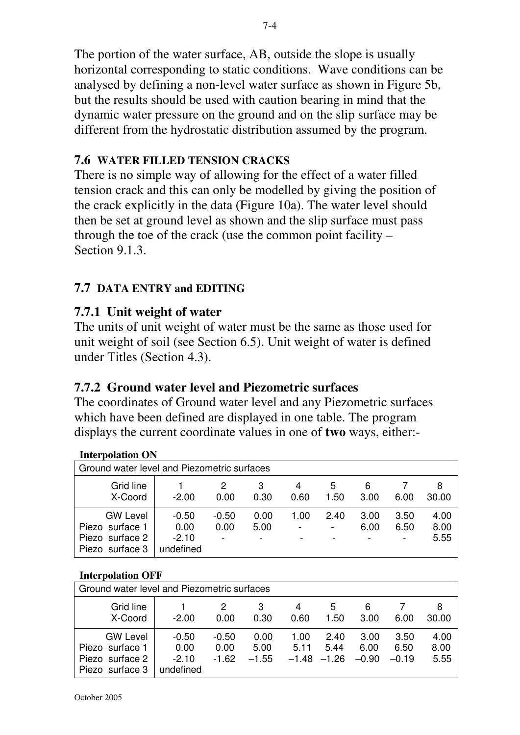The portion of the water surface, AB, outside the slope is usually horizontal corresponding to static conditions. Wave conditions can be analysed by defining a non-level water surface as shown in Figure 5b, but the results should be used with caution bearing in mind that the dynamic water pressure on the ground and on the slip surface may be different from the hydrostatic distribution assumed by the program.

### 7.6 WATER FILLED TENSION CRACKS

There is no simple way of allowing for the effect of a water filled tension crack and this can only be modelled by giving the position of the crack explicitly in the data (Figure 10a). The water level should then be set at ground level as shown and the slip surface must pass through the toe of the crack (use the common point facility – Section 9.1.3.

### 7.7 DATA ENTRY and EDITING

#### 7.7.1 Unit weight of water

The units of unit weight of water must be the same as those used for unit weight of soil (see Section 6.5). Unit weight of water is defined under Titles (Section 4.3).

#### 7.7.2 Ground water level and Piezometric surfaces

The coordinates of Ground water level and any Piezometric surfaces which have been defined are displayed in one table. The program displays the current coordinate values in one of **two** ways, either:-

**Interpolation ON**

Ground water level and Piezometric surfaces

| Grid line<br>X-Coord | 1<br>-2.00 | 2<br>0.00 | 3<br>0.30 | 4<br>0.60 | 5<br>1.50 | 6<br>3.00 | 7<br>6.00 | 8<br>30.00 |
|---|---|---|---|---|---|---|---|---|
| GW Level | -0.50 | -0.50 | 0.00 | 1.00 | 2.40 | 3.00 | 3.50 | 4.00 |
| Piezo surface 1 | 0.00 | 0.00 | 5.00 | - | - | 6.00 | 6.50 | 8.00 |
| Piezo surface 2 | -2.10 | - | - | - | - | - | - | 5.55 |
| Piezo surface 3 | undefined | | | | | | | |

**Interpolation OFF**

Ground water level and Piezometric surfaces

| Grid line<br>X-Coord | 1<br>-2.00 | 2<br>0.00 | 3<br>0.30 | 4<br>0.60 | 5<br>1.50 | 6<br>3.00 | 7<br>6.00 | 8<br>30.00 |
|---|---|---|---|---|---|---|---|---|
| GW Level | -0.50 | -0.50 | 0.00 | 1.00 | 2.40 | 3.00 | 3.50 | 4.00 |
| Piezo surface 1 | 0.00 | 0.00 | 5.00 | 5.11 | 5.44 | 6.00 | 6.50 | 8.00 |
| Piezo surface 2 | -2.10 | -1.62 | –1.55 | –1.48 | –1.26 | –0.90 | –0.19 | 5.55 |
| Piezo surface 3 | undefined | | | | | | | |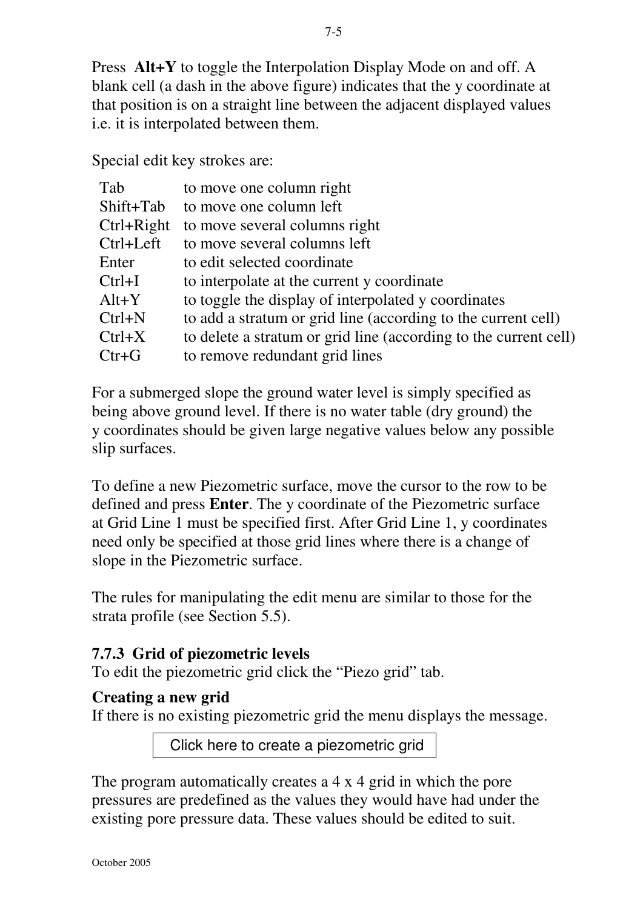Press **Alt+Y** to toggle the Interpolation Display Mode on and off. A blank cell (a dash in the above figure) indicates that the y coordinate at that position is on a straight line between the adjacent displayed values i.e. it is interpolated between them.

Special edit key strokes are:

| | |
|---|---|
| Tab | to move one column right |
| Shift+Tab | to move one column left |
| Ctrl+Right | to move several columns right |
| Ctrl+Left | to move several columns left |
| Enter | to edit selected coordinate |
| Ctrl+I | to interpolate at the current y coordinate |
| Alt+Y | to toggle the display of interpolated y coordinates |
| Ctrl+N | to add a stratum or grid line (according to the current cell) |
| Ctrl+X | to delete a stratum or grid line (according to the current cell) |
| Ctr+G | to remove redundant grid lines |

For a submerged slope the ground water level is simply specified as being above ground level. If there is no water table (dry ground) the y coordinates should be given large negative values below any possible slip surfaces.

To define a new Piezometric surface, move the cursor to the row to be defined and press **Enter**. The y coordinate of the Piezometric surface at Grid Line 1 must be specified first. After Grid Line 1, y coordinates need only be specified at those grid lines where there is a change of slope in the Piezometric surface.

The rules for manipulating the edit menu are similar to those for the strata profile (see Section 5.5).

### 7.7.3 Grid of piezometric levels

To edit the piezometric grid click the "Piezo grid" tab.

**Creating a new grid**

If there is no existing piezometric grid the menu displays the message.

Click here to create a piezometric grid

The program automatically creates a 4 x 4 grid in which the pore pressures are predefined as the values they would have had under the existing pore pressure data. These values should be edited to suit.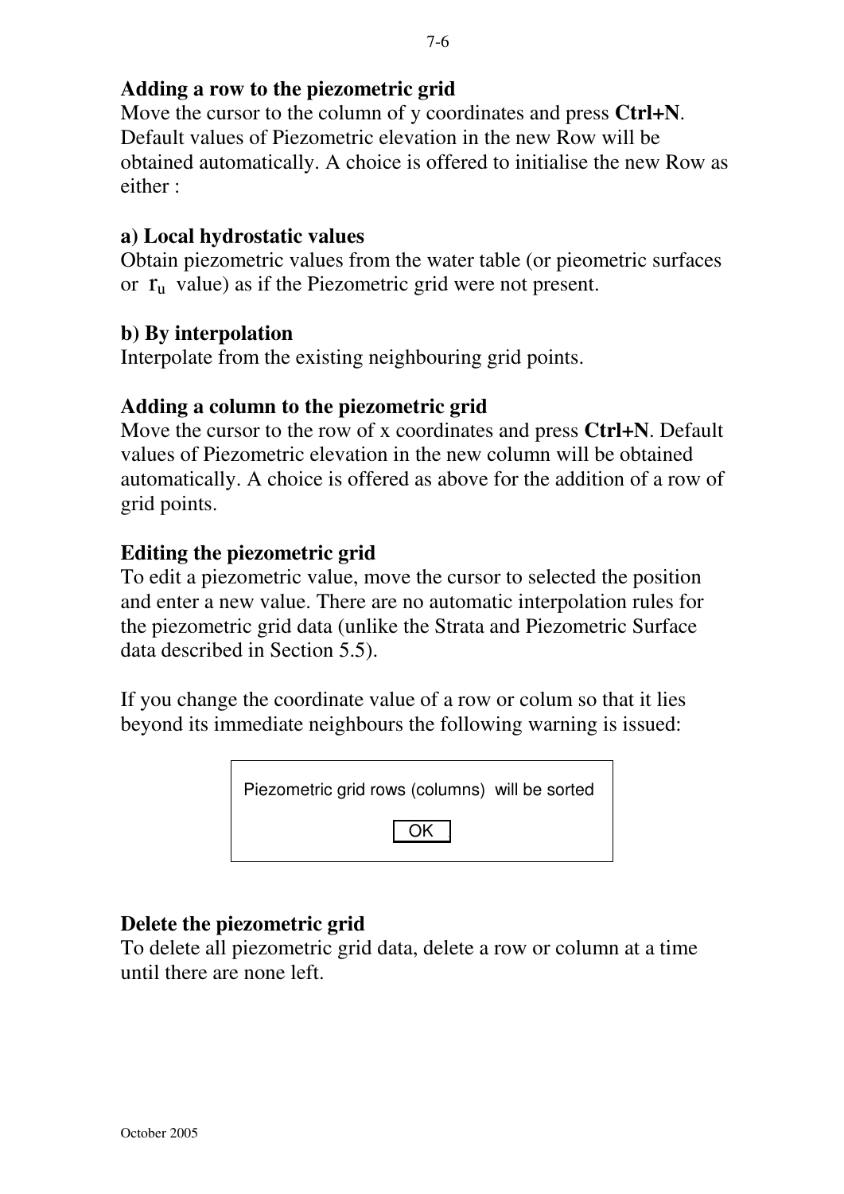**Adding a row to the piezometric grid**

Move the cursor to the column of y coordinates and press **Ctrl+N**. Default values of Piezometric elevation in the new Row will be obtained automatically. A choice is offered to initialise the new Row as either :

**a) Local hydrostatic values**

Obtain piezometric values from the water table (or pieometric surfaces or $r_u$ value) as if the Piezometric grid were not present.

**b) By interpolation**

Interpolate from the existing neighbouring grid points.

**Adding a column to the piezometric grid**

Move the cursor to the row of x coordinates and press **Ctrl+N**. Default values of Piezometric elevation in the new column will be obtained automatically. A choice is offered as above for the addition of a row of grid points.

**Editing the piezometric grid**

To edit a piezometric value, move the cursor to selected the position and enter a new value. There are no automatic interpolation rules for the piezometric grid data (unlike the Strata and Piezometric Surface data described in Section 5.5).

If you change the coordinate value of a row or colum so that it lies beyond its immediate neighbours the following warning is issued:

```
Piezometric grid rows (columns)  will be sorted

                  OK
```

**Delete the piezometric grid**

To delete all piezometric grid data, delete a row or column at a time until there are none left.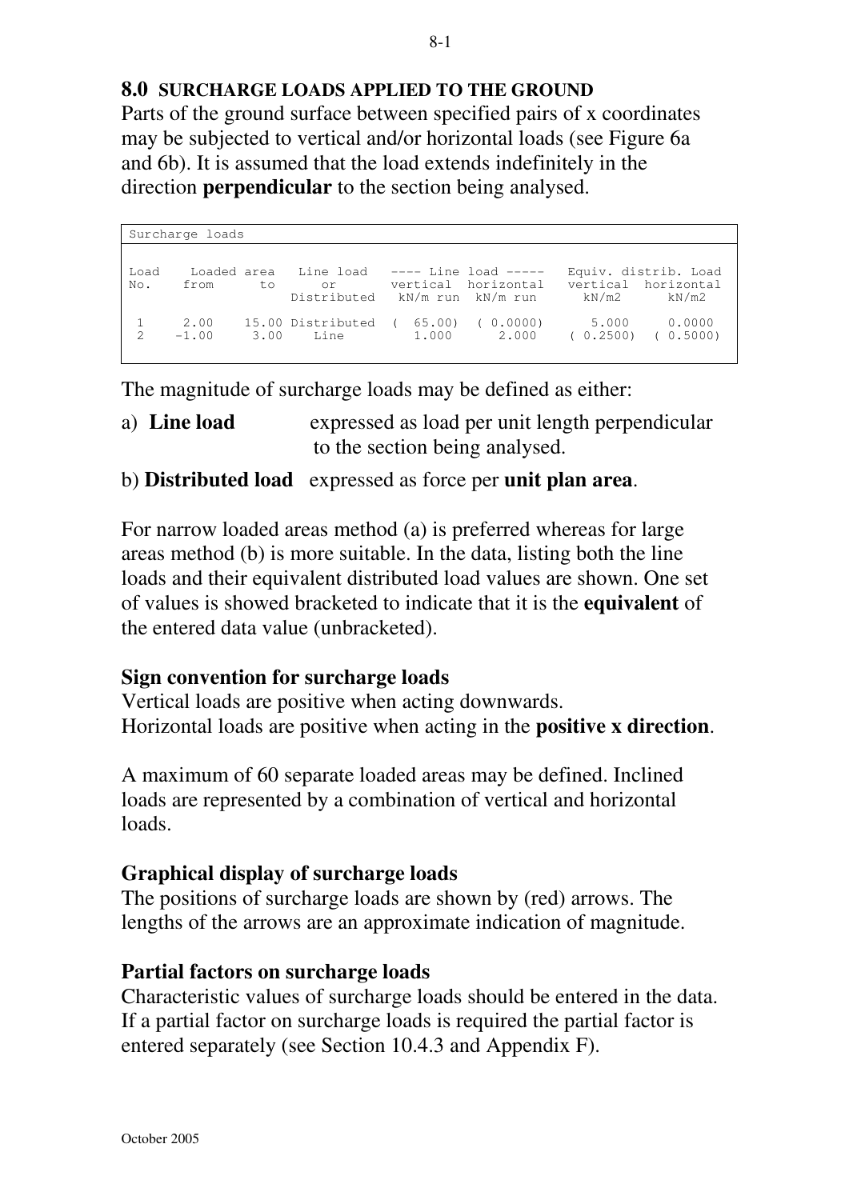## 8.0 SURCHARGE LOADS APPLIED TO THE GROUND

Parts of the ground surface between specified pairs of x coordinates may be subjected to vertical and/or horizontal loads (see Figure 6a and 6b). It is assumed that the load extends indefinitely in the direction **perpendicular** to the section being analysed.

```
Surcharge loads


Load    Loaded area   Line load   ---- Line load -----   Equiv. distrib. Load
No.    from      to      or       vertical  horizontal   vertical  horizontal
                      Distributed   kN/m run  kN/m run      kN/m2      kN/m2

 1     2.00    15.00 Distributed  (  65.00)  ( 0.0000)      5.000     0.0000
 2    -1.00     3.00    Line         1.000      2.000    ( 0.2500)  ( 0.5000)
```

The magnitude of surcharge loads may be defined as either:

a) **Line load** expressed as load per unit length perpendicular to the section being analysed.

b) **Distributed load** expressed as force per **unit plan area**.

For narrow loaded areas method (a) is preferred whereas for large areas method (b) is more suitable. In the data, listing both the line loads and their equivalent distributed load values are shown. One set of values is showed bracketed to indicate that it is the **equivalent** of the entered data value (unbracketed).

### Sign convention for surcharge loads

Vertical loads are positive when acting downwards.
Horizontal loads are positive when acting in the **positive x direction**.

A maximum of 60 separate loaded areas may be defined. Inclined loads are represented by a combination of vertical and horizontal loads.

### Graphical display of surcharge loads

The positions of surcharge loads are shown by (red) arrows. The lengths of the arrows are an approximate indication of magnitude.

### Partial factors on surcharge loads

Characteristic values of surcharge loads should be entered in the data. If a partial factor on surcharge loads is required the partial factor is entered separately (see Section 10.4.3 and Appendix F).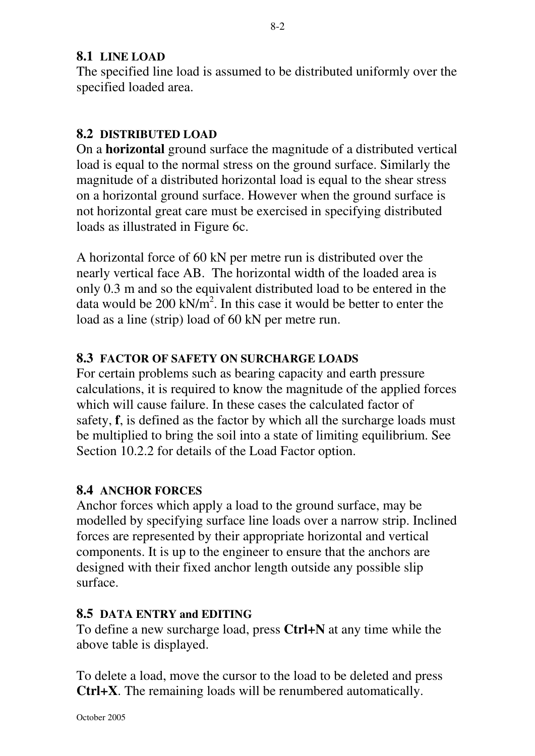## 8.1 LINE LOAD

The specified line load is assumed to be distributed uniformly over the specified loaded area.

## 8.2 DISTRIBUTED LOAD

On a **horizontal** ground surface the magnitude of a distributed vertical load is equal to the normal stress on the ground surface. Similarly the magnitude of a distributed horizontal load is equal to the shear stress on a horizontal ground surface. However when the ground surface is not horizontal great care must be exercised in specifying distributed loads as illustrated in Figure 6c.

A horizontal force of 60 kN per metre run is distributed over the nearly vertical face AB. The horizontal width of the loaded area is only 0.3 m and so the equivalent distributed load to be entered in the data would be 200 kN/m$^2$. In this case it would be better to enter the load as a line (strip) load of 60 kN per metre run.

## 8.3 FACTOR OF SAFETY ON SURCHARGE LOADS

For certain problems such as bearing capacity and earth pressure calculations, it is required to know the magnitude of the applied forces which will cause failure. In these cases the calculated factor of safety, **f**, is defined as the factor by which all the surcharge loads must be multiplied to bring the soil into a state of limiting equilibrium. See Section 10.2.2 for details of the Load Factor option.

## 8.4 ANCHOR FORCES

Anchor forces which apply a load to the ground surface, may be modelled by specifying surface line loads over a narrow strip. Inclined forces are represented by their appropriate horizontal and vertical components. It is up to the engineer to ensure that the anchors are designed with their fixed anchor length outside any possible slip surface.

## 8.5 DATA ENTRY and EDITING

To define a new surcharge load, press **Ctrl+N** at any time while the above table is displayed.

To delete a load, move the cursor to the load to be deleted and press **Ctrl+X**. The remaining loads will be renumbered automatically.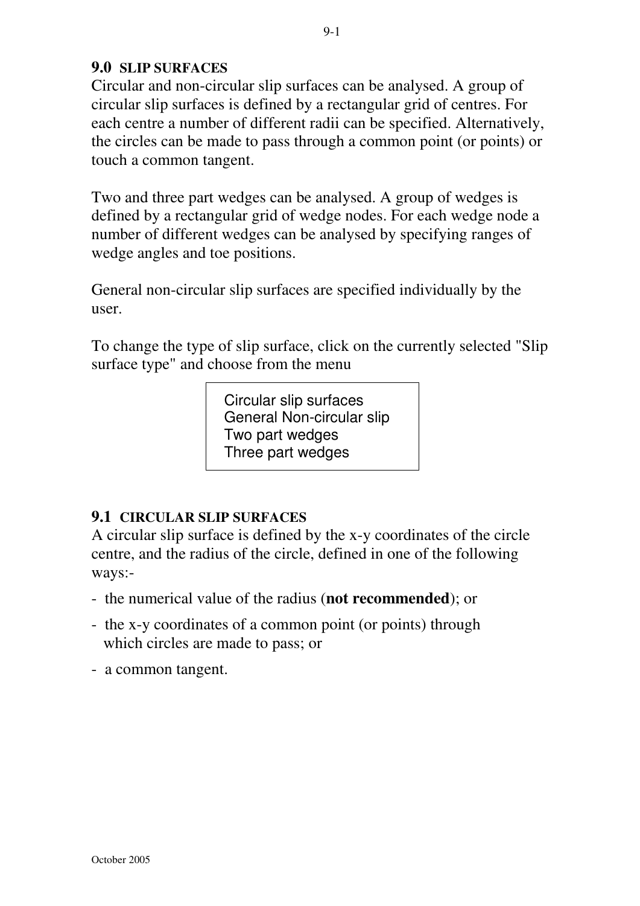## 9.0 SLIP SURFACES

Circular and non-circular slip surfaces can be analysed. A group of circular slip surfaces is defined by a rectangular grid of centres. For each centre a number of different radii can be specified. Alternatively, the circles can be made to pass through a common point (or points) or touch a common tangent.

Two and three part wedges can be analysed. A group of wedges is defined by a rectangular grid of wedge nodes. For each wedge node a number of different wedges can be analysed by specifying ranges of wedge angles and toe positions.

General non-circular slip surfaces are specified individually by the user.

To change the type of slip surface, click on the currently selected "Slip surface type" and choose from the menu

```
Circular slip surfaces
General Non-circular slip
Two part wedges
Three part wedges
```

## 9.1 CIRCULAR SLIP SURFACES

A circular slip surface is defined by the x-y coordinates of the circle centre, and the radius of the circle, defined in one of the following ways:-

- the numerical value of the radius (**not recommended**); or
- the x-y coordinates of a common point (or points) through which circles are made to pass; or
- a common tangent.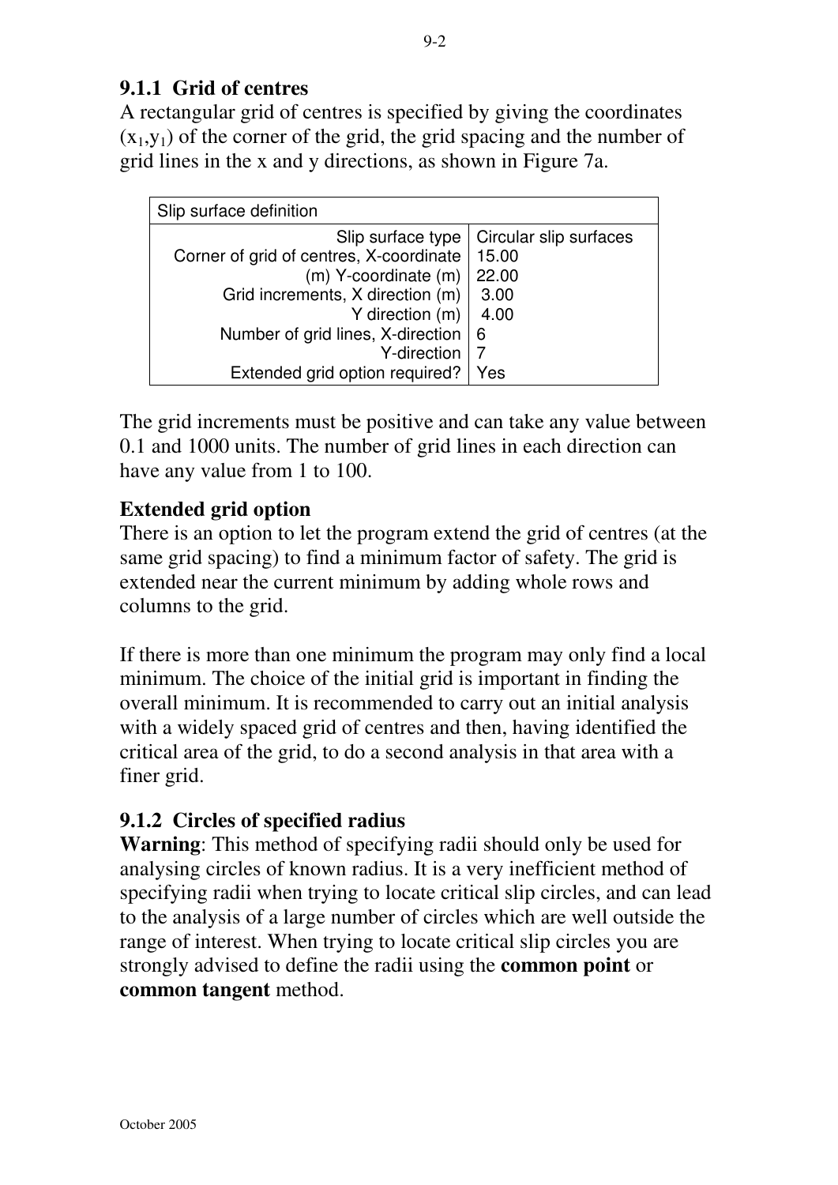### 9.1.1 Grid of centres

A rectangular grid of centres is specified by giving the coordinates $(x_1,y_1)$ of the corner of the grid, the grid spacing and the number of grid lines in the x and y directions, as shown in Figure 7a.

| Slip surface definition | |
|---|---|
| Slip surface type | Circular slip surfaces |
| Corner of grid of centres, X-coordinate (m) | 15.00 |
| Y-coordinate (m) | 22.00 |
| Grid increments, X direction (m) | 3.00 |
| Y direction (m) | 4.00 |
| Number of grid lines, X-direction | 6 |
| Y-direction | 7 |
| Extended grid option required? | Yes |

The grid increments must be positive and can take any value between 0.1 and 1000 units. The number of grid lines in each direction can have any value from 1 to 100.

**Extended grid option**

There is an option to let the program extend the grid of centres (at the same grid spacing) to find a minimum factor of safety. The grid is extended near the current minimum by adding whole rows and columns to the grid.

If there is more than one minimum the program may only find a local minimum. The choice of the initial grid is important in finding the overall minimum. It is recommended to carry out an initial analysis with a widely spaced grid of centres and then, having identified the critical area of the grid, to do a second analysis in that area with a finer grid.

### 9.1.2 Circles of specified radius

**Warning**: This method of specifying radii should only be used for analysing circles of known radius. It is a very inefficient method of specifying radii when trying to locate critical slip circles, and can lead to the analysis of a large number of circles which are well outside the range of interest. When trying to locate critical slip circles you are strongly advised to define the radii using the **common point** or **common tangent** method.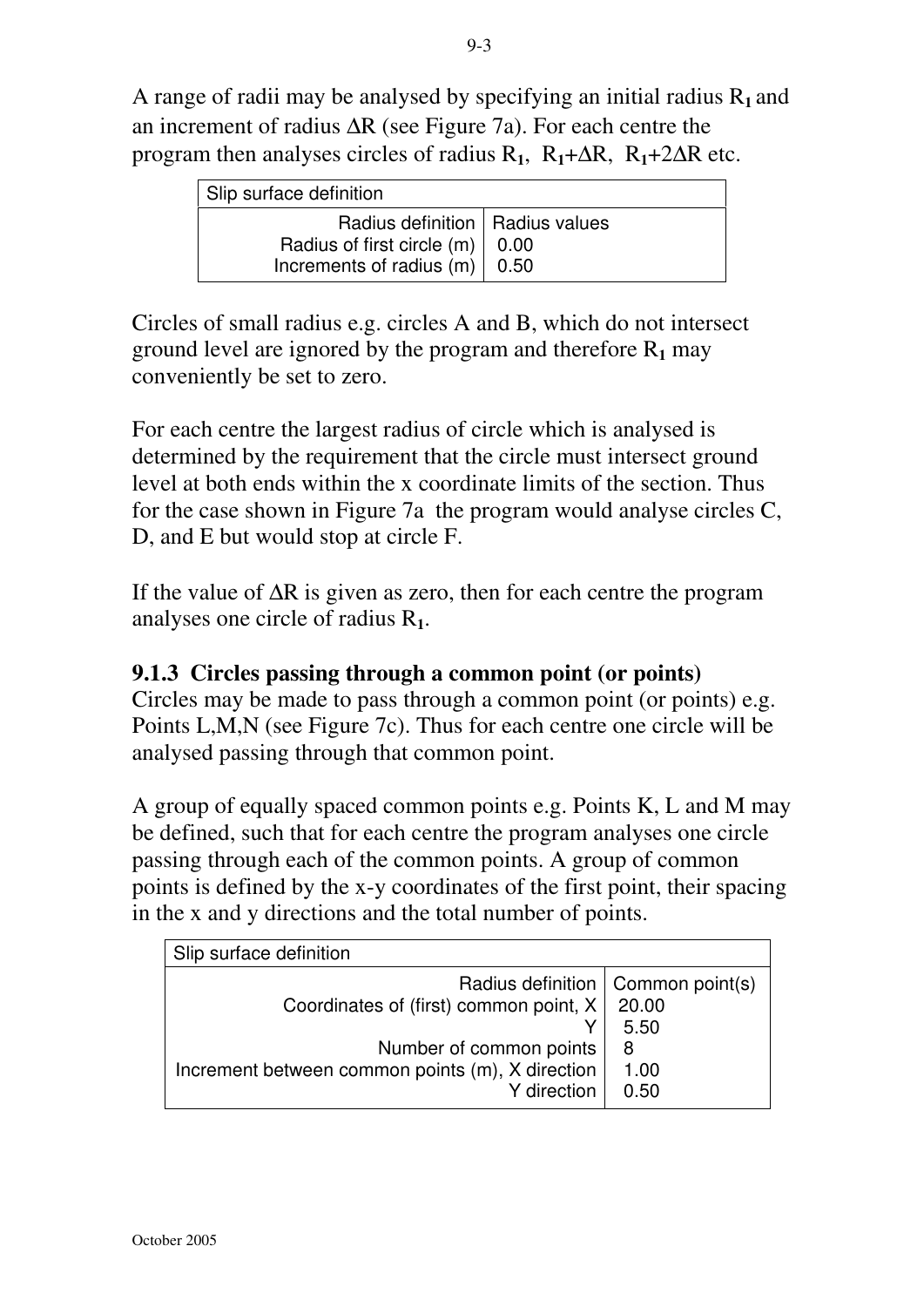A range of radii may be analysed by specifying an initial radius $R_1$ and an increment of radius $\Delta R$ (see Figure 7a). For each centre the program then analyses circles of radius $R_1$, $R_1+\Delta R$, $R_1+2\Delta R$ etc.

| Slip surface definition | |
|---|---|
| Radius definition | Radius values |
| Radius of first circle (m) | 0.00 |
| Increments of radius (m) | 0.50 |

Circles of small radius e.g. circles A and B, which do not intersect ground level are ignored by the program and therefore $R_1$ may conveniently be set to zero.

For each centre the largest radius of circle which is analysed is determined by the requirement that the circle must intersect ground level at both ends within the x coordinate limits of the section. Thus for the case shown in Figure 7a the program would analyse circles C, D, and E but would stop at circle F.

If the value of $\Delta R$ is given as zero, then for each centre the program analyses one circle of radius $R_1$.

### 9.1.3 Circles passing through a common point (or points)

Circles may be made to pass through a common point (or points) e.g. Points L,M,N (see Figure 7c). Thus for each centre one circle will be analysed passing through that common point.

A group of equally spaced common points e.g. Points K, L and M may be defined, such that for each centre the program analyses one circle passing through each of the common points. A group of common points is defined by the x-y coordinates of the first point, their spacing in the x and y directions and the total number of points.

| Slip surface definition | |
|---|---|
| Radius definition | Common point(s) |
| Coordinates of (first) common point, X | 20.00 |
| Y | 5.50 |
| Number of common points | 8 |
| Increment between common points (m), X direction | 1.00 |
| Y direction | 0.50 |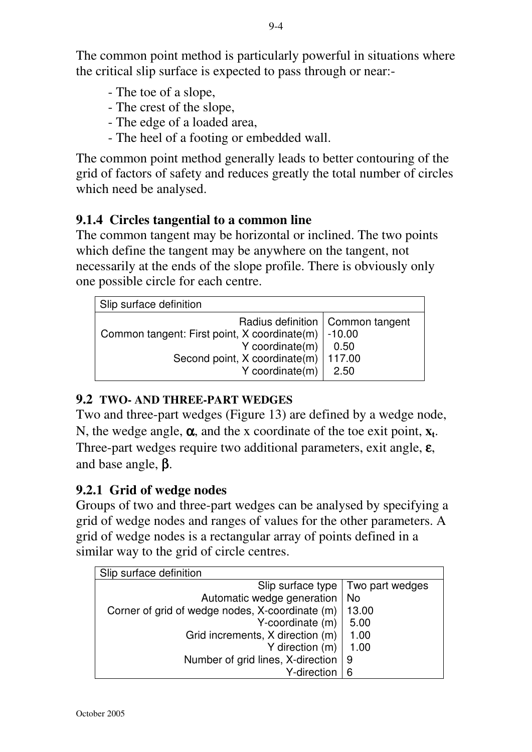The common point method is particularly powerful in situations where the critical slip surface is expected to pass through or near:-

- The toe of a slope,
- The crest of the slope,
- The edge of a loaded area,
- The heel of a footing or embedded wall.

The common point method generally leads to better contouring of the grid of factors of safety and reduces greatly the total number of circles which need be analysed.

### 9.1.4 Circles tangential to a common line

The common tangent may be horizontal or inclined. The two points which define the tangent may be anywhere on the tangent, not necessarily at the ends of the slope profile. There is obviously only one possible circle for each centre.

| Slip surface definition | |
|---|---|
| Radius definition | Common tangent |
| Common tangent: First point, X coordinate(m) | -10.00 |
| Y coordinate(m) | 0.50 |
| Second point, X coordinate(m) | 117.00 |
| Y coordinate(m) | 2.50 |

## 9.2 TWO- AND THREE-PART WEDGES

Two and three-part wedges (Figure 13) are defined by a wedge node, N, the wedge angle, $\alpha$, and the x coordinate of the toe exit point, $\mathbf{x_t}$. Three-part wedges require two additional parameters, exit angle, $\varepsilon$, and base angle, $\beta$.

### 9.2.1 Grid of wedge nodes

Groups of two and three-part wedges can be analysed by specifying a grid of wedge nodes and ranges of values for the other parameters. A grid of wedge nodes is a rectangular array of points defined in a similar way to the grid of circle centres.

| Slip surface definition | |
|---|---|
| Slip surface type | Two part wedges |
| Automatic wedge generation | No |
| Corner of grid of wedge nodes, X-coordinate (m) | 13.00 |
| Y-coordinate (m) | 5.00 |
| Grid increments, X direction (m) | 1.00 |
| Y direction (m) | 1.00 |
| Number of grid lines, X-direction | 9 |
| Y-direction | 6 |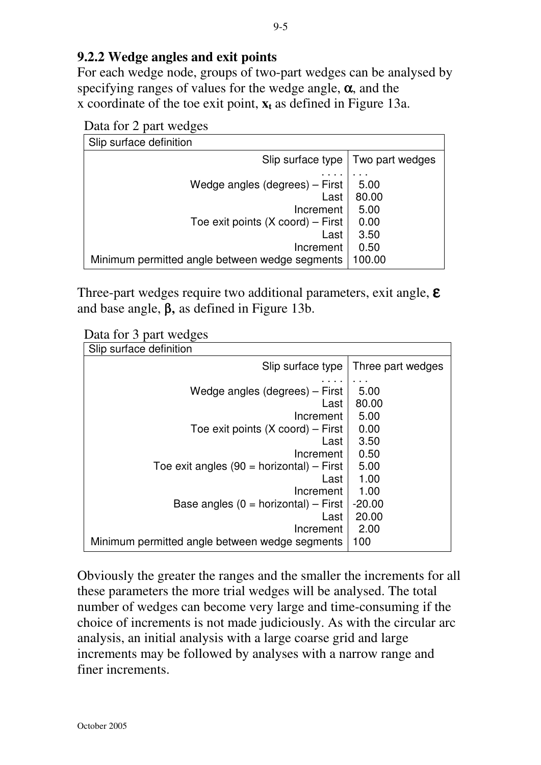### 9.2.2 Wedge angles and exit points

For each wedge node, groups of two-part wedges can be analysed by specifying ranges of values for the wedge angle, $\alpha$, and the x coordinate of the toe exit point, $\mathbf{x_t}$ as defined in Figure 13a.

Data for 2 part wedges

| Slip surface definition | |
|---|---|
| Slip surface type | Two part wedges |
| . . . . | . . . |
| Wedge angles (degrees) – First | 5.00 |
| Last | 80.00 |
| Increment | 5.00 |
| Toe exit points (X coord) – First | 0.00 |
| Last | 3.50 |
| Increment | 0.50 |
| Minimum permitted angle between wedge segments | 100.00 |

Three-part wedges require two additional parameters, exit angle, $\varepsilon$ and base angle, $\beta$**,** as defined in Figure 13b.

Data for 3 part wedges

| Slip surface definition | |
|---|---|
| Slip surface type | Three part wedges |
| . . . . | . . . |
| Wedge angles (degrees) – First | 5.00 |
| Last | 80.00 |
| Increment | 5.00 |
| Toe exit points (X coord) – First | 0.00 |
| Last | 3.50 |
| Increment | 0.50 |
| Toe exit angles (90 = horizontal) – First | 5.00 |
| Last | 1.00 |
| Increment | 1.00 |
| Base angles (0 = horizontal) – First | -20.00 |
| Last | 20.00 |
| Increment | 2.00 |
| Minimum permitted angle between wedge segments | 100 |

Obviously the greater the ranges and the smaller the increments for all these parameters the more trial wedges will be analysed. The total number of wedges can become very large and time-consuming if the choice of increments is not made judiciously. As with the circular arc analysis, an initial analysis with a large coarse grid and large increments may be followed by analyses with a narrow range and finer increments.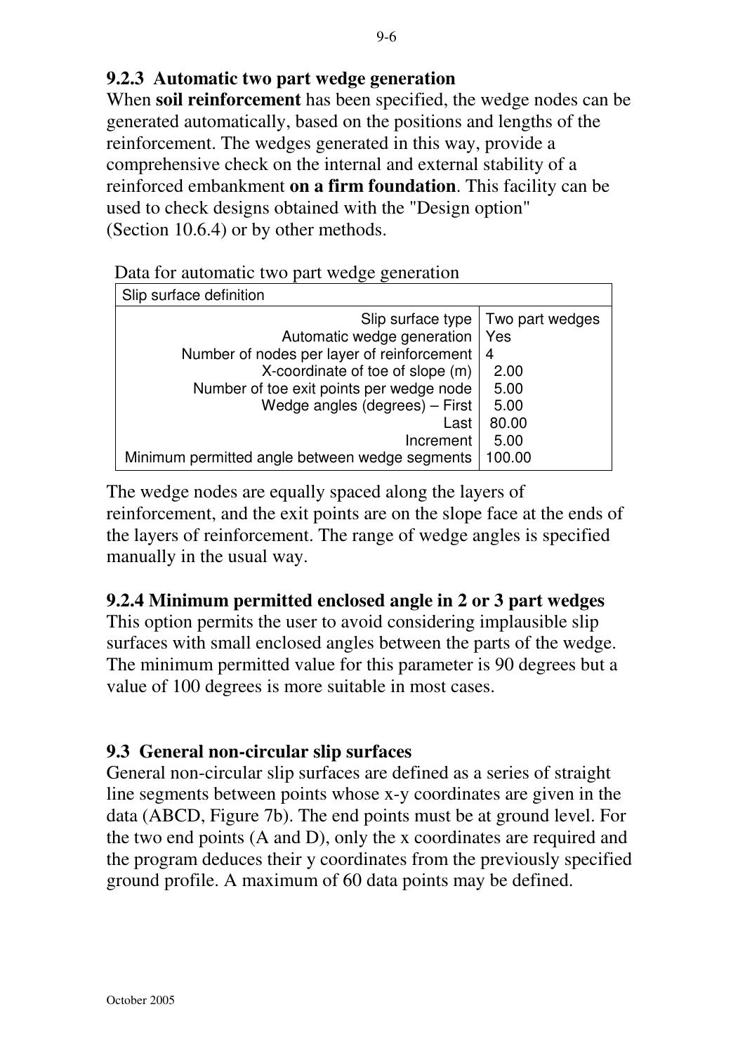### 9.2.3 Automatic two part wedge generation

When **soil reinforcement** has been specified, the wedge nodes can be generated automatically, based on the positions and lengths of the reinforcement. The wedges generated in this way, provide a comprehensive check on the internal and external stability of a reinforced embankment **on a firm foundation**. This facility can be used to check designs obtained with the "Design option" (Section 10.6.4) or by other methods.

Data for automatic two part wedge generation

| Slip surface definition | |
|---|---|
| Slip surface type | Two part wedges |
| Automatic wedge generation | Yes |
| Number of nodes per layer of reinforcement | 4 |
| X-coordinate of toe of slope (m) | 2.00 |
| Number of toe exit points per wedge node | 5.00 |
| Wedge angles (degrees) – First | 5.00 |
| Last | 80.00 |
| Increment | 5.00 |
| Minimum permitted angle between wedge segments | 100.00 |

The wedge nodes are equally spaced along the layers of reinforcement, and the exit points are on the slope face at the ends of the layers of reinforcement. The range of wedge angles is specified manually in the usual way.

### 9.2.4 Minimum permitted enclosed angle in 2 or 3 part wedges

This option permits the user to avoid considering implausible slip surfaces with small enclosed angles between the parts of the wedge. The minimum permitted value for this parameter is 90 degrees but a value of 100 degrees is more suitable in most cases.

## 9.3 General non-circular slip surfaces

General non-circular slip surfaces are defined as a series of straight line segments between points whose x-y coordinates are given in the data (ABCD, Figure 7b). The end points must be at ground level. For the two end points (A and D), only the x coordinates are required and the program deduces their y coordinates from the previously specified ground profile. A maximum of 60 data points may be defined.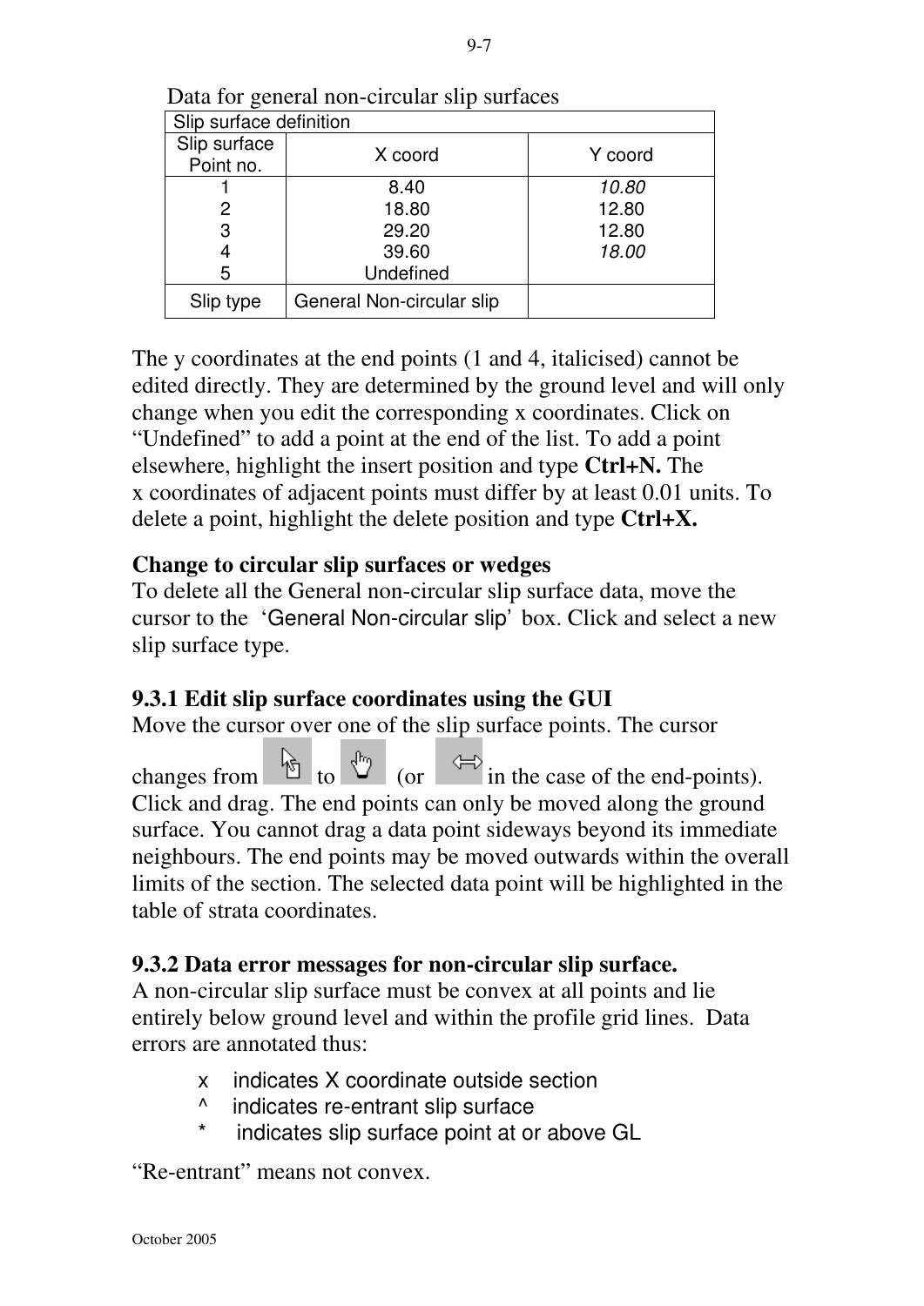Data for general non-circular slip surfaces

| Slip surface definition | | |
|---|---|---|
| Slip surface Point no. | X coord | Y coord |
| 1<br>2<br>3<br>4<br>5 | 8.40<br>18.80<br>29.20<br>39.60<br>Undefined | *10.80*<br>12.80<br>12.80<br>*18.00* |
| Slip type | General Non-circular slip | |

The y coordinates at the end points (1 and 4, italicised) cannot be edited directly. They are determined by the ground level and will only change when you edit the corresponding x coordinates. Click on “Undefined” to add a point at the end of the list. To add a point elsewhere, highlight the insert position and type **Ctrl+N.** The x coordinates of adjacent points must differ by at least 0.01 units. To delete a point, highlight the delete position and type **Ctrl+X.**

**Change to circular slip surfaces or wedges**

To delete all the General non-circular slip surface data, move the cursor to the ‘General Non-circular slip’ box. Click and select a new slip surface type.

**9.3.1 Edit slip surface coordinates using the GUI**

Move the cursor over one of the slip surface points. The cursor changes from to (or in the case of the end-points). Click and drag. The end points can only be moved along the ground surface. You cannot drag a data point sideways beyond its immediate neighbours. The end points may be moved outwards within the overall limits of the section. The selected data point will be highlighted in the table of strata coordinates.

**9.3.2 Data error messages for non-circular slip surface.**

A non-circular slip surface must be convex at all points and lie entirely below ground level and within the profile grid lines. Data errors are annotated thus:

- x indicates X coordinate outside section
- ^ indicates re-entrant slip surface
- * indicates slip surface point at or above GL

“Re-entrant” means not convex.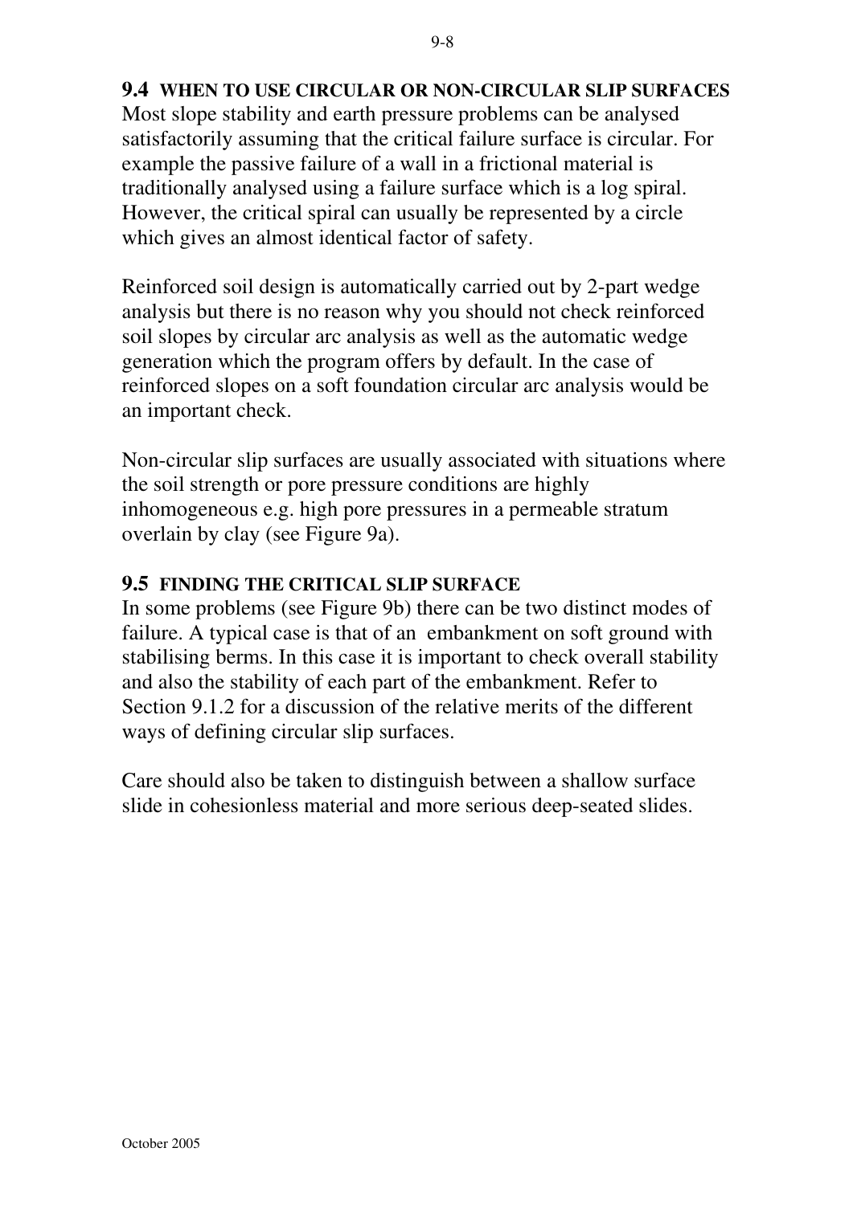## 9.4 WHEN TO USE CIRCULAR OR NON-CIRCULAR SLIP SURFACES

Most slope stability and earth pressure problems can be analysed satisfactorily assuming that the critical failure surface is circular. For example the passive failure of a wall in a frictional material is traditionally analysed using a failure surface which is a log spiral. However, the critical spiral can usually be represented by a circle which gives an almost identical factor of safety.

Reinforced soil design is automatically carried out by 2-part wedge analysis but there is no reason why you should not check reinforced soil slopes by circular arc analysis as well as the automatic wedge generation which the program offers by default. In the case of reinforced slopes on a soft foundation circular arc analysis would be an important check.

Non-circular slip surfaces are usually associated with situations where the soil strength or pore pressure conditions are highly inhomogeneous e.g. high pore pressures in a permeable stratum overlain by clay (see Figure 9a).

## 9.5 FINDING THE CRITICAL SLIP SURFACE

In some problems (see Figure 9b) there can be two distinct modes of failure. A typical case is that of an embankment on soft ground with stabilising berms. In this case it is important to check overall stability and also the stability of each part of the embankment. Refer to Section 9.1.2 for a discussion of the relative merits of the different ways of defining circular slip surfaces.

Care should also be taken to distinguish between a shallow surface slide in cohesionless material and more serious deep-seated slides.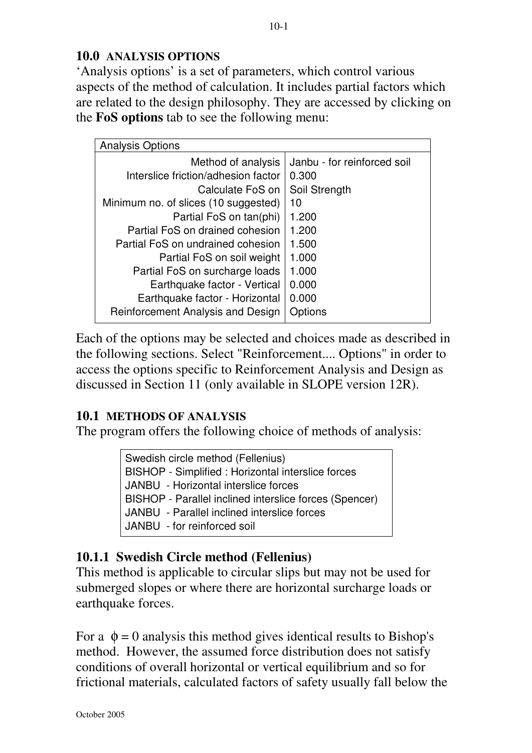## 10.0 ANALYSIS OPTIONS

'Analysis options' is a set of parameters, which control various aspects of the method of calculation. It includes partial factors which are related to the design philosophy. They are accessed by clicking on the **FoS options** tab to see the following menu:

| Analysis Options | |
|---|---|
| Method of analysis | Janbu - for reinforced soil |
| Interslice friction/adhesion factor | 0.300 |
| Calculate FoS on | Soil Strength |
| Minimum no. of slices (10 suggested) | 10 |
| Partial FoS on tan(phi) | 1.200 |
| Partial FoS on drained cohesion | 1.200 |
| Partial FoS on undrained cohesion | 1.500 |
| Partial FoS on soil weight | 1.000 |
| Partial FoS on surcharge loads | 1.000 |
| Earthquake factor - Vertical | 0.000 |
| Earthquake factor - Horizontal | 0.000 |
| Reinforcement Analysis and Design | Options |

Each of the options may be selected and choices made as described in the following sections. Select "Reinforcement.... Options" in order to access the options specific to Reinforcement Analysis and Design as discussed in Section 11 (only available in SLOPE version 12R).

## 10.1 METHODS OF ANALYSIS

The program offers the following choice of methods of analysis:

- Swedish circle method (Fellenius)
- BISHOP - Simplified : Horizontal interslice forces
- JANBU - Horizontal interslice forces
- BISHOP - Parallel inclined interslice forces (Spencer)
- JANBU - Parallel inclined interslice forces
- JANBU - for reinforced soil

### 10.1.1 Swedish Circle method (Fellenius)

This method is applicable to circular slips but may not be used for submerged slopes or where there are horizontal surcharge loads or earthquake forces.

For a $\phi = 0$ analysis this method gives identical results to Bishop's method. However, the assumed force distribution does not satisfy conditions of overall horizontal or vertical equilibrium and so for frictional materials, calculated factors of safety usually fall below the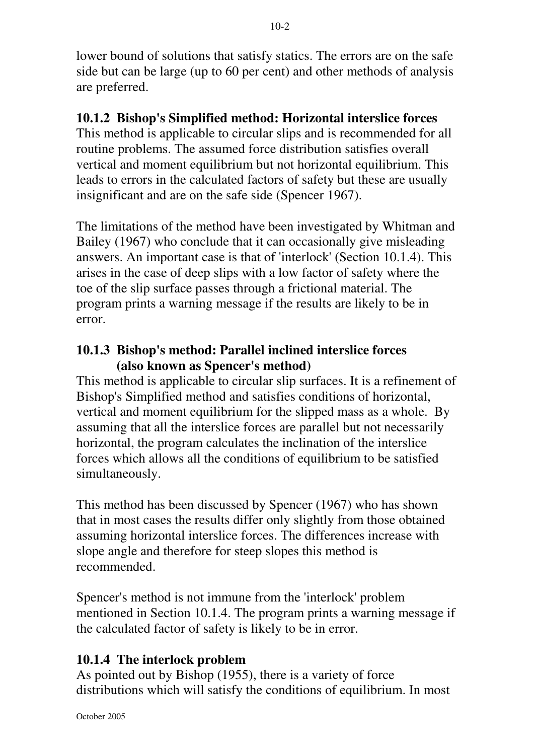lower bound of solutions that satisfy statics. The errors are on the safe side but can be large (up to 60 per cent) and other methods of analysis are preferred.

### 10.1.2 Bishop's Simplified method: Horizontal interslice forces

This method is applicable to circular slips and is recommended for all routine problems. The assumed force distribution satisfies overall vertical and moment equilibrium but not horizontal equilibrium. This leads to errors in the calculated factors of safety but these are usually insignificant and are on the safe side (Spencer 1967).

The limitations of the method have been investigated by Whitman and Bailey (1967) who conclude that it can occasionally give misleading answers. An important case is that of 'interlock' (Section 10.1.4). This arises in the case of deep slips with a low factor of safety where the toe of the slip surface passes through a frictional material. The program prints a warning message if the results are likely to be in error.

### 10.1.3 Bishop's method: Parallel inclined interslice forces (also known as Spencer's method)

This method is applicable to circular slip surfaces. It is a refinement of Bishop's Simplified method and satisfies conditions of horizontal, vertical and moment equilibrium for the slipped mass as a whole. By assuming that all the interslice forces are parallel but not necessarily horizontal, the program calculates the inclination of the interslice forces which allows all the conditions of equilibrium to be satisfied simultaneously.

This method has been discussed by Spencer (1967) who has shown that in most cases the results differ only slightly from those obtained assuming horizontal interslice forces. The differences increase with slope angle and therefore for steep slopes this method is recommended.

Spencer's method is not immune from the 'interlock' problem mentioned in Section 10.1.4. The program prints a warning message if the calculated factor of safety is likely to be in error.

### 10.1.4 The interlock problem

As pointed out by Bishop (1955), there is a variety of force distributions which will satisfy the conditions of equilibrium. In most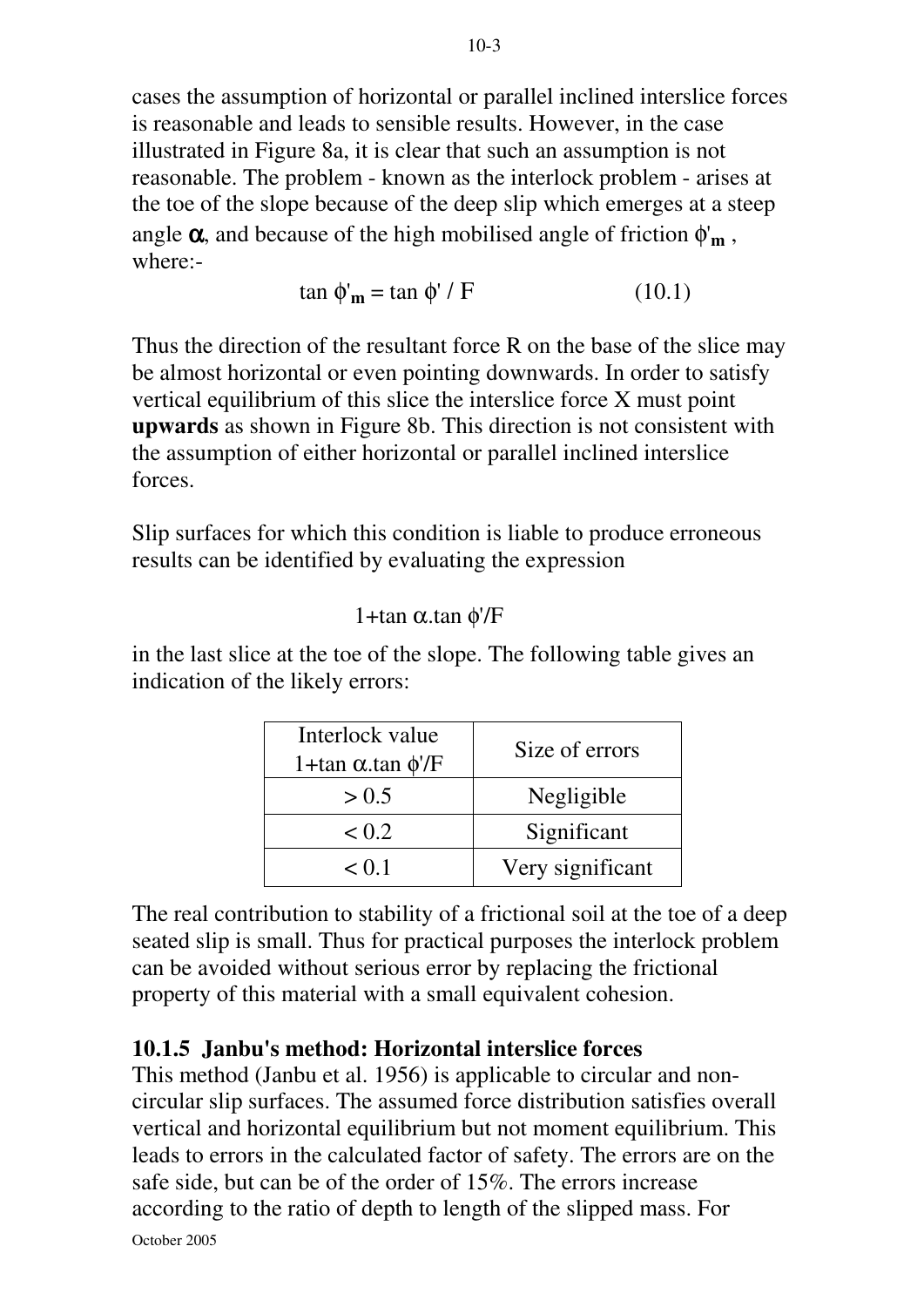cases the assumption of horizontal or parallel inclined interslice forces is reasonable and leads to sensible results. However, in the case illustrated in Figure 8a, it is clear that such an assumption is not reasonable. The problem - known as the interlock problem - arises at the toe of the slope because of the deep slip which emerges at a steep angle $\alpha$, and because of the high mobilised angle of friction $\phi'_m$, where:-

$$\tan \phi'_m = \tan \phi' / F \qquad (10.1)$$

Thus the direction of the resultant force R on the base of the slice may be almost horizontal or even pointing downwards. In order to satisfy vertical equilibrium of this slice the interslice force X must point **upwards** as shown in Figure 8b. This direction is not consistent with the assumption of either horizontal or parallel inclined interslice forces.

Slip surfaces for which this condition is liable to produce erroneous results can be identified by evaluating the expression

$$1+\tan \alpha . \tan \phi'/F$$

in the last slice at the toe of the slope. The following table gives an indication of the likely errors:

| Interlock value $1+\tan \alpha . \tan \phi'/F$ | Size of errors |
|---|---|
| > 0.5 | Negligible |
| < 0.2 | Significant |
| < 0.1 | Very significant |

The real contribution to stability of a frictional soil at the toe of a deep seated slip is small. Thus for practical purposes the interlock problem can be avoided without serious error by replacing the frictional property of this material with a small equivalent cohesion.

### 10.1.5 Janbu's method: Horizontal interslice forces

This method (Janbu et al. 1956) is applicable to circular and non-circular slip surfaces. The assumed force distribution satisfies overall vertical and horizontal equilibrium but not moment equilibrium. This leads to errors in the calculated factor of safety. The errors are on the safe side, but can be of the order of 15%. The errors increase according to the ratio of depth to length of the slipped mass. For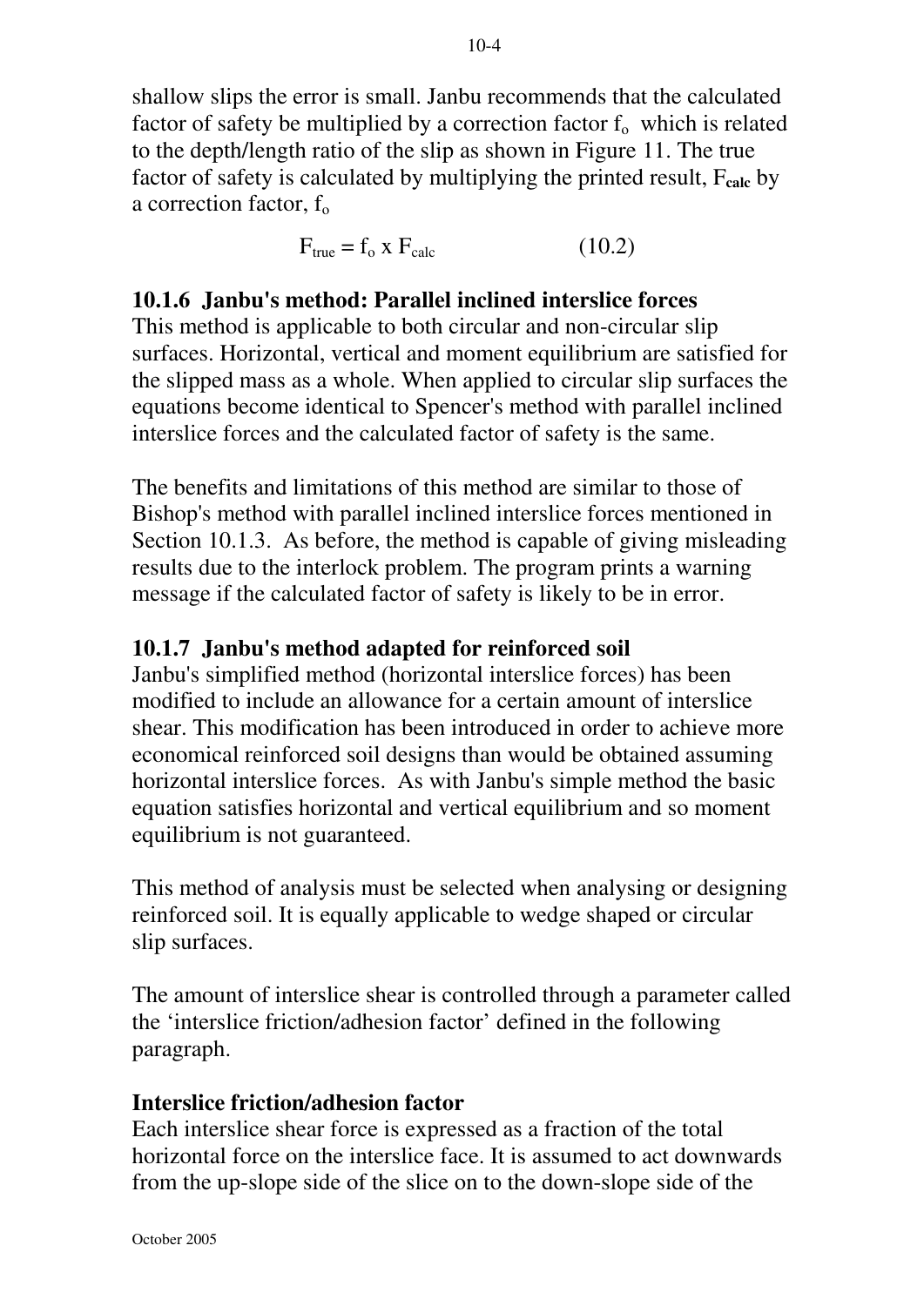shallow slips the error is small. Janbu recommends that the calculated factor of safety be multiplied by a correction factor $f_o$ which is related to the depth/length ratio of the slip as shown in Figure 11. The true factor of safety is calculated by multiplying the printed result, $F_{calc}$ by a correction factor, $f_o$

$$F_{true} = f_o \times F_{calc} \qquad (10.2)$$

### 10.1.6 Janbu's method: Parallel inclined interslice forces

This method is applicable to both circular and non-circular slip surfaces. Horizontal, vertical and moment equilibrium are satisfied for the slipped mass as a whole. When applied to circular slip surfaces the equations become identical to Spencer's method with parallel inclined interslice forces and the calculated factor of safety is the same.

The benefits and limitations of this method are similar to those of Bishop's method with parallel inclined interslice forces mentioned in Section 10.1.3. As before, the method is capable of giving misleading results due to the interlock problem. The program prints a warning message if the calculated factor of safety is likely to be in error.

### 10.1.7 Janbu's method adapted for reinforced soil

Janbu's simplified method (horizontal interslice forces) has been modified to include an allowance for a certain amount of interslice shear. This modification has been introduced in order to achieve more economical reinforced soil designs than would be obtained assuming horizontal interslice forces. As with Janbu's simple method the basic equation satisfies horizontal and vertical equilibrium and so moment equilibrium is not guaranteed.

This method of analysis must be selected when analysing or designing reinforced soil. It is equally applicable to wedge shaped or circular slip surfaces.

The amount of interslice shear is controlled through a parameter called the 'interslice friction/adhesion factor' defined in the following paragraph.

#### Interslice friction/adhesion factor

Each interslice shear force is expressed as a fraction of the total horizontal force on the interslice face. It is assumed to act downwards from the up-slope side of the slice on to the down-slope side of the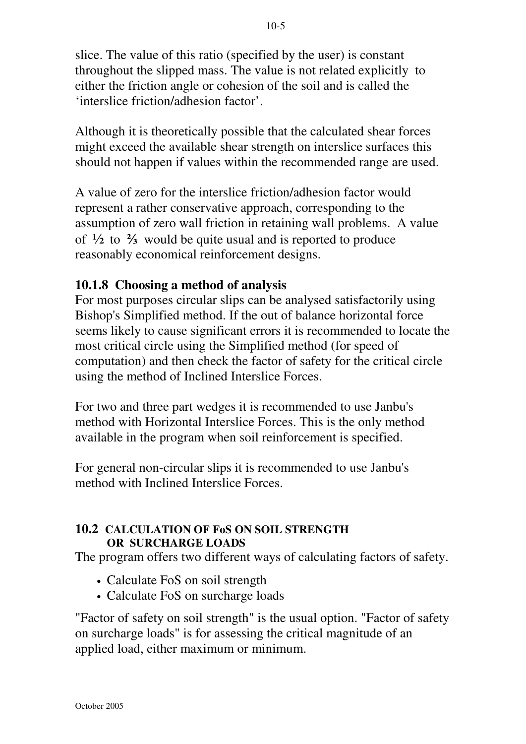slice. The value of this ratio (specified by the user) is constant throughout the slipped mass. The value is not related explicitly to either the friction angle or cohesion of the soil and is called the 'interslice friction/adhesion factor'.

Although it is theoretically possible that the calculated shear forces might exceed the available shear strength on interslice surfaces this should not happen if values within the recommended range are used.

A value of zero for the interslice friction/adhesion factor would represent a rather conservative approach, corresponding to the assumption of zero wall friction in retaining wall problems. A value of ½ to ⅔ would be quite usual and is reported to produce reasonably economical reinforcement designs.

### 10.1.8 Choosing a method of analysis

For most purposes circular slips can be analysed satisfactorily using Bishop's Simplified method. If the out of balance horizontal force seems likely to cause significant errors it is recommended to locate the most critical circle using the Simplified method (for speed of computation) and then check the factor of safety for the critical circle using the method of Inclined Interslice Forces.

For two and three part wedges it is recommended to use Janbu's method with Horizontal Interslice Forces. This is the only method available in the program when soil reinforcement is specified.

For general non-circular slips it is recommended to use Janbu's method with Inclined Interslice Forces.

## 10.2 CALCULATION OF FoS ON SOIL STRENGTH OR SURCHARGE LOADS

The program offers two different ways of calculating factors of safety.

- Calculate FoS on soil strength
- Calculate FoS on surcharge loads

"Factor of safety on soil strength" is the usual option. "Factor of safety on surcharge loads" is for assessing the critical magnitude of an applied load, either maximum or minimum.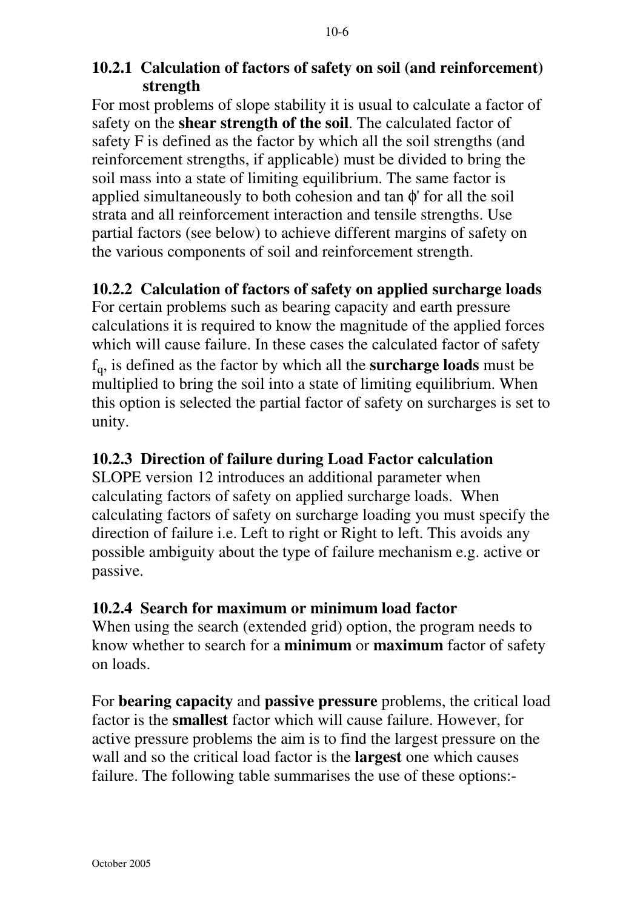### 10.2.1 Calculation of factors of safety on soil (and reinforcement) strength

For most problems of slope stability it is usual to calculate a factor of safety on the **shear strength of the soil**. The calculated factor of safety F is defined as the factor by which all the soil strengths (and reinforcement strengths, if applicable) must be divided to bring the soil mass into a state of limiting equilibrium. The same factor is applied simultaneously to both cohesion and tan $\phi'$ for all the soil strata and all reinforcement interaction and tensile strengths. Use partial factors (see below) to achieve different margins of safety on the various components of soil and reinforcement strength.

### 10.2.2 Calculation of factors of safety on applied surcharge loads

For certain problems such as bearing capacity and earth pressure calculations it is required to know the magnitude of the applied forces which will cause failure. In these cases the calculated factor of safety $f_q$, is defined as the factor by which all the **surcharge loads** must be multiplied to bring the soil into a state of limiting equilibrium. When this option is selected the partial factor of safety on surcharges is set to unity.

### 10.2.3 Direction of failure during Load Factor calculation

SLOPE version 12 introduces an additional parameter when calculating factors of safety on applied surcharge loads. When calculating factors of safety on surcharge loading you must specify the direction of failure i.e. Left to right or Right to left. This avoids any possible ambiguity about the type of failure mechanism e.g. active or passive.

### 10.2.4 Search for maximum or minimum load factor

When using the search (extended grid) option, the program needs to know whether to search for a **minimum** or **maximum** factor of safety on loads.

For **bearing capacity** and **passive pressure** problems, the critical load factor is the **smallest** factor which will cause failure. However, for active pressure problems the aim is to find the largest pressure on the wall and so the critical load factor is the **largest** one which causes failure. The following table summarises the use of these options:-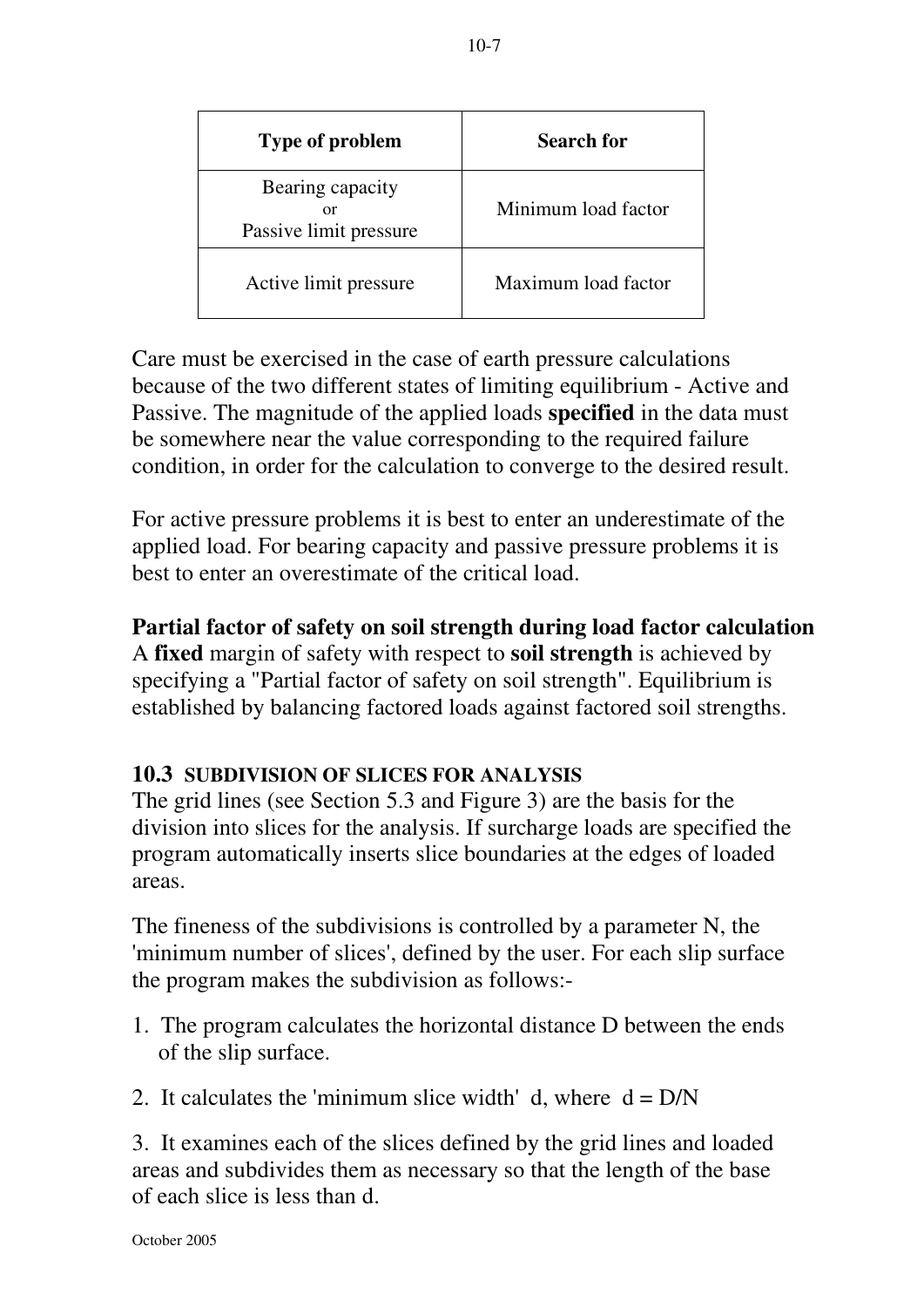| Type of problem | Search for |
|---|---|
| Bearing capacity or Passive limit pressure | Minimum load factor |
| Active limit pressure | Maximum load factor |

Care must be exercised in the case of earth pressure calculations because of the two different states of limiting equilibrium - Active and Passive. The magnitude of the applied loads **specified** in the data must be somewhere near the value corresponding to the required failure condition, in order for the calculation to converge to the desired result.

For active pressure problems it is best to enter an underestimate of the applied load. For bearing capacity and passive pressure problems it is best to enter an overestimate of the critical load.

**Partial factor of safety on soil strength during load factor calculation**
A **fixed** margin of safety with respect to **soil strength** is achieved by specifying a "Partial factor of safety on soil strength". Equilibrium is established by balancing factored loads against factored soil strengths.

## 10.3 SUBDIVISION OF SLICES FOR ANALYSIS

The grid lines (see Section 5.3 and Figure 3) are the basis for the division into slices for the analysis. If surcharge loads are specified the program automatically inserts slice boundaries at the edges of loaded areas.

The fineness of the subdivisions is controlled by a parameter N, the 'minimum number of slices', defined by the user. For each slip surface the program makes the subdivision as follows:-

1. The program calculates the horizontal distance D between the ends of the slip surface.
2. It calculates the 'minimum slice width' d, where $d = D/N$
3. It examines each of the slices defined by the grid lines and loaded areas and subdivides them as necessary so that the length of the base of each slice is less than d.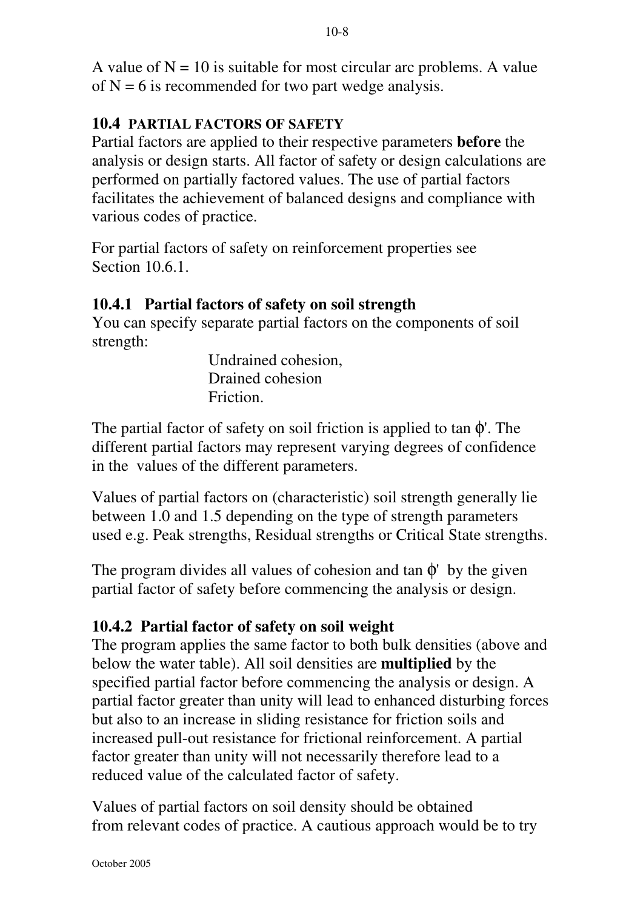A value of N = 10 is suitable for most circular arc problems. A value of N = 6 is recommended for two part wedge analysis.

## 10.4 PARTIAL FACTORS OF SAFETY

Partial factors are applied to their respective parameters **before** the analysis or design starts. All factor of safety or design calculations are performed on partially factored values. The use of partial factors facilitates the achievement of balanced designs and compliance with various codes of practice.

For partial factors of safety on reinforcement properties see Section 10.6.1.

### 10.4.1 Partial factors of safety on soil strength

You can specify separate partial factors on the components of soil strength:

- Undrained cohesion,
- Drained cohesion
- Friction.

The partial factor of safety on soil friction is applied to tan $\phi'$. The different partial factors may represent varying degrees of confidence in the values of the different parameters.

Values of partial factors on (characteristic) soil strength generally lie between 1.0 and 1.5 depending on the type of strength parameters used e.g. Peak strengths, Residual strengths or Critical State strengths.

The program divides all values of cohesion and tan $\phi'$ by the given partial factor of safety before commencing the analysis or design.

### 10.4.2 Partial factor of safety on soil weight

The program applies the same factor to both bulk densities (above and below the water table). All soil densities are **multiplied** by the specified partial factor before commencing the analysis or design. A partial factor greater than unity will lead to enhanced disturbing forces but also to an increase in sliding resistance for friction soils and increased pull-out resistance for frictional reinforcement. A partial factor greater than unity will not necessarily therefore lead to a reduced value of the calculated factor of safety.

Values of partial factors on soil density should be obtained from relevant codes of practice. A cautious approach would be to try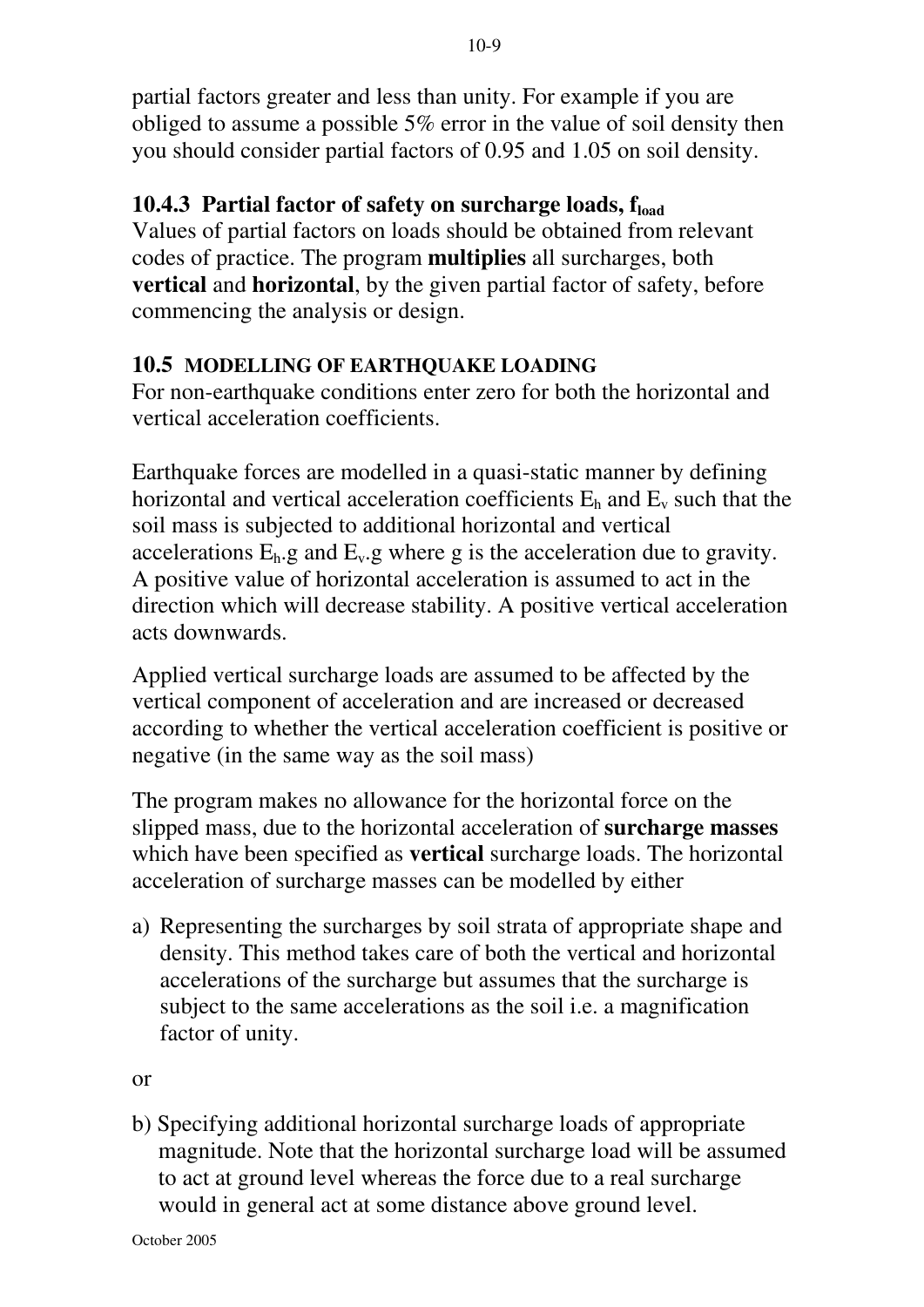partial factors greater and less than unity. For example if you are obliged to assume a possible 5% error in the value of soil density then you should consider partial factors of 0.95 and 1.05 on soil density.

### 10.4.3 Partial factor of safety on surcharge loads, $f_{load}$

Values of partial factors on loads should be obtained from relevant codes of practice. The program **multiplies** all surcharges, both **vertical** and **horizontal**, by the given partial factor of safety, before commencing the analysis or design.

## 10.5 MODELLING OF EARTHQUAKE LOADING

For non-earthquake conditions enter zero for both the horizontal and vertical acceleration coefficients.

Earthquake forces are modelled in a quasi-static manner by defining horizontal and vertical acceleration coefficients $E_h$ and $E_v$ such that the soil mass is subjected to additional horizontal and vertical accelerations $E_h.g$ and $E_v.g$ where g is the acceleration due to gravity. A positive value of horizontal acceleration is assumed to act in the direction which will decrease stability. A positive vertical acceleration acts downwards.

Applied vertical surcharge loads are assumed to be affected by the vertical component of acceleration and are increased or decreased according to whether the vertical acceleration coefficient is positive or negative (in the same way as the soil mass)

The program makes no allowance for the horizontal force on the slipped mass, due to the horizontal acceleration of **surcharge masses** which have been specified as **vertical** surcharge loads. The horizontal acceleration of surcharge masses can be modelled by either

a) Representing the surcharges by soil strata of appropriate shape and density. This method takes care of both the vertical and horizontal accelerations of the surcharge but assumes that the surcharge is subject to the same accelerations as the soil i.e. a magnification factor of unity.

or

b) Specifying additional horizontal surcharge loads of appropriate magnitude. Note that the horizontal surcharge load will be assumed to act at ground level whereas the force due to a real surcharge would in general act at some distance above ground level.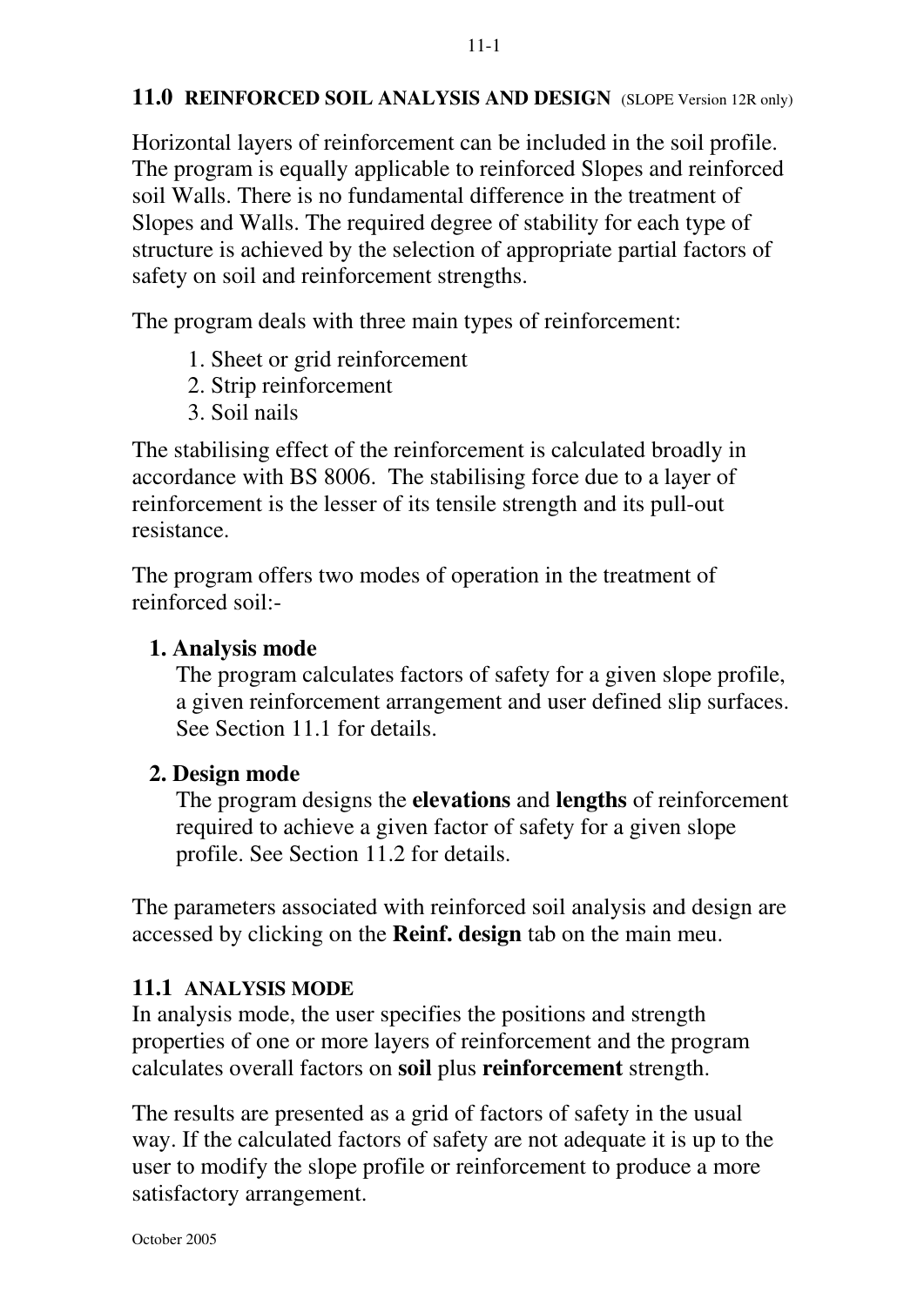## 11.0 REINFORCED SOIL ANALYSIS AND DESIGN (SLOPE Version 12R only)

Horizontal layers of reinforcement can be included in the soil profile. The program is equally applicable to reinforced Slopes and reinforced soil Walls. There is no fundamental difference in the treatment of Slopes and Walls. The required degree of stability for each type of structure is achieved by the selection of appropriate partial factors of safety on soil and reinforcement strengths.

The program deals with three main types of reinforcement:

1. Sheet or grid reinforcement
2. Strip reinforcement
3. Soil nails

The stabilising effect of the reinforcement is calculated broadly in accordance with BS 8006. The stabilising force due to a layer of reinforcement is the lesser of its tensile strength and its pull-out resistance.

The program offers two modes of operation in the treatment of reinforced soil:-

**1. Analysis mode**

The program calculates factors of safety for a given slope profile, a given reinforcement arrangement and user defined slip surfaces. See Section 11.1 for details.

**2. Design mode**

The program designs the **elevations** and **lengths** of reinforcement required to achieve a given factor of safety for a given slope profile. See Section 11.2 for details.

The parameters associated with reinforced soil analysis and design are accessed by clicking on the **Reinf. design** tab on the main meu.

### 11.1 ANALYSIS MODE

In analysis mode, the user specifies the positions and strength properties of one or more layers of reinforcement and the program calculates overall factors on **soil** plus **reinforcement** strength.

The results are presented as a grid of factors of safety in the usual way. If the calculated factors of safety are not adequate it is up to the user to modify the slope profile or reinforcement to produce a more satisfactory arrangement.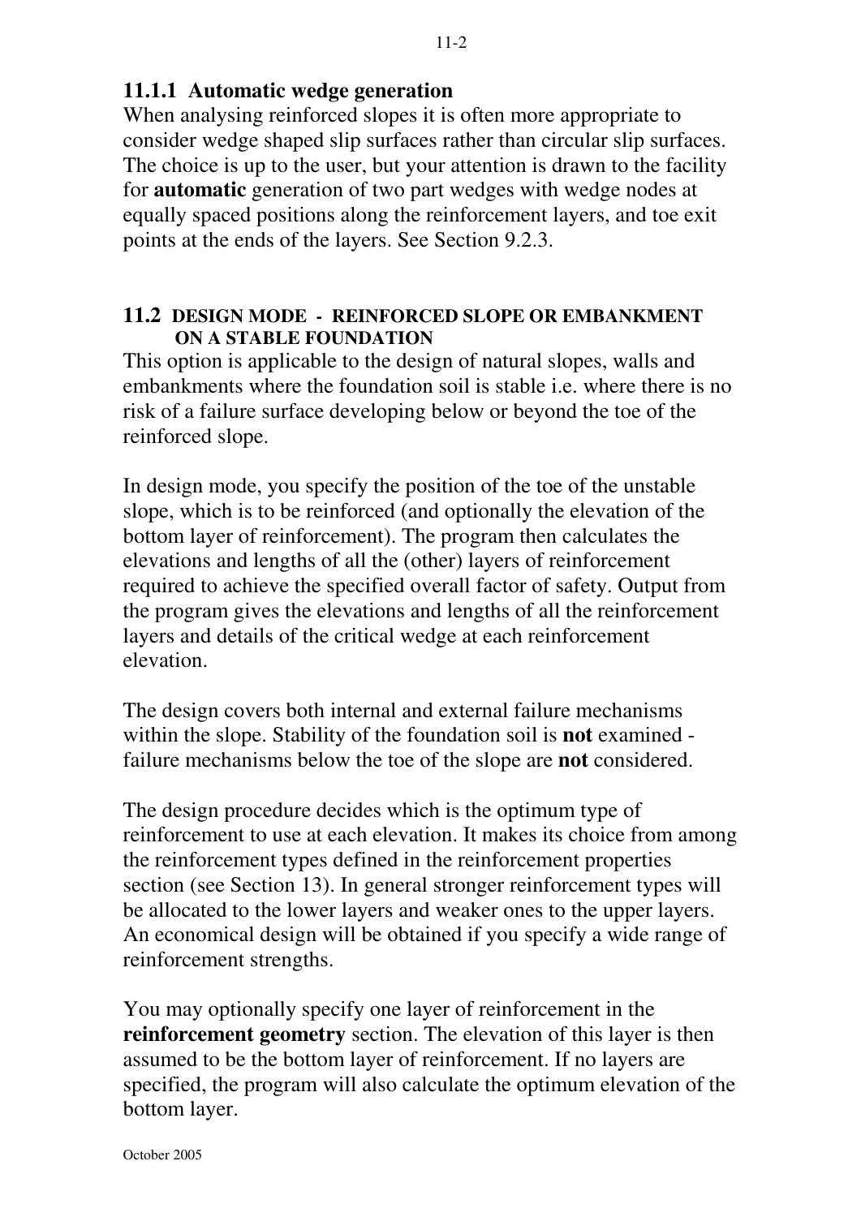### 11.1.1 Automatic wedge generation

When analysing reinforced slopes it is often more appropriate to consider wedge shaped slip surfaces rather than circular slip surfaces. The choice is up to the user, but your attention is drawn to the facility for **automatic** generation of two part wedges with wedge nodes at equally spaced positions along the reinforcement layers, and toe exit points at the ends of the layers. See Section 9.2.3.

## 11.2 DESIGN MODE - REINFORCED SLOPE OR EMBANKMENT ON A STABLE FOUNDATION

This option is applicable to the design of natural slopes, walls and embankments where the foundation soil is stable i.e. where there is no risk of a failure surface developing below or beyond the toe of the reinforced slope.

In design mode, you specify the position of the toe of the unstable slope, which is to be reinforced (and optionally the elevation of the bottom layer of reinforcement). The program then calculates the elevations and lengths of all the (other) layers of reinforcement required to achieve the specified overall factor of safety. Output from the program gives the elevations and lengths of all the reinforcement layers and details of the critical wedge at each reinforcement elevation.

The design covers both internal and external failure mechanisms within the slope. Stability of the foundation soil is **not** examined - failure mechanisms below the toe of the slope are **not** considered.

The design procedure decides which is the optimum type of reinforcement to use at each elevation. It makes its choice from among the reinforcement types defined in the reinforcement properties section (see Section 13). In general stronger reinforcement types will be allocated to the lower layers and weaker ones to the upper layers. An economical design will be obtained if you specify a wide range of reinforcement strengths.

You may optionally specify one layer of reinforcement in the **reinforcement geometry** section. The elevation of this layer is then assumed to be the bottom layer of reinforcement. If no layers are specified, the program will also calculate the optimum elevation of the bottom layer.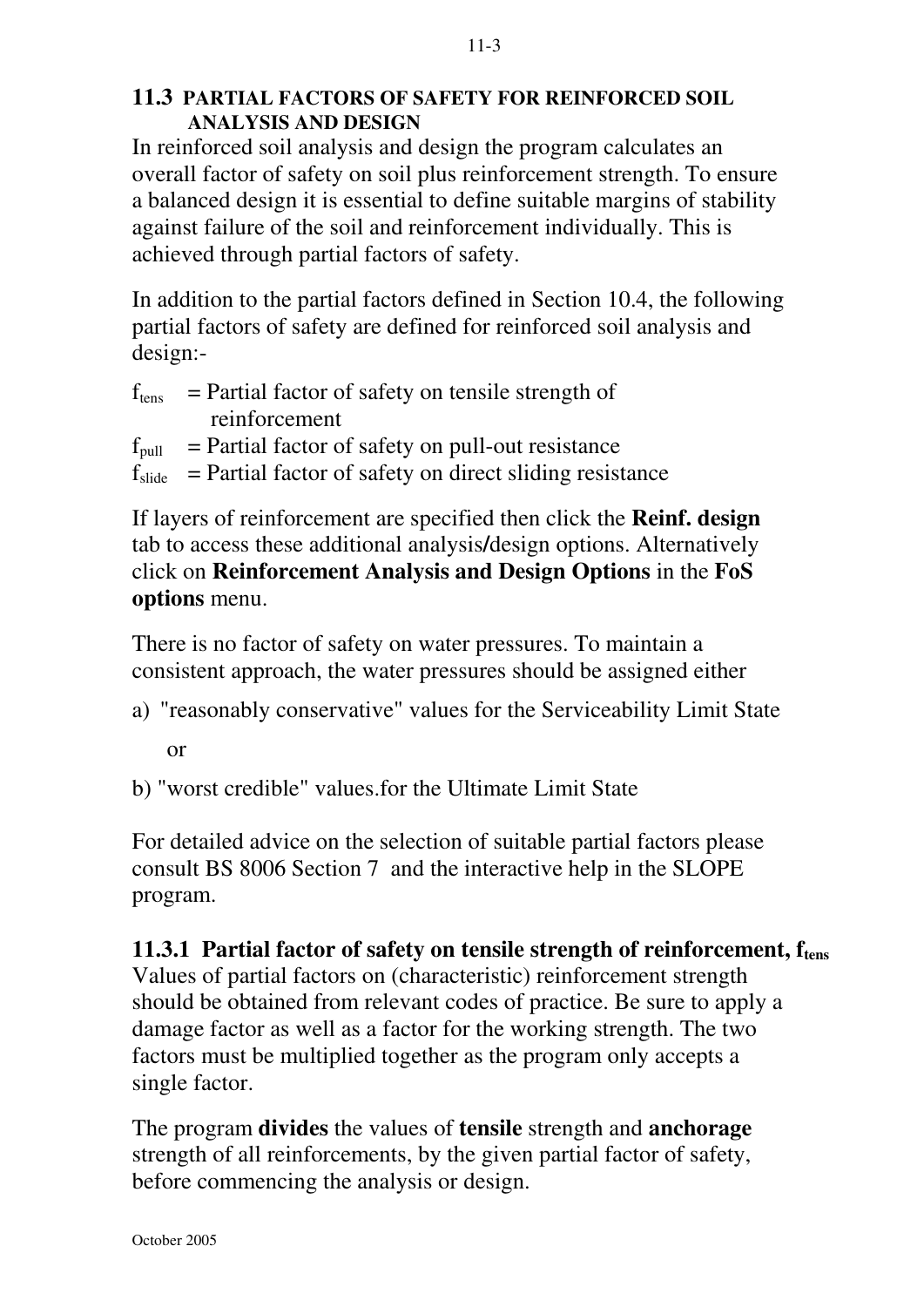## 11.3 PARTIAL FACTORS OF SAFETY FOR REINFORCED SOIL ANALYSIS AND DESIGN

In reinforced soil analysis and design the program calculates an overall factor of safety on soil plus reinforcement strength. To ensure a balanced design it is essential to define suitable margins of stability against failure of the soil and reinforcement individually. This is achieved through partial factors of safety.

In addition to the partial factors defined in Section 10.4, the following partial factors of safety are defined for reinforced soil analysis and design:-

$f_{tens}$ = Partial factor of safety on tensile strength of reinforcement
$f_{pull}$ = Partial factor of safety on pull-out resistance
$f_{slide}$ = Partial factor of safety on direct sliding resistance

If layers of reinforcement are specified then click the **Reinf. design** tab to access these additional analysis**/**design options. Alternatively click on **Reinforcement Analysis and Design Options** in the **FoS options** menu.

There is no factor of safety on water pressures. To maintain a consistent approach, the water pressures should be assigned either

a) "reasonably conservative" values for the Serviceability Limit State

or

b) "worst credible" values.for the Ultimate Limit State

For detailed advice on the selection of suitable partial factors please consult BS 8006 Section 7 and the interactive help in the SLOPE program.

### 11.3.1 Partial factor of safety on tensile strength of reinforcement, $f_{tens}$

Values of partial factors on (characteristic) reinforcement strength should be obtained from relevant codes of practice. Be sure to apply a damage factor as well as a factor for the working strength. The two factors must be multiplied together as the program only accepts a single factor.

The program **divides** the values of **tensile** strength and **anchorage** strength of all reinforcements, by the given partial factor of safety, before commencing the analysis or design.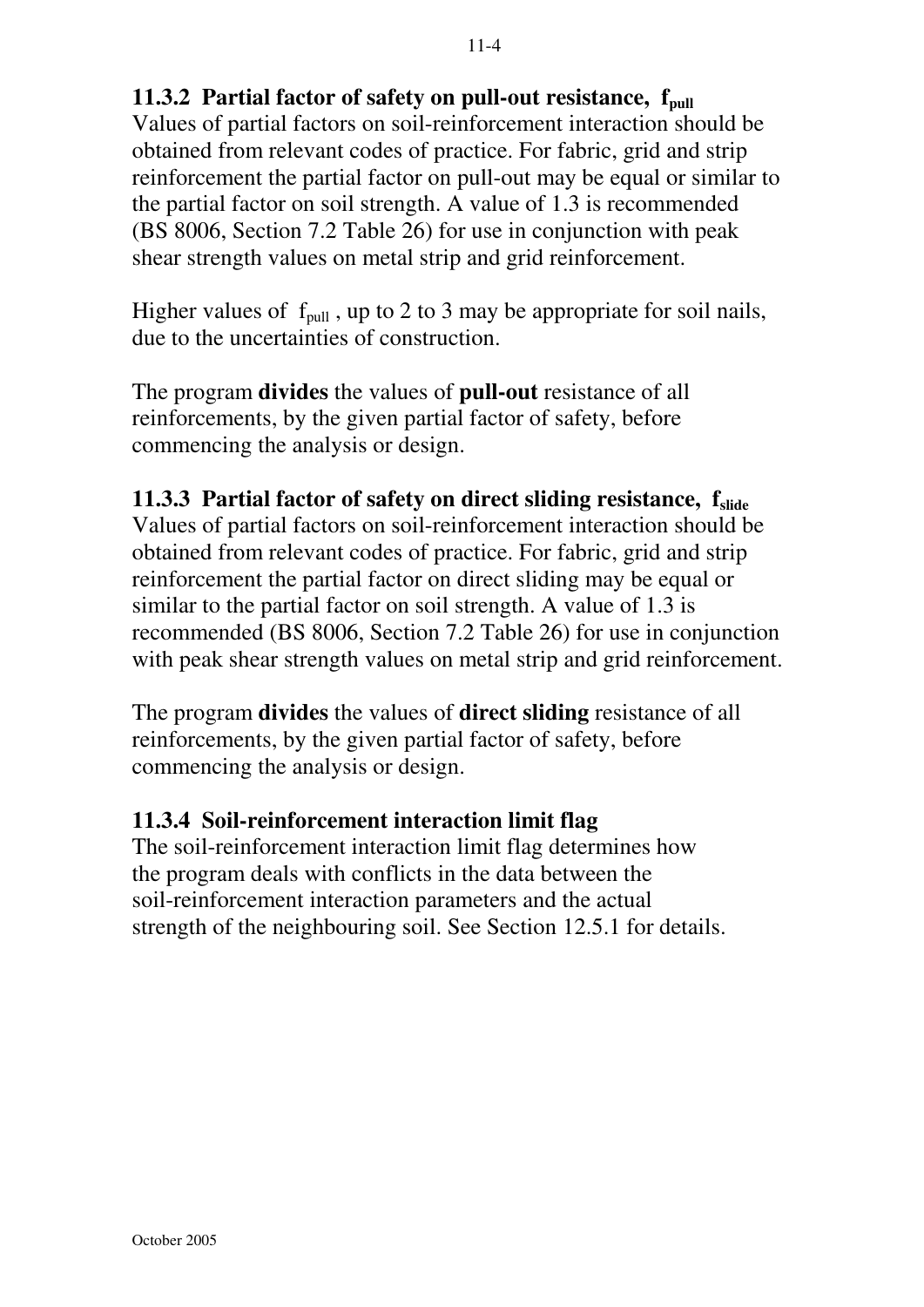### 11.3.2 Partial factor of safety on pull-out resistance, $f_{pull}$

Values of partial factors on soil-reinforcement interaction should be obtained from relevant codes of practice. For fabric, grid and strip reinforcement the partial factor on pull-out may be equal or similar to the partial factor on soil strength. A value of 1.3 is recommended (BS 8006, Section 7.2 Table 26) for use in conjunction with peak shear strength values on metal strip and grid reinforcement.

Higher values of $f_{pull}$, up to 2 to 3 may be appropriate for soil nails, due to the uncertainties of construction.

The program **divides** the values of **pull-out** resistance of all reinforcements, by the given partial factor of safety, before commencing the analysis or design.

### 11.3.3 Partial factor of safety on direct sliding resistance, $f_{slide}$

Values of partial factors on soil-reinforcement interaction should be obtained from relevant codes of practice. For fabric, grid and strip reinforcement the partial factor on direct sliding may be equal or similar to the partial factor on soil strength. A value of 1.3 is recommended (BS 8006, Section 7.2 Table 26) for use in conjunction with peak shear strength values on metal strip and grid reinforcement.

The program **divides** the values of **direct sliding** resistance of all reinforcements, by the given partial factor of safety, before commencing the analysis or design.

### 11.3.4 Soil-reinforcement interaction limit flag

The soil-reinforcement interaction limit flag determines how the program deals with conflicts in the data between the soil-reinforcement interaction parameters and the actual strength of the neighbouring soil. See Section 12.5.1 for details.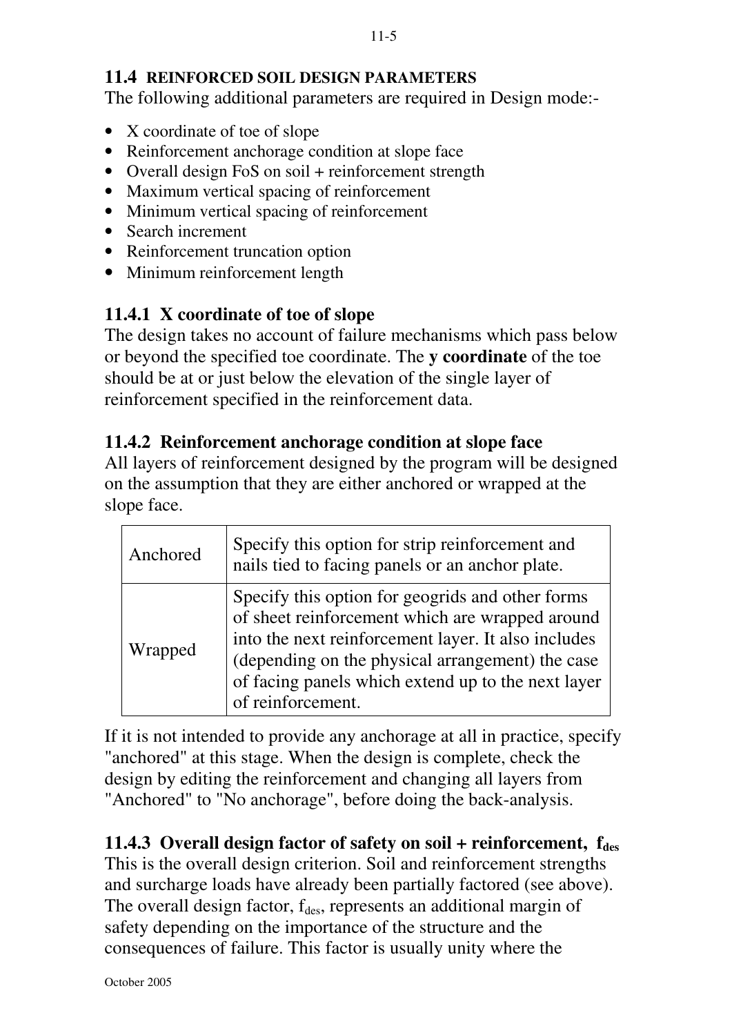## 11.4 REINFORCED SOIL DESIGN PARAMETERS

The following additional parameters are required in Design mode:-

- X coordinate of toe of slope
- Reinforcement anchorage condition at slope face
- Overall design FoS on soil + reinforcement strength
- Maximum vertical spacing of reinforcement
- Minimum vertical spacing of reinforcement
- Search increment
- Reinforcement truncation option
- Minimum reinforcement length

### 11.4.1 X coordinate of toe of slope

The design takes no account of failure mechanisms which pass below or beyond the specified toe coordinate. The **y coordinate** of the toe should be at or just below the elevation of the single layer of reinforcement specified in the reinforcement data.

### 11.4.2 Reinforcement anchorage condition at slope face

All layers of reinforcement designed by the program will be designed on the assumption that they are either anchored or wrapped at the slope face.

| | |
|---|---|
| Anchored | Specify this option for strip reinforcement and nails tied to facing panels or an anchor plate. |
| Wrapped | Specify this option for geogrids and other forms of sheet reinforcement which are wrapped around into the next reinforcement layer. It also includes (depending on the physical arrangement) the case of facing panels which extend up to the next layer of reinforcement. |

If it is not intended to provide any anchorage at all in practice, specify "anchored" at this stage. When the design is complete, check the design by editing the reinforcement and changing all layers from "Anchored" to "No anchorage", before doing the back-analysis.

### 11.4.3 Overall design factor of safety on soil + reinforcement, $f_{des}$

This is the overall design criterion. Soil and reinforcement strengths and surcharge loads have already been partially factored (see above). The overall design factor, $f_{des}$, represents an additional margin of safety depending on the importance of the structure and the consequences of failure. This factor is usually unity where the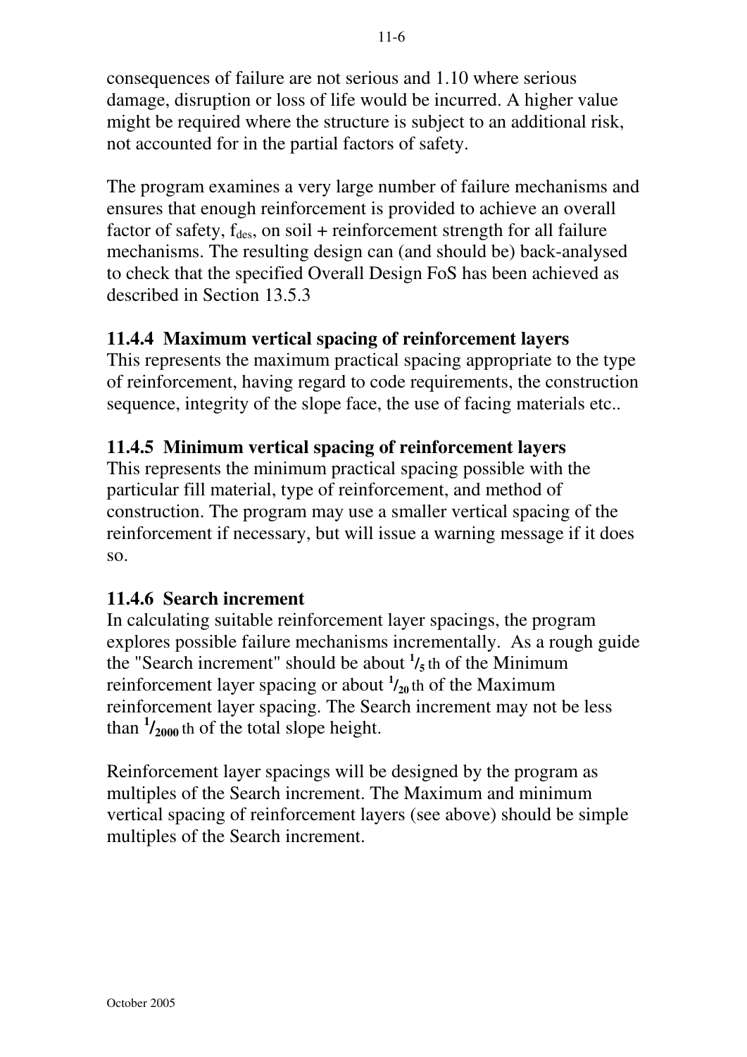consequences of failure are not serious and 1.10 where serious damage, disruption or loss of life would be incurred. A higher value might be required where the structure is subject to an additional risk, not accounted for in the partial factors of safety.

The program examines a very large number of failure mechanisms and ensures that enough reinforcement is provided to achieve an overall factor of safety, $f_{des}$, on soil + reinforcement strength for all failure mechanisms. The resulting design can (and should be) back-analysed to check that the specified Overall Design FoS has been achieved as described in Section 13.5.3

### 11.4.4 Maximum vertical spacing of reinforcement layers

This represents the maximum practical spacing appropriate to the type of reinforcement, having regard to code requirements, the construction sequence, integrity of the slope face, the use of facing materials etc..

### 11.4.5 Minimum vertical spacing of reinforcement layers

This represents the minimum practical spacing possible with the particular fill material, type of reinforcement, and method of construction. The program may use a smaller vertical spacing of the reinforcement if necessary, but will issue a warning message if it does so.

### 11.4.6 Search increment

In calculating suitable reinforcement layer spacings, the program explores possible failure mechanisms incrementally. As a rough guide the "Search increment" should be about $^1/_5$ th of the Minimum reinforcement layer spacing or about $^1/_{20}$ th of the Maximum reinforcement layer spacing. The Search increment may not be less than $^1/_{2000}$ th of the total slope height.

Reinforcement layer spacings will be designed by the program as multiples of the Search increment. The Maximum and minimum vertical spacing of reinforcement layers (see above) should be simple multiples of the Search increment.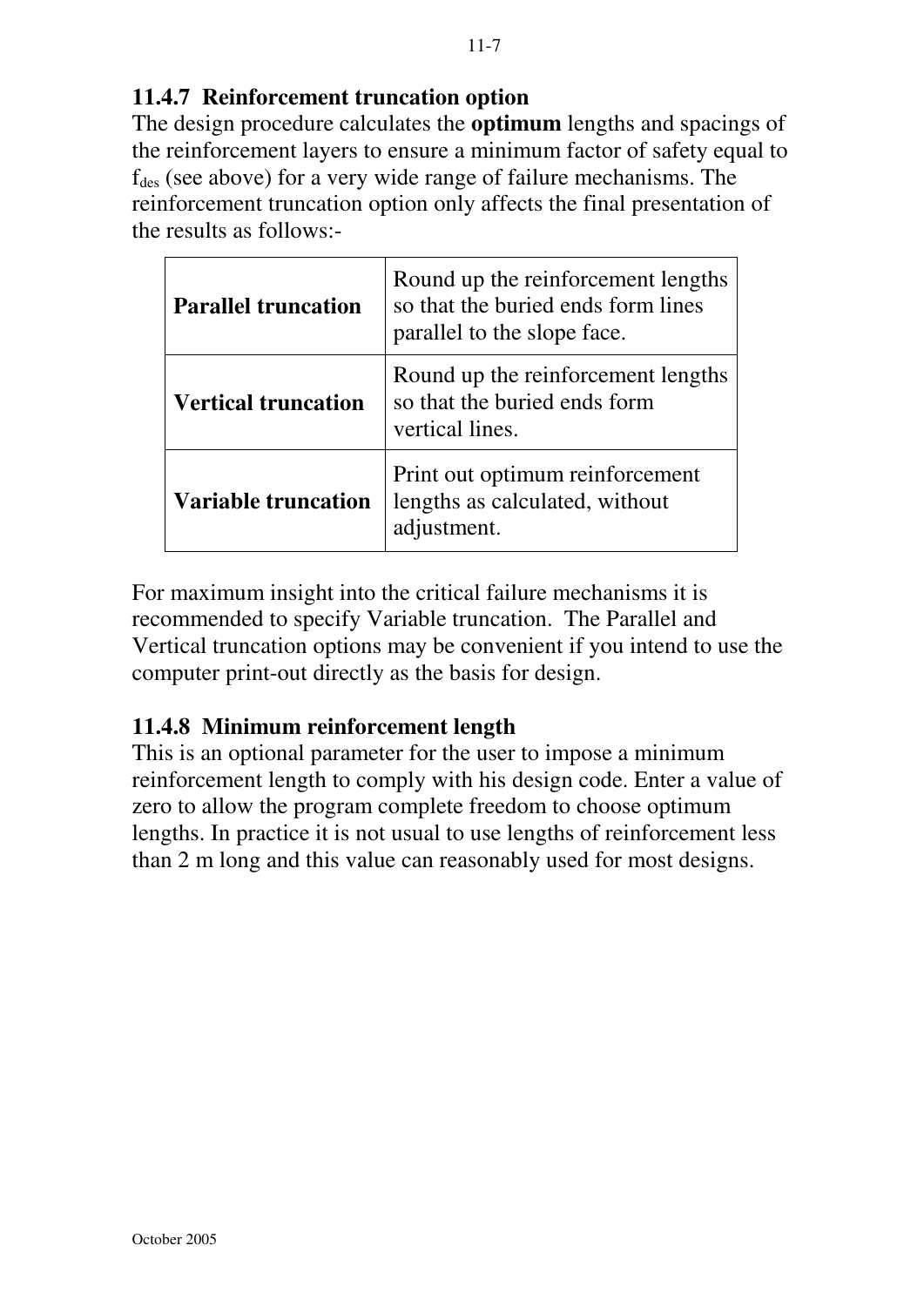### 11.4.7 Reinforcement truncation option

The design procedure calculates the **optimum** lengths and spacings of the reinforcement layers to ensure a minimum factor of safety equal to $f_{des}$ (see above) for a very wide range of failure mechanisms. The reinforcement truncation option only affects the final presentation of the results as follows:-

| | |
|---|---|
| **Parallel truncation** | Round up the reinforcement lengths so that the buried ends form lines parallel to the slope face. |
| **Vertical truncation** | Round up the reinforcement lengths so that the buried ends form vertical lines. |
| **Variable truncation** | Print out optimum reinforcement lengths as calculated, without adjustment. |

For maximum insight into the critical failure mechanisms it is recommended to specify Variable truncation. The Parallel and Vertical truncation options may be convenient if you intend to use the computer print-out directly as the basis for design.

### 11.4.8 Minimum reinforcement length

This is an optional parameter for the user to impose a minimum reinforcement length to comply with his design code. Enter a value of zero to allow the program complete freedom to choose optimum lengths. In practice it is not usual to use lengths of reinforcement less than 2 m long and this value can reasonably used for most designs.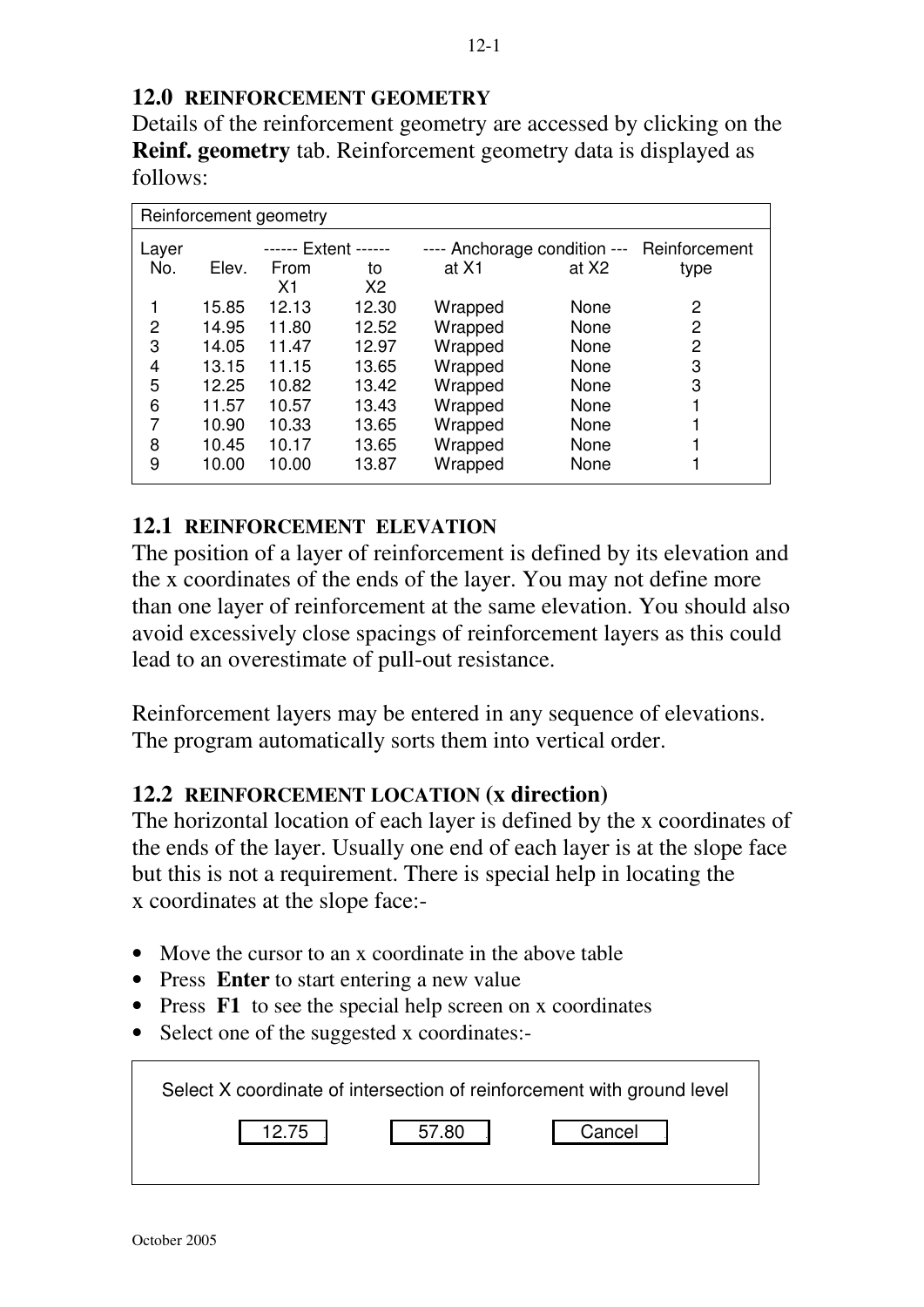## 12.0 REINFORCEMENT GEOMETRY

Details of the reinforcement geometry are accessed by clicking on the **Reinf. geometry** tab. Reinforcement geometry data is displayed as follows:

Reinforcement geometry

| Layer No. | Elev. | ------ Extent ------ From X1 | to X2 | ---- Anchorage condition --- at X1 | at X2 | Reinforcement type |
|---|---|---|---|---|---|---|
| 1 | 15.85 | 12.13 | 12.30 | Wrapped | None | 2 |
| 2 | 14.95 | 11.80 | 12.52 | Wrapped | None | 2 |
| 3 | 14.05 | 11.47 | 12.97 | Wrapped | None | 2 |
| 4 | 13.15 | 11.15 | 13.65 | Wrapped | None | 3 |
| 5 | 12.25 | 10.82 | 13.42 | Wrapped | None | 3 |
| 6 | 11.57 | 10.57 | 13.43 | Wrapped | None | 1 |
| 7 | 10.90 | 10.33 | 13.65 | Wrapped | None | 1 |
| 8 | 10.45 | 10.17 | 13.65 | Wrapped | None | 1 |
| 9 | 10.00 | 10.00 | 13.87 | Wrapped | None | 1 |

## 12.1 REINFORCEMENT ELEVATION

The position of a layer of reinforcement is defined by its elevation and the x coordinates of the ends of the layer. You may not define more than one layer of reinforcement at the same elevation. You should also avoid excessively close spacings of reinforcement layers as this could lead to an overestimate of pull-out resistance.

Reinforcement layers may be entered in any sequence of elevations. The program automatically sorts them into vertical order.

## 12.2 REINFORCEMENT LOCATION (x direction)

The horizontal location of each layer is defined by the x coordinates of the ends of the layer. Usually one end of each layer is at the slope face but this is not a requirement. There is special help in locating the x coordinates at the slope face:-

- Move the cursor to an x coordinate in the above table
- Press **Enter** to start entering a new value
- Press **F1** to see the special help screen on x coordinates
- Select one of the suggested x coordinates:-

Select X coordinate of intersection of reinforcement with ground level

[ 12.75 ] [ 57.80 ] [ Cancel ]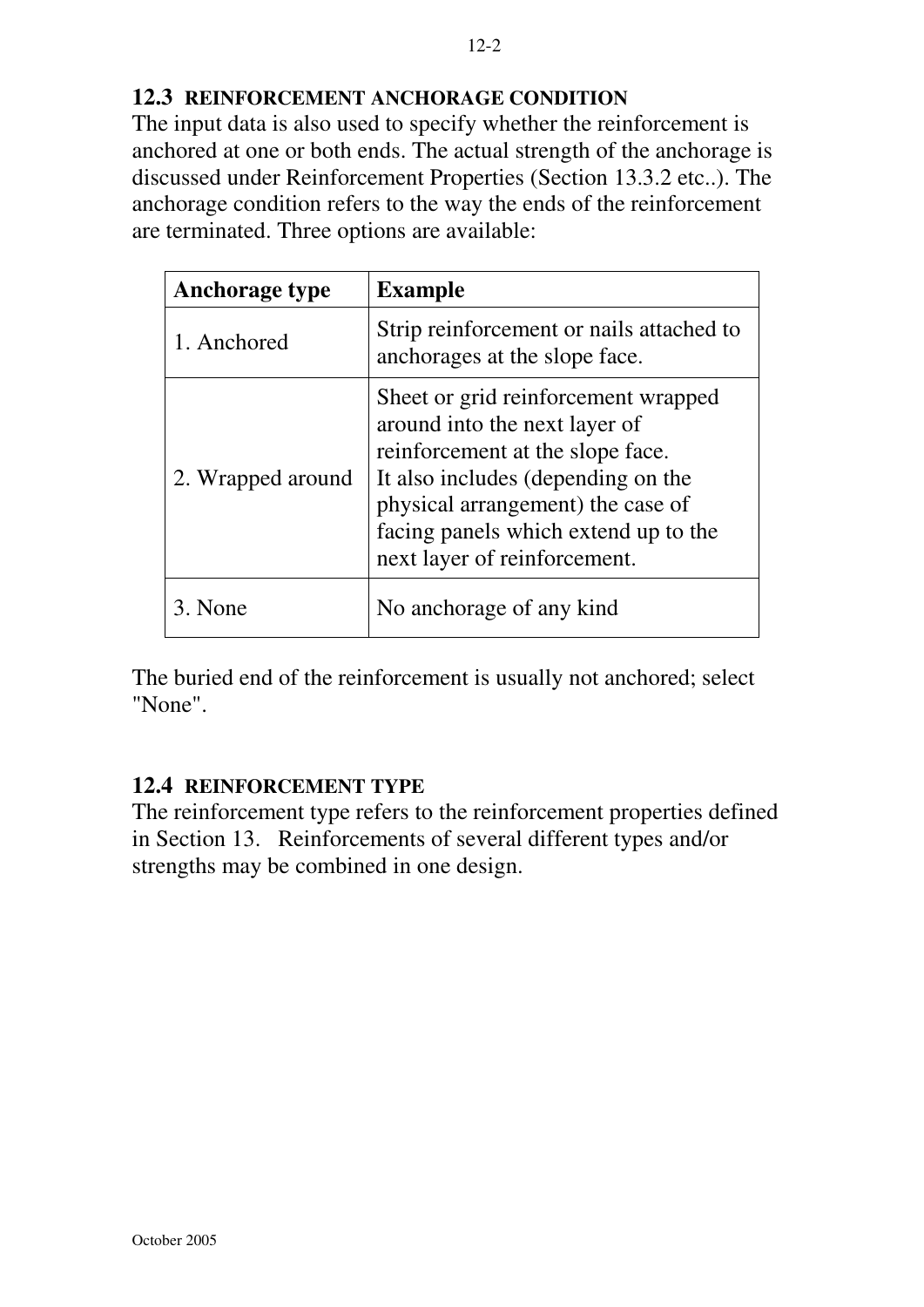## 12.3 REINFORCEMENT ANCHORAGE CONDITION

The input data is also used to specify whether the reinforcement is anchored at one or both ends. The actual strength of the anchorage is discussed under Reinforcement Properties (Section 13.3.2 etc..). The anchorage condition refers to the way the ends of the reinforcement are terminated. Three options are available:

| Anchorage type | Example |
|---|---|
| 1. Anchored | Strip reinforcement or nails attached to anchorages at the slope face. |
| 2. Wrapped around | Sheet or grid reinforcement wrapped around into the next layer of reinforcement at the slope face.<br>It also includes (depending on the physical arrangement) the case of facing panels which extend up to the next layer of reinforcement. |
| 3. None | No anchorage of any kind |

The buried end of the reinforcement is usually not anchored; select "None".

## 12.4 REINFORCEMENT TYPE

The reinforcement type refers to the reinforcement properties defined in Section 13. Reinforcements of several different types and/or strengths may be combined in one design.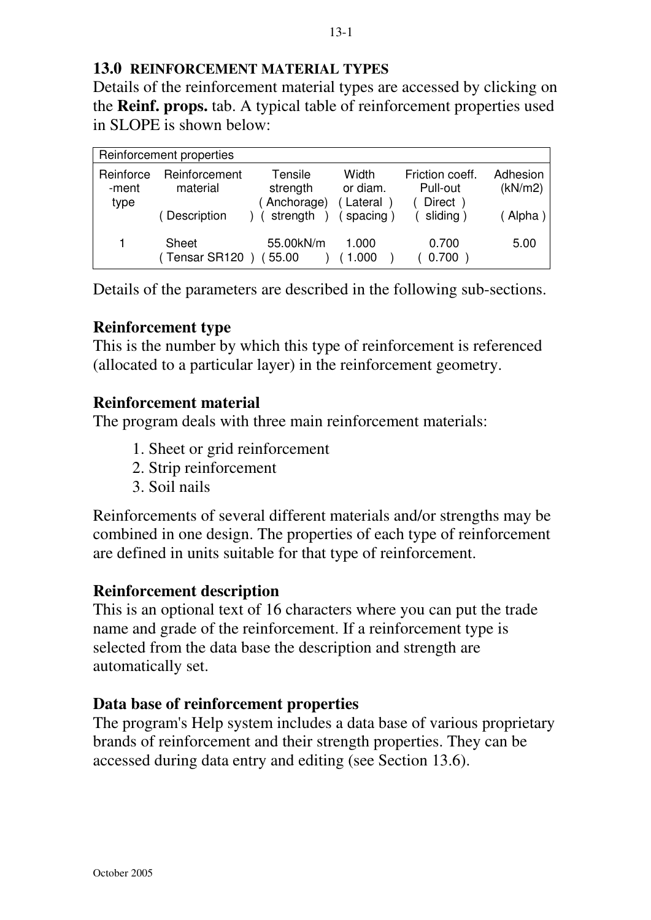## 13.0 REINFORCEMENT MATERIAL TYPES

Details of the reinforcement material types are accessed by clicking on the **Reinf. props.** tab. A typical table of reinforcement properties used in SLOPE is shown below:

| Reinforcement properties | | | | | |
|---|---|---|---|---|---|
| Reinforce -ment type | Reinforcement material ( Description ) | Tensile strength ( Anchorage) ( strength ) | Width or diam. ( Lateral ) ( spacing ) | Friction coeff. Pull-out ( Direct ) ( sliding ) | Adhesion (kN/m2) ( Alpha ) |
| 1 | Sheet ( Tensar SR120 ) | 55.00kN/m ( 55.00 ) | 1.000 ( 1.000 ) | 0.700 ( 0.700 ) | 5.00 |

Details of the parameters are described in the following sub-sections.

### Reinforcement type

This is the number by which this type of reinforcement is referenced (allocated to a particular layer) in the reinforcement geometry.

### Reinforcement material

The program deals with three main reinforcement materials:

1. Sheet or grid reinforcement
2. Strip reinforcement
3. Soil nails

Reinforcements of several different materials and/or strengths may be combined in one design. The properties of each type of reinforcement are defined in units suitable for that type of reinforcement.

### Reinforcement description

This is an optional text of 16 characters where you can put the trade name and grade of the reinforcement. If a reinforcement type is selected from the data base the description and strength are automatically set.

### Data base of reinforcement properties

The program's Help system includes a data base of various proprietary brands of reinforcement and their strength properties. They can be accessed during data entry and editing (see Section 13.6).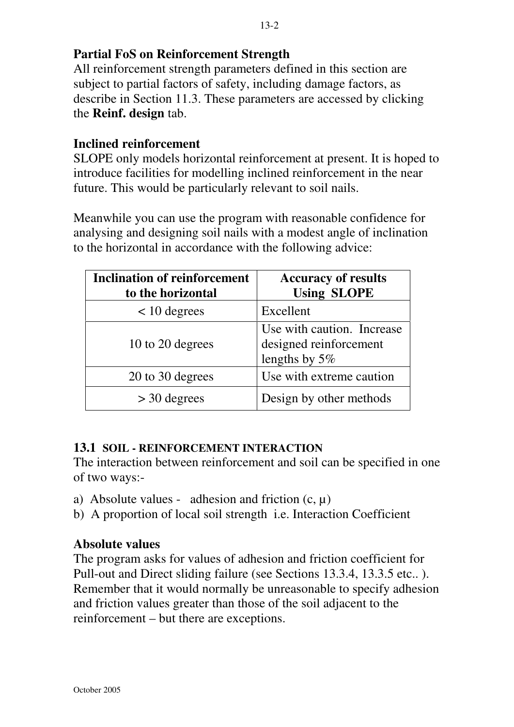### Partial FoS on Reinforcement Strength

All reinforcement strength parameters defined in this section are subject to partial factors of safety, including damage factors, as describe in Section 11.3. These parameters are accessed by clicking the **Reinf. design** tab.

### Inclined reinforcement

SLOPE only models horizontal reinforcement at present. It is hoped to introduce facilities for modelling inclined reinforcement in the near future. This would be particularly relevant to soil nails.

Meanwhile you can use the program with reasonable confidence for analysing and designing soil nails with a modest angle of inclination to the horizontal in accordance with the following advice:

| Inclination of reinforcement to the horizontal | Accuracy of results Using SLOPE |
|---|---|
| < 10 degrees | Excellent |
| 10 to 20 degrees | Use with caution. Increase designed reinforcement lengths by 5% |
| 20 to 30 degrees | Use with extreme caution |
| > 30 degrees | Design by other methods |

## 13.1 SOIL - REINFORCEMENT INTERACTION

The interaction between reinforcement and soil can be specified in one of two ways:-

a) Absolute values - adhesion and friction ($c$, $\mu$)
b) A proportion of local soil strength i.e. Interaction Coefficient

### Absolute values

The program asks for values of adhesion and friction coefficient for Pull-out and Direct sliding failure (see Sections 13.3.4, 13.3.5 etc.. ). Remember that it would normally be unreasonable to specify adhesion and friction values greater than those of the soil adjacent to the reinforcement – but there are exceptions.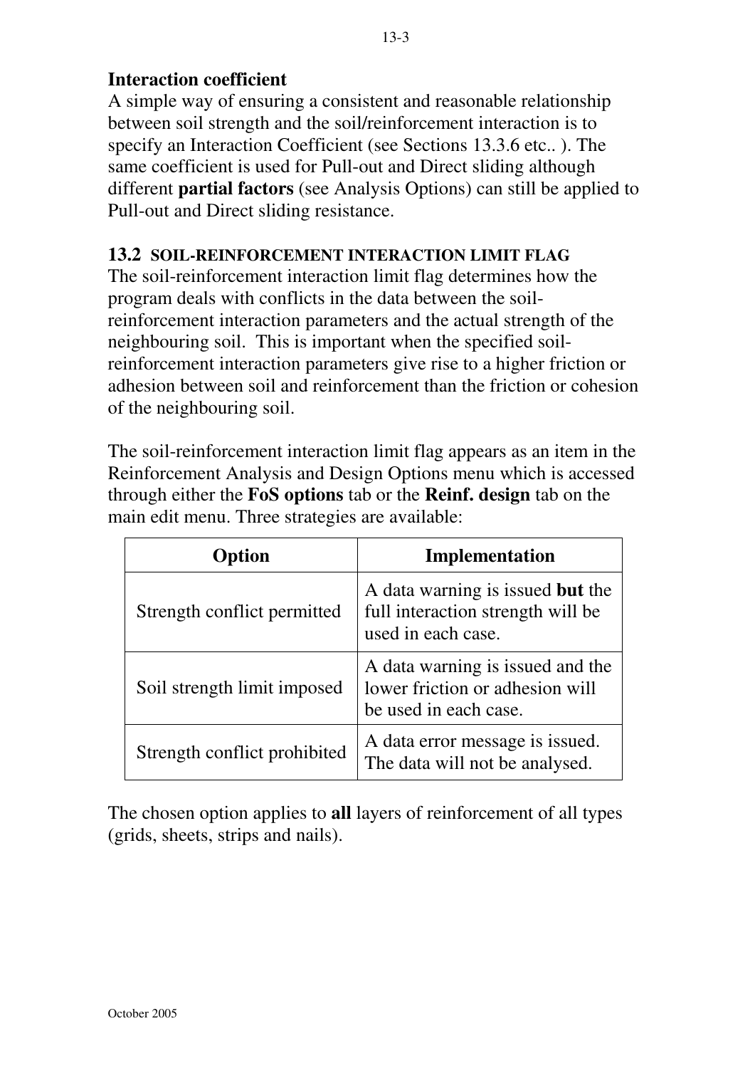**Interaction coefficient**

A simple way of ensuring a consistent and reasonable relationship between soil strength and the soil/reinforcement interaction is to specify an Interaction Coefficient (see Sections 13.3.6 etc.. ). The same coefficient is used for Pull-out and Direct sliding although different **partial factors** (see Analysis Options) can still be applied to Pull-out and Direct sliding resistance.

## 13.2 SOIL-REINFORCEMENT INTERACTION LIMIT FLAG

The soil-reinforcement interaction limit flag determines how the program deals with conflicts in the data between the soil-reinforcement interaction parameters and the actual strength of the neighbouring soil. This is important when the specified soil-reinforcement interaction parameters give rise to a higher friction or adhesion between soil and reinforcement than the friction or cohesion of the neighbouring soil.

The soil-reinforcement interaction limit flag appears as an item in the Reinforcement Analysis and Design Options menu which is accessed through either the **FoS options** tab or the **Reinf. design** tab on the main edit menu. Three strategies are available:

| Option | Implementation |
|---|---|
| Strength conflict permitted | A data warning is issued **but** the full interaction strength will be used in each case. |
| Soil strength limit imposed | A data warning is issued and the lower friction or adhesion will be used in each case. |
| Strength conflict prohibited | A data error message is issued. The data will not be analysed. |

The chosen option applies to **all** layers of reinforcement of all types (grids, sheets, strips and nails).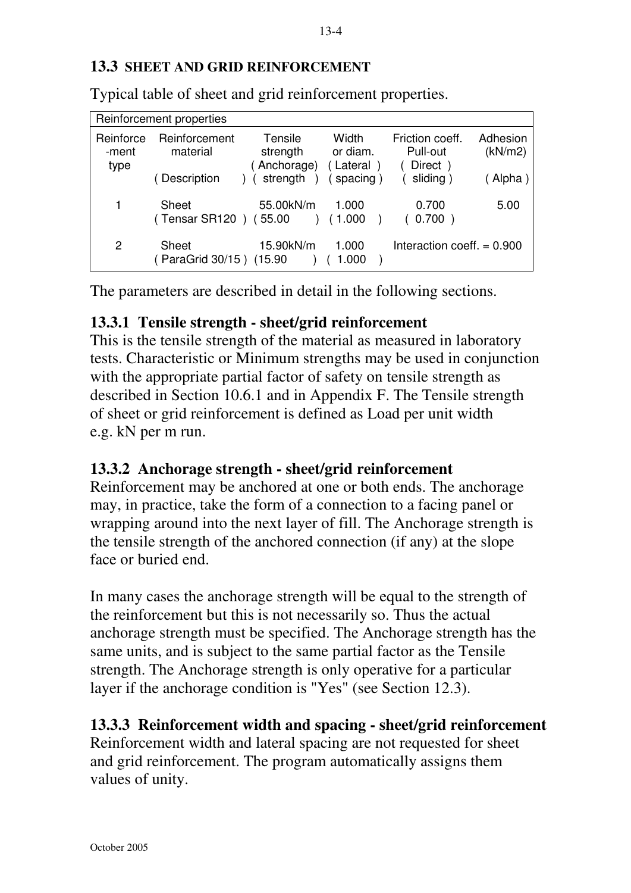## 13.3 SHEET AND GRID REINFORCEMENT

Typical table of sheet and grid reinforcement properties.

| Reinforcement properties | | | | | |
|---|---|---|---|---|---|
| Reinforce -ment type | Reinforcement material ( Description ) | Tensile strength ( Anchorage) ( strength ) | Width or diam. ( Lateral ) ( spacing ) | Friction coeff. Pull-out ( Direct ) ( sliding ) | Adhesion (kN/m2) ( Alpha ) |
| 1 | Sheet ( Tensar SR120 ) | 55.00kN/m ( 55.00 ) | 1.000 ( 1.000 ) | 0.700 ( 0.700 ) | 5.00 |
| 2 | Sheet ( ParaGrid 30/15 ) | 15.90kN/m (15.90 ) | 1.000 ( 1.000 ) | Interaction coeff. = 0.900 | |

The parameters are described in detail in the following sections.

### 13.3.1 Tensile strength - sheet/grid reinforcement

This is the tensile strength of the material as measured in laboratory tests. Characteristic or Minimum strengths may be used in conjunction with the appropriate partial factor of safety on tensile strength as described in Section 10.6.1 and in Appendix F. The Tensile strength of sheet or grid reinforcement is defined as Load per unit width e.g. kN per m run.

### 13.3.2 Anchorage strength - sheet/grid reinforcement

Reinforcement may be anchored at one or both ends. The anchorage may, in practice, take the form of a connection to a facing panel or wrapping around into the next layer of fill. The Anchorage strength is the tensile strength of the anchored connection (if any) at the slope face or buried end.

In many cases the anchorage strength will be equal to the strength of the reinforcement but this is not necessarily so. Thus the actual anchorage strength must be specified. The Anchorage strength has the same units, and is subject to the same partial factor as the Tensile strength. The Anchorage strength is only operative for a particular layer if the anchorage condition is "Yes" (see Section 12.3).

### 13.3.3 Reinforcement width and spacing - sheet/grid reinforcement

Reinforcement width and lateral spacing are not requested for sheet and grid reinforcement. The program automatically assigns them values of unity.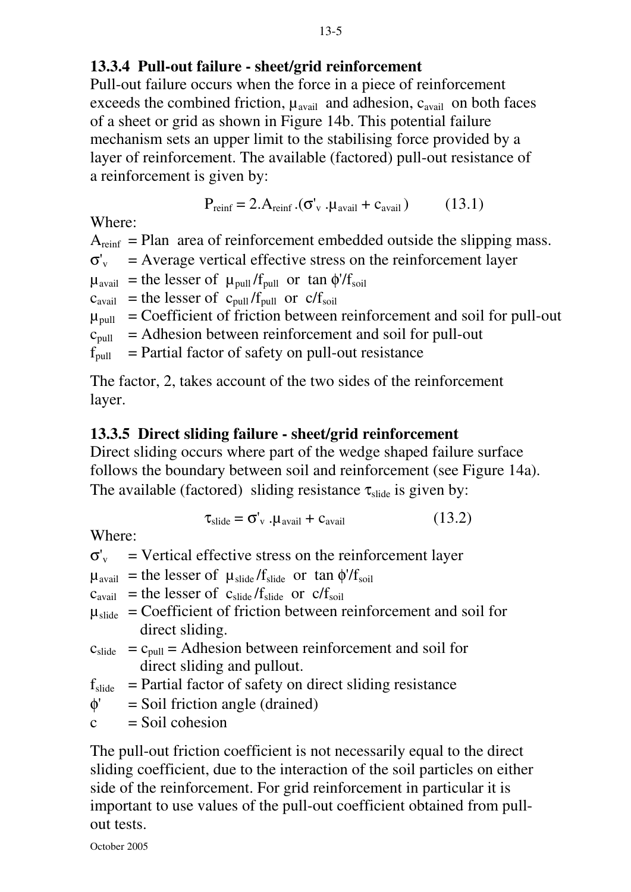### 13.3.4 Pull-out failure - sheet/grid reinforcement

Pull-out failure occurs when the force in a piece of reinforcement exceeds the combined friction, $\mu_{avail}$ and adhesion, $c_{avail}$ on both faces of a sheet or grid as shown in Figure 14b. This potential failure mechanism sets an upper limit to the stabilising force provided by a layer of reinforcement. The available (factored) pull-out resistance of a reinforcement is given by:

$$P_{reinf} = 2.A_{reinf}.(\sigma'_v.\mu_{avail} + c_{avail}) \qquad (13.1)$$

Where:

$A_{reinf}$ = Plan area of reinforcement embedded outside the slipping mass.
$\sigma'_v$ = Average vertical effective stress on the reinforcement layer
$\mu_{avail}$ = the lesser of $\mu_{pull}/f_{pull}$ or $\tan\phi'/f_{soil}$
$c_{avail}$ = the lesser of $c_{pull}/f_{pull}$ or $c/f_{soil}$
$\mu_{pull}$ = Coefficient of friction between reinforcement and soil for pull-out
$c_{pull}$ = Adhesion between reinforcement and soil for pull-out
$f_{pull}$ = Partial factor of safety on pull-out resistance

The factor, 2, takes account of the two sides of the reinforcement layer.

### 13.3.5 Direct sliding failure - sheet/grid reinforcement

Direct sliding occurs where part of the wedge shaped failure surface follows the boundary between soil and reinforcement (see Figure 14a). The available (factored) sliding resistance $\tau_{slide}$ is given by:

$$\tau_{slide} = \sigma'_v.\mu_{avail} + c_{avail} \qquad (13.2)$$

Where:

$\sigma'_v$ = Vertical effective stress on the reinforcement layer
$\mu_{avail}$ = the lesser of $\mu_{slide}/f_{slide}$ or $\tan\phi'/f_{soil}$
$c_{avail}$ = the lesser of $c_{slide}/f_{slide}$ or $c/f_{soil}$
$\mu_{slide}$ = Coefficient of friction between reinforcement and soil for direct sliding.
$c_{slide}$ = $c_{pull}$ = Adhesion between reinforcement and soil for direct sliding and pullout.
$f_{slide}$ = Partial factor of safety on direct sliding resistance
$\phi'$ = Soil friction angle (drained)
$c$ = Soil cohesion

The pull-out friction coefficient is not necessarily equal to the direct sliding coefficient, due to the interaction of the soil particles on either side of the reinforcement. For grid reinforcement in particular it is important to use values of the pull-out coefficient obtained from pull-out tests.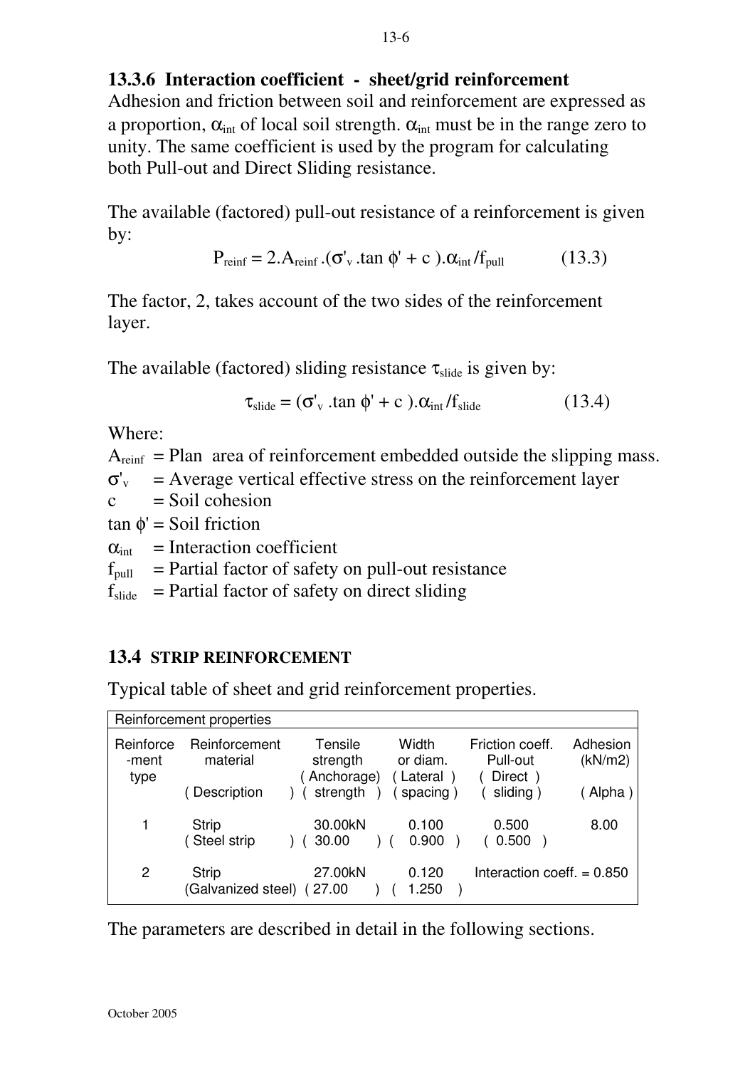### 13.3.6 Interaction coefficient - sheet/grid reinforcement

Adhesion and friction between soil and reinforcement are expressed as a proportion, $\alpha_{int}$ of local soil strength. $\alpha_{int}$ must be in the range zero to unity. The same coefficient is used by the program for calculating both Pull-out and Direct Sliding resistance.

The available (factored) pull-out resistance of a reinforcement is given by:

$$P_{reinf} = 2.A_{reinf}.(\sigma'_v.\tan\phi' + c).\alpha_{int}/f_{pull} \qquad (13.3)$$

The factor, 2, takes account of the two sides of the reinforcement layer.

The available (factored) sliding resistance $\tau_{slide}$ is given by:

$$\tau_{slide} = (\sigma'_v.\tan\phi' + c).\alpha_{int}/f_{slide} \qquad (13.4)$$

Where:

$A_{reinf}$ = Plan area of reinforcement embedded outside the slipping mass.
$\sigma'_v$ = Average vertical effective stress on the reinforcement layer
$c$ = Soil cohesion
$\tan\phi'$ = Soil friction
$\alpha_{int}$ = Interaction coefficient
$f_{pull}$ = Partial factor of safety on pull-out resistance
$f_{slide}$ = Partial factor of safety on direct sliding

## 13.4 STRIP REINFORCEMENT

Typical table of sheet and grid reinforcement properties.

| Reinforcement properties | | | | | |
|---|---|---|---|---|---|
| Reinforce-ment type | Reinforcement material (Description) | Tensile strength (Anchorage) (strength) | Width or diam. (Lateral) (spacing) | Friction coeff. Pull-out (Direct) (sliding) | Adhesion (kN/m2) (Alpha) |
| 1 | Strip (Steel strip) | 30.00kN (30.00) | 0.100 (0.900) | 0.500 (0.500) | 8.00 |
| 2 | Strip (Galvanized steel) | 27.00kN (27.00) | 0.120 (1.250) | Interaction coeff. = 0.850 | |

The parameters are described in detail in the following sections.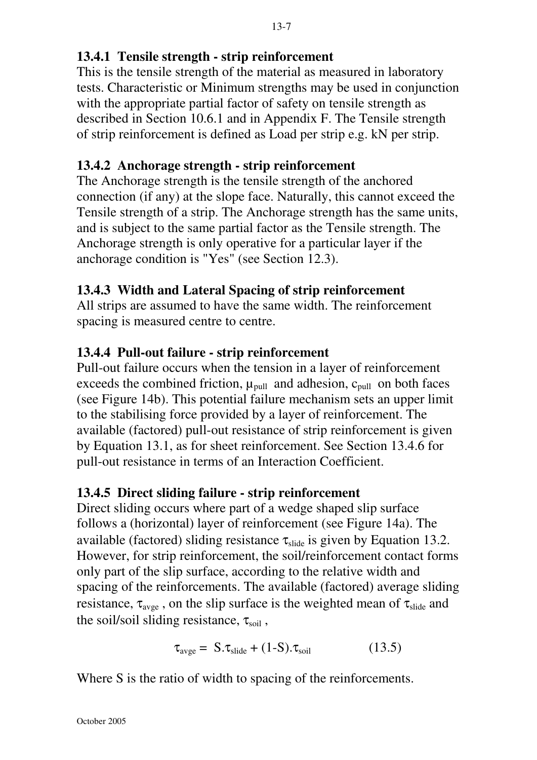### 13.4.1 Tensile strength - strip reinforcement

This is the tensile strength of the material as measured in laboratory tests. Characteristic or Minimum strengths may be used in conjunction with the appropriate partial factor of safety on tensile strength as described in Section 10.6.1 and in Appendix F. The Tensile strength of strip reinforcement is defined as Load per strip e.g. kN per strip.

### 13.4.2 Anchorage strength - strip reinforcement

The Anchorage strength is the tensile strength of the anchored connection (if any) at the slope face. Naturally, this cannot exceed the Tensile strength of a strip. The Anchorage strength has the same units, and is subject to the same partial factor as the Tensile strength. The Anchorage strength is only operative for a particular layer if the anchorage condition is "Yes" (see Section 12.3).

### 13.4.3 Width and Lateral Spacing of strip reinforcement

All strips are assumed to have the same width. The reinforcement spacing is measured centre to centre.

### 13.4.4 Pull-out failure - strip reinforcement

Pull-out failure occurs when the tension in a layer of reinforcement exceeds the combined friction, $\mu_{pull}$ and adhesion, $c_{pull}$ on both faces (see Figure 14b). This potential failure mechanism sets an upper limit to the stabilising force provided by a layer of reinforcement. The available (factored) pull-out resistance of strip reinforcement is given by Equation 13.1, as for sheet reinforcement. See Section 13.4.6 for pull-out resistance in terms of an Interaction Coefficient.

### 13.4.5 Direct sliding failure - strip reinforcement

Direct sliding occurs where part of a wedge shaped slip surface follows a (horizontal) layer of reinforcement (see Figure 14a). The available (factored) sliding resistance $\tau_{slide}$ is given by Equation 13.2. However, for strip reinforcement, the soil/reinforcement contact forms only part of the slip surface, according to the relative width and spacing of the reinforcements. The available (factored) average sliding resistance, $\tau_{avge}$, on the slip surface is the weighted mean of $\tau_{slide}$ and the soil/soil sliding resistance, $\tau_{soil}$,

$$\tau_{avge} = S.\tau_{slide} + (1\text{-}S).\tau_{soil} \qquad (13.5)$$

Where S is the ratio of width to spacing of the reinforcements.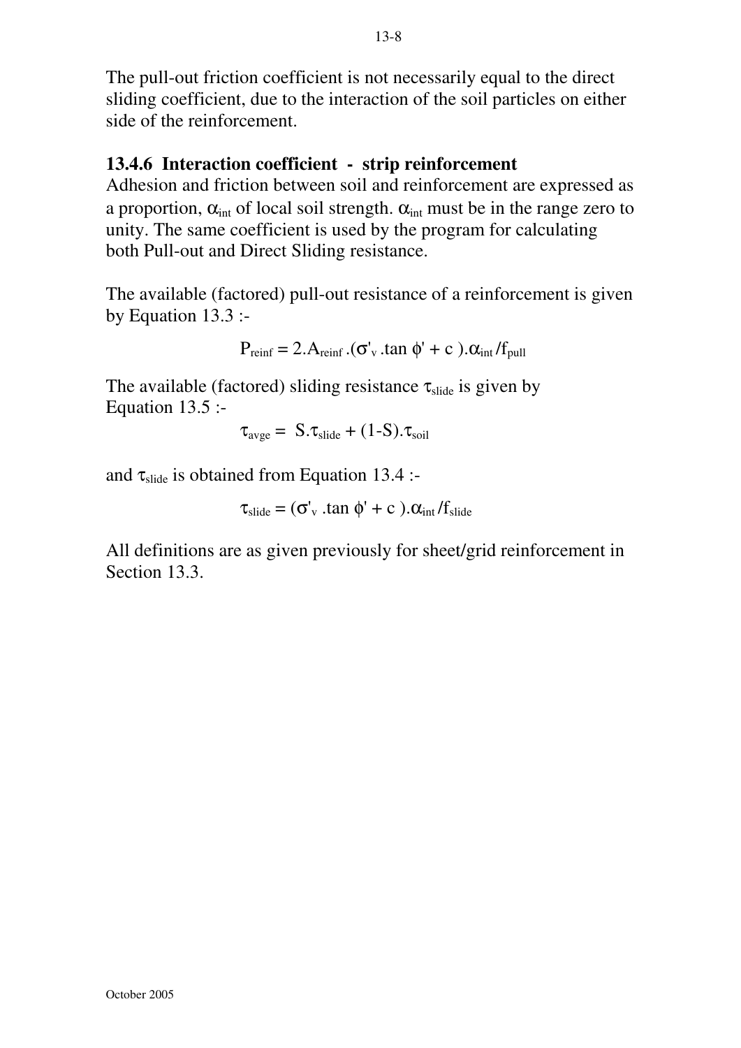The pull-out friction coefficient is not necessarily equal to the direct sliding coefficient, due to the interaction of the soil particles on either side of the reinforcement.

### 13.4.6 Interaction coefficient - strip reinforcement

Adhesion and friction between soil and reinforcement are expressed as a proportion, $\alpha_{int}$ of local soil strength. $\alpha_{int}$ must be in the range zero to unity. The same coefficient is used by the program for calculating both Pull-out and Direct Sliding resistance.

The available (factored) pull-out resistance of a reinforcement is given by Equation 13.3 :-

$$P_{reinf} = 2.A_{reinf}.(\sigma'_v.\tan\phi' + c).\alpha_{int}/f_{pull}$$

The available (factored) sliding resistance $\tau_{slide}$ is given by Equation 13.5 :-

$$\tau_{avge} = S.\tau_{slide} + (1\text{-}S).\tau_{soil}$$

and $\tau_{slide}$ is obtained from Equation 13.4 :-

$$\tau_{slide} = (\sigma'_v.\tan\phi' + c).\alpha_{int}/f_{slide}$$

All definitions are as given previously for sheet/grid reinforcement in Section 13.3.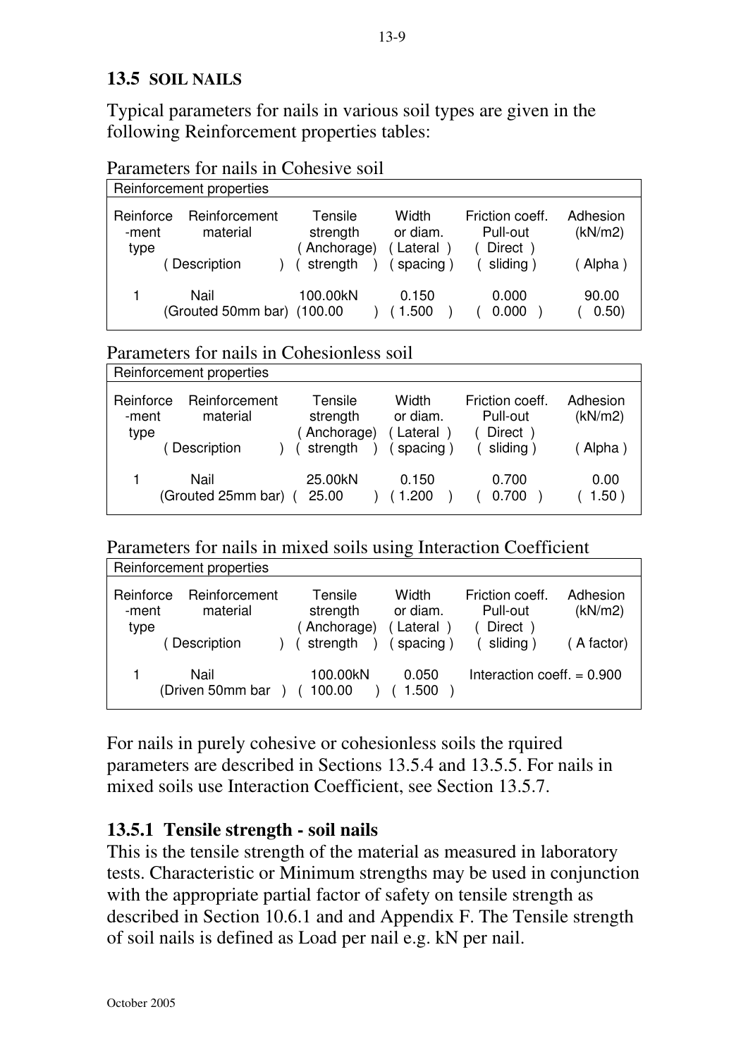## 13.5 SOIL NAILS

Typical parameters for nails in various soil types are given in the following Reinforcement properties tables:

Parameters for nails in Cohesive soil

| Reinforcement properties | | | | | |
|---|---|---|---|---|---|
| Reinforce -ment type | Reinforcement material ( Description ) | Tensile strength ( Anchorage) ( strength ) | Width or diam. ( Lateral ) ( spacing ) | Friction coeff. Pull-out ( Direct ) ( sliding ) | Adhesion (kN/m2) ( Alpha ) |
| 1 | Nail (Grouted 50mm bar) | 100.00kN (100.00 ) | 0.150 ( 1.500 ) | 0.000 ( 0.000 ) | 90.00 ( 0.50) |

Parameters for nails in Cohesionless soil

| Reinforcement properties | | | | | |
|---|---|---|---|---|---|
| Reinforce -ment type | Reinforcement material ( Description ) | Tensile strength ( Anchorage) ( strength ) | Width or diam. ( Lateral ) ( spacing ) | Friction coeff. Pull-out ( Direct ) ( sliding ) | Adhesion (kN/m2) ( Alpha ) |
| 1 | Nail (Grouted 25mm bar) | 25.00kN ( 25.00 ) | 0.150 ( 1.200 ) | 0.700 ( 0.700 ) | 0.00 ( 1.50 ) |

Parameters for nails in mixed soils using Interaction Coefficient

| Reinforcement properties | | | | | |
|---|---|---|---|---|---|
| Reinforce -ment type | Reinforcement material ( Description ) | Tensile strength ( Anchorage) ( strength ) | Width or diam. ( Lateral ) ( spacing ) | Friction coeff. Pull-out ( Direct ) ( sliding ) | Adhesion (kN/m2) ( A factor) |
| 1 | Nail (Driven 50mm bar ) | 100.00kN ( 100.00 ) | 0.050 ( 1.500 ) | Interaction coeff. = 0.900 | |

For nails in purely cohesive or cohesionless soils the rquired parameters are described in Sections 13.5.4 and 13.5.5. For nails in mixed soils use Interaction Coefficient, see Section 13.5.7.

### 13.5.1 Tensile strength - soil nails

This is the tensile strength of the material as measured in laboratory tests. Characteristic or Minimum strengths may be used in conjunction with the appropriate partial factor of safety on tensile strength as described in Section 10.6.1 and and Appendix F. The Tensile strength of soil nails is defined as Load per nail e.g. kN per nail.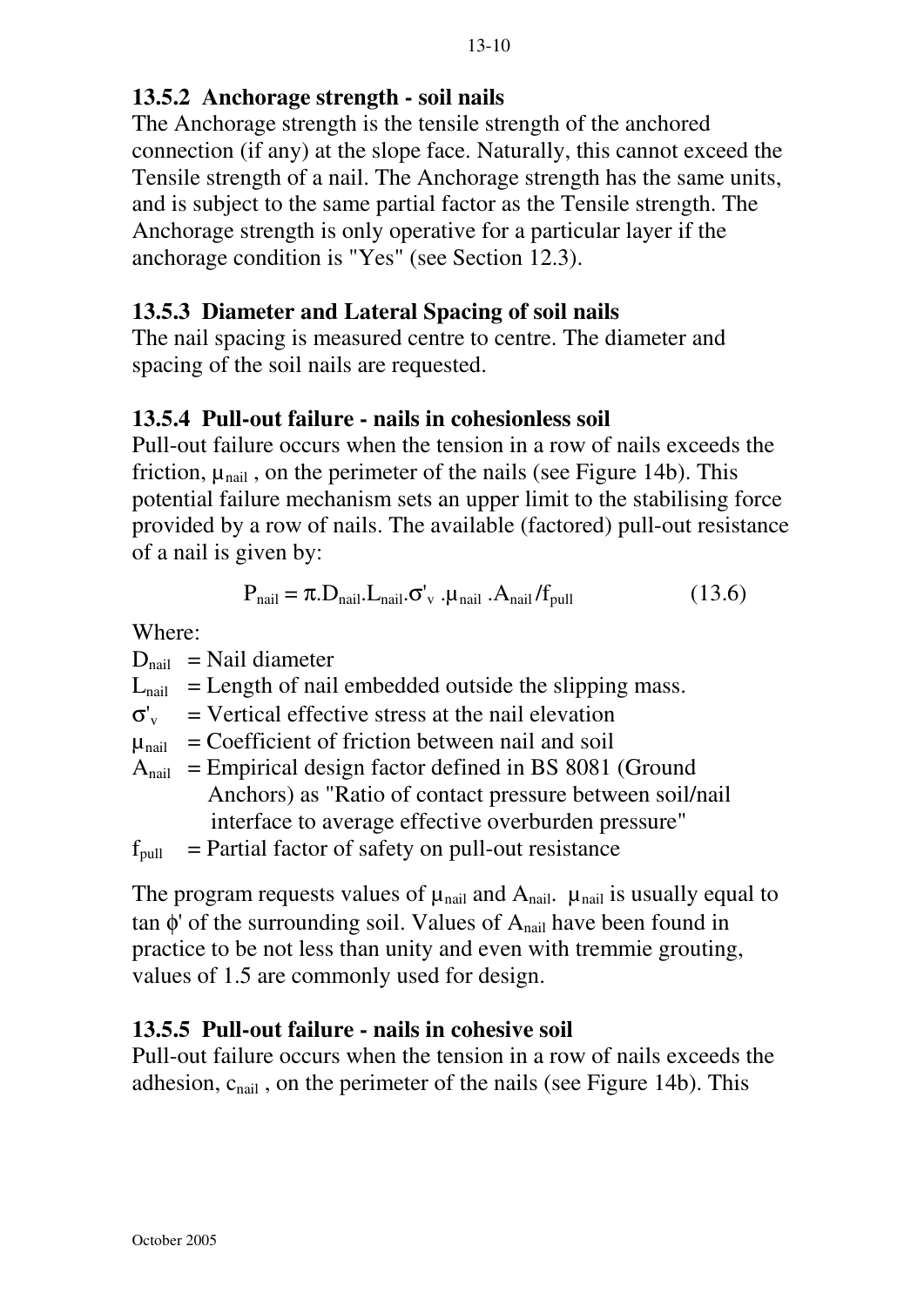### 13.5.2 Anchorage strength - soil nails

The Anchorage strength is the tensile strength of the anchored connection (if any) at the slope face. Naturally, this cannot exceed the Tensile strength of a nail. The Anchorage strength has the same units, and is subject to the same partial factor as the Tensile strength. The Anchorage strength is only operative for a particular layer if the anchorage condition is "Yes" (see Section 12.3).

### 13.5.3 Diameter and Lateral Spacing of soil nails

The nail spacing is measured centre to centre. The diameter and spacing of the soil nails are requested.

### 13.5.4 Pull-out failure - nails in cohesionless soil

Pull-out failure occurs when the tension in a row of nails exceeds the friction, $\mu_{nail}$ , on the perimeter of the nails (see Figure 14b). This potential failure mechanism sets an upper limit to the stabilising force provided by a row of nails. The available (factored) pull-out resistance of a nail is given by:

$$P_{nail} = \pi . D_{nail} . L_{nail} . \sigma'_v . \mu_{nail} . A_{nail} / f_{pull} \qquad (13.6)$$

Where:

- $D_{nail}$ = Nail diameter
- $L_{nail}$ = Length of nail embedded outside the slipping mass.
- $\sigma'_v$ = Vertical effective stress at the nail elevation
- $\mu_{nail}$ = Coefficient of friction between nail and soil
- $A_{nail}$ = Empirical design factor defined in BS 8081 (Ground Anchors) as "Ratio of contact pressure between soil/nail interface to average effective overburden pressure"
- $f_{pull}$ = Partial factor of safety on pull-out resistance

The program requests values of $\mu_{nail}$ and $A_{nail}$. $\mu_{nail}$ is usually equal to tan $\phi'$ of the surrounding soil. Values of $A_{nail}$ have been found in practice to be not less than unity and even with tremmie grouting, values of 1.5 are commonly used for design.

### 13.5.5 Pull-out failure - nails in cohesive soil

Pull-out failure occurs when the tension in a row of nails exceeds the adhesion, $c_{nail}$ , on the perimeter of the nails (see Figure 14b). This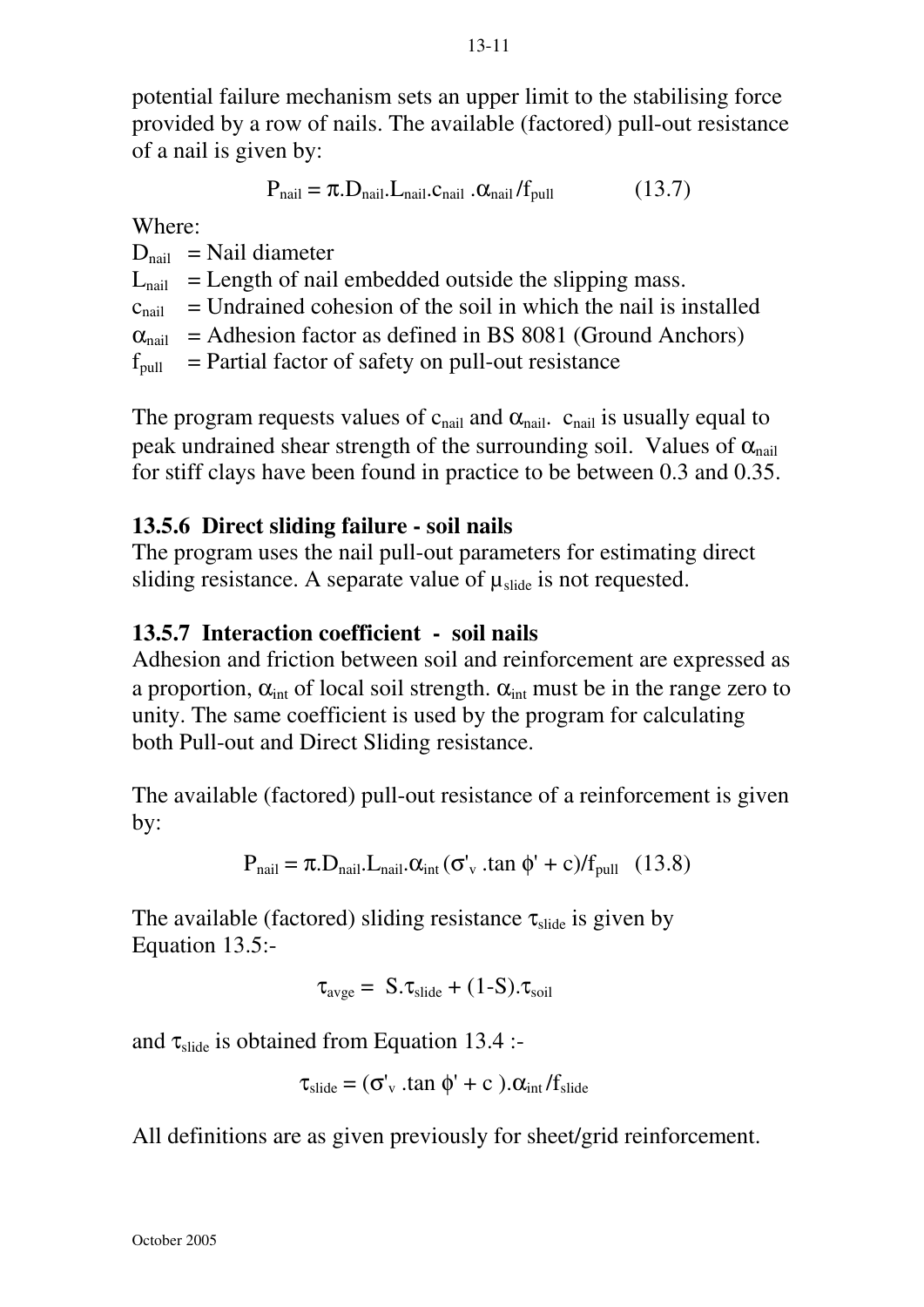potential failure mechanism sets an upper limit to the stabilising force provided by a row of nails. The available (factored) pull-out resistance of a nail is given by:

$$P_{nail} = \pi.D_{nail}.L_{nail}.c_{nail}.\alpha_{nail}/f_{pull} \qquad (13.7)$$

Where:

$D_{nail}$ = Nail diameter
$L_{nail}$ = Length of nail embedded outside the slipping mass.
$c_{nail}$ = Undrained cohesion of the soil in which the nail is installed
$\alpha_{nail}$ = Adhesion factor as defined in BS 8081 (Ground Anchors)
$f_{pull}$ = Partial factor of safety on pull-out resistance

The program requests values of $c_{nail}$ and $\alpha_{nail}$. $c_{nail}$ is usually equal to peak undrained shear strength of the surrounding soil. Values of $\alpha_{nail}$ for stiff clays have been found in practice to be between 0.3 and 0.35.

### 13.5.6 Direct sliding failure - soil nails

The program uses the nail pull-out parameters for estimating direct sliding resistance. A separate value of $\mu_{slide}$ is not requested.

### 13.5.7 Interaction coefficient - soil nails

Adhesion and friction between soil and reinforcement are expressed as a proportion, $\alpha_{int}$ of local soil strength. $\alpha_{int}$ must be in the range zero to unity. The same coefficient is used by the program for calculating both Pull-out and Direct Sliding resistance.

The available (factored) pull-out resistance of a reinforcement is given by:

$$P_{nail} = \pi.D_{nail}.L_{nail}.\alpha_{int}(\sigma'_v.\tan\phi' + c)/f_{pull} \quad (13.8)$$

The available (factored) sliding resistance $\tau_{slide}$ is given by Equation 13.5:-

$$\tau_{avge} = S.\tau_{slide} + (1\text{-}S).\tau_{soil}$$

and $\tau_{slide}$ is obtained from Equation 13.4 :-

$$\tau_{slide} = (\sigma'_v.\tan\phi' + c).\alpha_{int}/f_{slide}$$

All definitions are as given previously for sheet/grid reinforcement.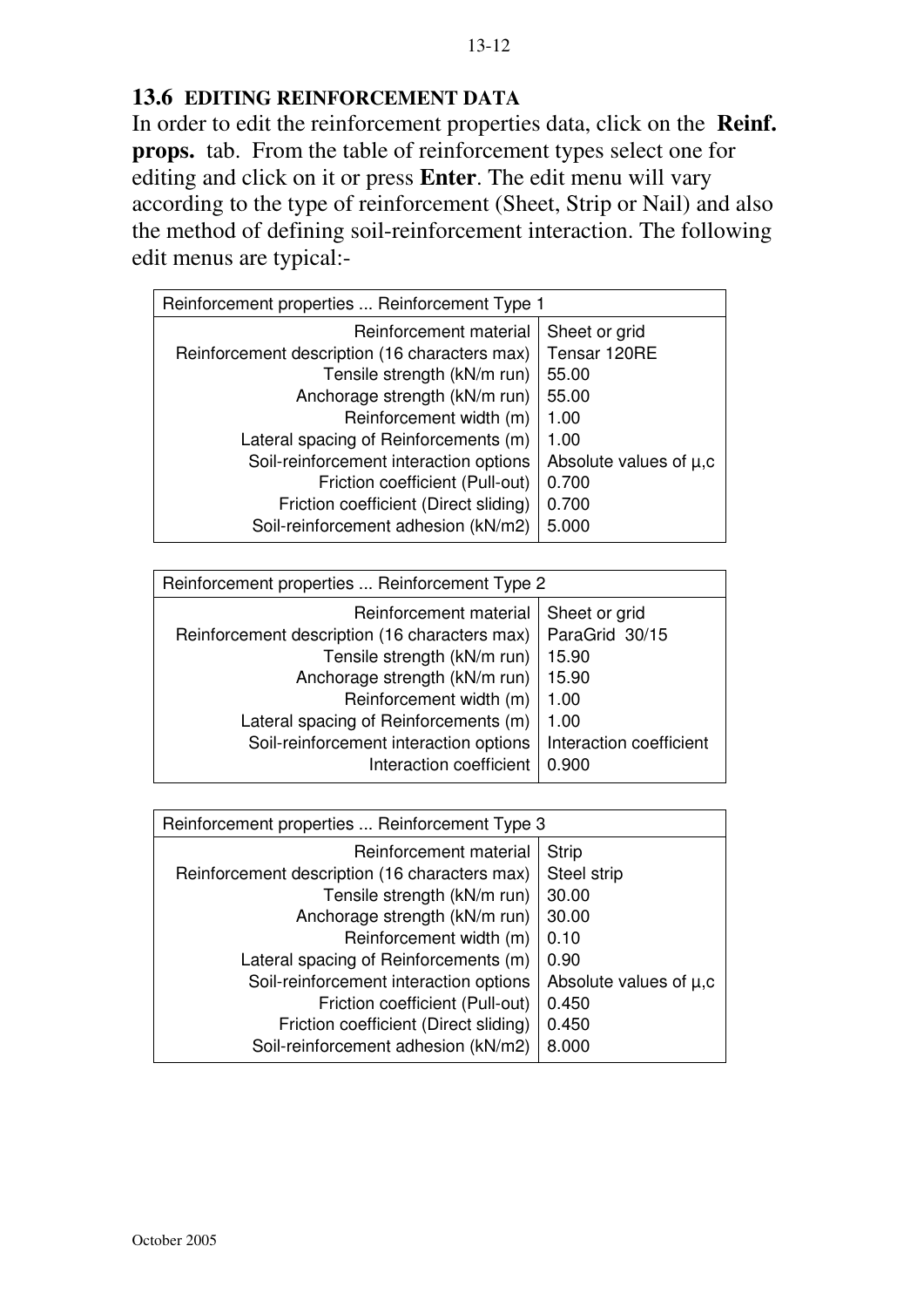## 13.6 EDITING REINFORCEMENT DATA

In order to edit the reinforcement properties data, click on the **Reinf. props.** tab. From the table of reinforcement types select one for editing and click on it or press **Enter**. The edit menu will vary according to the type of reinforcement (Sheet, Strip or Nail) and also the method of defining soil-reinforcement interaction. The following edit menus are typical:-

| Reinforcement properties ... Reinforcement Type 1 | |
|---:|---|
| Reinforcement material | Sheet or grid |
| Reinforcement description (16 characters max) | Tensar 120RE |
| Tensile strength (kN/m run) | 55.00 |
| Anchorage strength (kN/m run) | 55.00 |
| Reinforcement width (m) | 1.00 |
| Lateral spacing of Reinforcements (m) | 1.00 |
| Soil-reinforcement interaction options | Absolute values of µ,c |
| Friction coefficient (Pull-out) | 0.700 |
| Friction coefficient (Direct sliding) | 0.700 |
| Soil-reinforcement adhesion (kN/m2) | 5.000 |

| Reinforcement properties ... Reinforcement Type 2 | |
|---:|---|
| Reinforcement material | Sheet or grid |
| Reinforcement description (16 characters max) | ParaGrid 30/15 |
| Tensile strength (kN/m run) | 15.90 |
| Anchorage strength (kN/m run) | 15.90 |
| Reinforcement width (m) | 1.00 |
| Lateral spacing of Reinforcements (m) | 1.00 |
| Soil-reinforcement interaction options | Interaction coefficient |
| Interaction coefficient | 0.900 |

| Reinforcement properties ... Reinforcement Type 3 | |
|---:|---|
| Reinforcement material | Strip |
| Reinforcement description (16 characters max) | Steel strip |
| Tensile strength (kN/m run) | 30.00 |
| Anchorage strength (kN/m run) | 30.00 |
| Reinforcement width (m) | 0.10 |
| Lateral spacing of Reinforcements (m) | 0.90 |
| Soil-reinforcement interaction options | Absolute values of µ,c |
| Friction coefficient (Pull-out) | 0.450 |
| Friction coefficient (Direct sliding) | 0.450 |
| Soil-reinforcement adhesion (kN/m2) | 8.000 |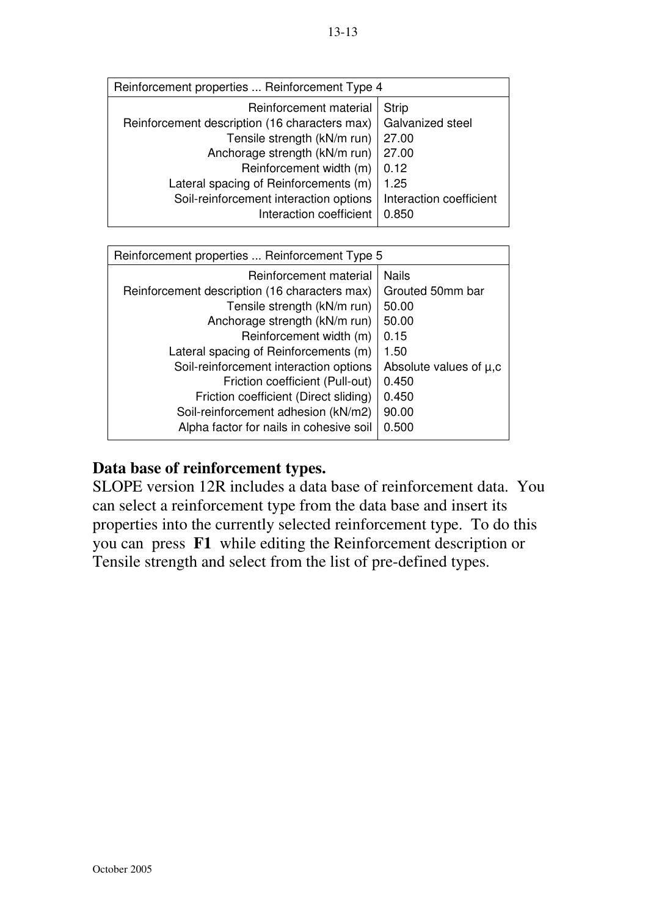| Reinforcement properties ... Reinforcement Type 4 | |
|---|---|
| Reinforcement material | Strip |
| Reinforcement description (16 characters max) | Galvanized steel |
| Tensile strength (kN/m run) | 27.00 |
| Anchorage strength (kN/m run) | 27.00 |
| Reinforcement width (m) | 0.12 |
| Lateral spacing of Reinforcements (m) | 1.25 |
| Soil-reinforcement interaction options | Interaction coefficient |
| Interaction coefficient | 0.850 |

| Reinforcement properties ... Reinforcement Type 5 | |
|---|---|
| Reinforcement material | Nails |
| Reinforcement description (16 characters max) | Grouted 50mm bar |
| Tensile strength (kN/m run) | 50.00 |
| Anchorage strength (kN/m run) | 50.00 |
| Reinforcement width (m) | 0.15 |
| Lateral spacing of Reinforcements (m) | 1.50 |
| Soil-reinforcement interaction options | Absolute values of µ,c |
| Friction coefficient (Pull-out) | 0.450 |
| Friction coefficient (Direct sliding) | 0.450 |
| Soil-reinforcement adhesion (kN/m2) | 90.00 |
| Alpha factor for nails in cohesive soil | 0.500 |

**Data base of reinforcement types.**

SLOPE version 12R includes a data base of reinforcement data. You can select a reinforcement type from the data base and insert its properties into the currently selected reinforcement type. To do this you can press **F1** while editing the Reinforcement description or Tensile strength and select from the list of pre-defined types.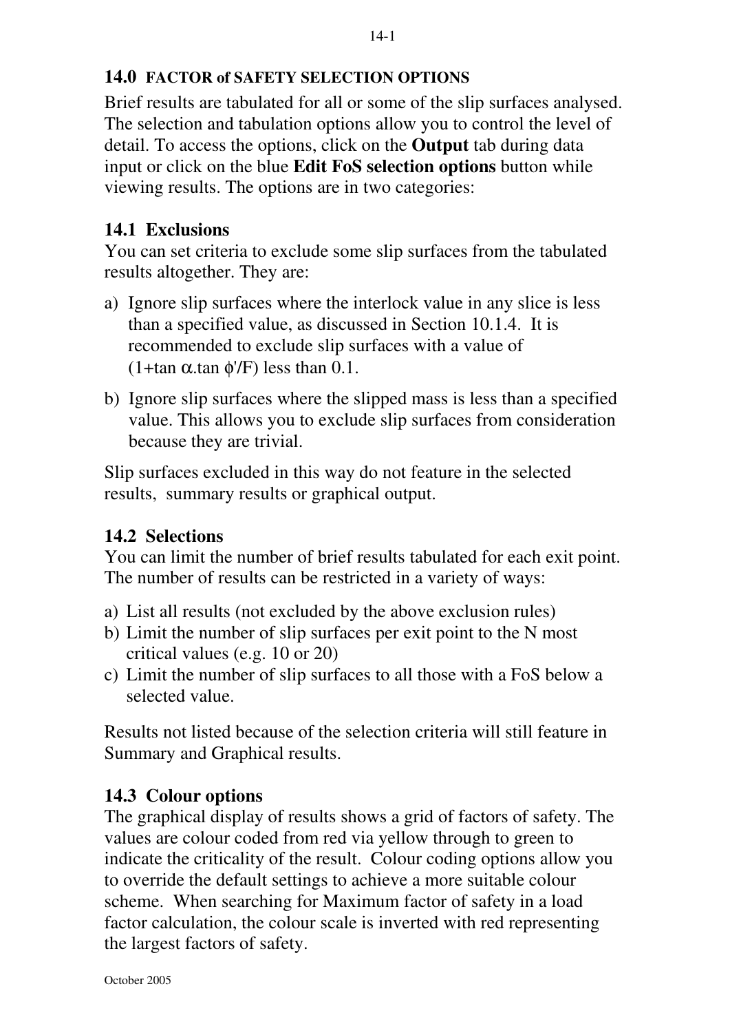## 14.0 FACTOR of SAFETY SELECTION OPTIONS

Brief results are tabulated for all or some of the slip surfaces analysed. The selection and tabulation options allow you to control the level of detail. To access the options, click on the **Output** tab during data input or click on the blue **Edit FoS selection options** button while viewing results. The options are in two categories:

### 14.1 Exclusions

You can set criteria to exclude some slip surfaces from the tabulated results altogether. They are:

a) Ignore slip surfaces where the interlock value in any slice is less than a specified value, as discussed in Section 10.1.4. It is recommended to exclude slip surfaces with a value of $(1+\tan\alpha.\tan\phi'/F)$ less than 0.1.

b) Ignore slip surfaces where the slipped mass is less than a specified value. This allows you to exclude slip surfaces from consideration because they are trivial.

Slip surfaces excluded in this way do not feature in the selected results, summary results or graphical output.

### 14.2 Selections

You can limit the number of brief results tabulated for each exit point. The number of results can be restricted in a variety of ways:

a) List all results (not excluded by the above exclusion rules)
b) Limit the number of slip surfaces per exit point to the N most critical values (e.g. 10 or 20)
c) Limit the number of slip surfaces to all those with a FoS below a selected value.

Results not listed because of the selection criteria will still feature in Summary and Graphical results.

### 14.3 Colour options

The graphical display of results shows a grid of factors of safety. The values are colour coded from red via yellow through to green to indicate the criticality of the result. Colour coding options allow you to override the default settings to achieve a more suitable colour scheme. When searching for Maximum factor of safety in a load factor calculation, the colour scale is inverted with red representing the largest factors of safety.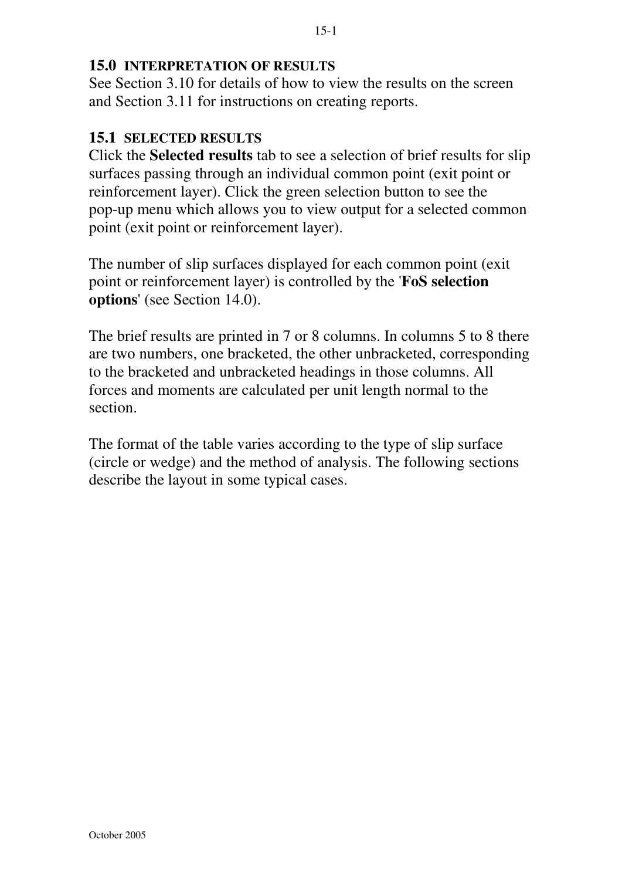## 15.0 INTERPRETATION OF RESULTS

See Section 3.10 for details of how to view the results on the screen and Section 3.11 for instructions on creating reports.

### 15.1 SELECTED RESULTS

Click the **Selected results** tab to see a selection of brief results for slip surfaces passing through an individual common point (exit point or reinforcement layer). Click the green selection button to see the pop-up menu which allows you to view output for a selected common point (exit point or reinforcement layer).

The number of slip surfaces displayed for each common point (exit point or reinforcement layer) is controlled by the '**FoS selection options**' (see Section 14.0).

The brief results are printed in 7 or 8 columns. In columns 5 to 8 there are two numbers, one bracketed, the other unbracketed, corresponding to the bracketed and unbracketed headings in those columns. All forces and moments are calculated per unit length normal to the section.

The format of the table varies according to the type of slip surface (circle or wedge) and the method of analysis. The following sections describe the layout in some typical cases.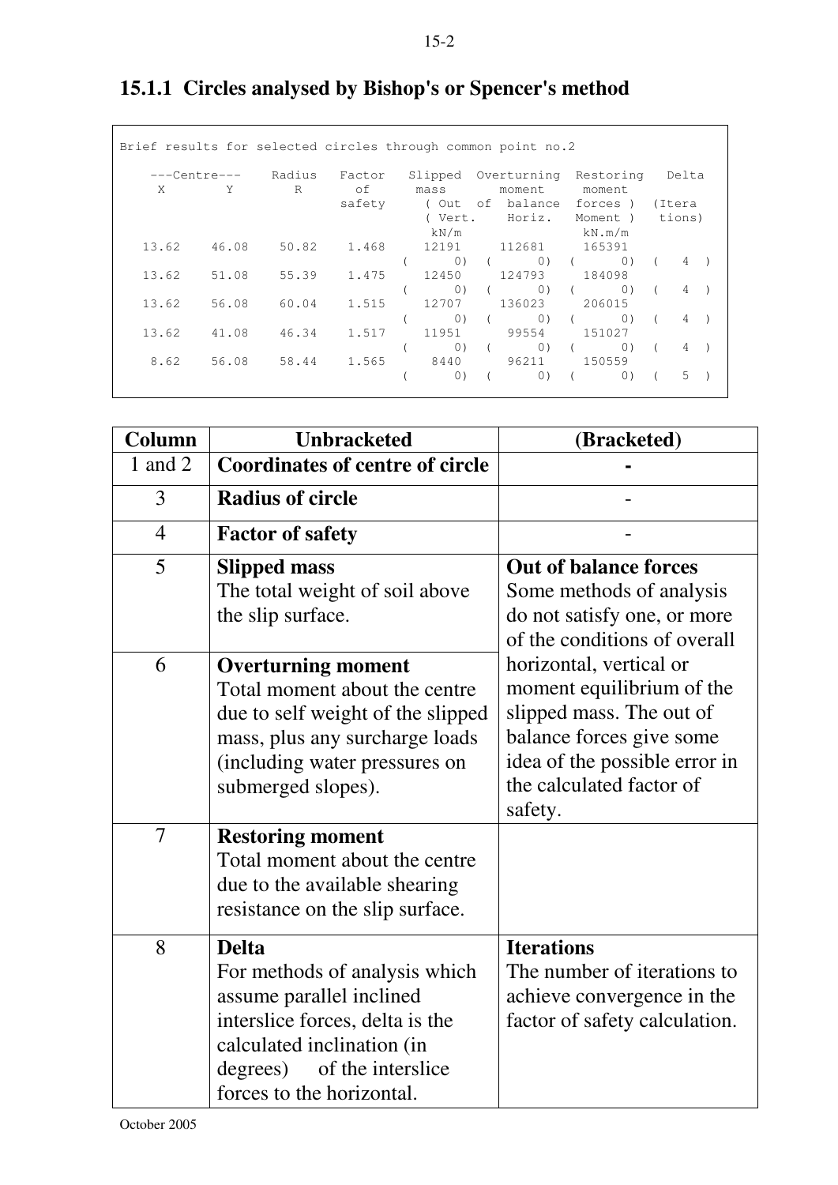### 15.1.1 Circles analysed by Bishop's or Spencer's method

```
Brief results for selected circles through common point no.2

    ---Centre---     Radius    Factor   Slipped  Overturning  Restoring    Delta
    X        Y          R        of       mass      moment      moment
                               safety     ( Out  of  balance  forces )   (Itera
                                          ( Vert.    Horiz.   Moment )    tions)
                                           kN/m                 kN.m/m
   13.62    46.08    50.82    1.468     12191     112681     165391
                                      (      0)  (      0)  (      0)  (   4  )
   13.62    51.08    55.39    1.475     12450     124793     184098
                                      (      0)  (      0)  (      0)  (   4  )
   13.62    56.08    60.04    1.515     12707     136023     206015
                                      (      0)  (      0)  (      0)  (   4  )
   13.62    41.08    46.34    1.517     11951      99554     151027
                                      (      0)  (      0)  (      0)  (   4  )
    8.62    56.08    58.44    1.565      8440      96211     150559
                                      (      0)  (      0)  (      0)  (   5  )
```

| Column | Unbracketed | (Bracketed) |
|---|---|---|
| 1 and 2 | **Coordinates of centre of circle** | - |
| 3 | **Radius of circle** | - |
| 4 | **Factor of safety** | - |
| 5 | **Slipped mass** The total weight of soil above the slip surface. | **Out of balance forces** Some methods of analysis do not satisfy one, or more of the conditions of overall horizontal, vertical or moment equilibrium of the slipped mass. The out of balance forces give some idea of the possible error in the calculated factor of safety. |
| 6 | **Overturning moment** Total moment about the centre due to self weight of the slipped mass, plus any surcharge loads (including water pressures on submerged slopes). | |
| 7 | **Restoring moment** Total moment about the centre due to the available shearing resistance on the slip surface. | |
| 8 | **Delta** For methods of analysis which assume parallel inclined interslice forces, delta is the calculated inclination (in degrees) of the interslice forces to the horizontal. | **Iterations** The number of iterations to achieve convergence in the factor of safety calculation. |

October 2005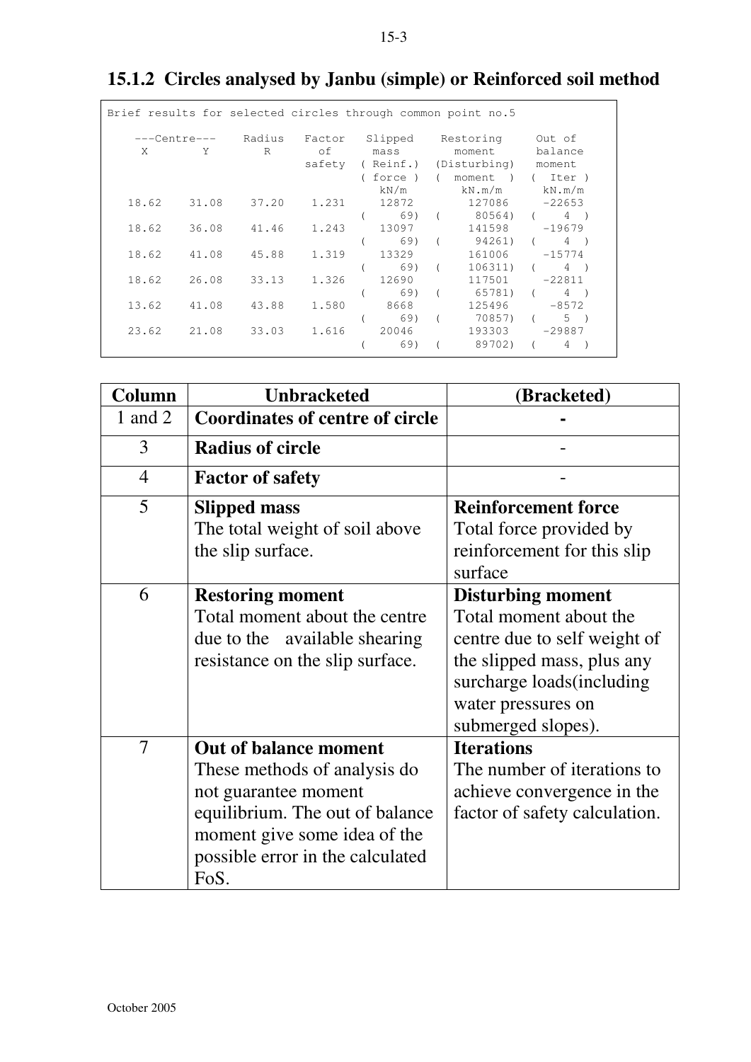### 15.1.2 Circles analysed by Janbu (simple) or Reinforced soil method

```
Brief results for selected circles through common point no.5

   ---Centre---    Radius   Factor   Slipped     Restoring     Out of
   X        Y        R        of       mass        moment       balance
                            safety   ( Reinf.)  (Disturbing)   moment
                                     ( force )  (  moment  )  (  Iter )
                                        kN/m        kN.m/m       kN.m/m
  18.62    31.08    37.20    1.231     12872        127086      -22653
                                     (     69)  (     80564)  (    4  )
  18.62    36.08    41.46    1.243     13097        141598      -19679
                                     (     69)  (     94261)  (    4  )
  18.62    41.08    45.88    1.319     13329        161006      -15774
                                     (     69)  (    106311)  (    4  )
  18.62    26.08    33.13    1.326     12690        117501      -22811
                                     (     69)  (     65781)  (    4  )
  13.62    41.08    43.88    1.580      8668        125496       -8572
                                     (     69)  (     70857)  (    5  )
  23.62    21.08    33.03    1.616     20046        193303      -29887
                                     (     69)  (     89702)  (    4  )
```

| Column | Unbracketed | (Bracketed) |
|---|---|---|
| 1 and 2 | **Coordinates of centre of circle** | **-** |
| 3 | **Radius of circle** | - |
| 4 | **Factor of safety** | - |
| 5 | **Slipped mass**<br>The total weight of soil above the slip surface. | **Reinforcement force**<br>Total force provided by reinforcement for this slip surface |
| 6 | **Restoring moment**<br>Total moment about the centre due to the available shearing resistance on the slip surface. | **Disturbing moment**<br>Total moment about the centre due to self weight of the slipped mass, plus any surcharge loads(including water pressures on submerged slopes). |
| 7 | **Out of balance moment**<br>These methods of analysis do not guarantee moment equilibrium. The out of balance moment give some idea of the possible error in the calculated FoS. | **Iterations**<br>The number of iterations to achieve convergence in the factor of safety calculation. |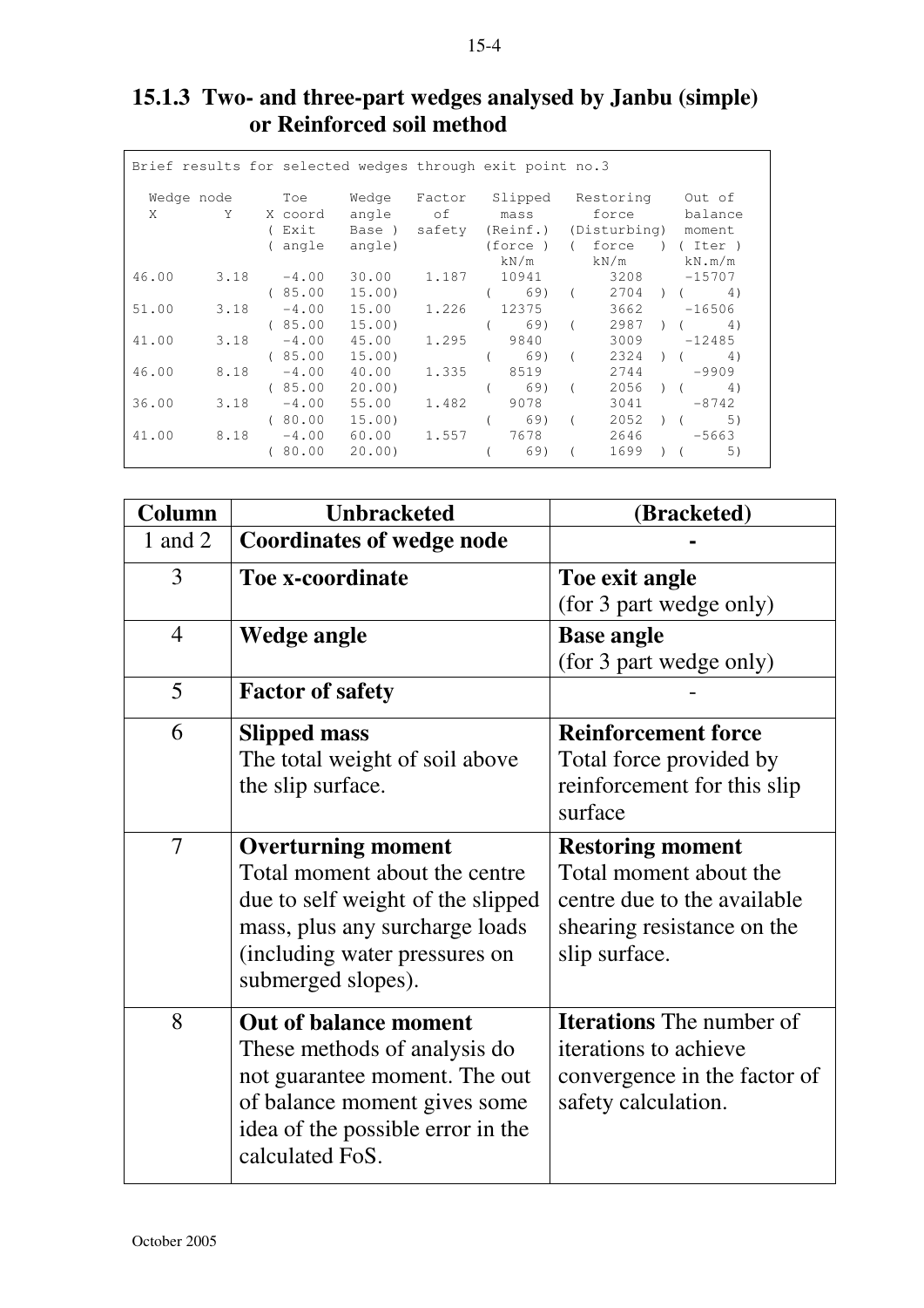### 15.1.3 Two- and three-part wedges analysed by Janbu (simple) or Reinforced soil method

```
Brief results for selected wedges through exit point no.3

  Wedge node      Toe     Wedge   Factor   Slipped    Restoring     Out of
  X        Y    X coord   angle     of      mass       force       balance
                ( Exit    Base )  safety  (Reinf.)  (Disturbing)   moment
                ( angle   angle)          (force )  (  force   )  ( Iter )
                                             kN/m       kN/m       kN.m/m
46.00     3.18    -4.00   30.00   1.187    10941         3208     -15707
                ( 85.00   15.00)          (    69)  (     2704  ) (     4)
51.00     3.18    -4.00   15.00   1.226    12375         3662     -16506
                ( 85.00   15.00)          (    69)  (     2987  ) (     4)
41.00     3.18    -4.00   45.00   1.295     9840         3009     -12485
                ( 85.00   15.00)          (    69)  (     2324  ) (     4)
46.00     8.18    -4.00   40.00   1.335     8519         2744      -9909
                ( 85.00   20.00)          (    69)  (     2056  ) (     4)
36.00     3.18    -4.00   55.00   1.482     9078         3041      -8742
                ( 80.00   15.00)          (    69)  (     2052  ) (     5)
41.00     8.18    -4.00   60.00   1.557     7678         2646      -5663
                ( 80.00   20.00)          (    69)  (     1699  ) (     5)
```

| Column | Unbracketed | (Bracketed) |
|---|---|---|
| 1 and 2 | **Coordinates of wedge node** | **-** |
| 3 | **Toe x-coordinate** | **Toe exit angle** (for 3 part wedge only) |
| 4 | **Wedge angle** | **Base angle** (for 3 part wedge only) |
| 5 | **Factor of safety** | - |
| 6 | **Slipped mass** The total weight of soil above the slip surface. | **Reinforcement force** Total force provided by reinforcement for this slip surface |
| 7 | **Overturning moment** Total moment about the centre due to self weight of the slipped mass, plus any surcharge loads (including water pressures on submerged slopes). | **Restoring moment** Total moment about the centre due to the available shearing resistance on the slip surface. |
| 8 | **Out of balance moment** These methods of analysis do not guarantee moment. The out of balance moment gives some idea of the possible error in the calculated FoS. | **Iterations** The number of iterations to achieve convergence in the factor of safety calculation. |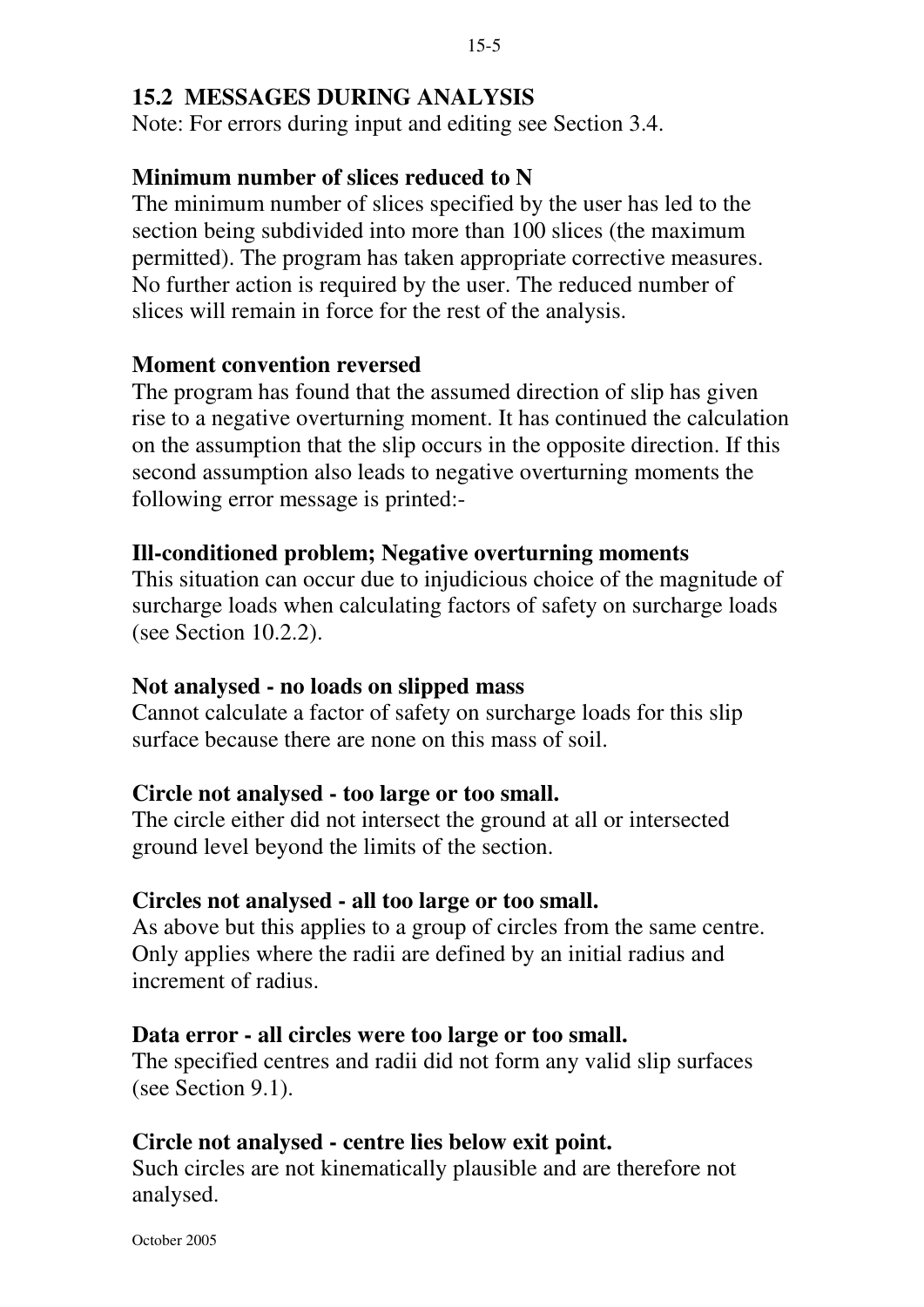## 15.2 MESSAGES DURING ANALYSIS

Note: For errors during input and editing see Section 3.4.

**Minimum number of slices reduced to N**

The minimum number of slices specified by the user has led to the section being subdivided into more than 100 slices (the maximum permitted). The program has taken appropriate corrective measures. No further action is required by the user. The reduced number of slices will remain in force for the rest of the analysis.

**Moment convention reversed**

The program has found that the assumed direction of slip has given rise to a negative overturning moment. It has continued the calculation on the assumption that the slip occurs in the opposite direction. If this second assumption also leads to negative overturning moments the following error message is printed:-

**Ill-conditioned problem; Negative overturning moments**

This situation can occur due to injudicious choice of the magnitude of surcharge loads when calculating factors of safety on surcharge loads (see Section 10.2.2).

**Not analysed - no loads on slipped mass**

Cannot calculate a factor of safety on surcharge loads for this slip surface because there are none on this mass of soil.

**Circle not analysed - too large or too small.**

The circle either did not intersect the ground at all or intersected ground level beyond the limits of the section.

**Circles not analysed - all too large or too small.**

As above but this applies to a group of circles from the same centre. Only applies where the radii are defined by an initial radius and increment of radius.

**Data error - all circles were too large or too small.**

The specified centres and radii did not form any valid slip surfaces (see Section 9.1).

**Circle not analysed - centre lies below exit point.**

Such circles are not kinematically plausible and are therefore not analysed.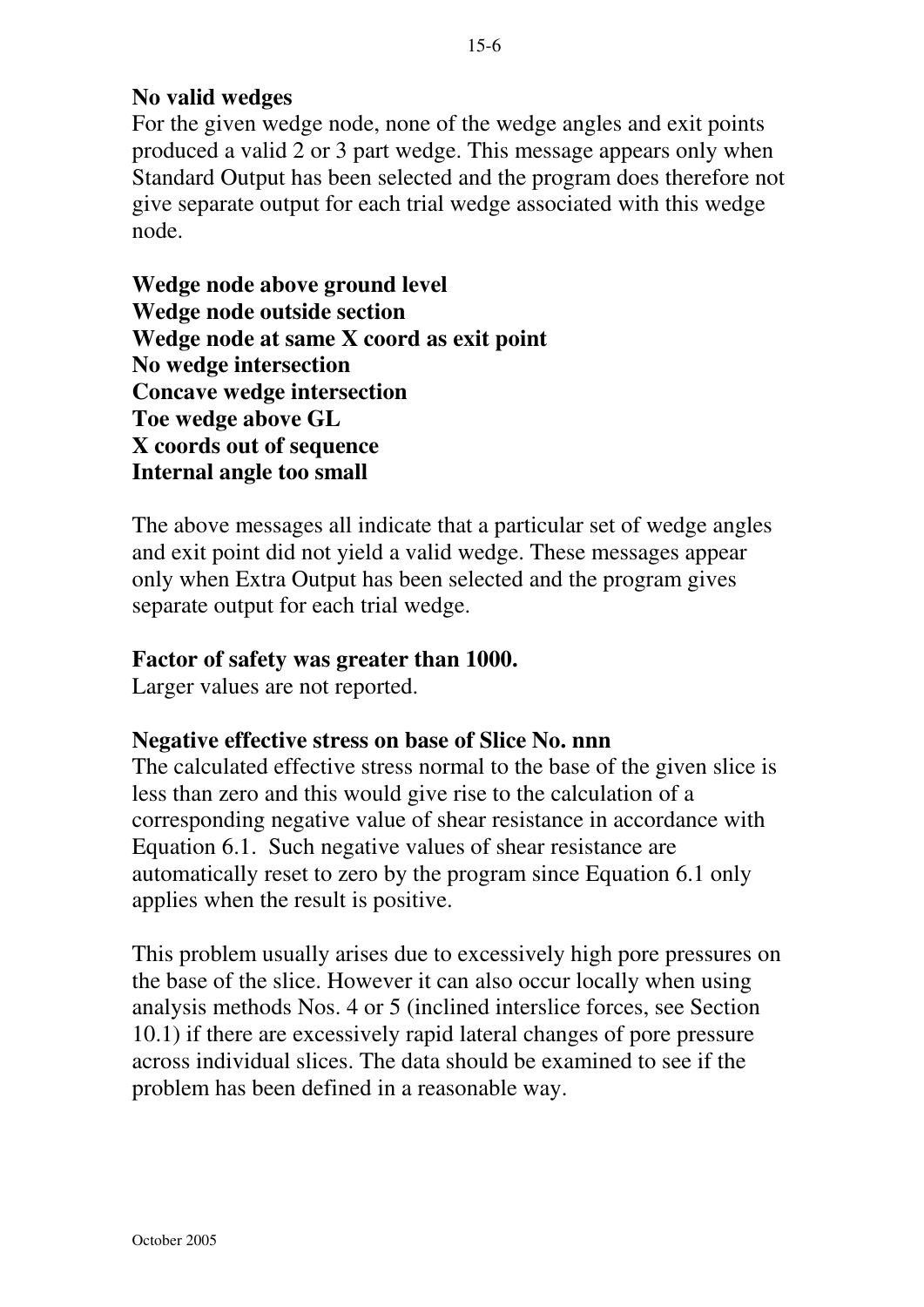**No valid wedges**
For the given wedge node, none of the wedge angles and exit points produced a valid 2 or 3 part wedge. This message appears only when Standard Output has been selected and the program does therefore not give separate output for each trial wedge associated with this wedge node.

**Wedge node above ground level**
**Wedge node outside section**
**Wedge node at same X coord as exit point**
**No wedge intersection**
**Concave wedge intersection**
**Toe wedge above GL**
**X coords out of sequence**
**Internal angle too small**

The above messages all indicate that a particular set of wedge angles and exit point did not yield a valid wedge. These messages appear only when Extra Output has been selected and the program gives separate output for each trial wedge.

**Factor of safety was greater than 1000.**
Larger values are not reported.

**Negative effective stress on base of Slice No. nnn**
The calculated effective stress normal to the base of the given slice is less than zero and this would give rise to the calculation of a corresponding negative value of shear resistance in accordance with Equation 6.1. Such negative values of shear resistance are automatically reset to zero by the program since Equation 6.1 only applies when the result is positive.

This problem usually arises due to excessively high pore pressures on the base of the slice. However it can also occur locally when using analysis methods Nos. 4 or 5 (inclined interslice forces, see Section 10.1) if there are excessively rapid lateral changes of pore pressure across individual slices. The data should be examined to see if the problem has been defined in a reasonable way.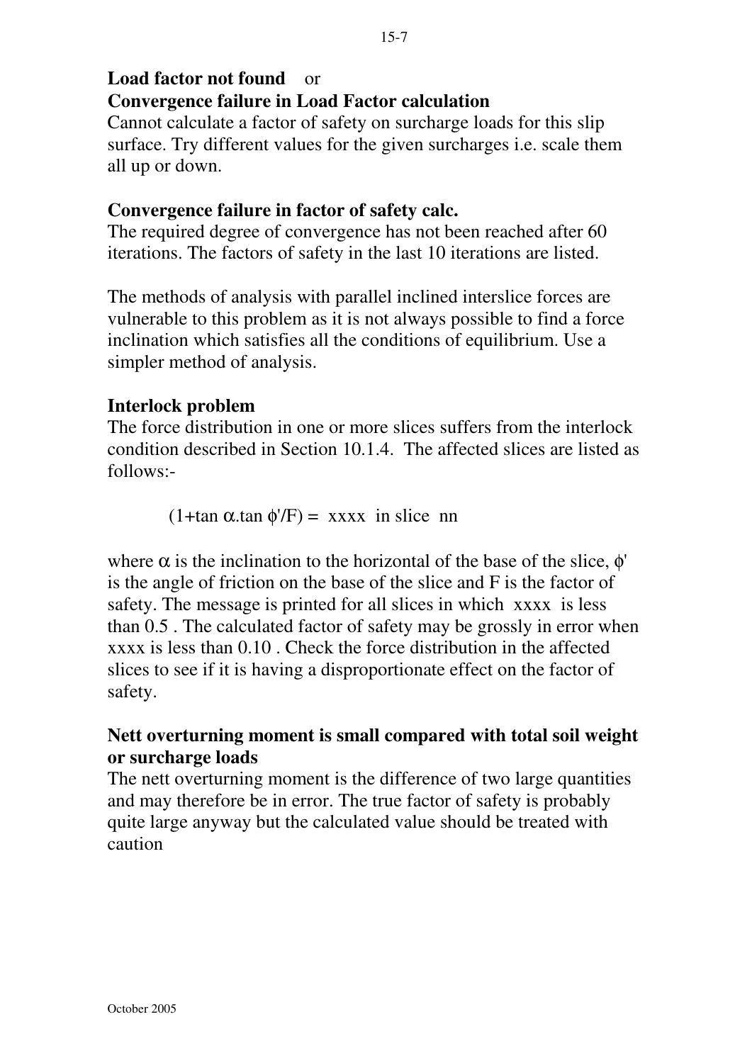**Load factor not found** or
**Convergence failure in Load Factor calculation**
Cannot calculate a factor of safety on surcharge loads for this slip surface. Try different values for the given surcharges i.e. scale them all up or down.

**Convergence failure in factor of safety calc.**
The required degree of convergence has not been reached after 60 iterations. The factors of safety in the last 10 iterations are listed.

The methods of analysis with parallel inclined interslice forces are vulnerable to this problem as it is not always possible to find a force inclination which satisfies all the conditions of equilibrium. Use a simpler method of analysis.

**Interlock problem**
The force distribution in one or more slices suffers from the interlock condition described in Section 10.1.4. The affected slices are listed as follows:-

$(1+\tan\alpha.\tan\phi'/F) =$ xxxx in slice nn

where $\alpha$ is the inclination to the horizontal of the base of the slice, $\phi'$ is the angle of friction on the base of the slice and F is the factor of safety. The message is printed for all slices in which xxxx is less than 0.5 . The calculated factor of safety may be grossly in error when xxxx is less than 0.10 . Check the force distribution in the affected slices to see if it is having a disproportionate effect on the factor of safety.

**Nett overturning moment is small compared with total soil weight or surcharge loads**
The nett overturning moment is the difference of two large quantities and may therefore be in error. The true factor of safety is probably quite large anyway but the calculated value should be treated with caution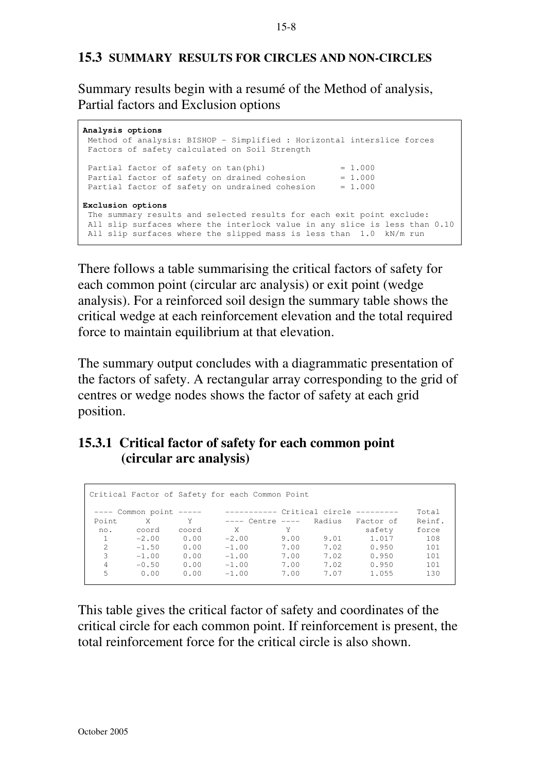## 15.3 SUMMARY RESULTS FOR CIRCLES AND NON-CIRCLES

Summary results begin with a resumé of the Method of analysis, Partial factors and Exclusion options

```
Analysis options
 Method of analysis: BISHOP - Simplified : Horizontal interslice forces
 Factors of safety calculated on Soil Strength

 Partial factor of safety on tan(phi)              = 1.000
 Partial factor of safety on drained cohesion      = 1.000
 Partial factor of safety on undrained cohesion    = 1.000

Exclusion options
 The summary results and selected results for each exit point exclude:
 All slip surfaces where the interlock value in any slice is less than 0.10
 All slip surfaces where the slipped mass is less than  1.0  kN/m run
```

There follows a table summarising the critical factors of safety for each common point (circular arc analysis) or exit point (wedge analysis). For a reinforced soil design the summary table shows the critical wedge at each reinforcement elevation and the total required force to maintain equilibrium at that elevation.

The summary output concludes with a diagrammatic presentation of the factors of safety. A rectangular array corresponding to the grid of centres or wedge nodes shows the factor of safety at each grid position.

### 15.3.1 Critical factor of safety for each common point (circular arc analysis)

```
Critical Factor of Safety for each Common Point

 ---- Common point -----     ----------- Critical circle ---------    Total
 Point      X       Y        ---- Centre ----   Radius   Factor of    Reinf.
  no.     coord   coord       X         Y                  safety     force
   1      -2.00    0.00     -2.00      9.00     9.01      1.017        108
   2      -1.50    0.00     -1.00      7.00     7.02      0.950        101
   3      -1.00    0.00     -1.00      7.00     7.02      0.950        101
   4      -0.50    0.00     -1.00      7.00     7.02      0.950        101
   5       0.00    0.00     -1.00      7.00     7.07      1.055        130
```

This table gives the critical factor of safety and coordinates of the critical circle for each common point. If reinforcement is present, the total reinforcement force for the critical circle is also shown.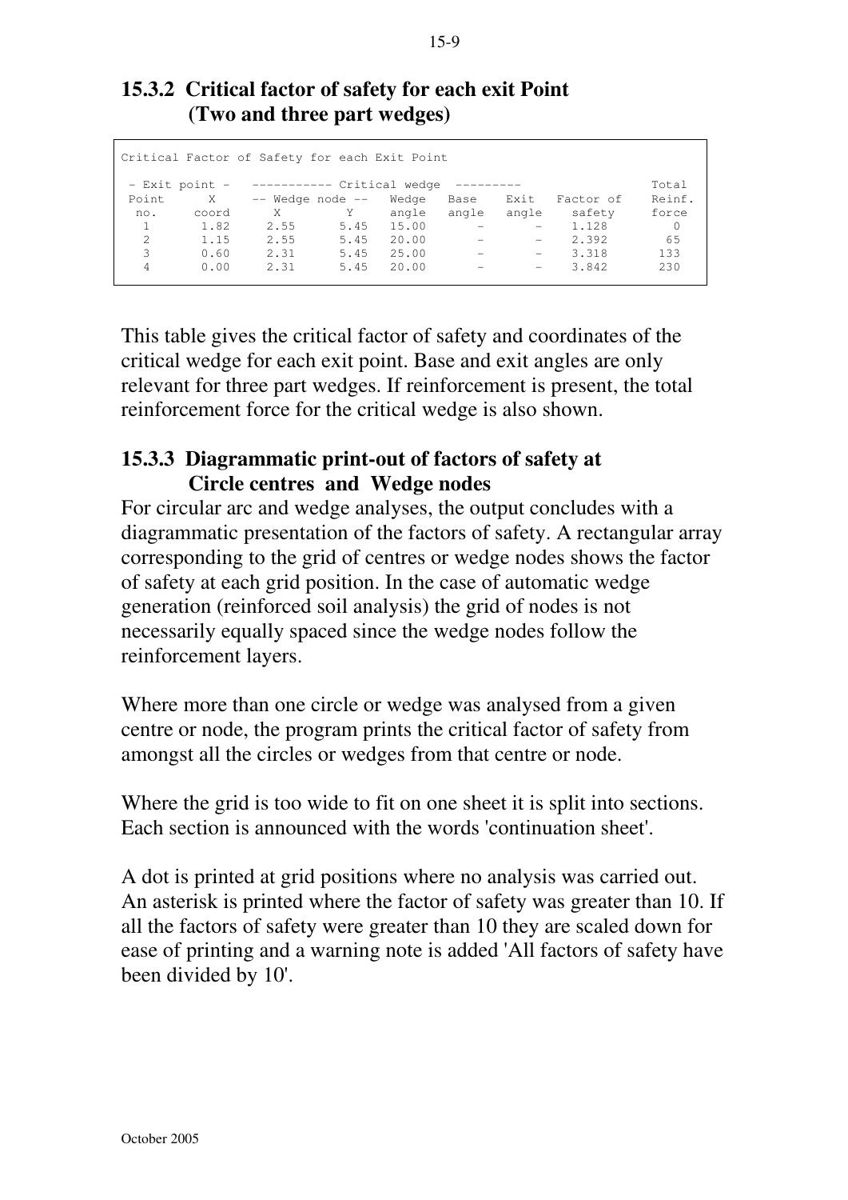### 15.3.2 Critical factor of safety for each exit Point (Two and three part wedges)

```
Critical Factor of Safety for each Exit Point

 - Exit point -   ----------- Critical wedge  ---------                    Total
 Point      X     -- Wedge node --   Wedge   Base    Exit   Factor of     Reinf.
  no.     coord      X         Y     angle   angle   angle    safety      force
   1       1.82    2.55      5.45    15.00     -       -      1.128         0
   2       1.15    2.55      5.45    20.00     -       -      2.392        65
   3       0.60    2.31      5.45    25.00     -       -      3.318       133
   4       0.00    2.31      5.45    20.00     -       -      3.842       230
```

This table gives the critical factor of safety and coordinates of the critical wedge for each exit point. Base and exit angles are only relevant for three part wedges. If reinforcement is present, the total reinforcement force for the critical wedge is also shown.

### 15.3.3 Diagrammatic print-out of factors of safety at Circle centres and Wedge nodes

For circular arc and wedge analyses, the output concludes with a diagrammatic presentation of the factors of safety. A rectangular array corresponding to the grid of centres or wedge nodes shows the factor of safety at each grid position. In the case of automatic wedge generation (reinforced soil analysis) the grid of nodes is not necessarily equally spaced since the wedge nodes follow the reinforcement layers.

Where more than one circle or wedge was analysed from a given centre or node, the program prints the critical factor of safety from amongst all the circles or wedges from that centre or node.

Where the grid is too wide to fit on one sheet it is split into sections. Each section is announced with the words 'continuation sheet'.

A dot is printed at grid positions where no analysis was carried out. An asterisk is printed where the factor of safety was greater than 10. If all the factors of safety were greater than 10 they are scaled down for ease of printing and a warning note is added 'All factors of safety have been divided by 10'.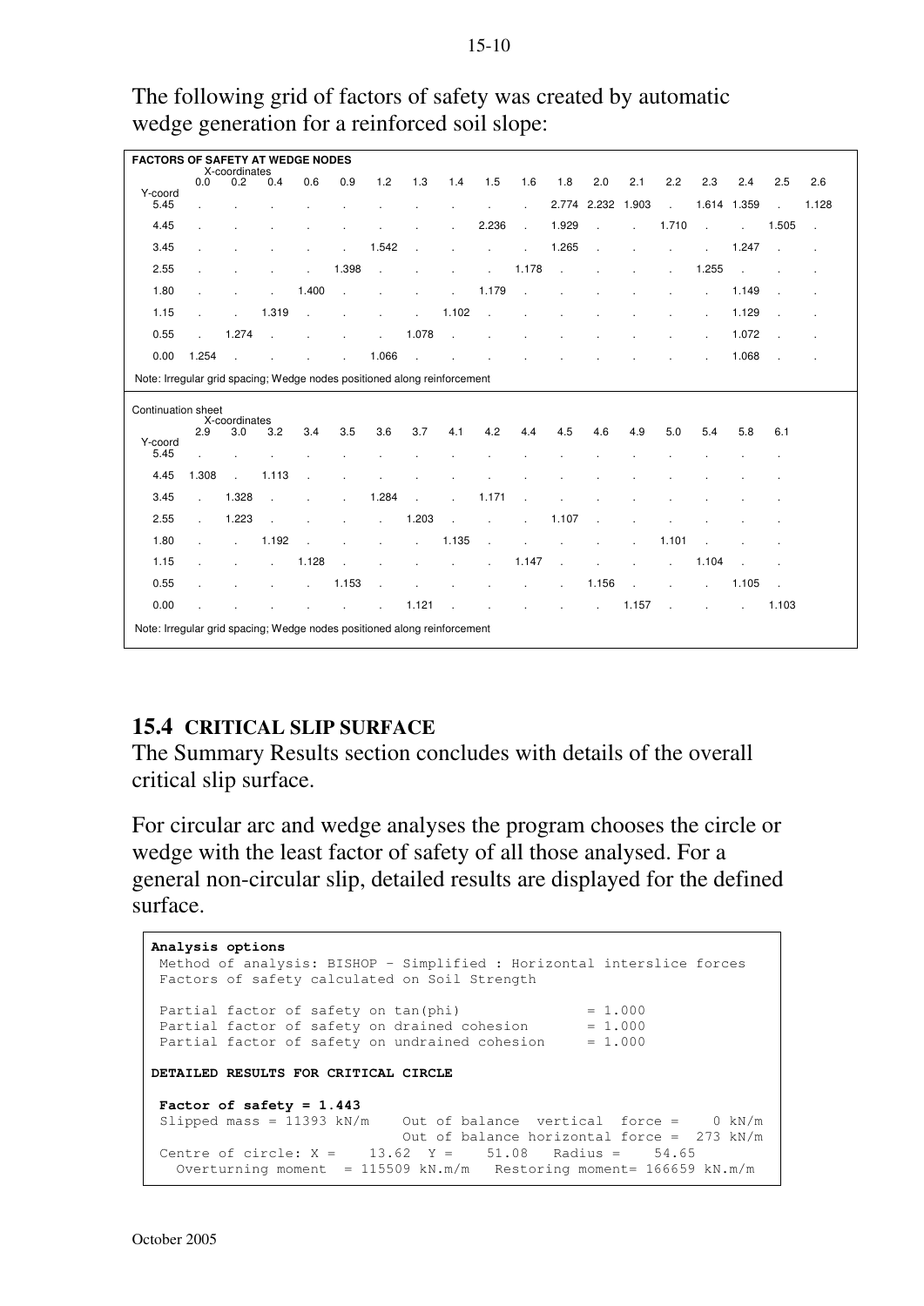The following grid of factors of safety was created by automatic wedge generation for a reinforced soil slope:

**FACTORS OF SAFETY AT WEDGE NODES**

| Y-coord \ X-coordinates | 0.0 | 0.2 | 0.4 | 0.6 | 0.9 | 1.2 | 1.3 | 1.4 | 1.5 | 1.6 | 1.8 | 2.0 | 2.1 | 2.2 | 2.3 | 2.4 | 2.5 | 2.6 |
|---|---|---|---|---|---|---|---|---|---|---|---|---|---|---|---|---|---|---|
| 5.45 | . | . | . | . | . | . | . | . | . | . | 2.774 | 2.232 | 1.903 | . | 1.614 | 1.359 | . | 1.128 |
| 4.45 | . | . | . | . | . | . | . | . | 2.236 | . | 1.929 | . | . | 1.710 | . | . | 1.505 | . |
| 3.45 | . | . | . | . | . | 1.542 | . | . | . | . | 1.265 | . | . | . | . | 1.247 | . | . |
| 2.55 | . | . | . | . | 1.398 | . | . | . | . | 1.178 | . | . | . | . | 1.255 | . | . | . |
| 1.80 | . | . | . | 1.400 | . | . | . | . | 1.179 | . | . | . | . | . | . | 1.149 | . | . |
| 1.15 | . | . | 1.319 | . | . | . | . | 1.102 | . | . | . | . | . | . | . | 1.129 | . | . |
| 0.55 | . | 1.274 | . | . | . | . | 1.078 | . | . | . | . | . | . | . | . | 1.072 | . | . |
| 0.00 | 1.254 | . | . | . | . | 1.066 | . | . | . | . | . | . | . | . | . | 1.068 | . | . |

Note: Irregular grid spacing; Wedge nodes positioned along reinforcement

Continuation sheet

| Y-coord \ X-coordinates | 2.9 | 3.0 | 3.2 | 3.4 | 3.5 | 3.6 | 3.7 | 4.1 | 4.2 | 4.4 | 4.5 | 4.6 | 4.9 | 5.0 | 5.4 | 5.8 | 6.1 |
|---|---|---|---|---|---|---|---|---|---|---|---|---|---|---|---|---|---|
| 5.45 | . | . | . | . | . | . | . | . | . | . | . | . | . | . | . | . | . |
| 4.45 | 1.308 | . | 1.113 | . | . | . | . | . | . | . | . | . | . | . | . | . | . |
| 3.45 | . | 1.328 | . | . | . | 1.284 | . | . | 1.171 | . | . | . | . | . | . | . | . |
| 2.55 | . | 1.223 | . | . | . | . | 1.203 | . | . | . | 1.107 | . | . | . | . | . | . |
| 1.80 | . | . | 1.192 | . | . | . | . | 1.135 | . | . | . | . | . | 1.101 | . | . | . |
| 1.15 | . | . | . | 1.128 | . | . | . | . | . | 1.147 | . | . | . | . | 1.104 | . | . |
| 0.55 | . | . | . | . | 1.153 | . | . | . | . | . | . | 1.156 | . | . | . | 1.105 | . |
| 0.00 | . | . | . | . | . | . | 1.121 | . | . | . | . | . | 1.157 | . | . | . | 1.103 |

Note: Irregular grid spacing; Wedge nodes positioned along reinforcement

## 15.4 CRITICAL SLIP SURFACE

The Summary Results section concludes with details of the overall critical slip surface.

For circular arc and wedge analyses the program chooses the circle or wedge with the least factor of safety of all those analysed. For a general non-circular slip, detailed results are displayed for the defined surface.

```
Analysis options
 Method of analysis: BISHOP - Simplified : Horizontal interslice forces
 Factors of safety calculated on Soil Strength

 Partial factor of safety on tan(phi)              = 1.000
 Partial factor of safety on drained cohesion      = 1.000
 Partial factor of safety on undrained cohesion    = 1.000

DETAILED RESULTS FOR CRITICAL CIRCLE

 Factor of safety = 1.443
 Slipped mass = 11393 kN/m    Out of balance  vertical  force =    0 kN/m
                              Out of balance horizontal force =  273 kN/m
 Centre of circle: X =    13.62  Y =    51.08   Radius =    54.65
   Overturning moment  = 115509 kN.m/m   Restoring moment= 166659 kN.m/m
```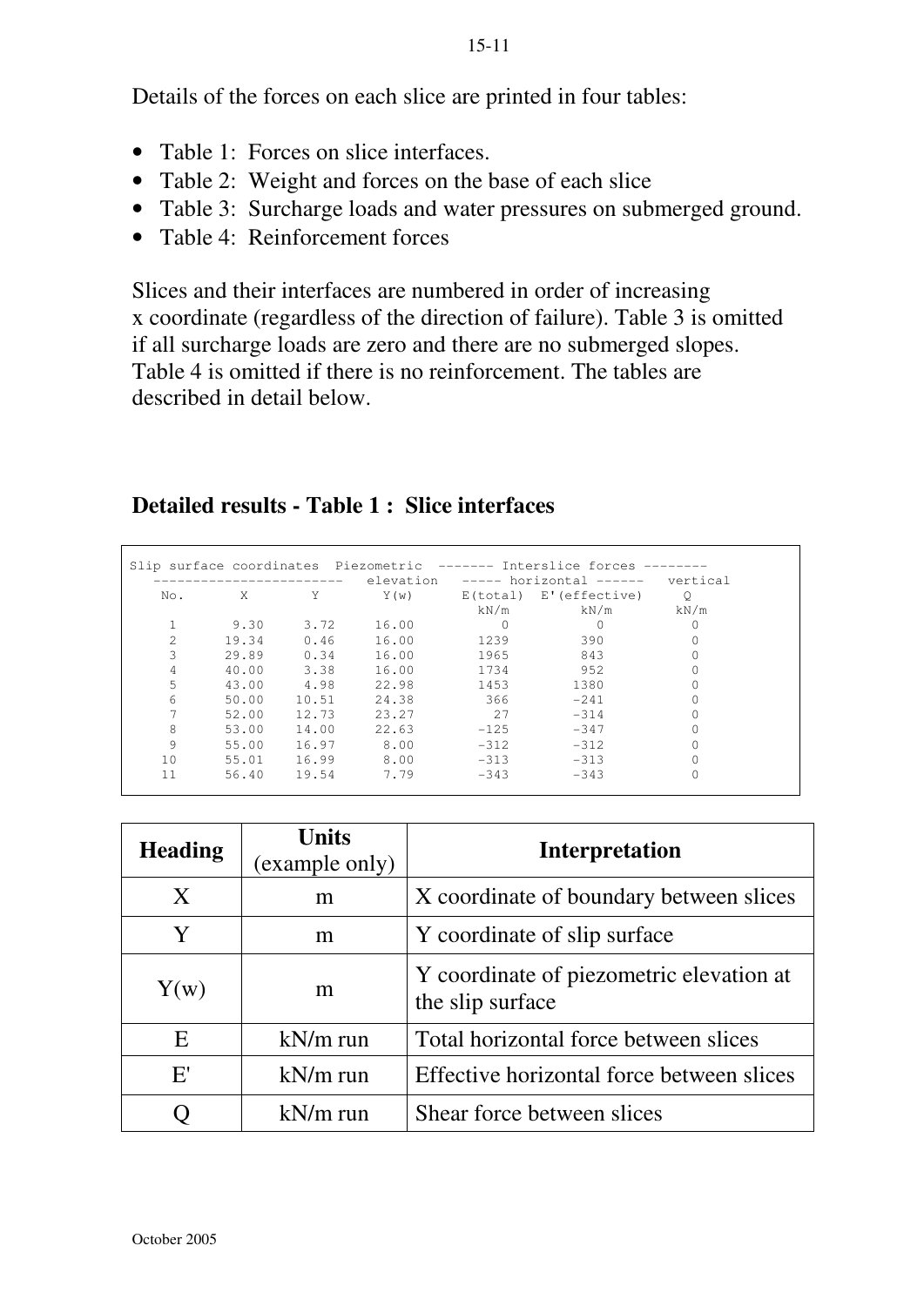Details of the forces on each slice are printed in four tables:

- Table 1: Forces on slice interfaces.
- Table 2: Weight and forces on the base of each slice
- Table 3: Surcharge loads and water pressures on submerged ground.
- Table 4: Reinforcement forces

Slices and their interfaces are numbered in order of increasing x coordinate (regardless of the direction of failure). Table 3 is omitted if all surcharge loads are zero and there are no submerged slopes. Table 4 is omitted if there is no reinforcement. The tables are described in detail below.

### Detailed results - Table 1 : Slice interfaces

```
Slip surface coordinates  Piezometric  ------- Interslice forces --------
  ------------------------   elevation   ----- horizontal ------   vertical
   No.       X        Y        Y(w)      E(total)  E'(effective)     Q
                                           kN/m         kN/m        kN/m
    1       9.30     3.72     16.00          0            0           0
    2      19.34     0.46     16.00       1239          390           0
    3      29.89     0.34     16.00       1965          843           0
    4      40.00     3.38     16.00       1734          952           0
    5      43.00     4.98     22.98       1453         1380           0
    6      50.00    10.51     24.38        366         -241           0
    7      52.00    12.73     23.27         27         -314           0
    8      53.00    14.00     22.63       -125         -347           0
    9      55.00    16.97      8.00       -312         -312           0
   10      55.01    16.99      8.00       -313         -313           0
   11      56.40    19.54      7.79       -343         -343           0
```

| Heading | Units (example only) | Interpretation |
|---|---|---|
| X | m | X coordinate of boundary between slices |
| Y | m | Y coordinate of slip surface |
| Y(w) | m | Y coordinate of piezometric elevation at the slip surface |
| E | kN/m run | Total horizontal force between slices |
| E' | kN/m run | Effective horizontal force between slices |
| Q | kN/m run | Shear force between slices |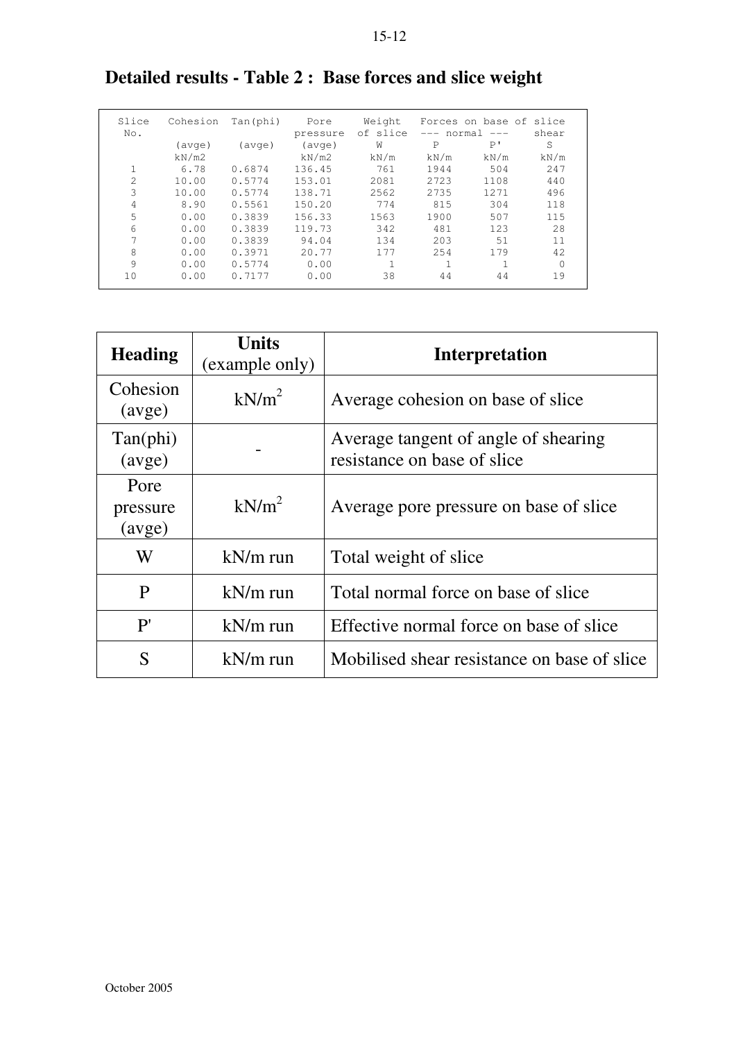## Detailed results - Table 2 : Base forces and slice weight

```
 Slice   Cohesion  Tan(phi)    Pore     Weight   Forces on base of slice
  No.                        pressure  of slice  --- normal ---    shear
          (avge)    (avge)    (avge)      W        P        P'       S
          kN/m2               kN/m2     kN/m     kN/m     kN/m     kN/m
   1       6.78    0.6874    136.45      761     1944      504      247
   2      10.00    0.5774    153.01     2081     2723     1108      440
   3      10.00    0.5774    138.71     2562     2735     1271      496
   4       8.90    0.5561    150.20      774      815      304      118
   5       0.00    0.3839    156.33     1563     1900      507      115
   6       0.00    0.3839    119.73      342      481      123       28
   7       0.00    0.3839     94.04      134      203       51       11
   8       0.00    0.3971     20.77      177      254      179       42
   9       0.00    0.5774      0.00        1        1        1        0
  10       0.00    0.7177      0.00       38       44       44       19
```

| Heading | Units (example only) | Interpretation |
|---|---|---|
| Cohesion (avge) | kN/m$^2$ | Average cohesion on base of slice |
| Tan(phi) (avge) | - | Average tangent of angle of shearing resistance on base of slice |
| Pore pressure (avge) | kN/m$^2$ | Average pore pressure on base of slice |
| W | kN/m run | Total weight of slice |
| P | kN/m run | Total normal force on base of slice |
| P' | kN/m run | Effective normal force on base of slice |
| S | kN/m run | Mobilised shear resistance on base of slice |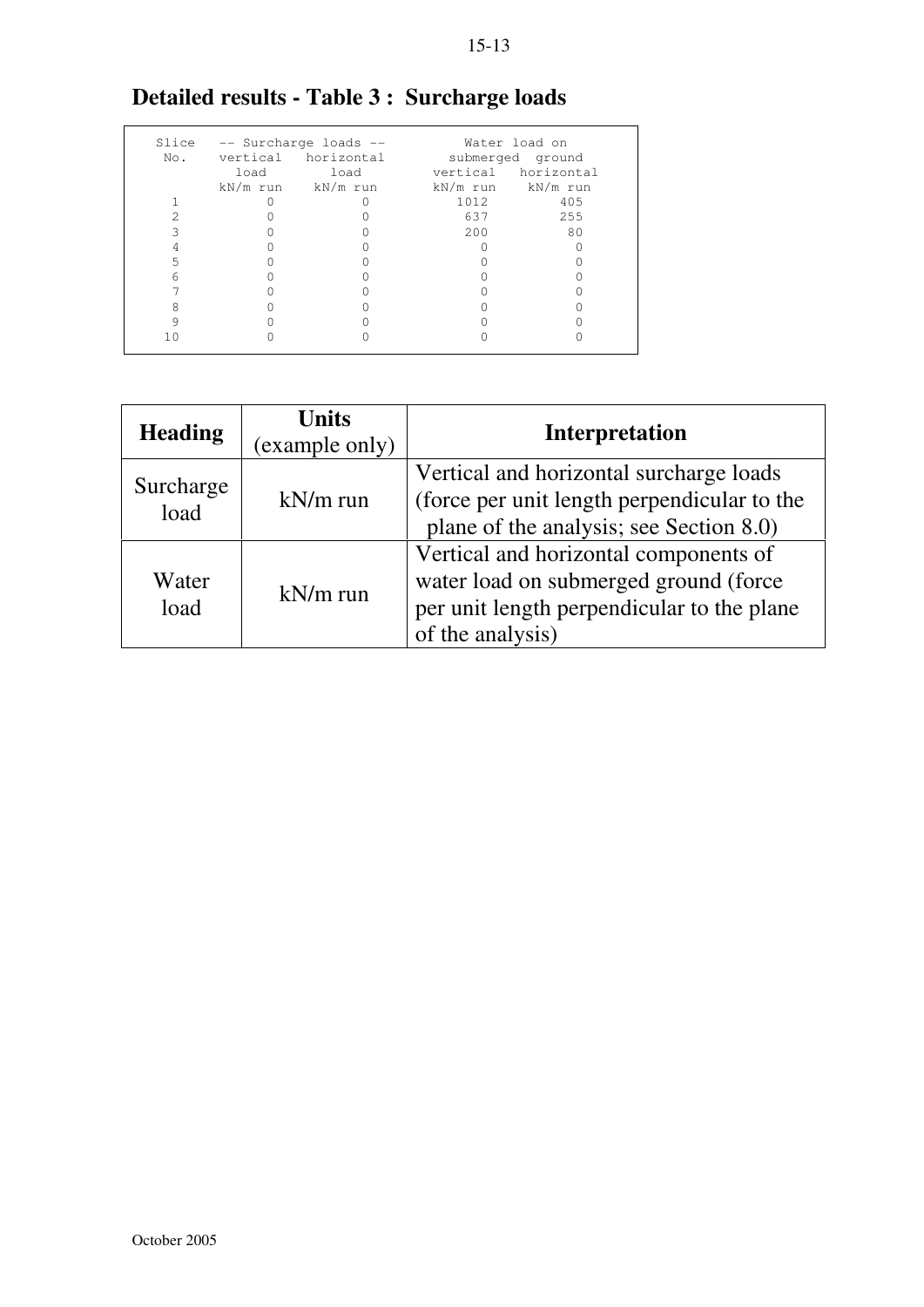## Detailed results - Table 3 : Surcharge loads

| Slice No. | -- Surcharge loads -- vertical load kN/m run | horizontal load kN/m run | Water load on submerged ground vertical kN/m run | horizontal kN/m run |
|---|---|---|---|---|
| 1 | 0 | 0 | 1012 | 405 |
| 2 | 0 | 0 | 637 | 255 |
| 3 | 0 | 0 | 200 | 80 |
| 4 | 0 | 0 | 0 | 0 |
| 5 | 0 | 0 | 0 | 0 |
| 6 | 0 | 0 | 0 | 0 |
| 7 | 0 | 0 | 0 | 0 |
| 8 | 0 | 0 | 0 | 0 |
| 9 | 0 | 0 | 0 | 0 |
| 10 | 0 | 0 | 0 | 0 |

| Heading | Units (example only) | Interpretation |
|---|---|---|
| Surcharge load | kN/m run | Vertical and horizontal surcharge loads (force per unit length perpendicular to the plane of the analysis; see Section 8.0) |
| Water load | kN/m run | Vertical and horizontal components of water load on submerged ground (force per unit length perpendicular to the plane of the analysis) |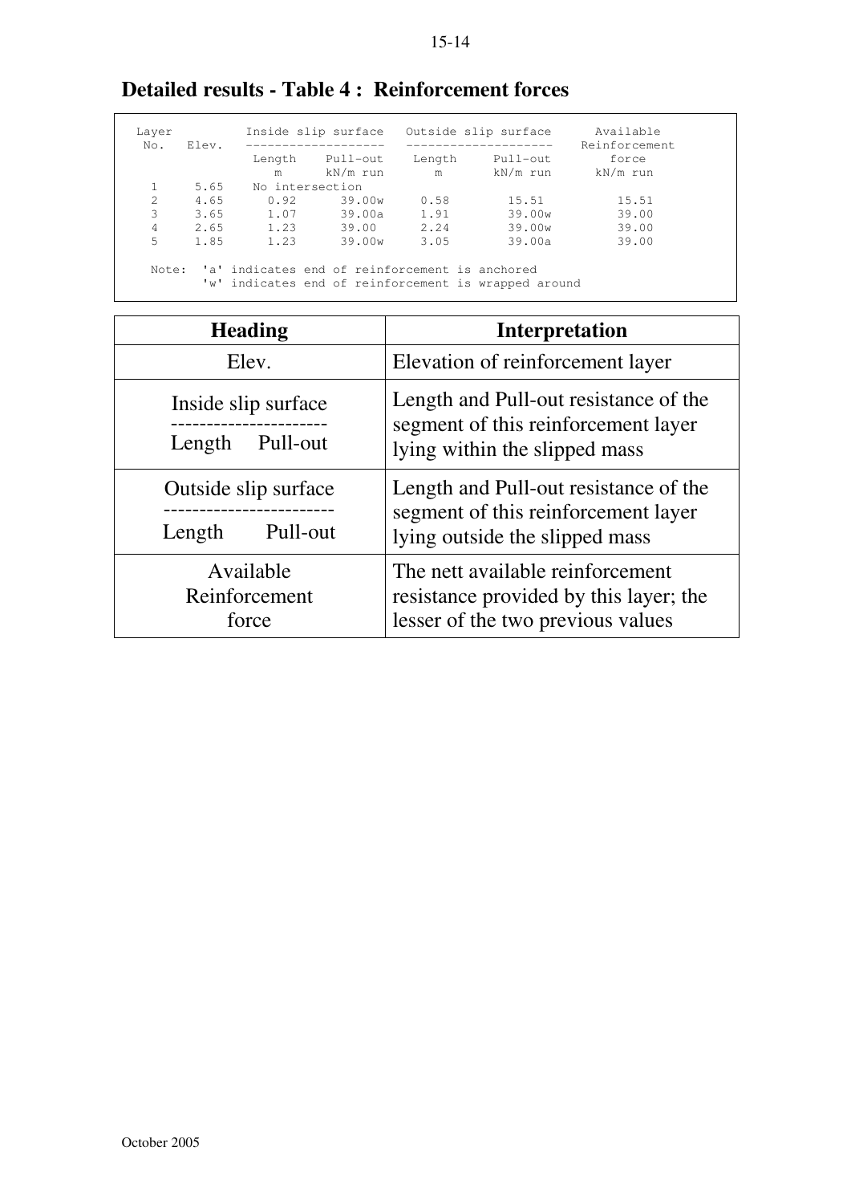## Detailed results - Table 4 : Reinforcement forces

```
 Layer          Inside slip surface   Outside slip surface      Available
  No.   Elev.   -------------------   --------------------    Reinforcement
                 Length    Pull-out    Length     Pull-out        force
                   m       kN/m run      m        kN/m run      kN/m run
   1     5.65    No intersection
   2     4.65     0.92      39.00w     0.58        15.51          15.51
   3     3.65     1.07      39.00a     1.91        39.00w         39.00
   4     2.65     1.23      39.00      2.24        39.00w         39.00
   5     1.85     1.23      39.00w     3.05        39.00a         39.00

   Note:  'a' indicates end of reinforcement is anchored
          'w' indicates end of reinforcement is wrapped around
```

| Heading | Interpretation |
|---|---|
| Elev. | Elevation of reinforcement layer |
| Inside slip surface<br>---------------------<br>Length Pull-out | Length and Pull-out resistance of the segment of this reinforcement layer lying within the slipped mass |
| Outside slip surface<br>-----------------------<br>Length Pull-out | Length and Pull-out resistance of the segment of this reinforcement layer lying outside the slipped mass |
| Available Reinforcement force | The nett available reinforcement resistance provided by this layer; the lesser of the two previous values |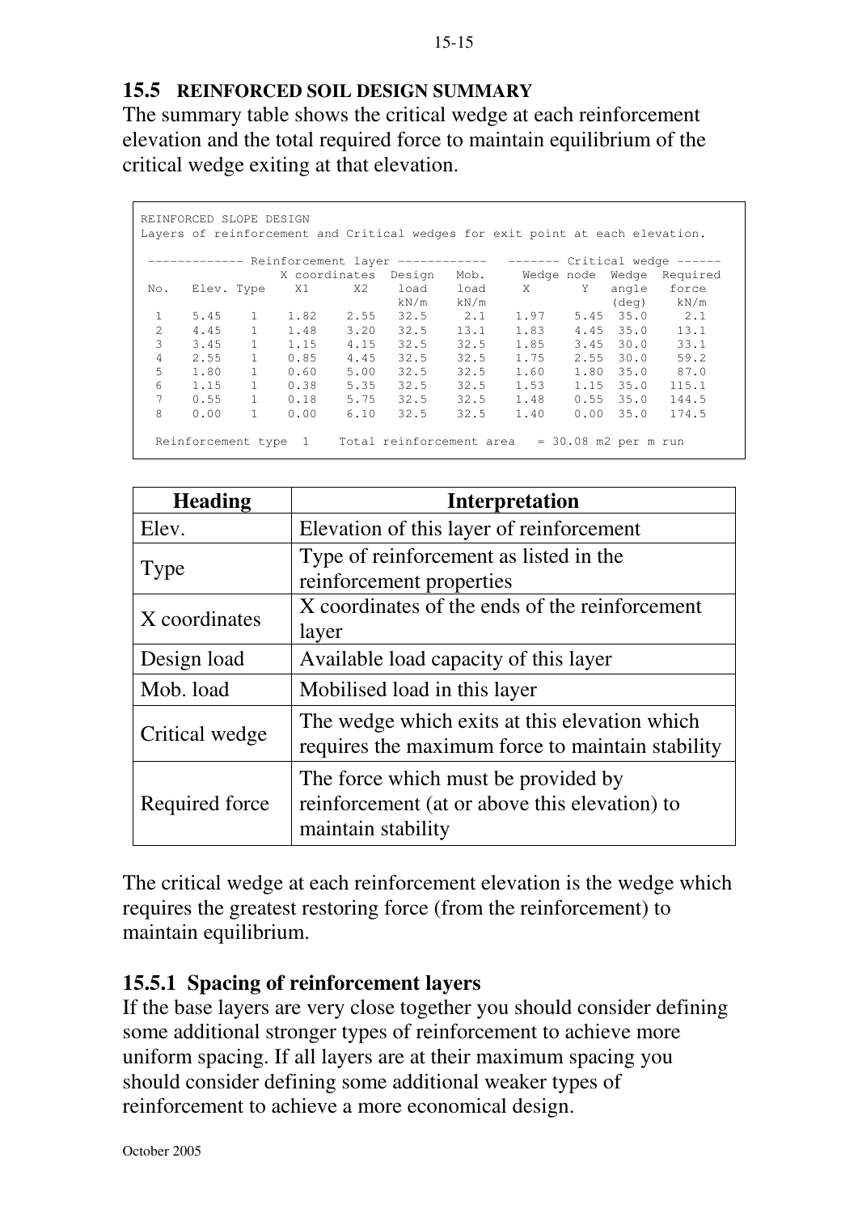## 15.5 REINFORCED SOIL DESIGN SUMMARY

The summary table shows the critical wedge at each reinforcement elevation and the total required force to maintain equilibrium of the critical wedge exiting at that elevation.

```
REINFORCED SLOPE DESIGN
Layers of reinforcement and Critical wedges for exit point at each elevation.

 ------------ Reinforcement layer ------------   ------- Critical wedge ------
                 X coordinates  Design   Mob.     Wedge node  Wedge  Required
 No.   Elev. Type    X1      X2   load   load     X        Y  angle   force
                                  kN/m   kN/m                  (deg)    kN/m
  1    5.45    1    1.82    2.55   32.5    2.1    1.97    5.45  35.0     2.1
  2    4.45    1    1.48    3.20   32.5   13.1    1.83    4.45  35.0    13.1
  3    3.45    1    1.15    4.15   32.5   32.5    1.85    3.45  30.0    33.1
  4    2.55    1    0.85    4.45   32.5   32.5    1.75    2.55  30.0    59.2
  5    1.80    1    0.60    5.00   32.5   32.5    1.60    1.80  35.0    87.0
  6    1.15    1    0.38    5.35   32.5   32.5    1.53    1.15  35.0   115.1
  7    0.55    1    0.18    5.75   32.5   32.5    1.48    0.55  35.0   144.5
  8    0.00    1    0.00    6.10   32.5   32.5    1.40    0.00  35.0   174.5

  Reinforcement type  1    Total reinforcement area   = 30.08 m2 per m run
```

| Heading | Interpretation |
|---|---|
| Elev. | Elevation of this layer of reinforcement |
| Type | Type of reinforcement as listed in the reinforcement properties |
| X coordinates | X coordinates of the ends of the reinforcement layer |
| Design load | Available load capacity of this layer |
| Mob. load | Mobilised load in this layer |
| Critical wedge | The wedge which exits at this elevation which requires the maximum force to maintain stability |
| Required force | The force which must be provided by reinforcement (at or above this elevation) to maintain stability |

The critical wedge at each reinforcement elevation is the wedge which requires the greatest restoring force (from the reinforcement) to maintain equilibrium.

### 15.5.1 Spacing of reinforcement layers

If the base layers are very close together you should consider defining some additional stronger types of reinforcement to achieve more uniform spacing. If all layers are at their maximum spacing you should consider defining some additional weaker types of reinforcement to achieve a more economical design.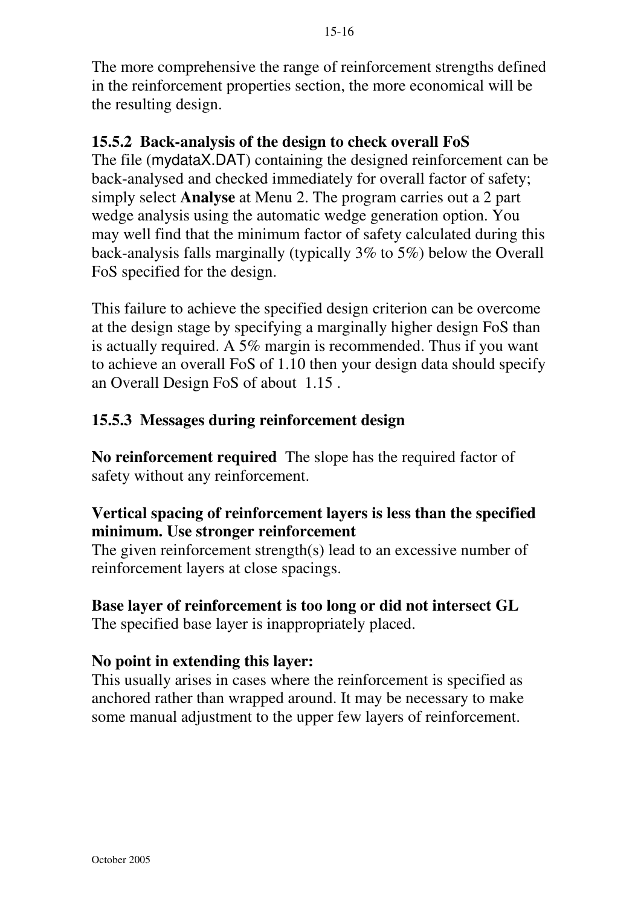The more comprehensive the range of reinforcement strengths defined in the reinforcement properties section, the more economical will be the resulting design.

### 15.5.2 Back-analysis of the design to check overall FoS

The file (mydataX.DAT) containing the designed reinforcement can be back-analysed and checked immediately for overall factor of safety; simply select **Analyse** at Menu 2. The program carries out a 2 part wedge analysis using the automatic wedge generation option. You may well find that the minimum factor of safety calculated during this back-analysis falls marginally (typically 3% to 5%) below the Overall FoS specified for the design.

This failure to achieve the specified design criterion can be overcome at the design stage by specifying a marginally higher design FoS than is actually required. A 5% margin is recommended. Thus if you want to achieve an overall FoS of 1.10 then your design data should specify an Overall Design FoS of about 1.15 .

### 15.5.3 Messages during reinforcement design

**No reinforcement required** The slope has the required factor of safety without any reinforcement.

**Vertical spacing of reinforcement layers is less than the specified minimum. Use stronger reinforcement**
The given reinforcement strength(s) lead to an excessive number of reinforcement layers at close spacings.

**Base layer of reinforcement is too long or did not intersect GL**
The specified base layer is inappropriately placed.

**No point in extending this layer:**
This usually arises in cases where the reinforcement is specified as anchored rather than wrapped around. It may be necessary to make some manual adjustment to the upper few layers of reinforcement.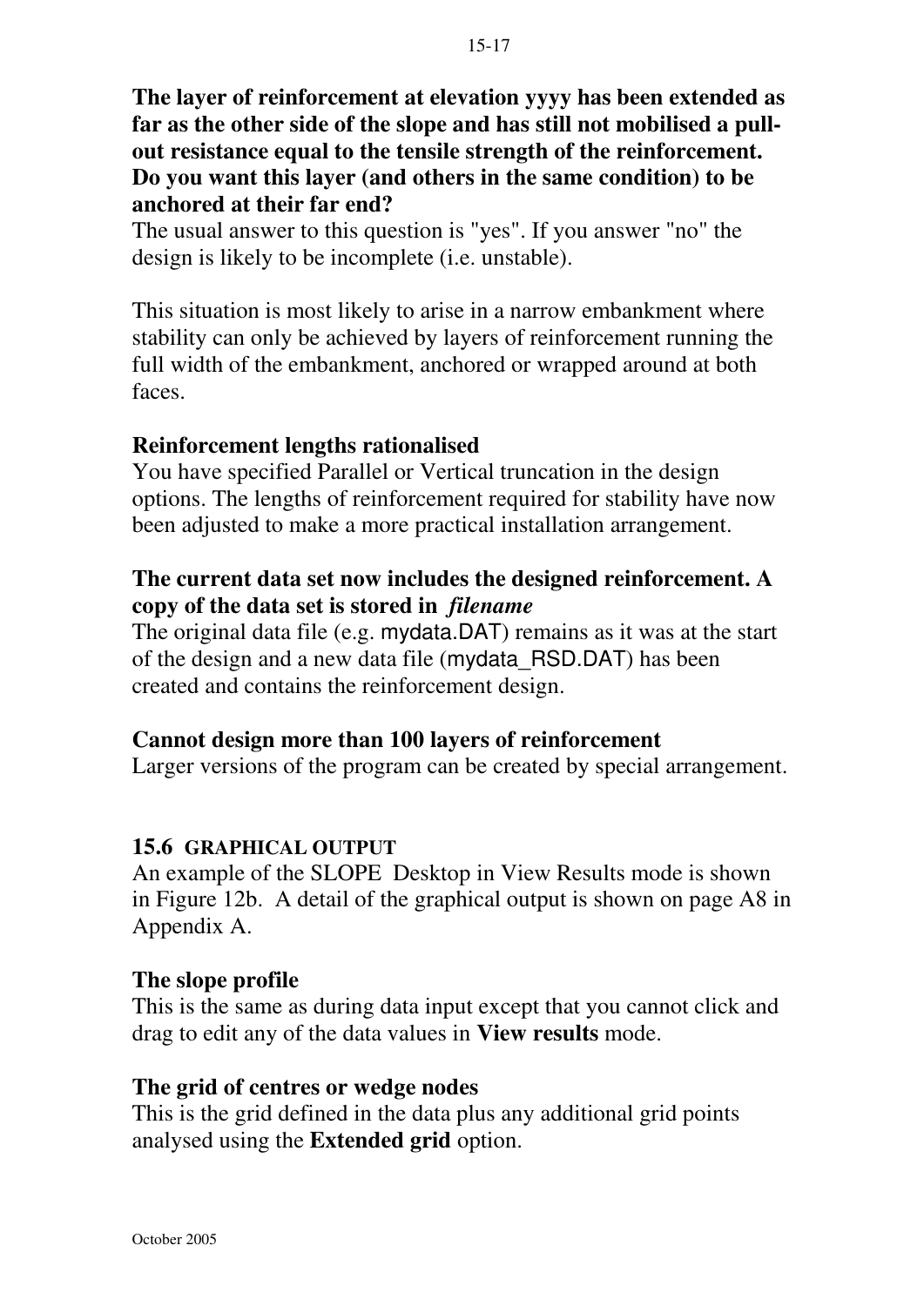**The layer of reinforcement at elevation yyyy has been extended as far as the other side of the slope and has still not mobilised a pull-out resistance equal to the tensile strength of the reinforcement. Do you want this layer (and others in the same condition) to be anchored at their far end?**

The usual answer to this question is "yes". If you answer "no" the design is likely to be incomplete (i.e. unstable).

This situation is most likely to arise in a narrow embankment where stability can only be achieved by layers of reinforcement running the full width of the embankment, anchored or wrapped around at both faces.

**Reinforcement lengths rationalised**

You have specified Parallel or Vertical truncation in the design options. The lengths of reinforcement required for stability have now been adjusted to make a more practical installation arrangement.

**The current data set now includes the designed reinforcement. A copy of the data set is stored in *filename***

The original data file (e.g. mydata.DAT) remains as it was at the start of the design and a new data file (mydata_RSD.DAT) has been created and contains the reinforcement design.

**Cannot design more than 100 layers of reinforcement**

Larger versions of the program can be created by special arrangement.

## 15.6 GRAPHICAL OUTPUT

An example of the SLOPE Desktop in View Results mode is shown in Figure 12b. A detail of the graphical output is shown on page A8 in Appendix A.

**The slope profile**

This is the same as during data input except that you cannot click and drag to edit any of the data values in **View results** mode.

**The grid of centres or wedge nodes**

This is the grid defined in the data plus any additional grid points analysed using the **Extended grid** option.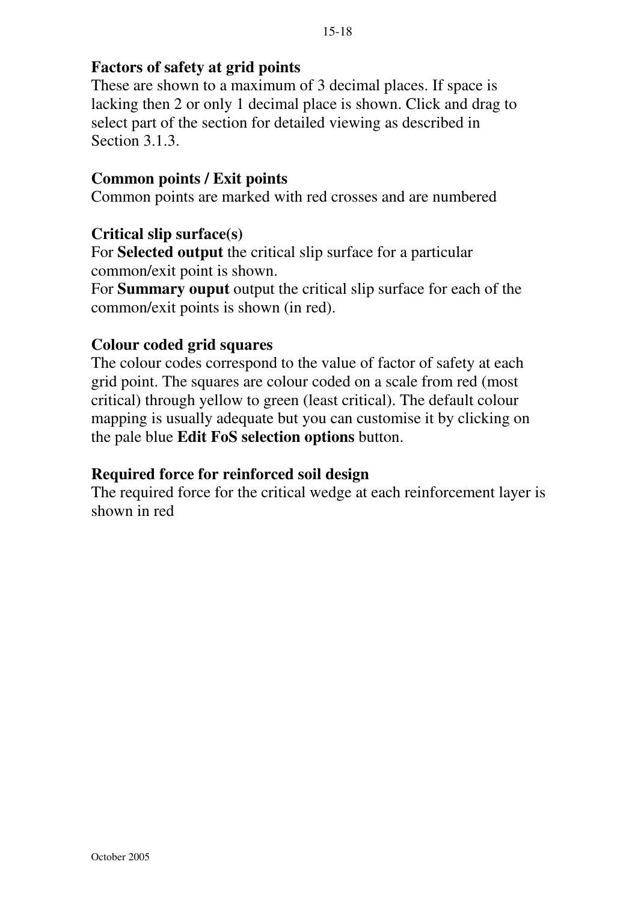**Factors of safety at grid points**
These are shown to a maximum of 3 decimal places. If space is lacking then 2 or only 1 decimal place is shown. Click and drag to select part of the section for detailed viewing as described in Section 3.1.3.

**Common points / Exit points**
Common points are marked with red crosses and are numbered

**Critical slip surface(s)**
For **Selected output** the critical slip surface for a particular common/exit point is shown.
For **Summary ouput** output the critical slip surface for each of the common/exit points is shown (in red).

**Colour coded grid squares**
The colour codes correspond to the value of factor of safety at each grid point. The squares are colour coded on a scale from red (most critical) through yellow to green (least critical). The default colour mapping is usually adequate but you can customise it by clicking on the pale blue **Edit FoS selection options** button.

**Required force for reinforced soil design**
The required force for the critical wedge at each reinforcement layer is shown in red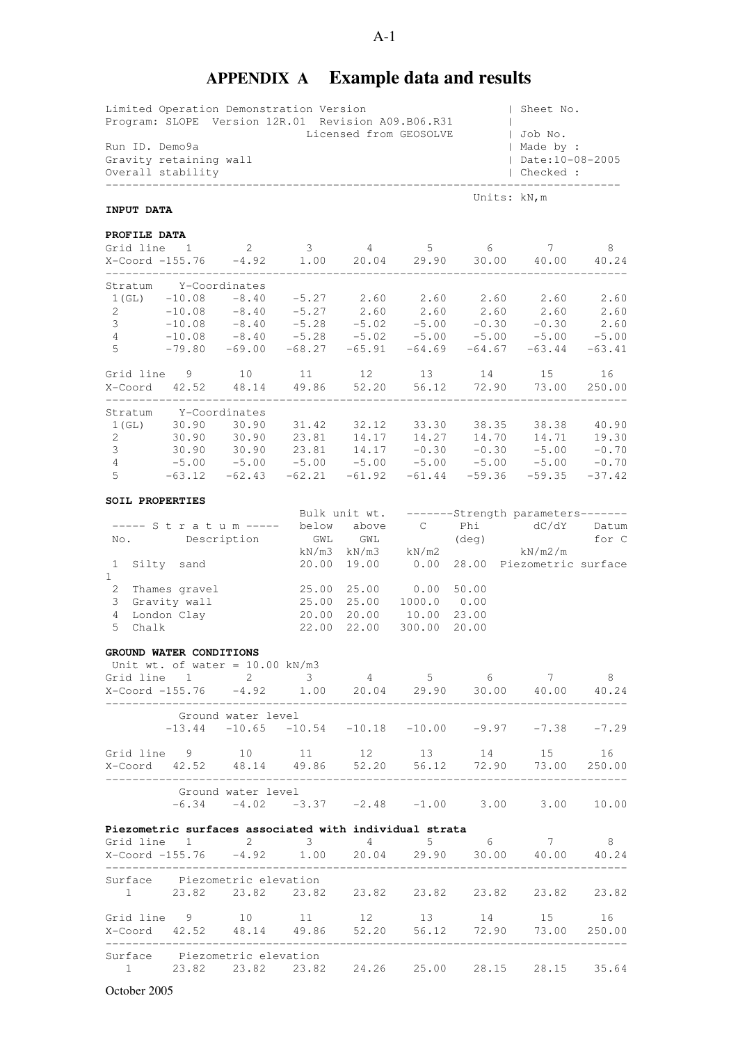# APPENDIX A Example data and results

```
Limited Operation Demonstration Version                          | Sheet No.
Program: SLOPE  Version 12R.01  Revision A09.B06.R31             |
                              Licensed from GEOSOLVE             | Job No.
Run ID. Demo9a                                                   | Made by :
Gravity retaining wall                                           | Date:10-08-2005
Overall stability                                                | Checked :
---------------------------------------------------------------------------------
                                                          Units: kN,m
```

**INPUT DATA**

**PROFILE DATA**

| Grid line | 1 | 2 | 3 | 4 | 5 | 6 | 7 | 8 |
|---|---|---|---|---|---|---|---|---|
| X-Coord | -155.76 | -4.92 | 1.00 | 20.04 | 29.90 | 30.00 | 40.00 | 40.24 |
| **Stratum** | **Y-Coordinates** | | | | | | | |
| 1(GL) | -10.08 | -8.40 | -5.27 | 2.60 | 2.60 | 2.60 | 2.60 | 2.60 |
| 2 | -10.08 | -8.40 | -5.27 | 2.60 | 2.60 | 2.60 | 2.60 | 2.60 |
| 3 | -10.08 | -8.40 | -5.28 | -5.02 | -5.00 | -0.30 | -0.30 | 2.60 |
| 4 | -10.08 | -8.40 | -5.28 | -5.02 | -5.00 | -5.00 | -5.00 | -5.00 |
| 5 | -79.80 | -69.00 | -68.27 | -65.91 | -64.69 | -64.67 | -63.44 | -63.41 |

| Grid line | 9 | 10 | 11 | 12 | 13 | 14 | 15 | 16 |
|---|---|---|---|---|---|---|---|---|
| X-Coord | 42.52 | 48.14 | 49.86 | 52.20 | 56.12 | 72.90 | 73.00 | 250.00 |
| **Stratum** | **Y-Coordinates** | | | | | | | |
| 1(GL) | 30.90 | 30.90 | 31.42 | 32.12 | 33.30 | 38.35 | 38.38 | 40.90 |
| 2 | 30.90 | 30.90 | 23.81 | 14.17 | 14.27 | 14.70 | 14.71 | 19.30 |
| 3 | 30.90 | 30.90 | 23.81 | 14.17 | -0.30 | -0.30 | -5.00 | -0.70 |
| 4 | -5.00 | -5.00 | -5.00 | -5.00 | -5.00 | -5.00 | -5.00 | -0.70 |
| 5 | -63.12 | -62.43 | -62.21 | -61.92 | -61.44 | -59.36 | -59.35 | -37.42 |

**SOIL PROPERTIES**

| Stratum No. | Description | Bulk unit wt. below GWL kN/m3 | Bulk unit wt. above GWL kN/m3 | C kN/m2 | Phi (deg) | dC/dY kN/m2/m | Datum for C |
|---|---|---|---|---|---|---|---|
| 1 | Silty sand | 20.00 | 19.00 | 0.00 | 28.00 | Piezometric surface 1 | |
| 2 | Thames gravel | 25.00 | 25.00 | 0.00 | 50.00 | | |
| 3 | Gravity wall | 25.00 | 25.00 | 1000.0 | 0.00 | | |
| 4 | London Clay | 20.00 | 20.00 | 10.00 | 23.00 | | |
| 5 | Chalk | 22.00 | 22.00 | 300.00 | 20.00 | | |

**GROUND WATER CONDITIONS**

Unit wt. of water = 10.00 kN/m3

| Grid line | 1 | 2 | 3 | 4 | 5 | 6 | 7 | 8 |
|---|---|---|---|---|---|---|---|---|
| X-Coord | -155.76 | -4.92 | 1.00 | 20.04 | 29.90 | 30.00 | 40.00 | 40.24 |
| Ground water level | -13.44 | -10.65 | -10.54 | -10.18 | -10.00 | -9.97 | -7.38 | -7.29 |

| Grid line | 9 | 10 | 11 | 12 | 13 | 14 | 15 | 16 |
|---|---|---|---|---|---|---|---|---|
| X-Coord | 42.52 | 48.14 | 49.86 | 52.20 | 56.12 | 72.90 | 73.00 | 250.00 |
| Ground water level | -6.34 | -4.02 | -3.37 | -2.48 | -1.00 | 3.00 | 3.00 | 10.00 |

**Piezometric surfaces associated with individual strata**

| Grid line | 1 | 2 | 3 | 4 | 5 | 6 | 7 | 8 |
|---|---|---|---|---|---|---|---|---|
| X-Coord | -155.76 | -4.92 | 1.00 | 20.04 | 29.90 | 30.00 | 40.00 | 40.24 |
| **Surface** | **Piezometric elevation** | | | | | | | |
| 1 | 23.82 | 23.82 | 23.82 | 23.82 | 23.82 | 23.82 | 23.82 | 23.82 |

| Grid line | 9 | 10 | 11 | 12 | 13 | 14 | 15 | 16 |
|---|---|---|---|---|---|---|---|---|
| X-Coord | 42.52 | 48.14 | 49.86 | 52.20 | 56.12 | 72.90 | 73.00 | 250.00 |
| **Surface** | **Piezometric elevation** | | | | | | | |
| 1 | 23.82 | 23.82 | 23.82 | 24.26 | 25.00 | 28.15 | 28.15 | 35.64 |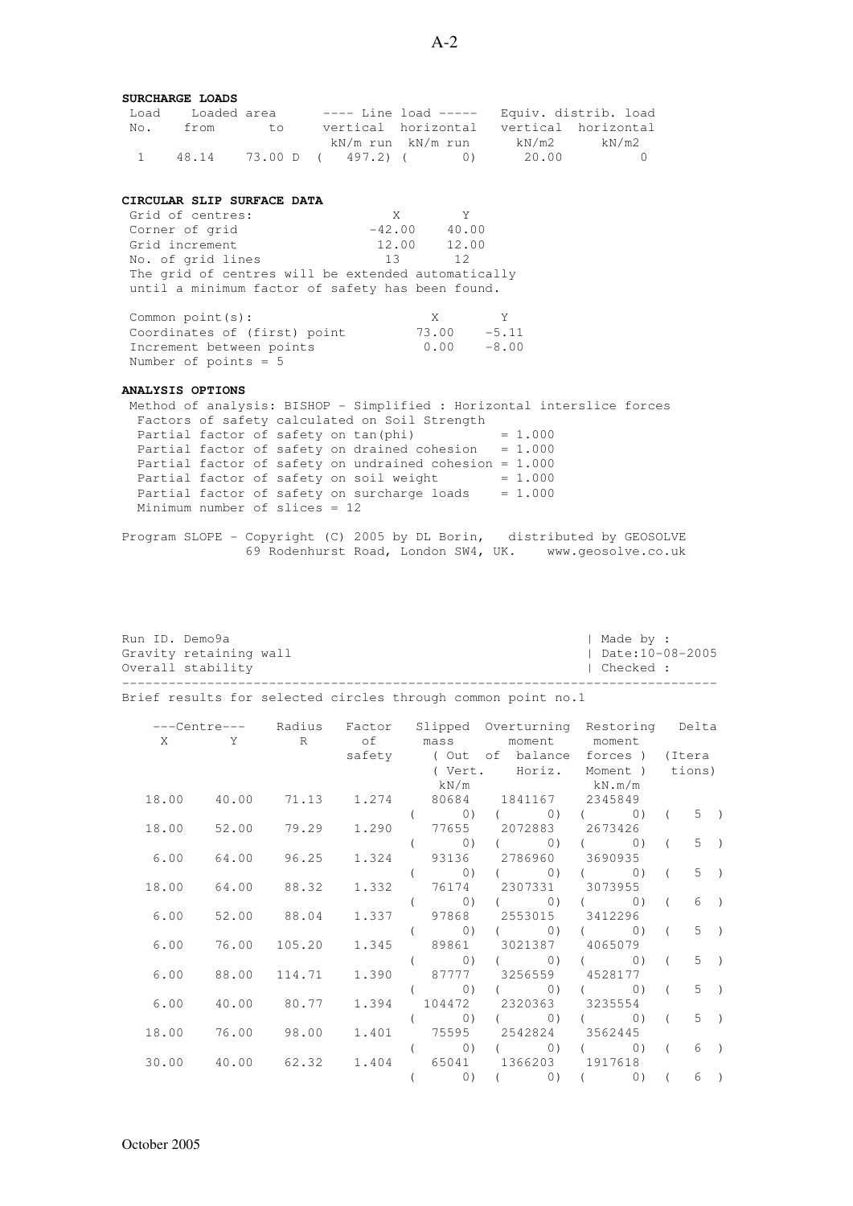**SURCHARGE LOADS**

```
Load    Loaded area      ---- Line load -----   Equiv. distrib. load
No.     from      to     vertical  horizontal   vertical  horizontal
                          kN/m run  kN/m run      kN/m2      kN/m2
 1    48.14    73.00 D  (   497.2) (       0)      20.00          0
```

**CIRCULAR SLIP SURFACE DATA**

```
Grid of centres:                  X        Y
Corner of grid                 -42.00    40.00
Grid increment                  12.00    12.00
No. of grid lines                13       12
The grid of centres will be extended automatically
until a minimum factor of safety has been found.

Common point(s):                     X        Y
Coordinates of (first) point       73.00    -5.11
Increment between points            0.00    -8.00
Number of points = 5
```

**ANALYSIS OPTIONS**

```
Method of analysis: BISHOP - Simplified : Horizontal interslice forces
  Factors of safety calculated on Soil Strength
  Partial factor of safety on tan(phi)          = 1.000
  Partial factor of safety on drained cohesion   = 1.000
  Partial factor of safety on undrained cohesion = 1.000
  Partial factor of safety on soil weight        = 1.000
  Partial factor of safety on surcharge loads    = 1.000
  Minimum number of slices = 12
```

Program SLOPE - Copyright (C) 2005 by DL Borin, distributed by GEOSOLVE
69 Rodenhurst Road, London SW4, UK. www.geosolve.co.uk

```
Run ID. Demo9a                                             | Made by :
Gravity retaining wall                                     | Date:10-08-2005
Overall stability                                          | Checked :
-------------------------------------------------------------------------------
Brief results for selected circles through common point no.1
```

| Centre X | Centre Y | Radius R | Factor of safety | Slipped mass (Out of balance forces) (Vert.) kN/m | Overturning moment (Out of balance forces) (Horiz.) | Restoring moment (Moment) kN.m/m | Delta (Iterations) |
|---|---|---|---|---|---|---|---|
| 18.00 | 40.00 | 71.13 | 1.274 | 80684 (0) | 1841167 (0) | 2345849 (0) | (5) |
| 18.00 | 52.00 | 79.29 | 1.290 | 77655 (0) | 2072883 (0) | 2673426 (0) | (5) |
| 6.00 | 64.00 | 96.25 | 1.324 | 93136 (0) | 2786960 (0) | 3690935 (0) | (5) |
| 18.00 | 64.00 | 88.32 | 1.332 | 76174 (0) | 2307331 (0) | 3073955 (0) | (6) |
| 6.00 | 52.00 | 88.04 | 1.337 | 97868 (0) | 2553015 (0) | 3412296 (0) | (5) |
| 6.00 | 76.00 | 105.20 | 1.345 | 89861 (0) | 3021387 (0) | 4065079 (0) | (5) |
| 6.00 | 88.00 | 114.71 | 1.390 | 87777 (0) | 3256559 (0) | 4528177 (0) | (5) |
| 6.00 | 40.00 | 80.77 | 1.394 | 104472 (0) | 2320363 (0) | 3235554 (0) | (5) |
| 18.00 | 76.00 | 98.00 | 1.401 | 75595 (0) | 2542824 (0) | 3562445 (0) | (6) |
| 30.00 | 40.00 | 62.32 | 1.404 | 65041 (0) | 1366203 (0) | 1917618 (0) | (6) |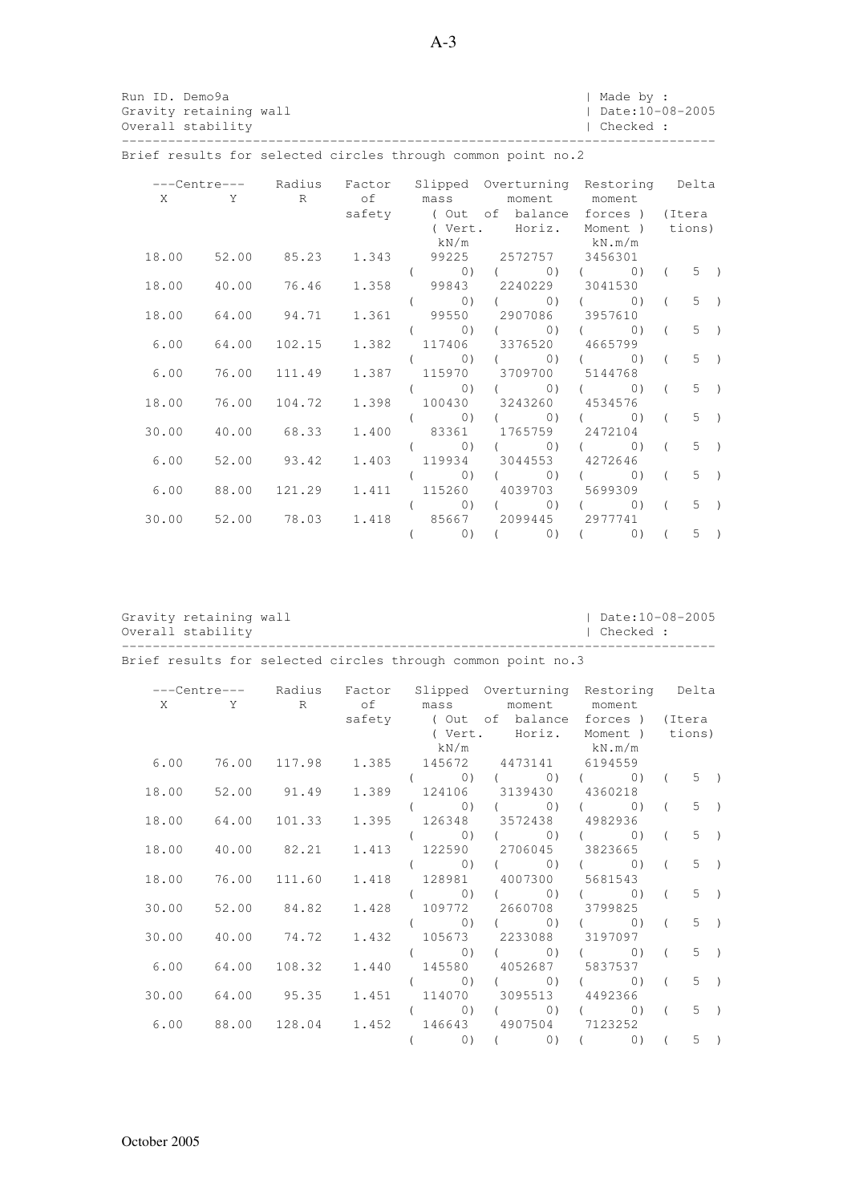Run ID. Demo9a | Made by :
Gravity retaining wall | Date:10-08-2005
Overall stability | Checked :

Brief results for selected circles through common point no.2

| Centre X | Centre Y | Radius R | Factor of safety | Slipped mass ( Out of balance forces ) ( Vert. ) kN/m | Overturning moment ( Horiz. ) | Restoring moment ( Moment ) kN.m/m | Delta (Iterations) |
|---|---|---|---|---|---|---|---|
| 18.00 | 52.00 | 85.23 | 1.343 | 99225 ( 0) | 2572757 ( 0) | 3456301 ( 0) | ( 5 ) |
| 18.00 | 40.00 | 76.46 | 1.358 | 99843 ( 0) | 2240229 ( 0) | 3041530 ( 0) | ( 5 ) |
| 18.00 | 64.00 | 94.71 | 1.361 | 99550 ( 0) | 2907086 ( 0) | 3957610 ( 0) | ( 5 ) |
| 6.00 | 64.00 | 102.15 | 1.382 | 117406 ( 0) | 3376520 ( 0) | 4665799 ( 0) | ( 5 ) |
| 6.00 | 76.00 | 111.49 | 1.387 | 115970 ( 0) | 3709700 ( 0) | 5144768 ( 0) | ( 5 ) |
| 18.00 | 76.00 | 104.72 | 1.398 | 100430 ( 0) | 3243260 ( 0) | 4534576 ( 0) | ( 5 ) |
| 30.00 | 40.00 | 68.33 | 1.400 | 83361 ( 0) | 1765759 ( 0) | 2472104 ( 0) | ( 5 ) |
| 6.00 | 52.00 | 93.42 | 1.403 | 119934 ( 0) | 3044553 ( 0) | 4272646 ( 0) | ( 5 ) |
| 6.00 | 88.00 | 121.29 | 1.411 | 115260 ( 0) | 4039703 ( 0) | 5699309 ( 0) | ( 5 ) |
| 30.00 | 52.00 | 78.03 | 1.418 | 85667 ( 0) | 2099445 ( 0) | 2977741 ( 0) | ( 5 ) |

Gravity retaining wall | Date:10-08-2005
Overall stability | Checked :

Brief results for selected circles through common point no.3

| Centre X | Centre Y | Radius R | Factor of safety | Slipped mass ( Out of balance forces ) ( Vert. ) kN/m | Overturning moment ( Horiz. ) | Restoring moment ( Moment ) kN.m/m | Delta (Iterations) |
|---|---|---|---|---|---|---|---|
| 6.00 | 76.00 | 117.98 | 1.385 | 145672 ( 0) | 4473141 ( 0) | 6194559 ( 0) | ( 5 ) |
| 18.00 | 52.00 | 91.49 | 1.389 | 124106 ( 0) | 3139430 ( 0) | 4360218 ( 0) | ( 5 ) |
| 18.00 | 64.00 | 101.33 | 1.395 | 126348 ( 0) | 3572438 ( 0) | 4982936 ( 0) | ( 5 ) |
| 18.00 | 40.00 | 82.21 | 1.413 | 122590 ( 0) | 2706045 ( 0) | 3823665 ( 0) | ( 5 ) |
| 18.00 | 76.00 | 111.60 | 1.418 | 128981 ( 0) | 4007300 ( 0) | 5681543 ( 0) | ( 5 ) |
| 30.00 | 52.00 | 84.82 | 1.428 | 109772 ( 0) | 2660708 ( 0) | 3799825 ( 0) | ( 5 ) |
| 30.00 | 40.00 | 74.72 | 1.432 | 105673 ( 0) | 2233088 ( 0) | 3197097 ( 0) | ( 5 ) |
| 6.00 | 64.00 | 108.32 | 1.440 | 145580 ( 0) | 4052687 ( 0) | 5837537 ( 0) | ( 5 ) |
| 30.00 | 64.00 | 95.35 | 1.451 | 114070 ( 0) | 3095513 ( 0) | 4492366 ( 0) | ( 5 ) |
| 6.00 | 88.00 | 128.04 | 1.452 | 146643 ( 0) | 4907504 ( 0) | 7123252 ( 0) | ( 5 ) |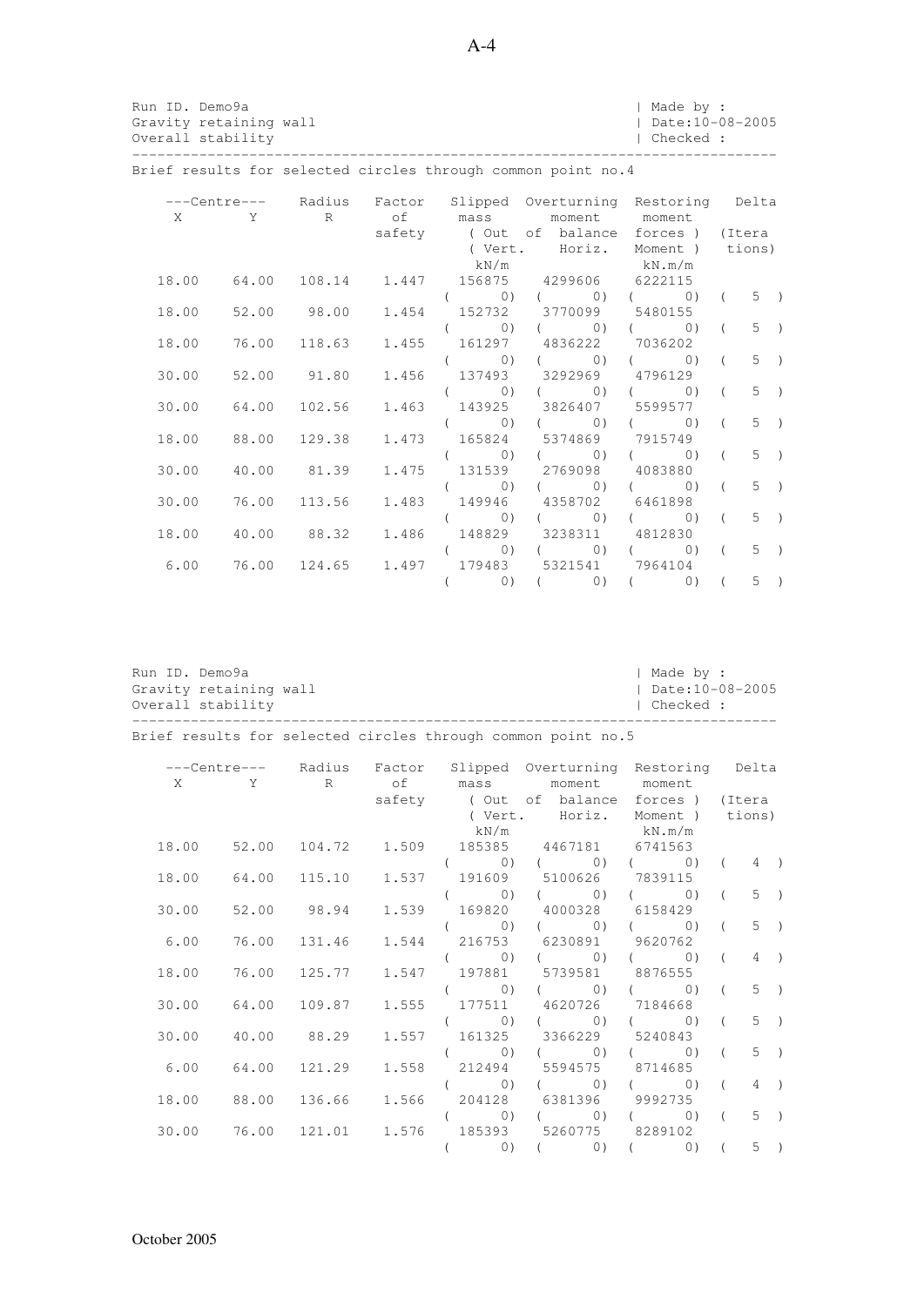Run ID. Demo9a | Made by :
Gravity retaining wall | Date:10-08-2005
Overall stability | Checked :

Brief results for selected circles through common point no.4

| ---Centre--- X | Y | Radius R | Factor of safety | Slipped mass ( Out ( Vert. kN/m | Overturning moment of balance Horiz. | Restoring moment forces ) Moment ) kN.m/m | Delta (Itera tions) |
|---|---|---|---|---|---|---|---|
| 18.00 | 64.00 | 108.14 | 1.447 | 156875 ( 0) | 4299606 ( 0) | 6222115 ( 0) | ( 5 ) |
| 18.00 | 52.00 | 98.00 | 1.454 | 152732 ( 0) | 3770099 ( 0) | 5480155 ( 0) | ( 5 ) |
| 18.00 | 76.00 | 118.63 | 1.455 | 161297 ( 0) | 4836222 ( 0) | 7036202 ( 0) | ( 5 ) |
| 30.00 | 52.00 | 91.80 | 1.456 | 137493 ( 0) | 3292969 ( 0) | 4796129 ( 0) | ( 5 ) |
| 30.00 | 64.00 | 102.56 | 1.463 | 143925 ( 0) | 3826407 ( 0) | 5599577 ( 0) | ( 5 ) |
| 18.00 | 88.00 | 129.38 | 1.473 | 165824 ( 0) | 5374869 ( 0) | 7915749 ( 0) | ( 5 ) |
| 30.00 | 40.00 | 81.39 | 1.475 | 131539 ( 0) | 2769098 ( 0) | 4083880 ( 0) | ( 5 ) |
| 30.00 | 76.00 | 113.56 | 1.483 | 149946 ( 0) | 4358702 ( 0) | 6461898 ( 0) | ( 5 ) |
| 18.00 | 40.00 | 88.32 | 1.486 | 148829 ( 0) | 3238311 ( 0) | 4812830 ( 0) | ( 5 ) |
| 6.00 | 76.00 | 124.65 | 1.497 | 179483 ( 0) | 5321541 ( 0) | 7964104 ( 0) | ( 5 ) |

Run ID. Demo9a | Made by :
Gravity retaining wall | Date:10-08-2005
Overall stability | Checked :

Brief results for selected circles through common point no.5

| ---Centre--- X | Y | Radius R | Factor of safety | Slipped mass ( Out ( Vert. kN/m | Overturning moment of balance Horiz. | Restoring moment forces ) Moment ) kN.m/m | Delta (Itera tions) |
|---|---|---|---|---|---|---|---|
| 18.00 | 52.00 | 104.72 | 1.509 | 185385 ( 0) | 4467181 ( 0) | 6741563 ( 0) | ( 4 ) |
| 18.00 | 64.00 | 115.10 | 1.537 | 191609 ( 0) | 5100626 ( 0) | 7839115 ( 0) | ( 5 ) |
| 30.00 | 52.00 | 98.94 | 1.539 | 169820 ( 0) | 4000328 ( 0) | 6158429 ( 0) | ( 5 ) |
| 6.00 | 76.00 | 131.46 | 1.544 | 216753 ( 0) | 6230891 ( 0) | 9620762 ( 0) | ( 4 ) |
| 18.00 | 76.00 | 125.77 | 1.547 | 197881 ( 0) | 5739581 ( 0) | 8876555 ( 0) | ( 5 ) |
| 30.00 | 64.00 | 109.87 | 1.555 | 177511 ( 0) | 4620726 ( 0) | 7184668 ( 0) | ( 5 ) |
| 30.00 | 40.00 | 88.29 | 1.557 | 161325 ( 0) | 3366229 ( 0) | 5240843 ( 0) | ( 5 ) |
| 6.00 | 64.00 | 121.29 | 1.558 | 212494 ( 0) | 5594575 ( 0) | 8714685 ( 0) | ( 4 ) |
| 18.00 | 88.00 | 136.66 | 1.566 | 204128 ( 0) | 6381396 ( 0) | 9992735 ( 0) | ( 5 ) |
| 30.00 | 76.00 | 121.01 | 1.576 | 185393 ( 0) | 5260775 ( 0) | 8289102 ( 0) | ( 5 ) |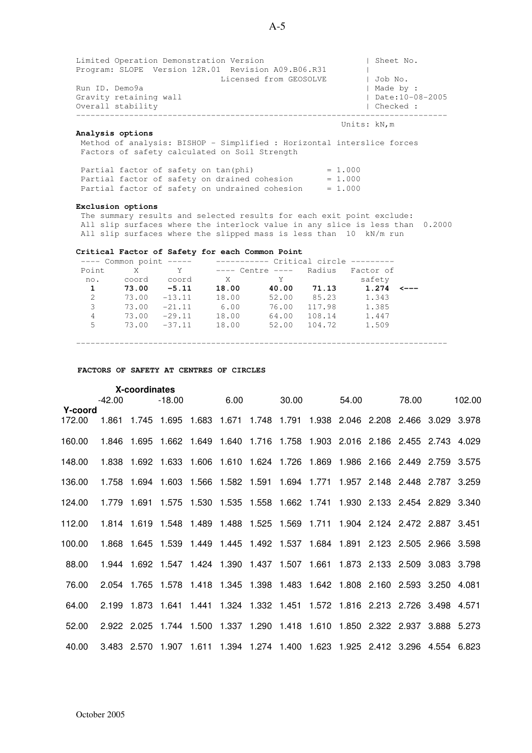```
Limited Operation Demonstration Version                          | Sheet No.
Program: SLOPE  Version 12R.01  Revision A09.B06.R31             |
                              Licensed from GEOSOLVE             | Job No.
Run ID. Demo9a                                                   | Made by :
Gravity retaining wall                                           | Date:10-08-2005
Overall stability                                                | Checked :
--------------------------------------------------------------------------------
                                                           Units: kN,m
```

**Analysis options**

Method of analysis: BISHOP - Simplified : Horizontal interslice forces
Factors of safety calculated on Soil Strength

```
Partial factor of safety on tan(phi)              = 1.000
Partial factor of safety on drained cohesion      = 1.000
Partial factor of safety on undrained cohesion    = 1.000
```

**Exclusion options**

The summary results and selected results for each exit point exclude:
All slip surfaces where the interlock value in any slice is less than 0.2000
All slip surfaces where the slipped mass is less than 10 kN/m run

**Critical Factor of Safety for each Common Point**

| Common point | | | Critical circle | | | | |
|---|---|---|---|---|---|---|---|
| Point no. | X coord | Y coord | Centre X | Centre Y | Radius | Factor of safety | |
| **1** | **73.00** | **-5.11** | **18.00** | **40.00** | **71.13** | **1.274** | **<---** |
| 2 | 73.00 | -13.11 | 18.00 | 52.00 | 85.23 | 1.343 | |
| 3 | 73.00 | -21.11 | 6.00 | 76.00 | 117.98 | 1.385 | |
| 4 | 73.00 | -29.11 | 18.00 | 64.00 | 108.14 | 1.447 | |
| 5 | 73.00 | -37.11 | 18.00 | 52.00 | 104.72 | 1.509 | |

**FACTORS OF SAFETY AT CENTRES OF CIRCLES**

| Y-coord \ X-coordinates | -42.00 | | -18.00 | | 6.00 | | 30.00 | | 54.00 | | 78.00 | | 102.00 |
|---|---|---|---|---|---|---|---|---|---|---|---|---|---|
| 172.00 | 1.861 | 1.745 | 1.695 | 1.683 | 1.671 | 1.748 | 1.791 | 1.938 | 2.046 | 2.208 | 2.466 | 3.029 | 3.978 |
| 160.00 | 1.846 | 1.695 | 1.662 | 1.649 | 1.640 | 1.716 | 1.758 | 1.903 | 2.016 | 2.186 | 2.455 | 2.743 | 4.029 |
| 148.00 | 1.838 | 1.692 | 1.633 | 1.606 | 1.610 | 1.624 | 1.726 | 1.869 | 1.986 | 2.166 | 2.449 | 2.759 | 3.575 |
| 136.00 | 1.758 | 1.694 | 1.603 | 1.566 | 1.582 | 1.591 | 1.694 | 1.771 | 1.957 | 2.148 | 2.448 | 2.787 | 3.259 |
| 124.00 | 1.779 | 1.691 | 1.575 | 1.530 | 1.535 | 1.558 | 1.662 | 1.741 | 1.930 | 2.133 | 2.454 | 2.829 | 3.340 |
| 112.00 | 1.814 | 1.619 | 1.548 | 1.489 | 1.488 | 1.525 | 1.569 | 1.711 | 1.904 | 2.124 | 2.472 | 2.887 | 3.451 |
| 100.00 | 1.868 | 1.645 | 1.539 | 1.449 | 1.445 | 1.492 | 1.537 | 1.684 | 1.891 | 2.123 | 2.505 | 2.966 | 3.598 |
| 88.00 | 1.944 | 1.692 | 1.547 | 1.424 | 1.390 | 1.437 | 1.507 | 1.661 | 1.873 | 2.133 | 2.509 | 3.083 | 3.798 |
| 76.00 | 2.054 | 1.765 | 1.578 | 1.418 | 1.345 | 1.398 | 1.483 | 1.642 | 1.808 | 2.160 | 2.593 | 3.250 | 4.081 |
| 64.00 | 2.199 | 1.873 | 1.641 | 1.441 | 1.324 | 1.332 | 1.451 | 1.572 | 1.816 | 2.213 | 2.726 | 3.498 | 4.571 |
| 52.00 | 2.922 | 2.025 | 1.744 | 1.500 | 1.337 | 1.290 | 1.418 | 1.610 | 1.850 | 2.322 | 2.937 | 3.888 | 5.273 |
| 40.00 | 3.483 | 2.570 | 1.907 | 1.611 | 1.394 | 1.274 | 1.400 | 1.623 | 1.925 | 2.412 | 3.296 | 4.554 | 6.823 |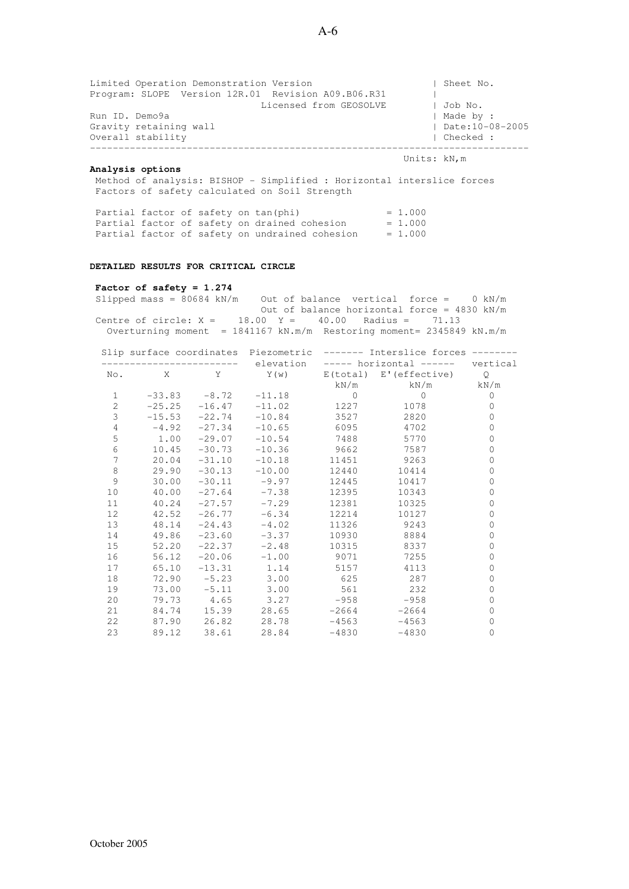Limited Operation Demonstration Version | Sheet No.
Program: SLOPE Version 12R.01 Revision A09.B06.R31 |
Licensed from GEOSOLVE | Job No.
Run ID. Demo9a | Made by :
Gravity retaining wall | Date:10-08-2005
Overall stability | Checked :

Units: kN,m

**Analysis options**

Method of analysis: BISHOP - Simplified : Horizontal interslice forces
Factors of safety calculated on Soil Strength

Partial factor of safety on tan(phi) = 1.000
Partial factor of safety on drained cohesion = 1.000
Partial factor of safety on undrained cohesion = 1.000

**DETAILED RESULTS FOR CRITICAL CIRCLE**

**Factor of safety = 1.274**

Slipped mass = 80684 kN/m Out of balance vertical force = 0 kN/m
Out of balance horizontal force = 4830 kN/m
Centre of circle: X = 18.00 Y = 40.00 Radius = 71.13
Overturning moment = 1841167 kN.m/m Restoring moment= 2345849 kN.m/m

| Slip surface coordinates | | | Piezometric elevation | Interslice forces | | |
|---|---|---|---|---|---|---|
| | | | | horizontal | | vertical |
| No. | X | Y | Y(w) | E(total) kN/m | E'(effective) kN/m | Q kN/m |
| 1 | -33.83 | -8.72 | -11.18 | 0 | 0 | 0 |
| 2 | -25.25 | -16.47 | -11.02 | 1227 | 1078 | 0 |
| 3 | -15.53 | -22.74 | -10.84 | 3527 | 2820 | 0 |
| 4 | -4.92 | -27.34 | -10.65 | 6095 | 4702 | 0 |
| 5 | 1.00 | -29.07 | -10.54 | 7488 | 5770 | 0 |
| 6 | 10.45 | -30.73 | -10.36 | 9662 | 7587 | 0 |
| 7 | 20.04 | -31.10 | -10.18 | 11451 | 9263 | 0 |
| 8 | 29.90 | -30.13 | -10.00 | 12440 | 10414 | 0 |
| 9 | 30.00 | -30.11 | -9.97 | 12445 | 10417 | 0 |
| 10 | 40.00 | -27.64 | -7.38 | 12395 | 10343 | 0 |
| 11 | 40.24 | -27.57 | -7.29 | 12381 | 10325 | 0 |
| 12 | 42.52 | -26.77 | -6.34 | 12214 | 10127 | 0 |
| 13 | 48.14 | -24.43 | -4.02 | 11326 | 9243 | 0 |
| 14 | 49.86 | -23.60 | -3.37 | 10930 | 8884 | 0 |
| 15 | 52.20 | -22.37 | -2.48 | 10315 | 8337 | 0 |
| 16 | 56.12 | -20.06 | -1.00 | 9071 | 7255 | 0 |
| 17 | 65.10 | -13.31 | 1.14 | 5157 | 4113 | 0 |
| 18 | 72.90 | -5.23 | 3.00 | 625 | 287 | 0 |
| 19 | 73.00 | -5.11 | 3.00 | 561 | 232 | 0 |
| 20 | 79.73 | 4.65 | 3.27 | -958 | -958 | 0 |
| 21 | 84.74 | 15.39 | 28.65 | -2664 | -2664 | 0 |
| 22 | 87.90 | 26.82 | 28.78 | -4563 | -4563 | 0 |
| 23 | 89.12 | 38.61 | 28.84 | -4830 | -4830 | 0 |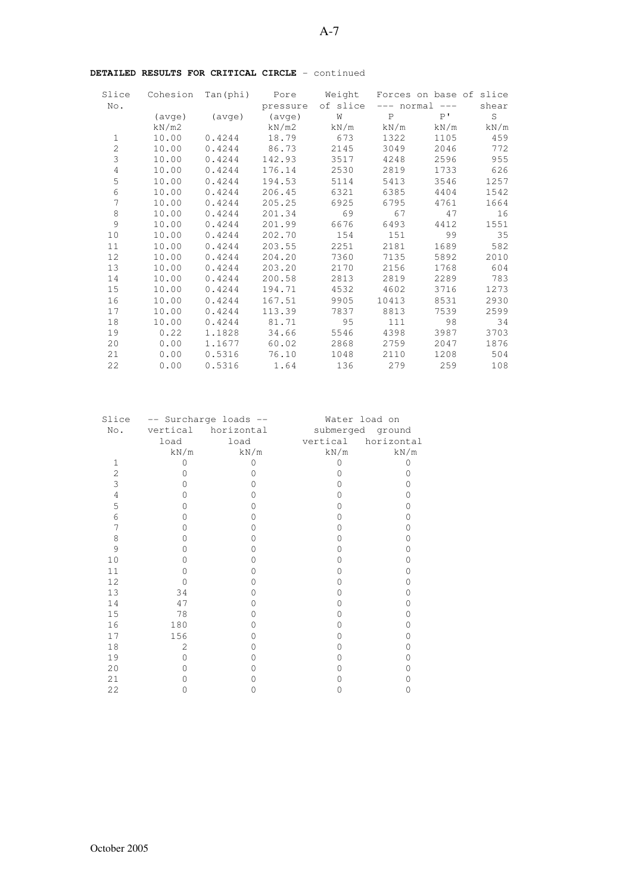**DETAILED RESULTS FOR CRITICAL CIRCLE** - continued

| Slice No. | Cohesion (avge) kN/m2 | Tan(phi) (avge) | Pore pressure (avge) kN/m2 | Weight of slice W kN/m | Forces on base of slice --- normal --- P kN/m | P' kN/m | shear S kN/m |
|---|---|---|---|---|---|---|---|
| 1 | 10.00 | 0.4244 | 18.79 | 673 | 1322 | 1105 | 459 |
| 2 | 10.00 | 0.4244 | 86.73 | 2145 | 3049 | 2046 | 772 |
| 3 | 10.00 | 0.4244 | 142.93 | 3517 | 4248 | 2596 | 955 |
| 4 | 10.00 | 0.4244 | 176.14 | 2530 | 2819 | 1733 | 626 |
| 5 | 10.00 | 0.4244 | 194.53 | 5114 | 5413 | 3546 | 1257 |
| 6 | 10.00 | 0.4244 | 206.45 | 6321 | 6385 | 4404 | 1542 |
| 7 | 10.00 | 0.4244 | 205.25 | 6925 | 6795 | 4761 | 1664 |
| 8 | 10.00 | 0.4244 | 201.34 | 69 | 67 | 47 | 16 |
| 9 | 10.00 | 0.4244 | 201.99 | 6676 | 6493 | 4412 | 1551 |
| 10 | 10.00 | 0.4244 | 202.70 | 154 | 151 | 99 | 35 |
| 11 | 10.00 | 0.4244 | 203.55 | 2251 | 2181 | 1689 | 582 |
| 12 | 10.00 | 0.4244 | 204.20 | 7360 | 7135 | 5892 | 2010 |
| 13 | 10.00 | 0.4244 | 203.20 | 2170 | 2156 | 1768 | 604 |
| 14 | 10.00 | 0.4244 | 200.58 | 2813 | 2819 | 2289 | 783 |
| 15 | 10.00 | 0.4244 | 194.71 | 4532 | 4602 | 3716 | 1273 |
| 16 | 10.00 | 0.4244 | 167.51 | 9905 | 10413 | 8531 | 2930 |
| 17 | 10.00 | 0.4244 | 113.39 | 7837 | 8813 | 7539 | 2599 |
| 18 | 10.00 | 0.4244 | 81.71 | 95 | 111 | 98 | 34 |
| 19 | 0.22 | 1.1828 | 34.66 | 5546 | 4398 | 3987 | 3703 |
| 20 | 0.00 | 1.1677 | 60.02 | 2868 | 2759 | 2047 | 1876 |
| 21 | 0.00 | 0.5316 | 76.10 | 1048 | 2110 | 1208 | 504 |
| 22 | 0.00 | 0.5316 | 1.64 | 136 | 279 | 259 | 108 |

| Slice No. | -- Surcharge loads -- vertical load kN/m | horizontal load kN/m | Water load on submerged ground vertical kN/m | horizontal kN/m |
|---|---|---|---|---|
| 1 | 0 | 0 | 0 | 0 |
| 2 | 0 | 0 | 0 | 0 |
| 3 | 0 | 0 | 0 | 0 |
| 4 | 0 | 0 | 0 | 0 |
| 5 | 0 | 0 | 0 | 0 |
| 6 | 0 | 0 | 0 | 0 |
| 7 | 0 | 0 | 0 | 0 |
| 8 | 0 | 0 | 0 | 0 |
| 9 | 0 | 0 | 0 | 0 |
| 10 | 0 | 0 | 0 | 0 |
| 11 | 0 | 0 | 0 | 0 |
| 12 | 0 | 0 | 0 | 0 |
| 13 | 34 | 0 | 0 | 0 |
| 14 | 47 | 0 | 0 | 0 |
| 15 | 78 | 0 | 0 | 0 |
| 16 | 180 | 0 | 0 | 0 |
| 17 | 156 | 0 | 0 | 0 |
| 18 | 2 | 0 | 0 | 0 |
| 19 | 0 | 0 | 0 | 0 |
| 20 | 0 | 0 | 0 | 0 |
| 21 | 0 | 0 | 0 | 0 |
| 22 | 0 | 0 | 0 | 0 |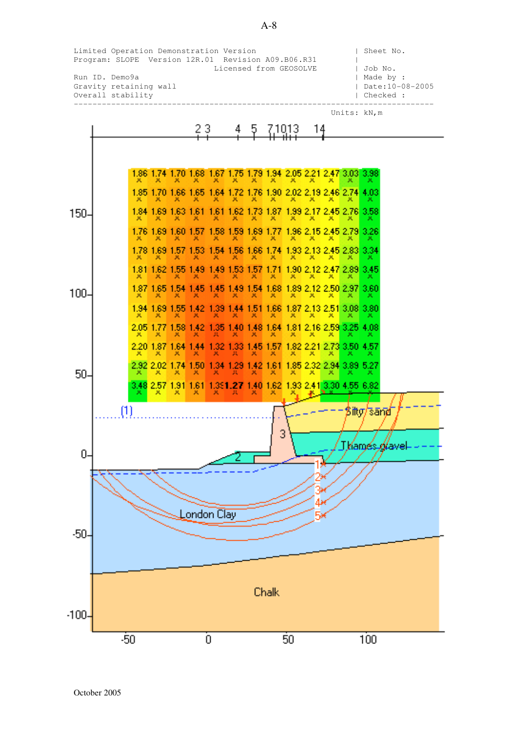```
Limited Operation Demonstration Version                      | Sheet No.
Program: SLOPE  Version 12R.01  Revision A09.B06.R31         |
                       Licensed from GEOSOLVE                 | Job No.
Run ID. Demo9a                                                | Made by :
Gravity retaining wall                                        | Date:10-08-2005
Overall stability                                             | Checked :
-------------------------------------------------------------------------------
                                                               Units: kN,m
```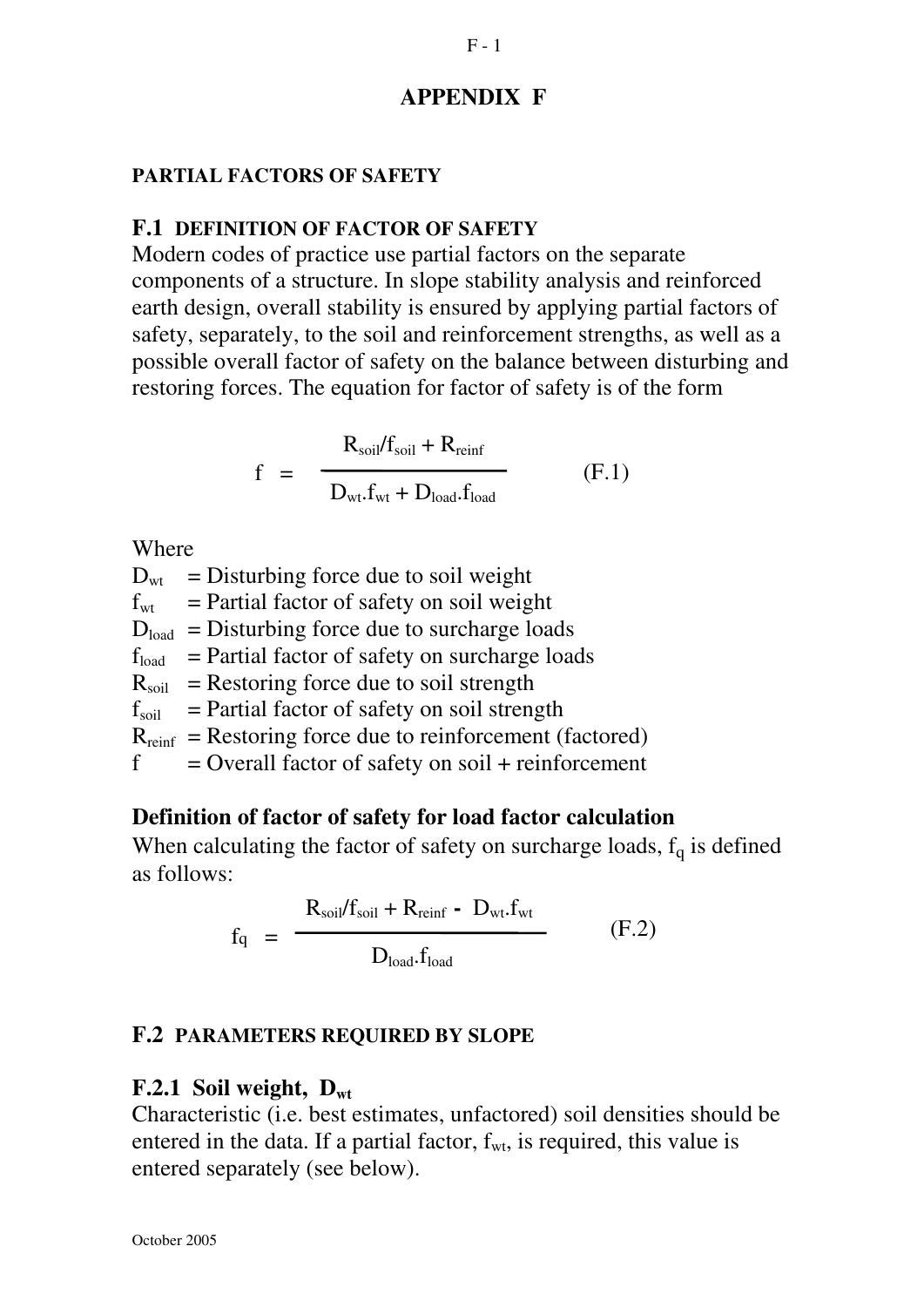# APPENDIX F

## PARTIAL FACTORS OF SAFETY

### F.1 DEFINITION OF FACTOR OF SAFETY

Modern codes of practice use partial factors on the separate components of a structure. In slope stability analysis and reinforced earth design, overall stability is ensured by applying partial factors of safety, separately, to the soil and reinforcement strengths, as well as a possible overall factor of safety on the balance between disturbing and restoring forces. The equation for factor of safety is of the form

$$f = \frac{R_{soil}/f_{soil} + R_{reinf}}{D_{wt}.f_{wt} + D_{load}.f_{load}} \qquad \text{(F.1)}$$

Where

$D_{wt}$ = Disturbing force due to soil weight
$f_{wt}$ = Partial factor of safety on soil weight
$D_{load}$ = Disturbing force due to surcharge loads
$f_{load}$ = Partial factor of safety on surcharge loads
$R_{soil}$ = Restoring force due to soil strength
$f_{soil}$ = Partial factor of safety on soil strength
$R_{reinf}$ = Restoring force due to reinforcement (factored)
$f$ = Overall factor of safety on soil + reinforcement

**Definition of factor of safety for load factor calculation**

When calculating the factor of safety on surcharge loads, $f_q$ is defined as follows:

$$f_q = \frac{R_{soil}/f_{soil} + R_{reinf} - D_{wt}.f_{wt}}{D_{load}.f_{load}} \qquad \text{(F.2)}$$

### F.2 PARAMETERS REQUIRED BY SLOPE

#### F.2.1 Soil weight, $D_{wt}$

Characteristic (i.e. best estimates, unfactored) soil densities should be entered in the data. If a partial factor, $f_{wt}$, is required, this value is entered separately (see below).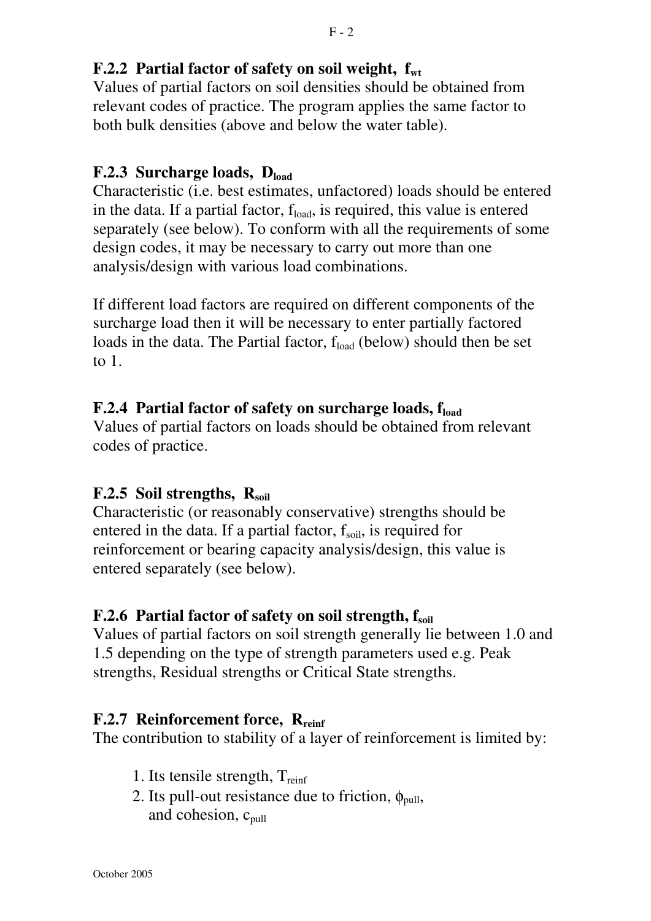### F.2.2 Partial factor of safety on soil weight, $f_{wt}$

Values of partial factors on soil densities should be obtained from relevant codes of practice. The program applies the same factor to both bulk densities (above and below the water table).

### F.2.3 Surcharge loads, $D_{load}$

Characteristic (i.e. best estimates, unfactored) loads should be entered in the data. If a partial factor, $f_{load}$, is required, this value is entered separately (see below). To conform with all the requirements of some design codes, it may be necessary to carry out more than one analysis/design with various load combinations.

If different load factors are required on different components of the surcharge load then it will be necessary to enter partially factored loads in the data. The Partial factor, $f_{load}$ (below) should then be set to 1.

### F.2.4 Partial factor of safety on surcharge loads, $f_{load}$

Values of partial factors on loads should be obtained from relevant codes of practice.

### F.2.5 Soil strengths, $R_{soil}$

Characteristic (or reasonably conservative) strengths should be entered in the data. If a partial factor, $f_{soil}$, is required for reinforcement or bearing capacity analysis/design, this value is entered separately (see below).

### F.2.6 Partial factor of safety on soil strength, $f_{soil}$

Values of partial factors on soil strength generally lie between 1.0 and 1.5 depending on the type of strength parameters used e.g. Peak strengths, Residual strengths or Critical State strengths.

### F.2.7 Reinforcement force, $R_{reinf}$

The contribution to stability of a layer of reinforcement is limited by:

1. Its tensile strength, $T_{reinf}$
2. Its pull-out resistance due to friction, $\phi_{pull}$, and cohesion, $c_{pull}$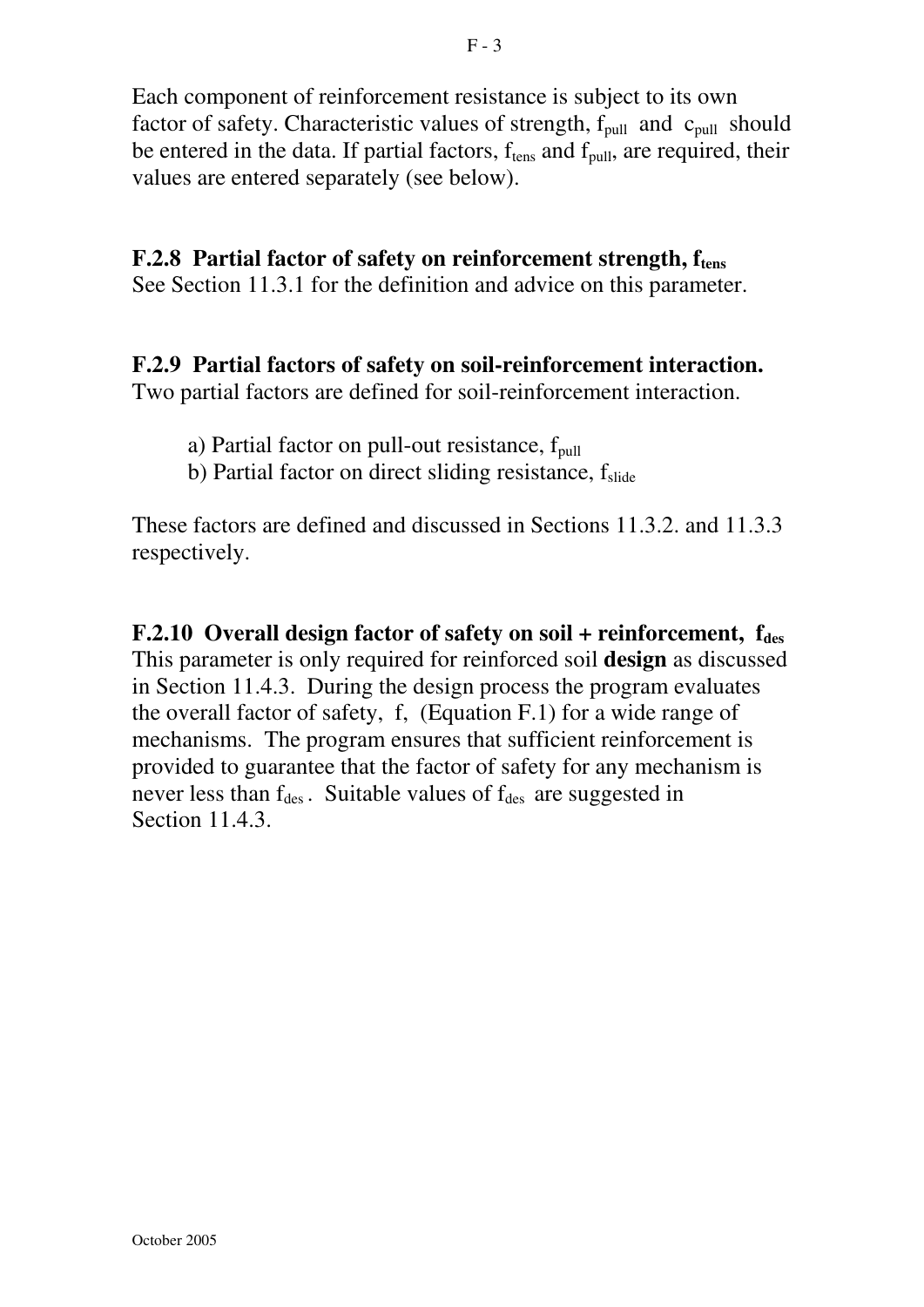Each component of reinforcement resistance is subject to its own factor of safety. Characteristic values of strength, $f_{pull}$ and $c_{pull}$ should be entered in the data. If partial factors, $f_{tens}$ and $f_{pull}$, are required, their values are entered separately (see below).

### F.2.8 Partial factor of safety on reinforcement strength, $f_{tens}$

See Section 11.3.1 for the definition and advice on this parameter.

### F.2.9 Partial factors of safety on soil-reinforcement interaction.

Two partial factors are defined for soil-reinforcement interaction.

a) Partial factor on pull-out resistance, $f_{pull}$
b) Partial factor on direct sliding resistance, $f_{slide}$

These factors are defined and discussed in Sections 11.3.2. and 11.3.3 respectively.

### F.2.10 Overall design factor of safety on soil + reinforcement, $f_{des}$

This parameter is only required for reinforced soil **design** as discussed in Section 11.4.3. During the design process the program evaluates the overall factor of safety, f, (Equation F.1) for a wide range of mechanisms. The program ensures that sufficient reinforcement is provided to guarantee that the factor of safety for any mechanism is never less than $f_{des}$. Suitable values of $f_{des}$ are suggested in Section 11.4.3.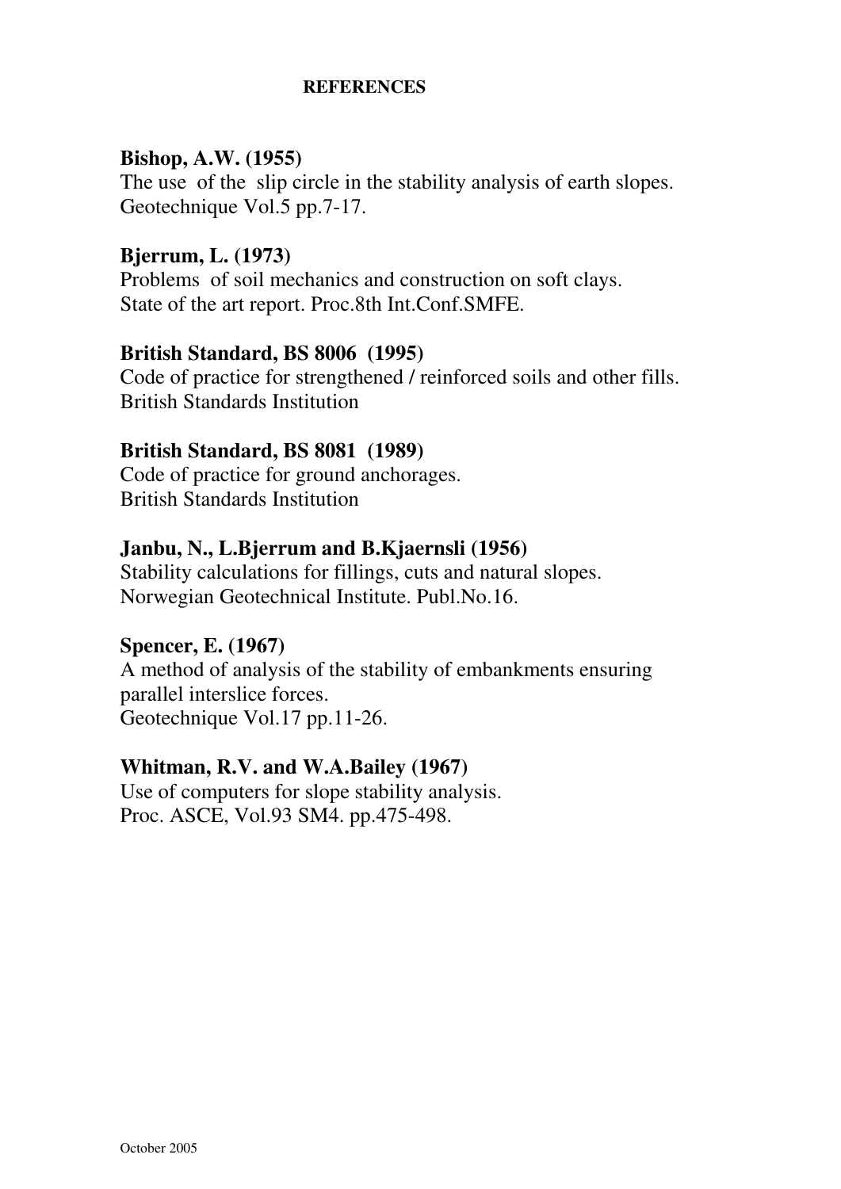## REFERENCES

**Bishop, A.W. (1955)**
The use of the slip circle in the stability analysis of earth slopes.
Geotechnique Vol.5 pp.7-17.

**Bjerrum, L. (1973)**
Problems of soil mechanics and construction on soft clays.
State of the art report. Proc.8th Int.Conf.SMFE.

**British Standard, BS 8006 (1995)**
Code of practice for strengthened / reinforced soils and other fills.
British Standards Institution

**British Standard, BS 8081 (1989)**
Code of practice for ground anchorages.
British Standards Institution

**Janbu, N., L.Bjerrum and B.Kjaernsli (1956)**
Stability calculations for fillings, cuts and natural slopes.
Norwegian Geotechnical Institute. Publ.No.16.

**Spencer, E. (1967)**
A method of analysis of the stability of embankments ensuring parallel interslice forces.
Geotechnique Vol.17 pp.11-26.

**Whitman, R.V. and W.A.Bailey (1967)**
Use of computers for slope stability analysis.
Proc. ASCE, Vol.93 SM4. pp.475-498.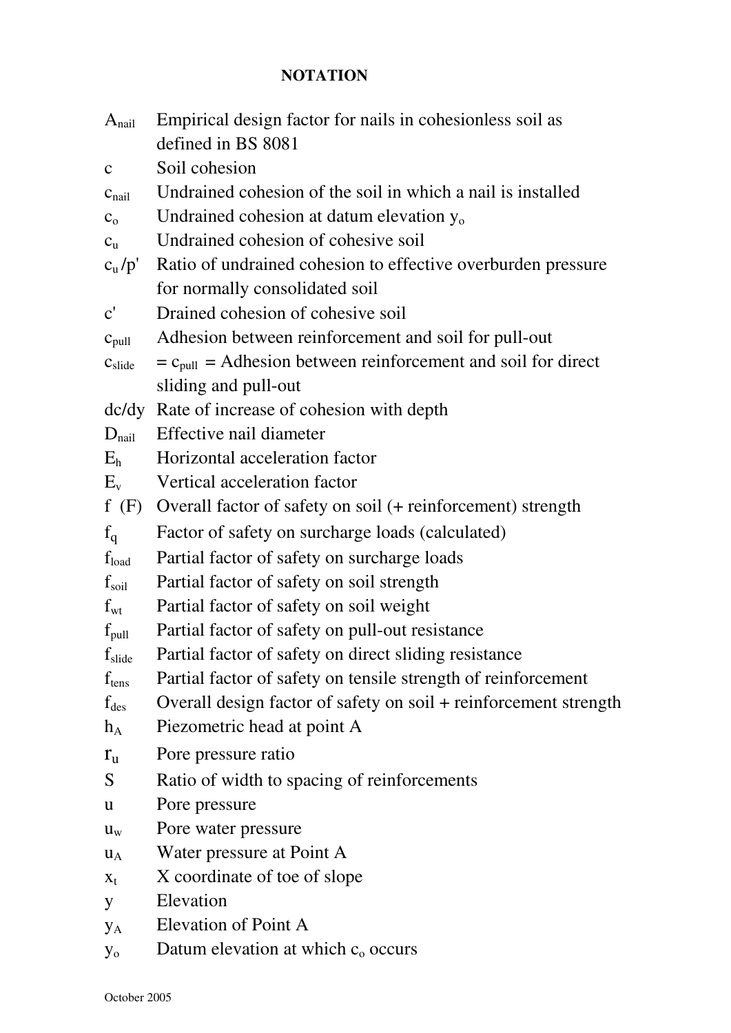**NOTATION**

| | |
|---|---|
| $A_{nail}$ | Empirical design factor for nails in cohesionless soil as defined in BS 8081 |
| $c$ | Soil cohesion |
| $c_{nail}$ | Undrained cohesion of the soil in which a nail is installed |
| $c_o$ | Undrained cohesion at datum elevation $y_o$ |
| $c_u$ | Undrained cohesion of cohesive soil |
| $c_u/p'$ | Ratio of undrained cohesion to effective overburden pressure for normally consolidated soil |
| $c'$ | Drained cohesion of cohesive soil |
| $c_{pull}$ | Adhesion between reinforcement and soil for pull-out |
| $c_{slide}$ | $= c_{pull}$ = Adhesion between reinforcement and soil for direct sliding and pull-out |
| $dc/dy$ | Rate of increase of cohesion with depth |
| $D_{nail}$ | Effective nail diameter |
| $E_h$ | Horizontal acceleration factor |
| $E_v$ | Vertical acceleration factor |
| $f$ (F) | Overall factor of safety on soil (+ reinforcement) strength |
| $f_q$ | Factor of safety on surcharge loads (calculated) |
| $f_{load}$ | Partial factor of safety on surcharge loads |
| $f_{soil}$ | Partial factor of safety on soil strength |
| $f_{wt}$ | Partial factor of safety on soil weight |
| $f_{pull}$ | Partial factor of safety on pull-out resistance |
| $f_{slide}$ | Partial factor of safety on direct sliding resistance |
| $f_{tens}$ | Partial factor of safety on tensile strength of reinforcement |
| $f_{des}$ | Overall design factor of safety on soil + reinforcement strength |
| $h_A$ | Piezometric head at point A |
| $r_u$ | Pore pressure ratio |
| $S$ | Ratio of width to spacing of reinforcements |
| $u$ | Pore pressure |
| $u_w$ | Pore water pressure |
| $u_A$ | Water pressure at Point A |
| $x_t$ | X coordinate of toe of slope |
| $y$ | Elevation |
| $y_A$ | Elevation of Point A |
| $y_o$ | Datum elevation at which $c_o$ occurs |

October 2005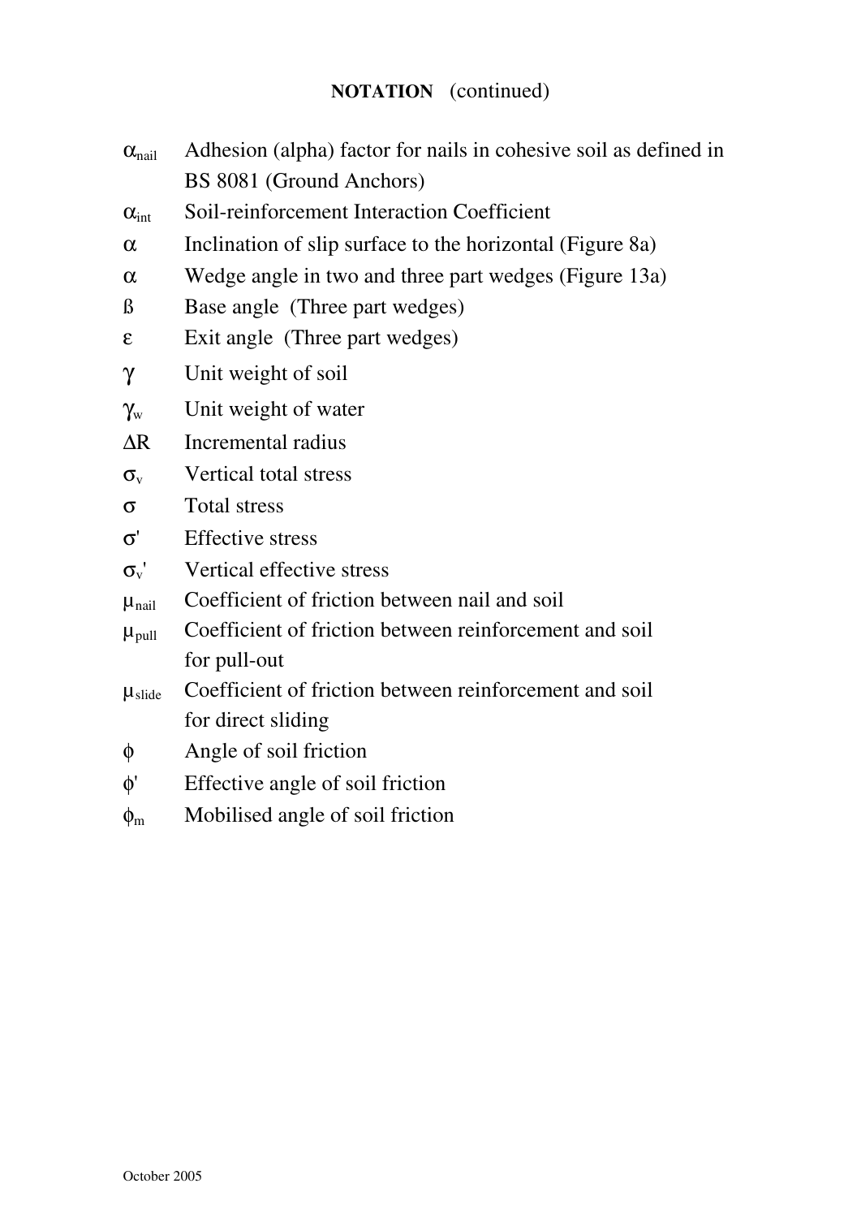**NOTATION** (continued)

| | |
|---|---|
| $\alpha_{nail}$ | Adhesion (alpha) factor for nails in cohesive soil as defined in BS 8081 (Ground Anchors) |
| $\alpha_{int}$ | Soil-reinforcement Interaction Coefficient |
| $\alpha$ | Inclination of slip surface to the horizontal (Figure 8a) |
| $\alpha$ | Wedge angle in two and three part wedges (Figure 13a) |
| $\beta$ | Base angle (Three part wedges) |
| $\varepsilon$ | Exit angle (Three part wedges) |
| $\gamma$ | Unit weight of soil |
| $\gamma_w$ | Unit weight of water |
| $\Delta R$ | Incremental radius |
| $\sigma_v$ | Vertical total stress |
| $\sigma$ | Total stress |
| $\sigma'$ | Effective stress |
| $\sigma_v'$ | Vertical effective stress |
| $\mu_{nail}$ | Coefficient of friction between nail and soil |
| $\mu_{pull}$ | Coefficient of friction between reinforcement and soil for pull-out |
| $\mu_{slide}$ | Coefficient of friction between reinforcement and soil for direct sliding |
| $\phi$ | Angle of soil friction |
| $\phi'$ | Effective angle of soil friction |
| $\phi_m$ | Mobilised angle of soil friction |

October 2005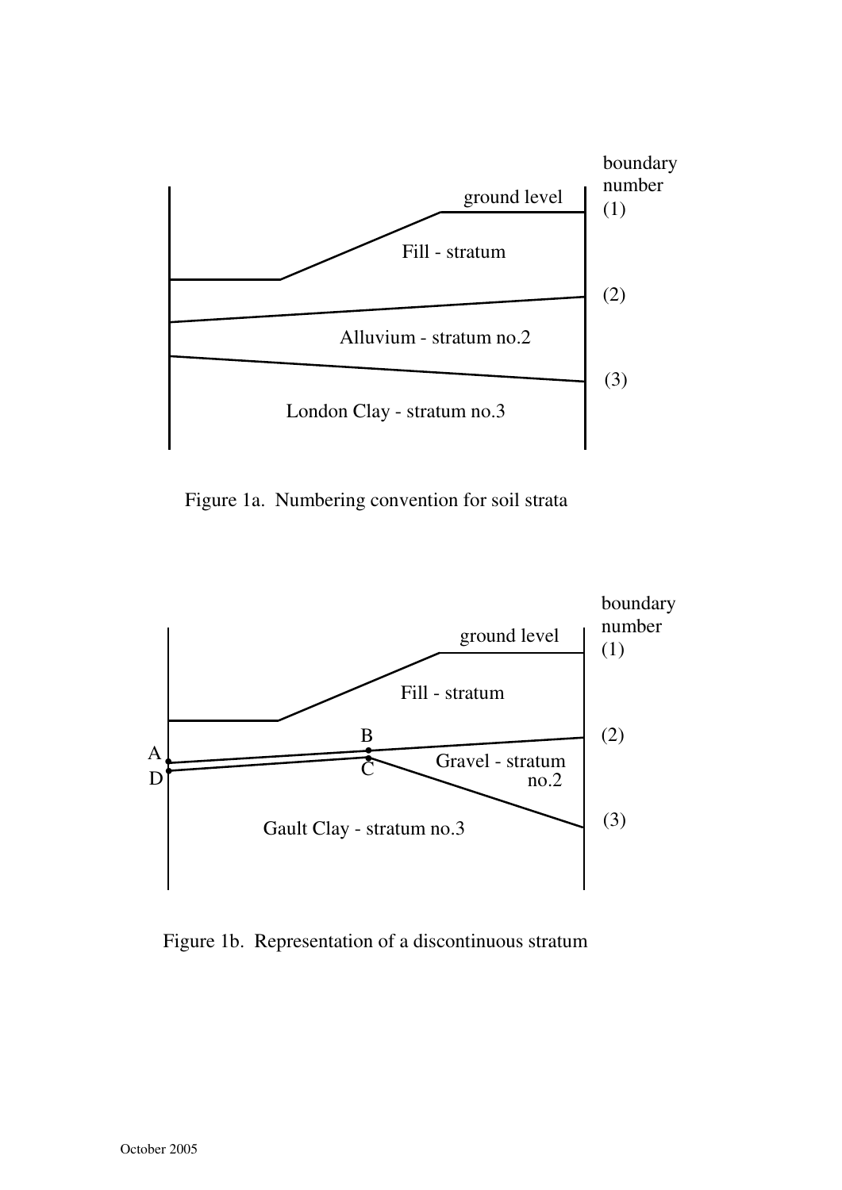boundary number

ground level

(1)

Fill - stratum

(2)

Alluvium - stratum no.2

(3)

London Clay - stratum no.3

Figure 1a. Numbering convention for soil strata

boundary number

ground level

(1)

Fill - stratum

B

(2)

A

D

C

Gravel - stratum no.2

(3)

Gault Clay - stratum no.3

Figure 1b. Representation of a discontinuous stratum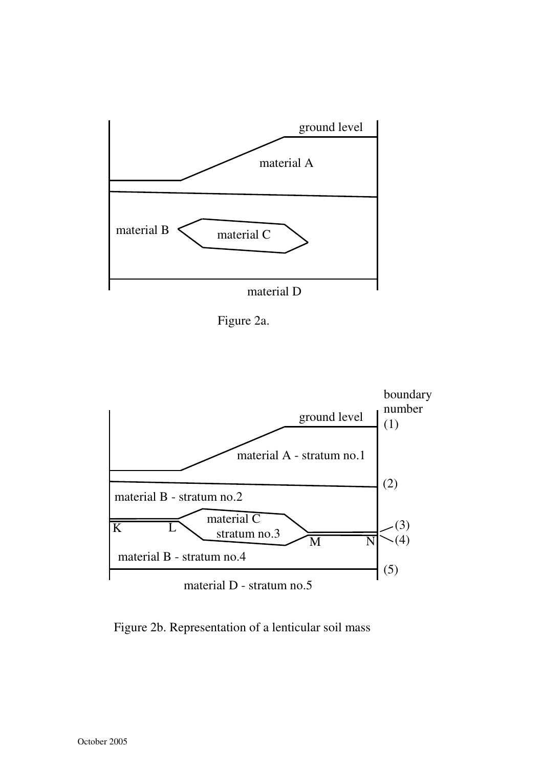ground level

material A

material B

material C

material D

Figure 2a.

boundary number

ground level (1)

material A - stratum no.1

(2)

material B - stratum no.2

material C stratum no.3

K L M N (3) (4)

material B - stratum no.4

(5)

material D - stratum no.5

Figure 2b. Representation of a lenticular soil mass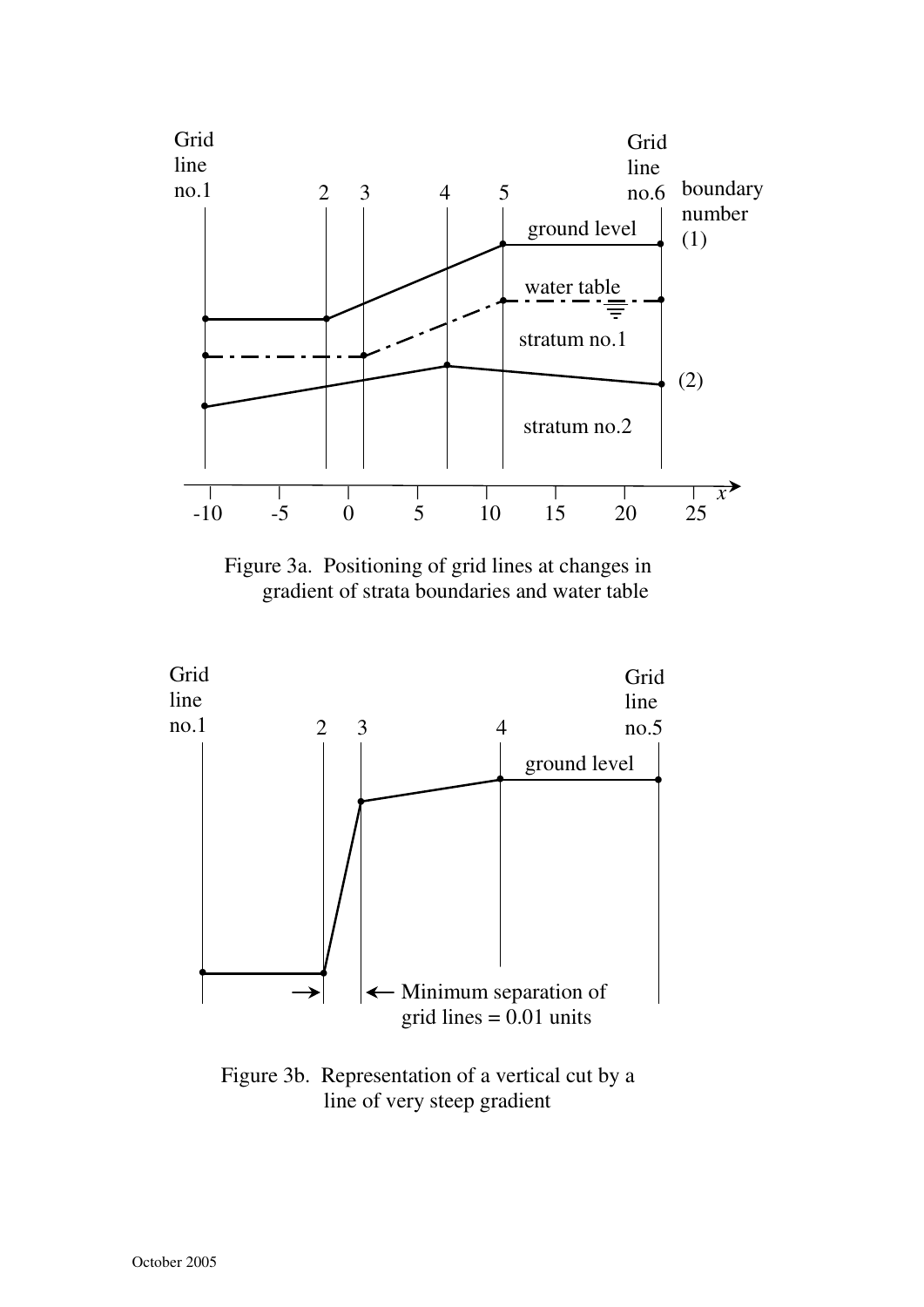Figure 3a. Positioning of grid lines at changes in gradient of strata boundaries and water table

Figure 3b. Representation of a vertical cut by a line of very steep gradient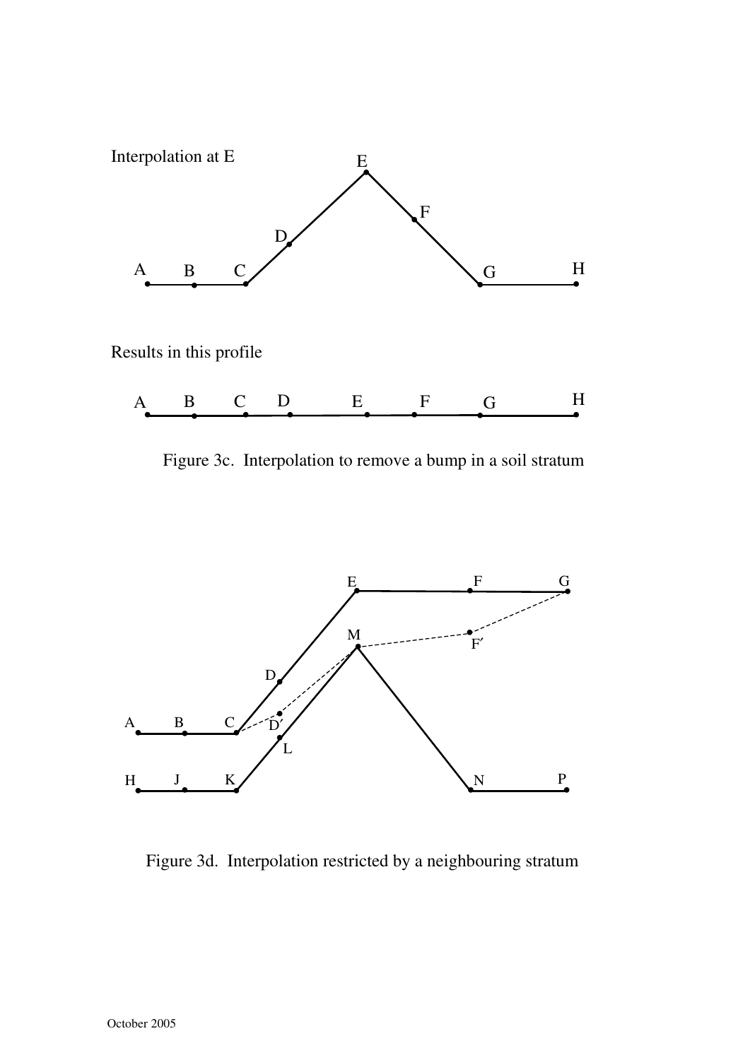Interpolation at E

Results in this profile

Figure 3c. Interpolation to remove a bump in a soil stratum

Figure 3d. Interpolation restricted by a neighbouring stratum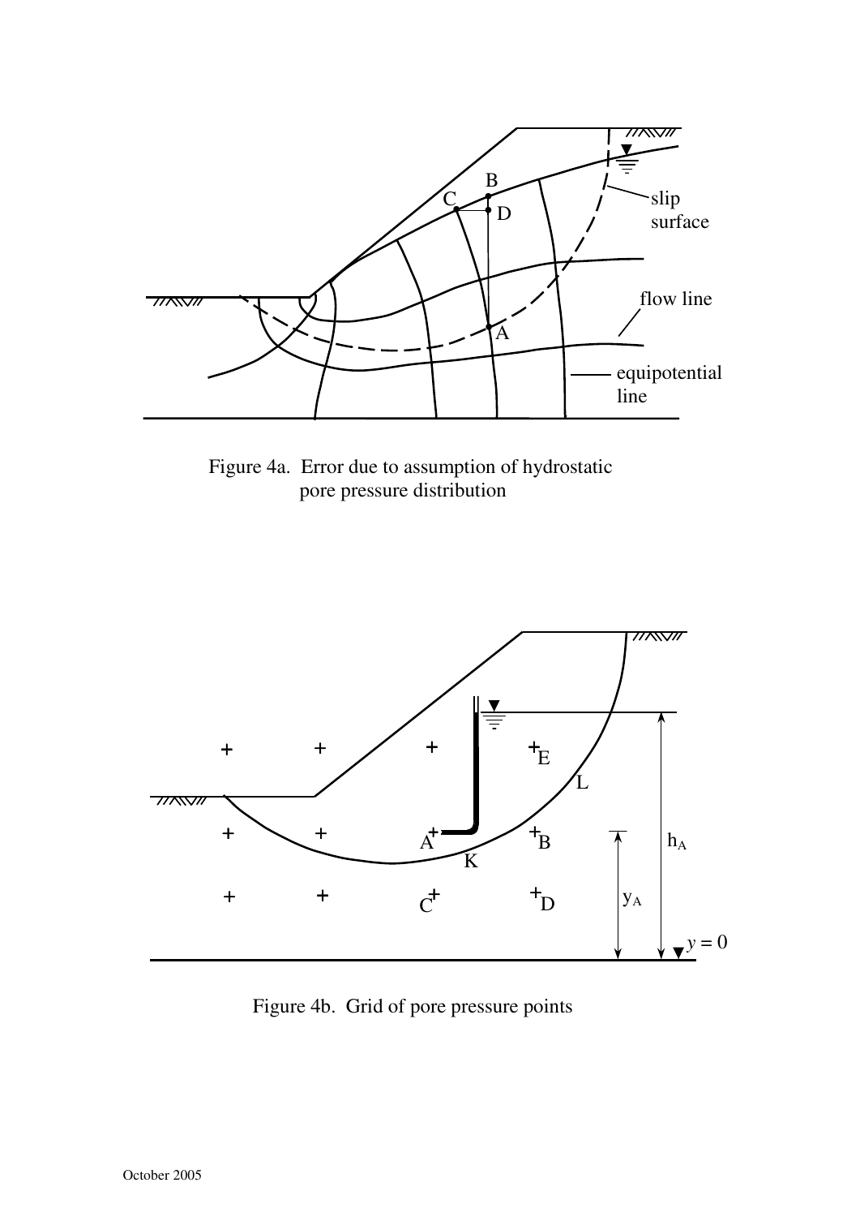Figure 4a. Error due to assumption of hydrostatic pore pressure distribution

Figure 4b. Grid of pore pressure points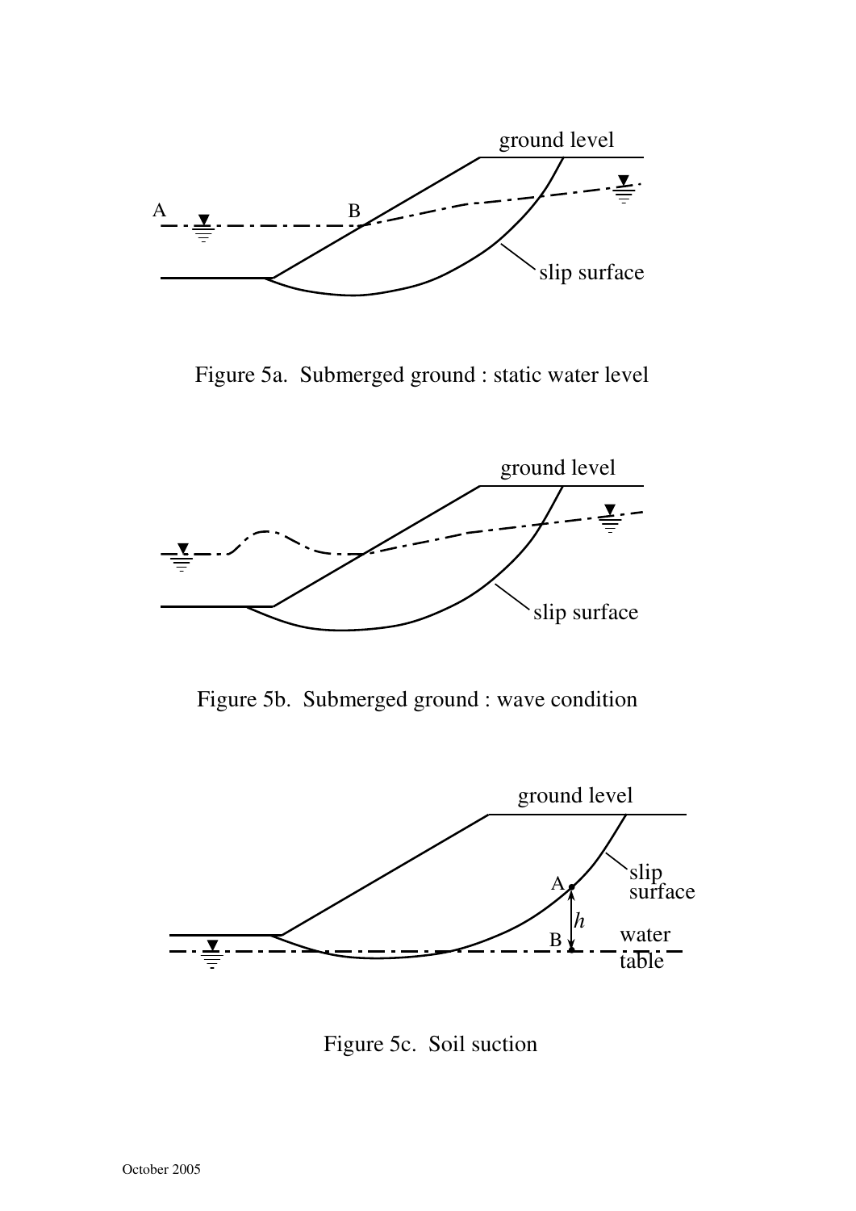Figure 5a. Submerged ground : static water level

Figure 5b. Submerged ground : wave condition

Figure 5c. Soil suction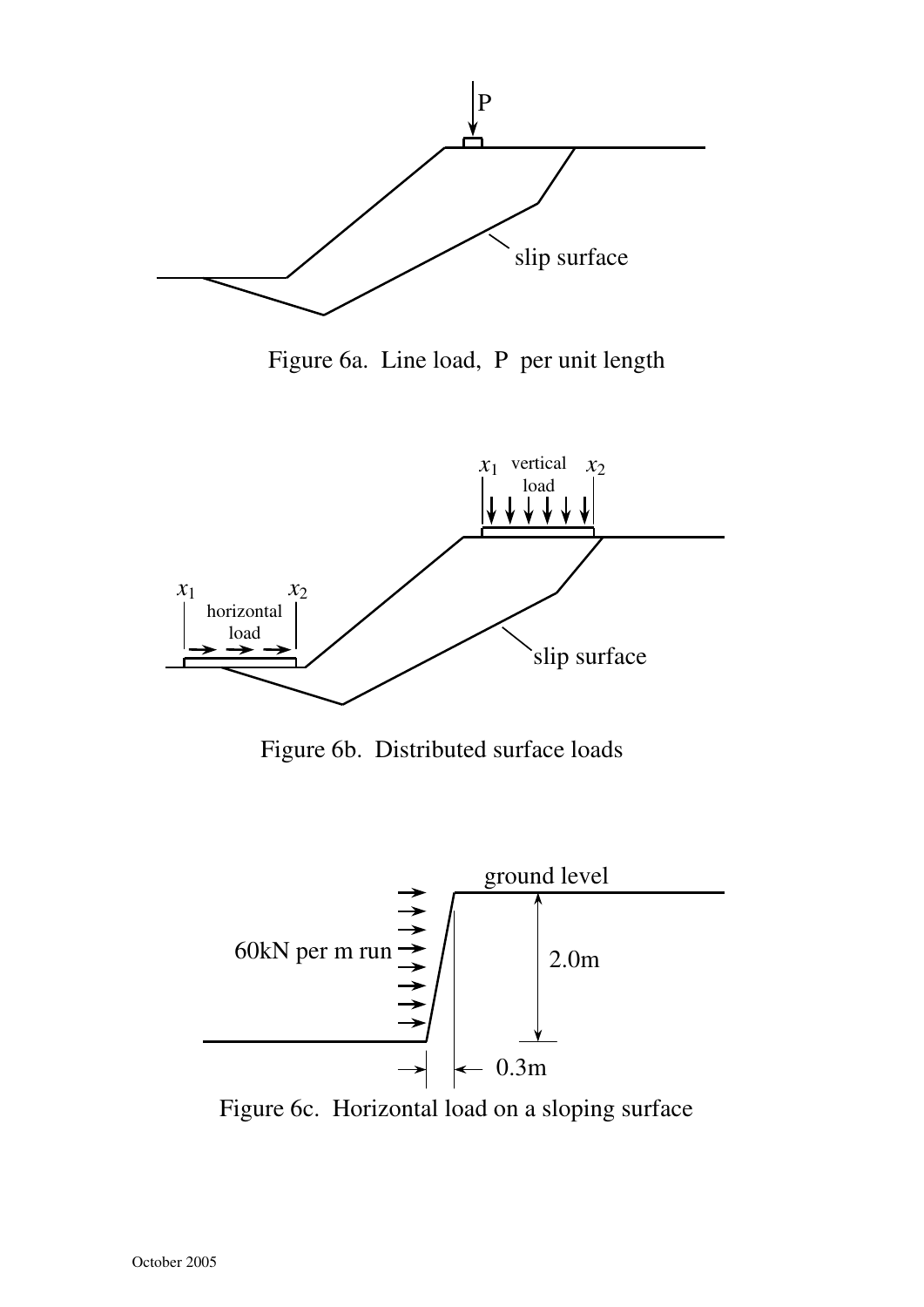Figure 6a. Line load, P per unit length

Figure 6b. Distributed surface loads

Figure 6c. Horizontal load on a sloping surface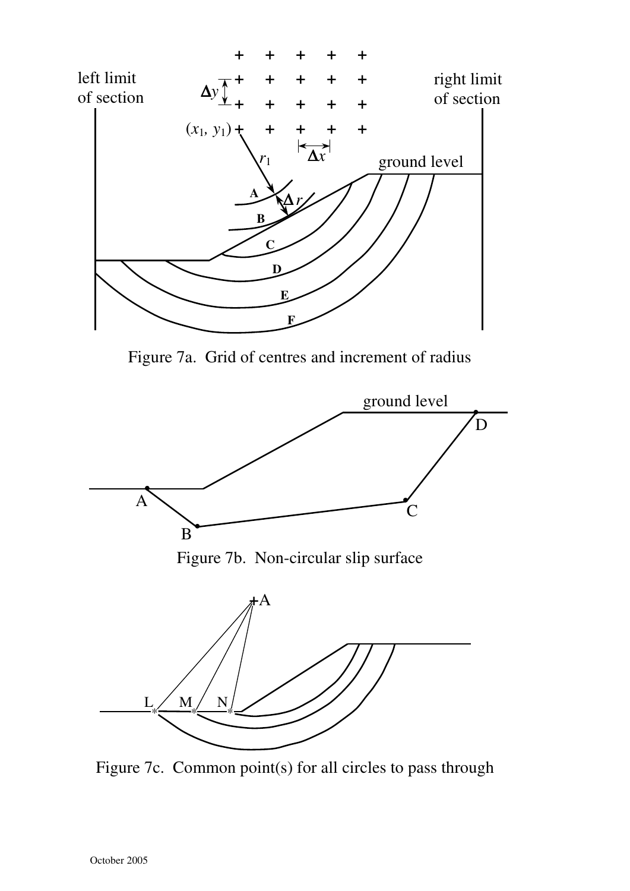Figure 7a. Grid of centres and increment of radius

Figure 7b. Non-circular slip surface

Figure 7c. Common point(s) for all circles to pass through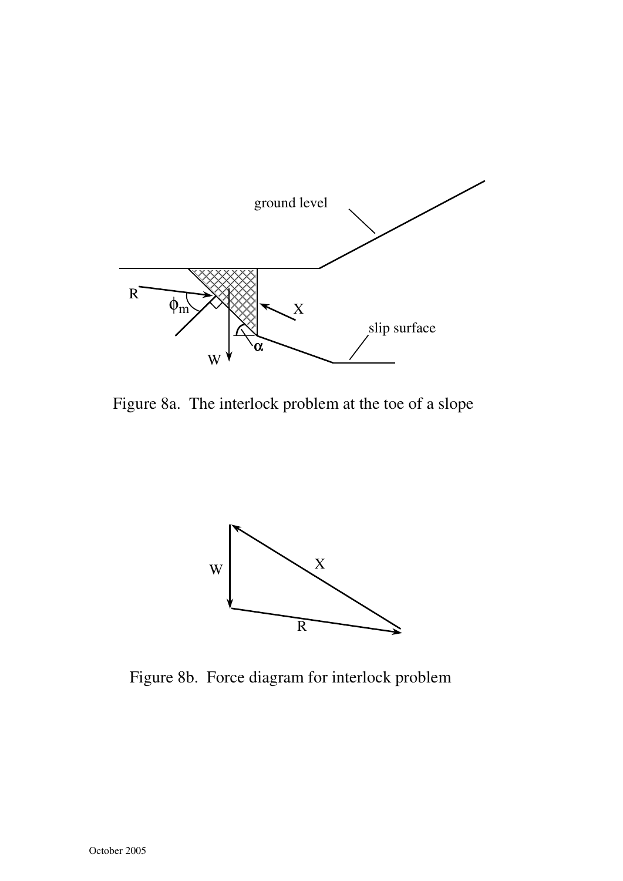Figure 8a. The interlock problem at the toe of a slope

Figure 8b. Force diagram for interlock problem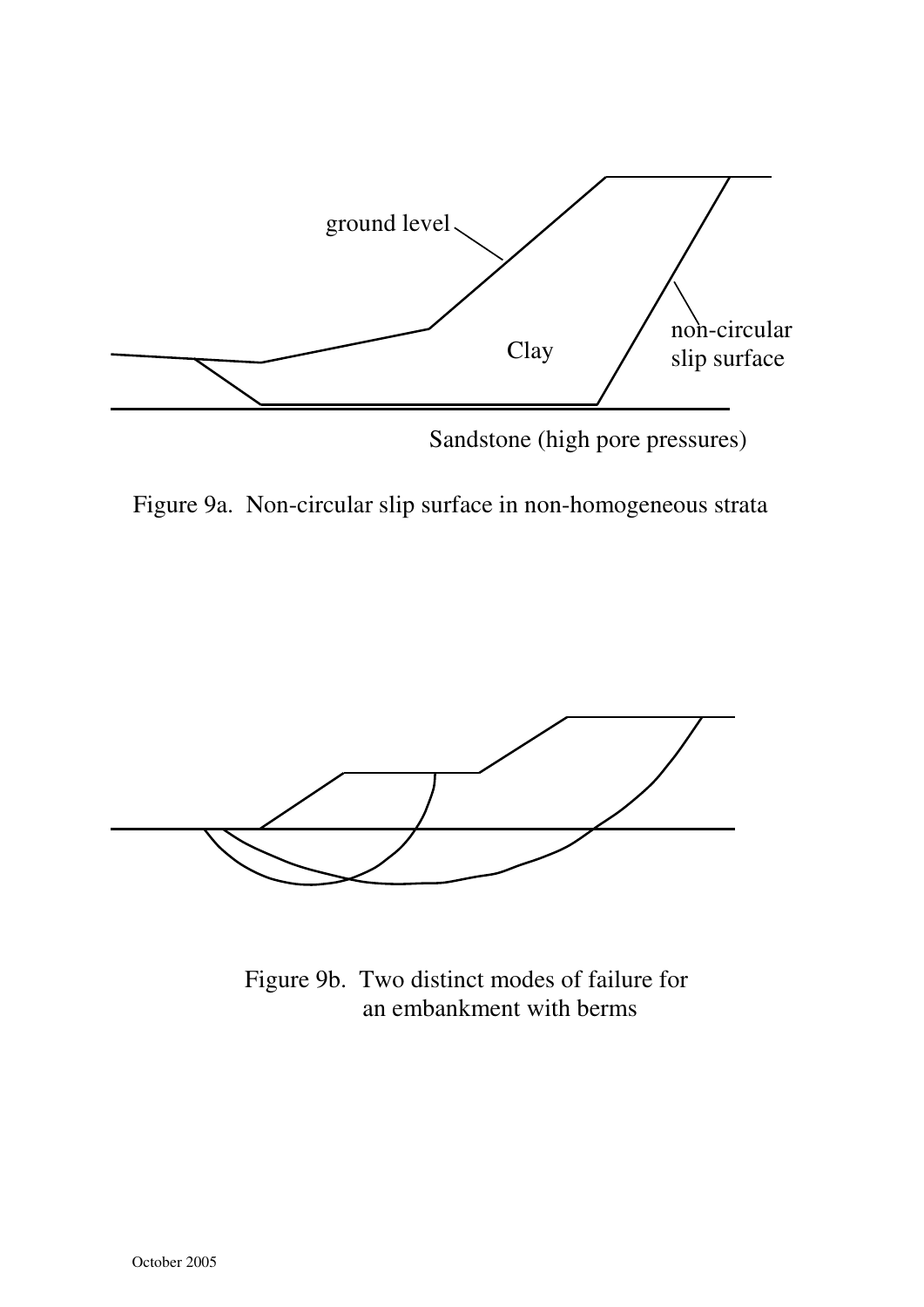ground level

Clay

non-circular slip surface

Sandstone (high pore pressures)

Figure 9a. Non-circular slip surface in non-homogeneous strata

Figure 9b. Two distinct modes of failure for an embankment with berms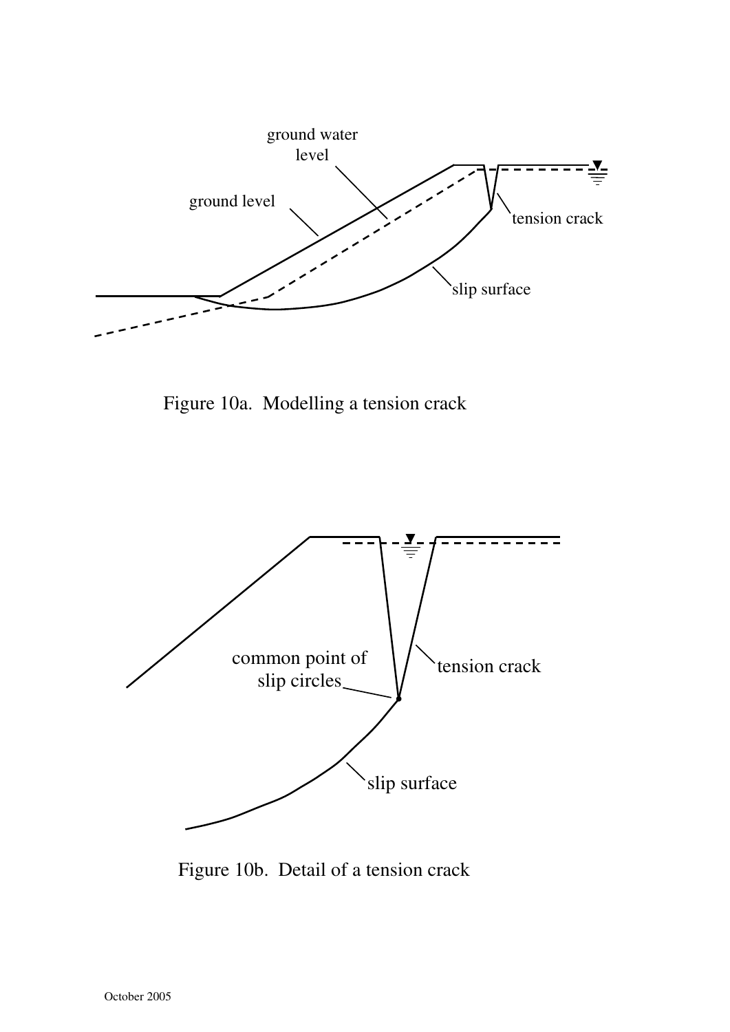Figure 10a. Modelling a tension crack

Figure 10b. Detail of a tension crack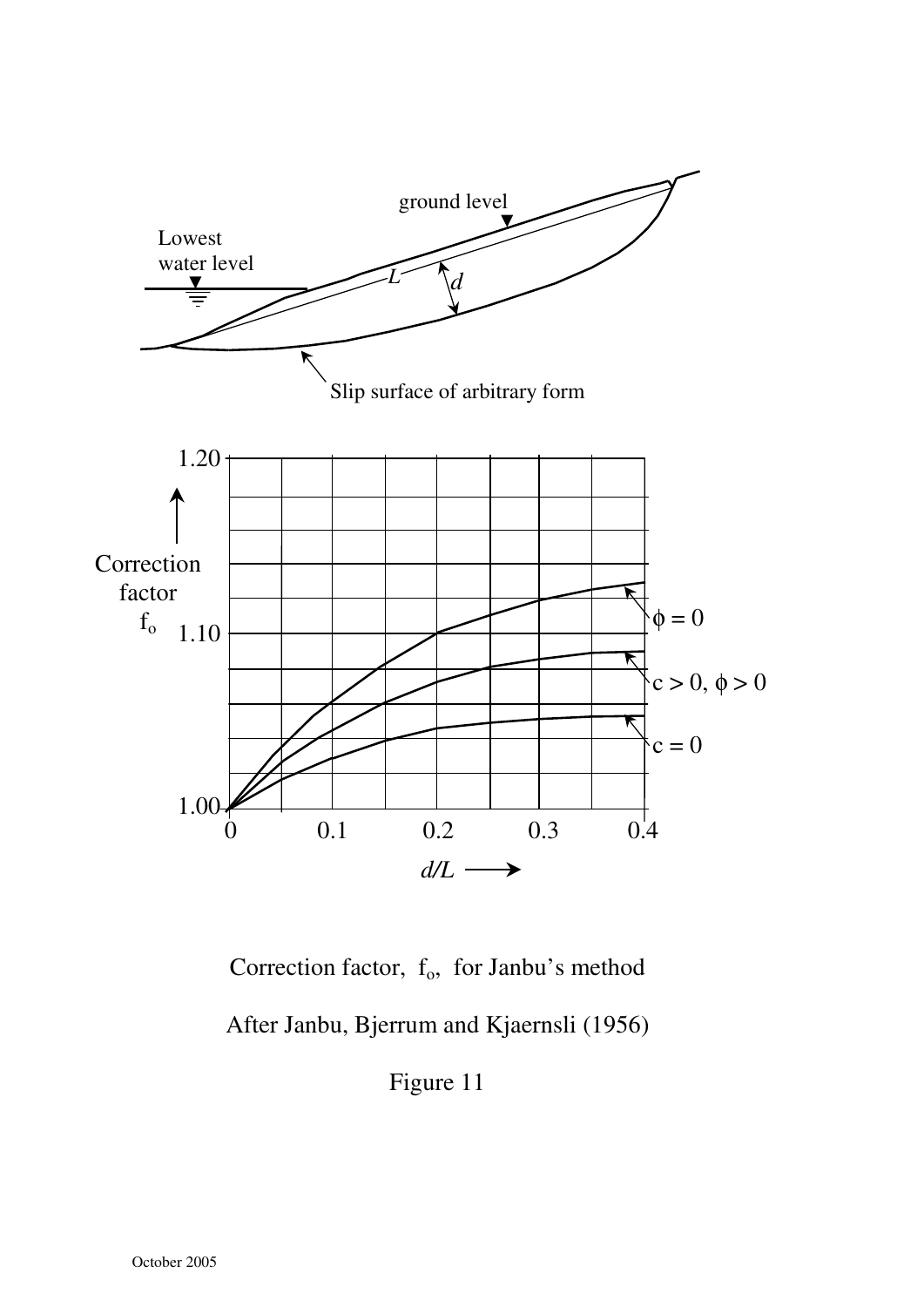Correction factor, $f_o$, for Janbu's method

After Janbu, Bjerrum and Kjaernsli (1956)

Figure 11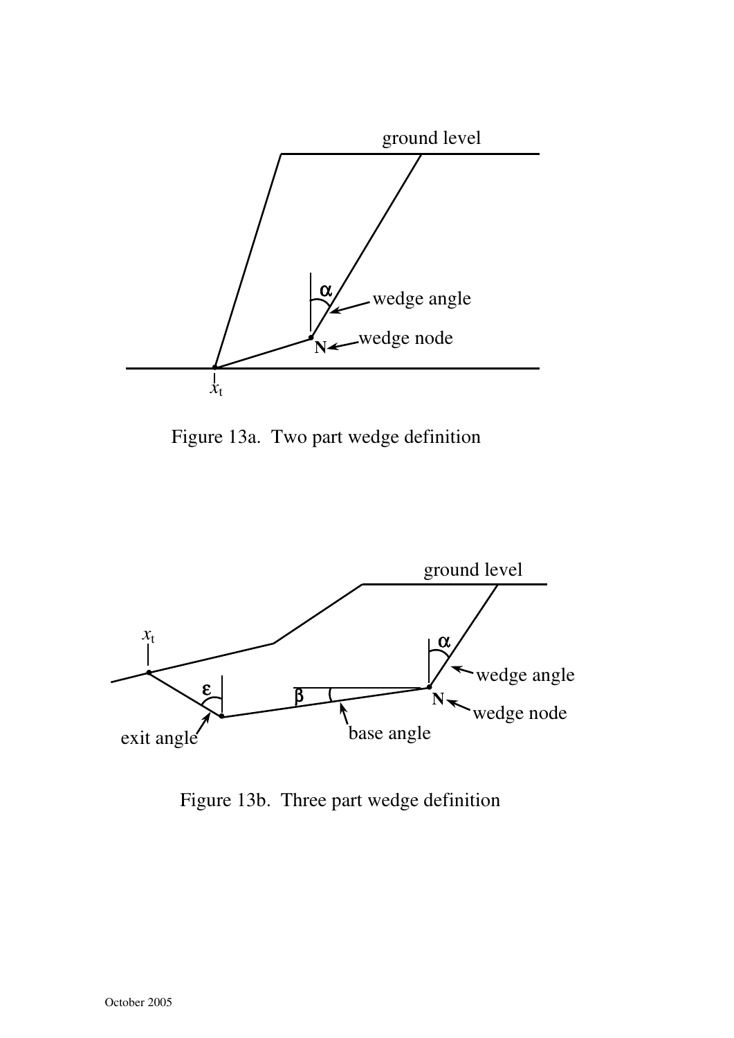Figure 13a. Two part wedge definition

Figure 13b. Three part wedge definition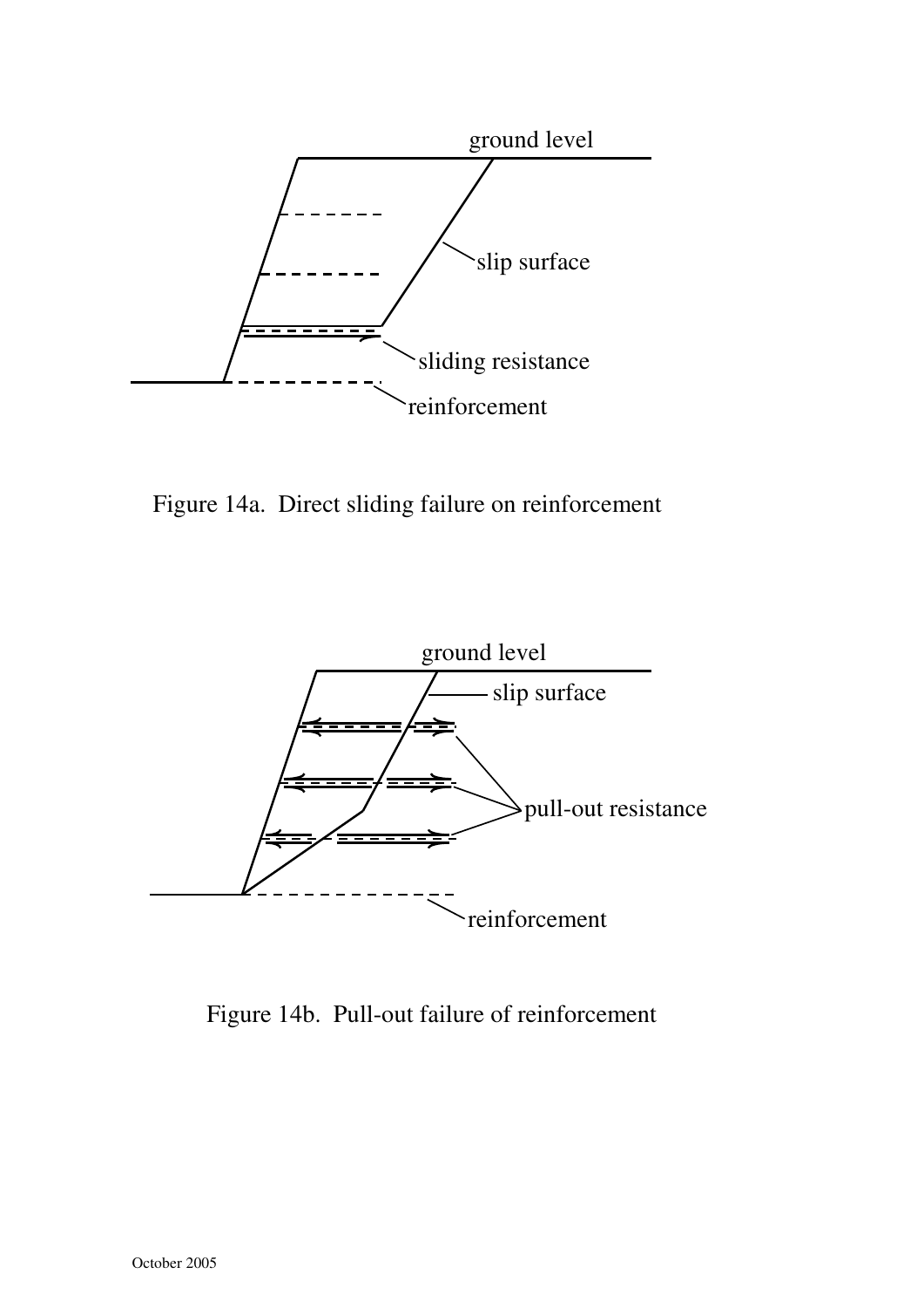ground level

slip surface

sliding resistance

reinforcement

Figure 14a. Direct sliding failure on reinforcement

ground level

slip surface

pull-out resistance

reinforcement

Figure 14b. Pull-out failure of reinforcement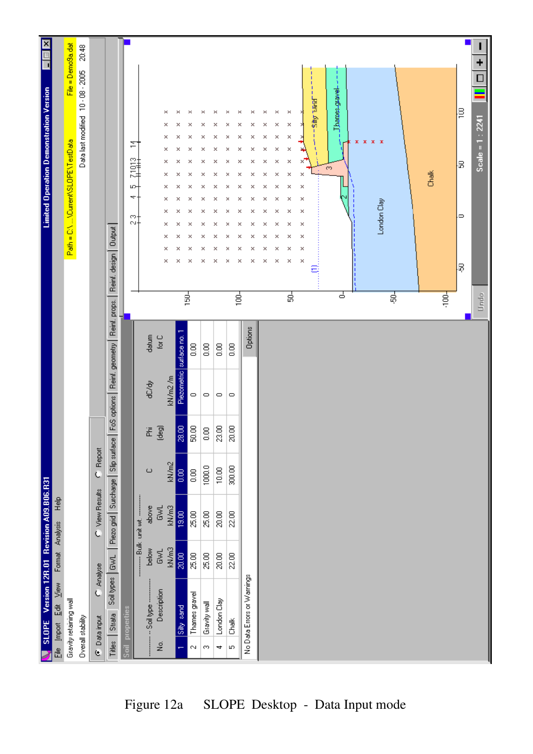SLOPE Version 12R.01 Revision A09.B06.R31 — Limited Operation Demonstration Version

File Import Edit View Format Analysis Help

Gravity retaining wall

Overall stability

Path = C:\ ... \Current\SLOPE\TestData File = Demo9a.dat

Data last modified 10 - 08 - 2005 20:48

Data input | Analyse | View Results | Report

Titles | Strata | Soil types | GWL | Piezo grid | Surcharge | Slip surface | FoS options | Reinf. geometry | Reinf. props. | Reinf. design | Output

**Soil properties**

| No. | Soil type Description | Bulk unit wt. below GWL kN/m3 | Bulk unit wt. above GWL kN/m3 | C kN/m2 | Phi (deg) | dC/dy kN/m2 /m | datum for C |
|---|---|---|---|---|---|---|---|
| 1 | Silty sand | 20.00 | 19.00 | 0.00 | 28.00 | Piezometric | surface no. 1 |
| 2 | Thames gravel | 25.00 | 25.00 | 0.00 | 50.00 | 0 | 0.00 |
| 3 | Gravity wall | 25.00 | 25.00 | 1000.0 | 0.00 | 0 | 0.00 |
| 4 | London Clay | 20.00 | 20.00 | 10.00 | 23.00 | 0 | 0.00 |
| 5 | Chalk | 22.00 | 22.00 | 300.00 | 20.00 | 0 | 0.00 |

No Data Errors or Warnings

Options

Undo Scale = 1 : 2241

Figure 12a SLOPE Desktop - Data Input mode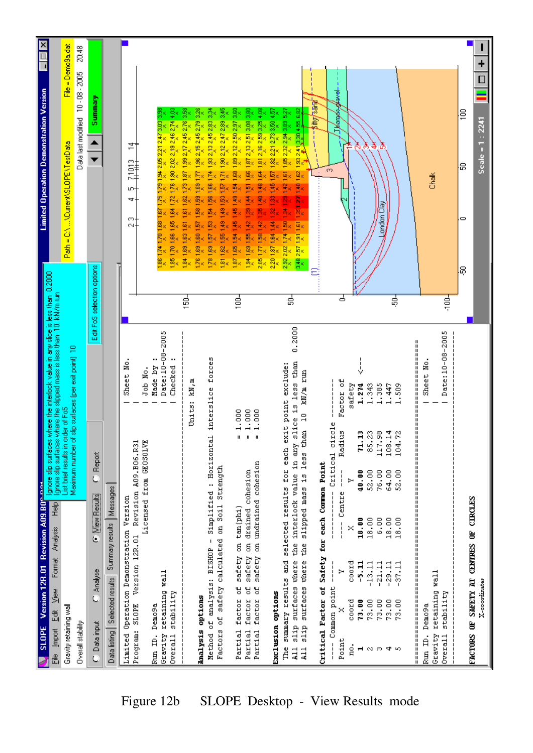SLOPE Version 12R.01 Revision A09.B06.R31 — Limited Operation Demonstration Version

File Import Edit View Format Analysis Help

Gravity retaining wall

Overall stability

Path = C:\...\Current\SLOPE\TestData    File = Demo9a.dat

Data last modified 10 - 08 - 2005 20:48

Data input    Analyse    View Results    Report

Data listing | Selected results | Summary results | Messages

Summary

Ignore slip surfaces where the interlock value in any slice is less than 0.2000
Ignore slip surfaces where the slipped mass is less than 10 kN/m run
List brief results in order of FoS
Maximum number of slip surfaces (per exit point) 10

Edit FoS selection options

```
Limited Operation Demonstration Version         | Sheet No.
Program: SLOPE  Version 12R.01  Revision A09.B06.R31 |
          Licensed from GEOSOLVE                 | Job No.
Run ID. Demo9a                                   | Made by :
Gravity retaining wall                           | Date:10-08-2005
Overall stability                                | Checked :
-------------------------------------------------------------------
                                                   Units: kN,m

Analysis options
Method of analysis: BISHOP - Simplified : Horizontal interslice forces
Factors of safety calculated on Soil Strength

Partial factor of safety on tan(phi)          = 1.000
Partial factor of safety on drained cohesion  = 1.000
Partial factor of safety on undrained cohesion = 1.000

Exclusion options
The summary results and selected results for each exit point exclude:
All slip surfaces where the interlock value in any slice is less than  0.2000
All slip surfaces where the slipped mass is less than  10  kN/m run

Critical Factor of Safety for each Common Point
---- Common point ----  ------- Critical circle --------
Point    X       Y       ---- Centre ----  Radius  Factor of
no.     coord   coord      X        Y               safety
 1     73.00   -5.11     18.00    40.00    71.13    1.274  <---
 2     73.00  -13.11     18.00    52.00    85.23    1.343
 3     73.00  -21.11      6.00    76.00   117.98    1.385
 4     73.00  -29.11     18.00    64.00   108.14    1.447
 5     73.00  -37.11     18.00    52.00   104.72    1.509
===================================================================
Run ID. Demo9a                                   | Sheet No.
Gravity retaining wall                           |
Overall stability                                | Date:10-08-2005
-------------------------------------------------------------------

FACTORS OF SAFETY AT CENTRES OF CIRCLES
  X-coordinates
```

150
100
50
0
-50
-100
-50
0
50
100
2 3
4 5
7 10 13
14
Silty sand
Thames gravel
London Clay
Chalk
Scale = 1 : 2241

Figure 12b    SLOPE Desktop - View Results mode